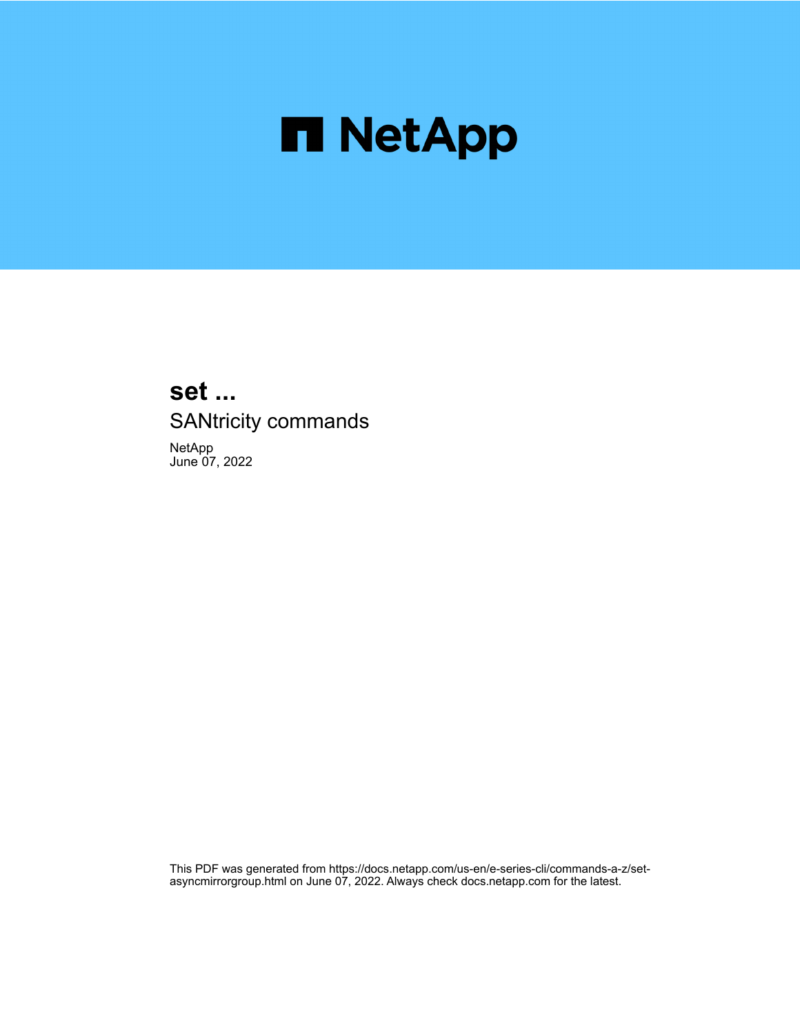NetApp

# set ...

SANtricity commands

NetApp
June 07, 2022

This PDF was generated from https://docs.netapp.com/us-en/e-series-cli/commands-a-z/set-asyncmirrorgroup.html on June 07, 2022. Always check docs.netapp.com for the latest.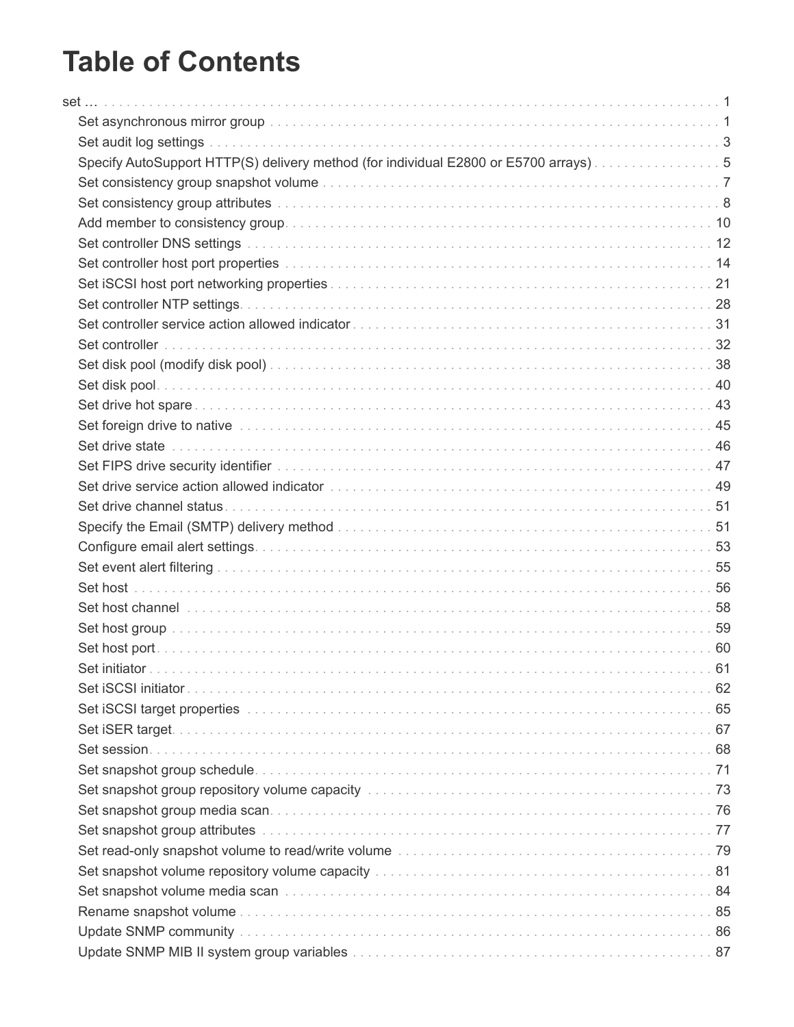# Table of Contents

- set … 1
  - Set asynchronous mirror group 1
  - Set audit log settings 3
  - Specify AutoSupport HTTP(S) delivery method (for individual E2800 or E5700 arrays) 5
  - Set consistency group snapshot volume 7
  - Set consistency group attributes 8
  - Add member to consistency group 10
  - Set controller DNS settings 12
  - Set controller host port properties 14
  - Set iSCSI host port networking properties 21
  - Set controller NTP settings 28
  - Set controller service action allowed indicator 31
  - Set controller 32
  - Set disk pool (modify disk pool) 38
  - Set disk pool 40
  - Set drive hot spare 43
  - Set foreign drive to native 45
  - Set drive state 46
  - Set FIPS drive security identifier 47
  - Set drive service action allowed indicator 49
  - Set drive channel status 51
  - Specify the Email (SMTP) delivery method 51
  - Configure email alert settings 53
  - Set event alert filtering 55
  - Set host 56
  - Set host channel 58
  - Set host group 59
  - Set host port 60
  - Set initiator 61
  - Set iSCSI initiator 62
  - Set iSCSI target properties 65
  - Set iSER target 67
  - Set session 68
  - Set snapshot group schedule 71
  - Set snapshot group repository volume capacity 73
  - Set snapshot group media scan 76
  - Set snapshot group attributes 77
  - Set read-only snapshot volume to read/write volume 79
  - Set snapshot volume repository volume capacity 81
  - Set snapshot volume media scan 84
  - Rename snapshot volume 85
  - Update SNMP community 86
  - Update SNMP MIB II system group variables 87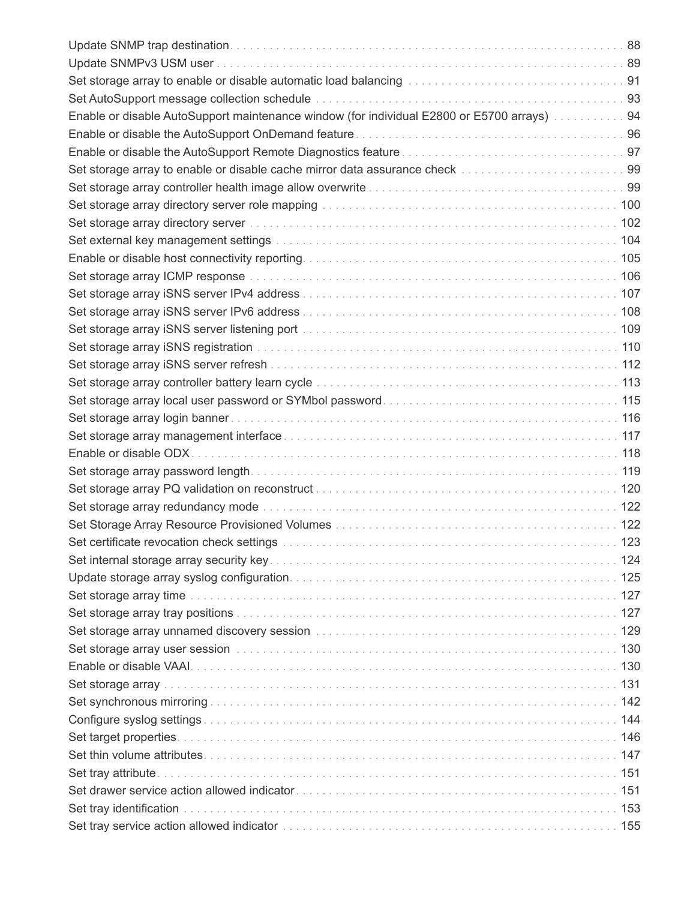Update SNMP trap destination . . . . . . . . . . . . . . . . . . . . . . . . . . . . . . . . . . . . . . . . . . . . . . . . . . . . . . . . . . . . . . 88
Update SNMPv3 USM user . . . . . . . . . . . . . . . . . . . . . . . . . . . . . . . . . . . . . . . . . . . . . . . . . . . . . . . . . . . . . . . 89
Set storage array to enable or disable automatic load balancing . . . . . . . . . . . . . . . . . . . . . . . . . . . . . . . . . 91
Set AutoSupport message collection schedule . . . . . . . . . . . . . . . . . . . . . . . . . . . . . . . . . . . . . . . . . . . . . . . 93
Enable or disable AutoSupport maintenance window (for individual E2800 or E5700 arrays) . . . . . . . . . . . 94
Enable or disable the AutoSupport OnDemand feature . . . . . . . . . . . . . . . . . . . . . . . . . . . . . . . . . . . . . . . . . . 96
Enable or disable the AutoSupport Remote Diagnostics feature . . . . . . . . . . . . . . . . . . . . . . . . . . . . . . . . . . . 97
Set storage array to enable or disable cache mirror data assurance check . . . . . . . . . . . . . . . . . . . . . . . . . 99
Set storage array controller health image allow overwrite . . . . . . . . . . . . . . . . . . . . . . . . . . . . . . . . . . . . . . . 99
Set storage array directory server role mapping . . . . . . . . . . . . . . . . . . . . . . . . . . . . . . . . . . . . . . . . . . . . . . 100
Set storage array directory server . . . . . . . . . . . . . . . . . . . . . . . . . . . . . . . . . . . . . . . . . . . . . . . . . . . . . . . . . 102
Set external key management settings . . . . . . . . . . . . . . . . . . . . . . . . . . . . . . . . . . . . . . . . . . . . . . . . . . . . . 104
Enable or disable host connectivity reporting . . . . . . . . . . . . . . . . . . . . . . . . . . . . . . . . . . . . . . . . . . . . . . . . 105
Set storage array ICMP response . . . . . . . . . . . . . . . . . . . . . . . . . . . . . . . . . . . . . . . . . . . . . . . . . . . . . . . . . 106
Set storage array iSNS server IPv4 address . . . . . . . . . . . . . . . . . . . . . . . . . . . . . . . . . . . . . . . . . . . . . . . . . 107
Set storage array iSNS server IPv6 address . . . . . . . . . . . . . . . . . . . . . . . . . . . . . . . . . . . . . . . . . . . . . . . . . 108
Set storage array iSNS server listening port . . . . . . . . . . . . . . . . . . . . . . . . . . . . . . . . . . . . . . . . . . . . . . . . . 109
Set storage array iSNS registration . . . . . . . . . . . . . . . . . . . . . . . . . . . . . . . . . . . . . . . . . . . . . . . . . . . . . . . . 110
Set storage array iSNS server refresh . . . . . . . . . . . . . . . . . . . . . . . . . . . . . . . . . . . . . . . . . . . . . . . . . . . . . . 112
Set storage array controller battery learn cycle . . . . . . . . . . . . . . . . . . . . . . . . . . . . . . . . . . . . . . . . . . . . . . . 113
Set storage array local user password or SYMbol password . . . . . . . . . . . . . . . . . . . . . . . . . . . . . . . . . . . . . 115
Set storage array login banner . . . . . . . . . . . . . . . . . . . . . . . . . . . . . . . . . . . . . . . . . . . . . . . . . . . . . . . . . . . 116
Set storage array management interface . . . . . . . . . . . . . . . . . . . . . . . . . . . . . . . . . . . . . . . . . . . . . . . . . . . 117
Enable or disable ODX . . . . . . . . . . . . . . . . . . . . . . . . . . . . . . . . . . . . . . . . . . . . . . . . . . . . . . . . . . . . . . . . . . 118
Set storage array password length . . . . . . . . . . . . . . . . . . . . . . . . . . . . . . . . . . . . . . . . . . . . . . . . . . . . . . . . . 119
Set storage array PQ validation on reconstruct . . . . . . . . . . . . . . . . . . . . . . . . . . . . . . . . . . . . . . . . . . . . . . . 120
Set storage array redundancy mode . . . . . . . . . . . . . . . . . . . . . . . . . . . . . . . . . . . . . . . . . . . . . . . . . . . . . . . 122
Set Storage Array Resource Provisioned Volumes . . . . . . . . . . . . . . . . . . . . . . . . . . . . . . . . . . . . . . . . . . . . 122
Set certificate revocation check settings . . . . . . . . . . . . . . . . . . . . . . . . . . . . . . . . . . . . . . . . . . . . . . . . . . . . 123
Set internal storage array security key . . . . . . . . . . . . . . . . . . . . . . . . . . . . . . . . . . . . . . . . . . . . . . . . . . . . . . 124
Update storage array syslog configuration . . . . . . . . . . . . . . . . . . . . . . . . . . . . . . . . . . . . . . . . . . . . . . . . . . 125
Set storage array time . . . . . . . . . . . . . . . . . . . . . . . . . . . . . . . . . . . . . . . . . . . . . . . . . . . . . . . . . . . . . . . . . . 127
Set storage array tray positions . . . . . . . . . . . . . . . . . . . . . . . . . . . . . . . . . . . . . . . . . . . . . . . . . . . . . . . . . . . 127
Set storage array unnamed discovery session . . . . . . . . . . . . . . . . . . . . . . . . . . . . . . . . . . . . . . . . . . . . . . . 129
Set storage array user session . . . . . . . . . . . . . . . . . . . . . . . . . . . . . . . . . . . . . . . . . . . . . . . . . . . . . . . . . . . . 130
Enable or disable VAAI . . . . . . . . . . . . . . . . . . . . . . . . . . . . . . . . . . . . . . . . . . . . . . . . . . . . . . . . . . . . . . . . . . 130
Set storage array . . . . . . . . . . . . . . . . . . . . . . . . . . . . . . . . . . . . . . . . . . . . . . . . . . . . . . . . . . . . . . . . . . . . . . 131
Set synchronous mirroring . . . . . . . . . . . . . . . . . . . . . . . . . . . . . . . . . . . . . . . . . . . . . . . . . . . . . . . . . . . . . . . 142
Configure syslog settings . . . . . . . . . . . . . . . . . . . . . . . . . . . . . . . . . . . . . . . . . . . . . . . . . . . . . . . . . . . . . . . . 144
Set target properties . . . . . . . . . . . . . . . . . . . . . . . . . . . . . . . . . . . . . . . . . . . . . . . . . . . . . . . . . . . . . . . . . . . . 146
Set thin volume attributes . . . . . . . . . . . . . . . . . . . . . . . . . . . . . . . . . . . . . . . . . . . . . . . . . . . . . . . . . . . . . . . 147
Set tray attribute . . . . . . . . . . . . . . . . . . . . . . . . . . . . . . . . . . . . . . . . . . . . . . . . . . . . . . . . . . . . . . . . . . . . . . 151
Set drawer service action allowed indicator . . . . . . . . . . . . . . . . . . . . . . . . . . . . . . . . . . . . . . . . . . . . . . . . . 151
Set tray identification . . . . . . . . . . . . . . . . . . . . . . . . . . . . . . . . . . . . . . . . . . . . . . . . . . . . . . . . . . . . . . . . . . . 153
Set tray service action allowed indicator . . . . . . . . . . . . . . . . . . . . . . . . . . . . . . . . . . . . . . . . . . . . . . . . . . . . 155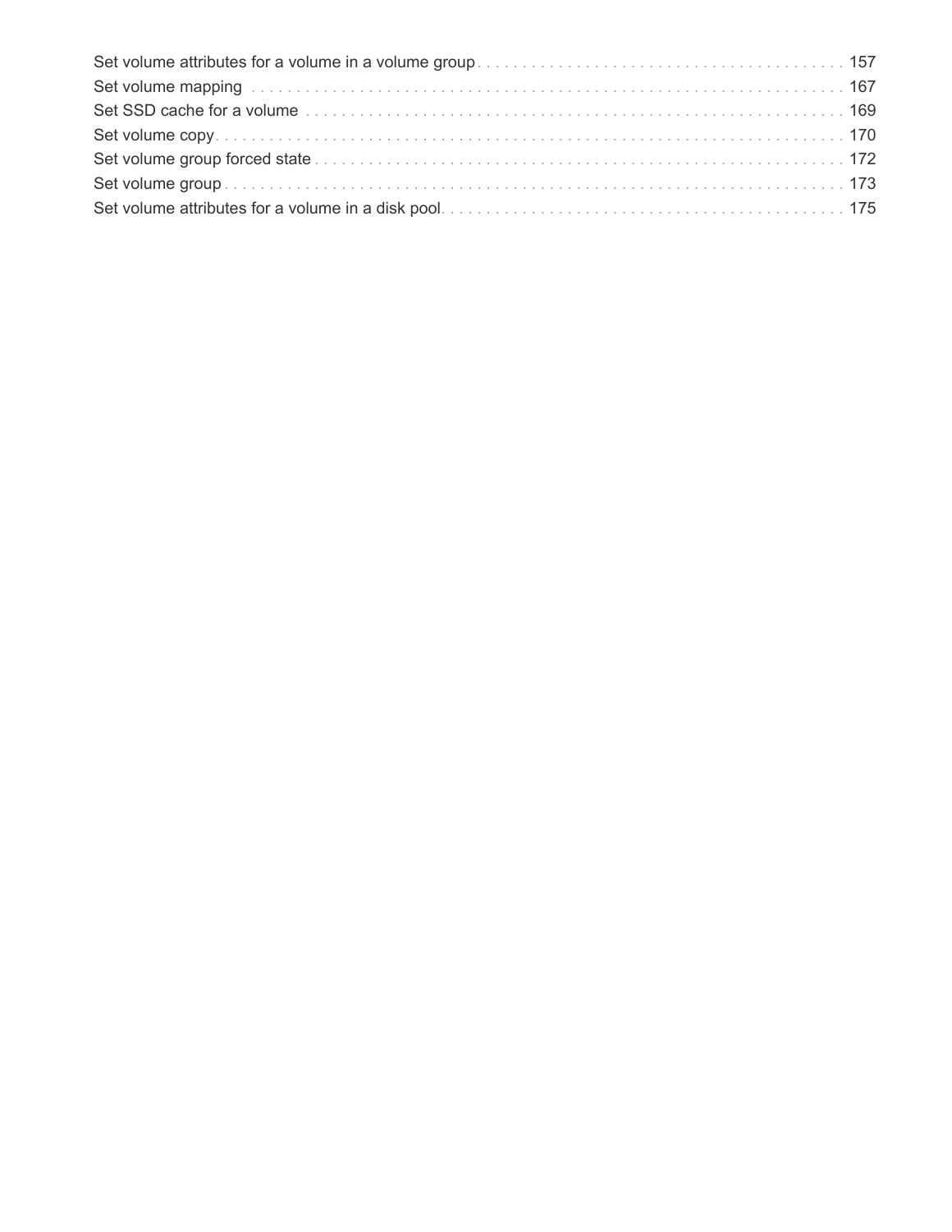Set volume attributes for a volume in a volume group . . . . . . . . . . . . . . . . . . . . . . . . . . . . . . . . . . . . . . . . . 157
Set volume mapping . . . . . . . . . . . . . . . . . . . . . . . . . . . . . . . . . . . . . . . . . . . . . . . . . . . . . . . . . . . . . . 167
Set SSD cache for a volume . . . . . . . . . . . . . . . . . . . . . . . . . . . . . . . . . . . . . . . . . . . . . . . . . . . . . . . . . 169
Set volume copy . . . . . . . . . . . . . . . . . . . . . . . . . . . . . . . . . . . . . . . . . . . . . . . . . . . . . . . . . . . . . . . . . 170
Set volume group forced state . . . . . . . . . . . . . . . . . . . . . . . . . . . . . . . . . . . . . . . . . . . . . . . . . . . . . . . 172
Set volume group . . . . . . . . . . . . . . . . . . . . . . . . . . . . . . . . . . . . . . . . . . . . . . . . . . . . . . . . . . . . . . . . 173
Set volume attributes for a volume in a disk pool . . . . . . . . . . . . . . . . . . . . . . . . . . . . . . . . . . . . . . . . . . . 175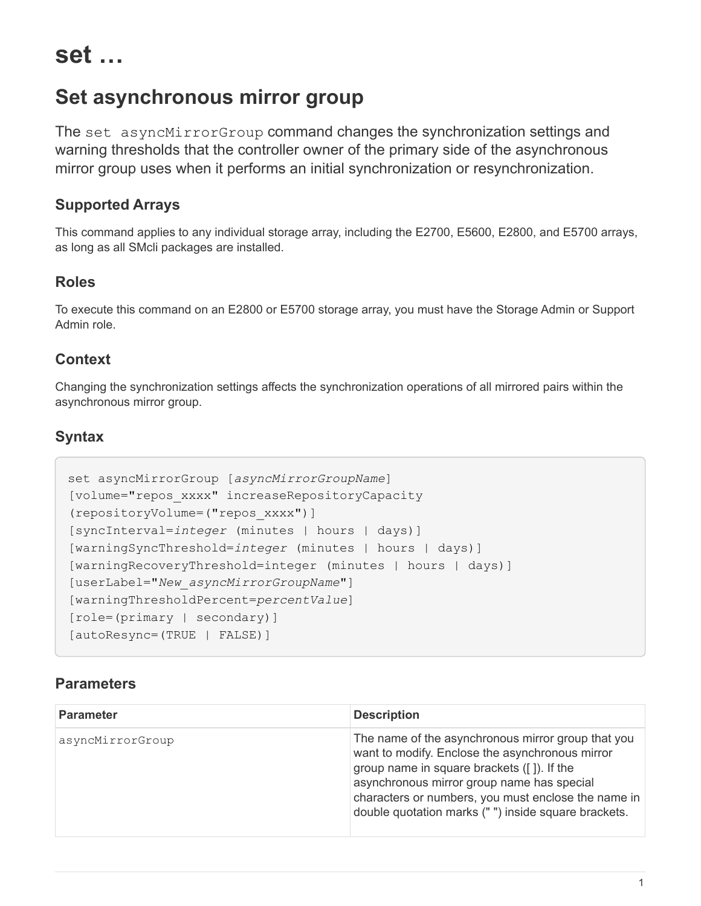# set …

## Set asynchronous mirror group

The `set asyncMirrorGroup` command changes the synchronization settings and warning thresholds that the controller owner of the primary side of the asynchronous mirror group uses when it performs an initial synchronization or resynchronization.

### Supported Arrays

This command applies to any individual storage array, including the E2700, E5600, E2800, and E5700 arrays, as long as all SMcli packages are installed.

### Roles

To execute this command on an E2800 or E5700 storage array, you must have the Storage Admin or Support Admin role.

### Context

Changing the synchronization settings affects the synchronization operations of all mirrored pairs within the asynchronous mirror group.

### Syntax

```
set asyncMirrorGroup [asyncMirrorGroupName]
[volume="repos_xxxx" increaseRepositoryCapacity
(repositoryVolume=("repos_xxxx")]
[syncInterval=integer (minutes | hours | days)]
[warningSyncThreshold=integer (minutes | hours | days)]
[warningRecoveryThreshold=integer (minutes | hours | days)]
[userLabel="New_asyncMirrorGroupName"]
[warningThresholdPercent=percentValue]
[role=(primary | secondary)]
[autoResync=(TRUE | FALSE)]
```

### Parameters

| Parameter | Description |
| --- | --- |
| `asyncMirrorGroup` | The name of the asynchronous mirror group that you want to modify. Enclose the asynchronous mirror group name in square brackets ([ ]). If the asynchronous mirror group name has special characters or numbers, you must enclose the name in double quotation marks (" ") inside square brackets. |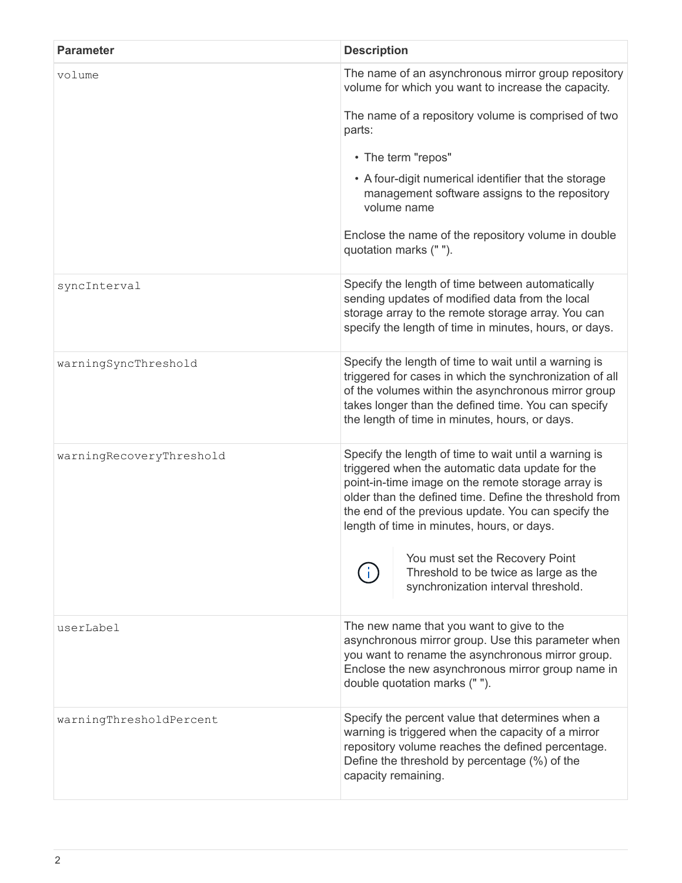| Parameter | Description |
| --- | --- |
| `volume` | The name of an asynchronous mirror group repository volume for which you want to increase the capacity.<br><br>The name of a repository volume is comprised of two parts:<br><br>• The term "repos"<br>• A four-digit numerical identifier that the storage management software assigns to the repository volume name<br><br>Enclose the name of the repository volume in double quotation marks (" "). |
| `syncInterval` | Specify the length of time between automatically sending updates of modified data from the local storage array to the remote storage array. You can specify the length of time in minutes, hours, or days. |
| `warningSyncThreshold` | Specify the length of time to wait until a warning is triggered for cases in which the synchronization of all of the volumes within the asynchronous mirror group takes longer than the defined time. You can specify the length of time in minutes, hours, or days. |
| `warningRecoveryThreshold` | Specify the length of time to wait until a warning is triggered when the automatic data update for the point-in-time image on the remote storage array is older than the defined time. Define the threshold from the end of the previous update. You can specify the length of time in minutes, hours, or days.<br><br>ⓘ You must set the Recovery Point Threshold to be twice as large as the synchronization interval threshold. |
| `userLabel` | The new name that you want to give to the asynchronous mirror group. Use this parameter when you want to rename the asynchronous mirror group. Enclose the new asynchronous mirror group name in double quotation marks (" "). |
| `warningThresholdPercent` | Specify the percent value that determines when a warning is triggered when the capacity of a mirror repository volume reaches the defined percentage. Define the threshold by percentage (%) of the capacity remaining. |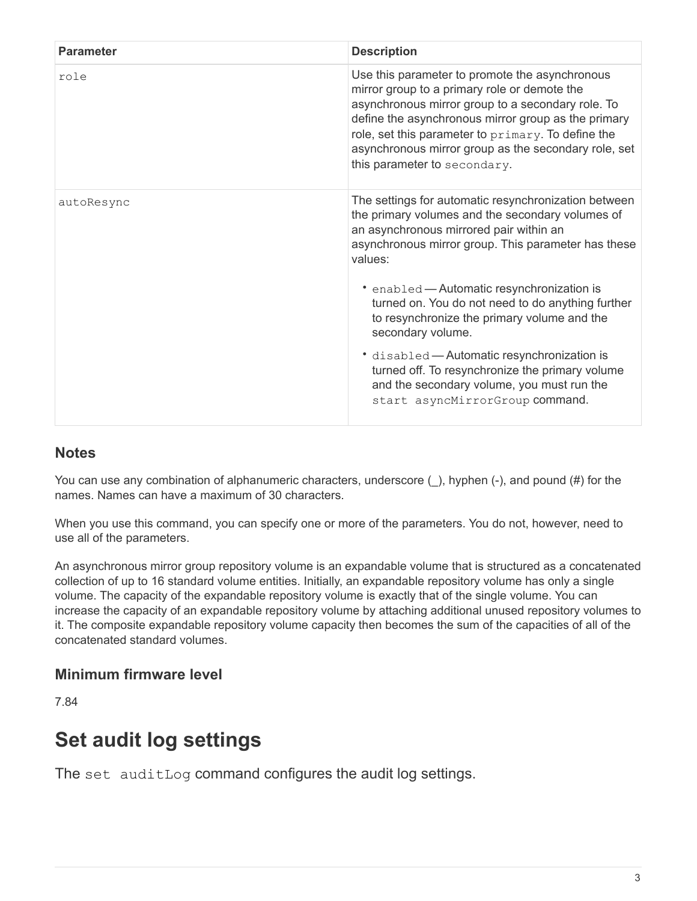| Parameter | Description |
| --- | --- |
| `role` | Use this parameter to promote the asynchronous mirror group to a primary role or demote the asynchronous mirror group to a secondary role. To define the asynchronous mirror group as the primary role, set this parameter to `primary`. To define the asynchronous mirror group as the secondary role, set this parameter to `secondary`. |
| `autoResync` | The settings for automatic resynchronization between the primary volumes and the secondary volumes of an asynchronous mirrored pair within an asynchronous mirror group. This parameter has these values:<br><br>• `enabled` — Automatic resynchronization is turned on. You do not need to do anything further to resynchronize the primary volume and the secondary volume.<br><br>• `disabled` — Automatic resynchronization is turned off. To resynchronize the primary volume and the secondary volume, you must run the `start asyncMirrorGroup` command. |

## Notes

You can use any combination of alphanumeric characters, underscore (_), hyphen (-), and pound (#) for the names. Names can have a maximum of 30 characters.

When you use this command, you can specify one or more of the parameters. You do not, however, need to use all of the parameters.

An asynchronous mirror group repository volume is an expandable volume that is structured as a concatenated collection of up to 16 standard volume entities. Initially, an expandable repository volume has only a single volume. The capacity of the expandable repository volume is exactly that of the single volume. You can increase the capacity of an expandable repository volume by attaching additional unused repository volumes to it. The composite expandable repository volume capacity then becomes the sum of the capacities of all of the concatenated standard volumes.

## Minimum firmware level

7.84

# Set audit log settings

The `set auditLog` command configures the audit log settings.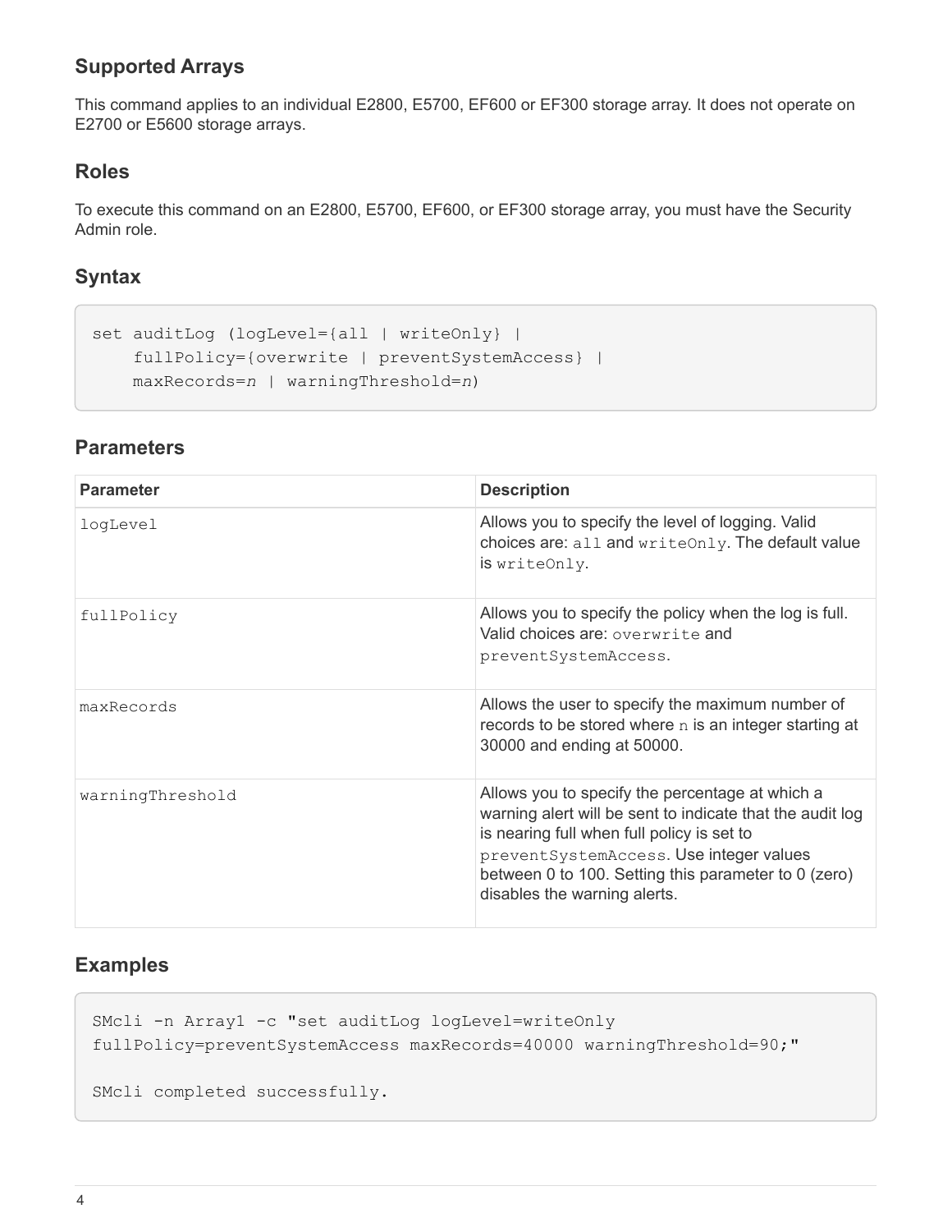## Supported Arrays

This command applies to an individual E2800, E5700, EF600 or EF300 storage array. It does not operate on E2700 or E5600 storage arrays.

## Roles

To execute this command on an E2800, E5700, EF600, or EF300 storage array, you must have the Security Admin role.

## Syntax

```
set auditLog (logLevel={all | writeOnly} |
    fullPolicy={overwrite | preventSystemAccess} |
    maxRecords=n | warningThreshold=n)
```

## Parameters

| Parameter | Description |
| --- | --- |
| logLevel | Allows you to specify the level of logging. Valid choices are: `all` and `writeOnly`. The default value is `writeOnly`. |
| fullPolicy | Allows you to specify the policy when the log is full. Valid choices are: `overwrite` and `preventSystemAccess`. |
| maxRecords | Allows the user to specify the maximum number of records to be stored where `n` is an integer starting at 30000 and ending at 50000. |
| warningThreshold | Allows you to specify the percentage at which a warning alert will be sent to indicate that the audit log is nearing full when full policy is set to `preventSystemAccess`. Use integer values between 0 to 100. Setting this parameter to 0 (zero) disables the warning alerts. |

## Examples

```
SMcli -n Array1 -c "set auditLog logLevel=writeOnly
fullPolicy=preventSystemAccess maxRecords=40000 warningThreshold=90;"

SMcli completed successfully.
```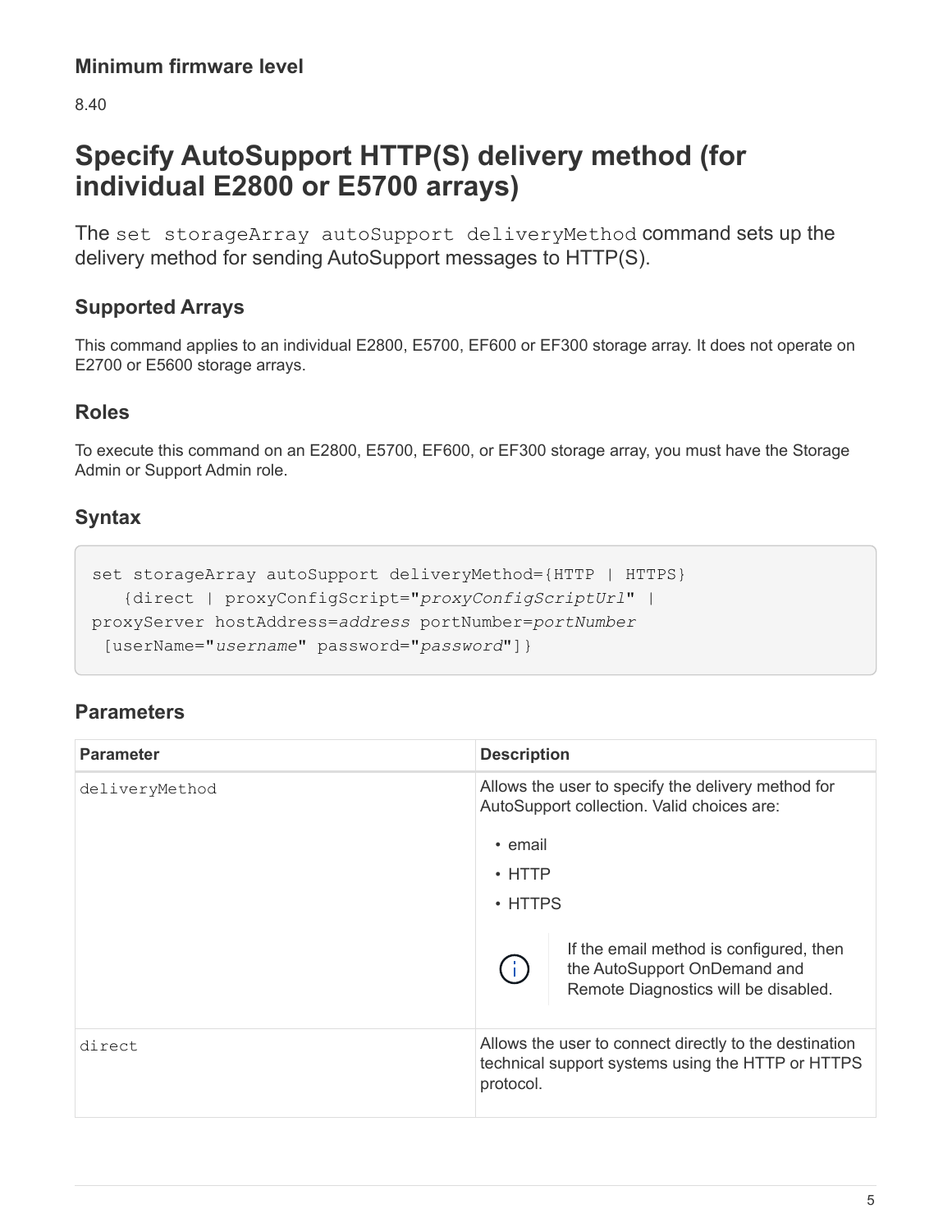### Minimum firmware level

8.40

# Specify AutoSupport HTTP(S) delivery method (for individual E2800 or E5700 arrays)

The `set storageArray autoSupport deliveryMethod` command sets up the delivery method for sending AutoSupport messages to HTTP(S).

## Supported Arrays

This command applies to an individual E2800, E5700, EF600 or EF300 storage array. It does not operate on E2700 or E5600 storage arrays.

## Roles

To execute this command on an E2800, E5700, EF600, or EF300 storage array, you must have the Storage Admin or Support Admin role.

## Syntax

```
set storageArray autoSupport deliveryMethod={HTTP | HTTPS}
   {direct | proxyConfigScript="proxyConfigScriptUrl" |
proxyServer hostAddress=address portNumber=portNumber
 [userName="username" password="password"]}
```

## Parameters

| Parameter | Description |
| --- | --- |
| `deliveryMethod` | Allows the user to specify the delivery method for AutoSupport collection. Valid choices are:<br>• email<br>• HTTP<br>• HTTPS<br><br>If the email method is configured, then the AutoSupport OnDemand and Remote Diagnostics will be disabled. |
| `direct` | Allows the user to connect directly to the destination technical support systems using the HTTP or HTTPS protocol. |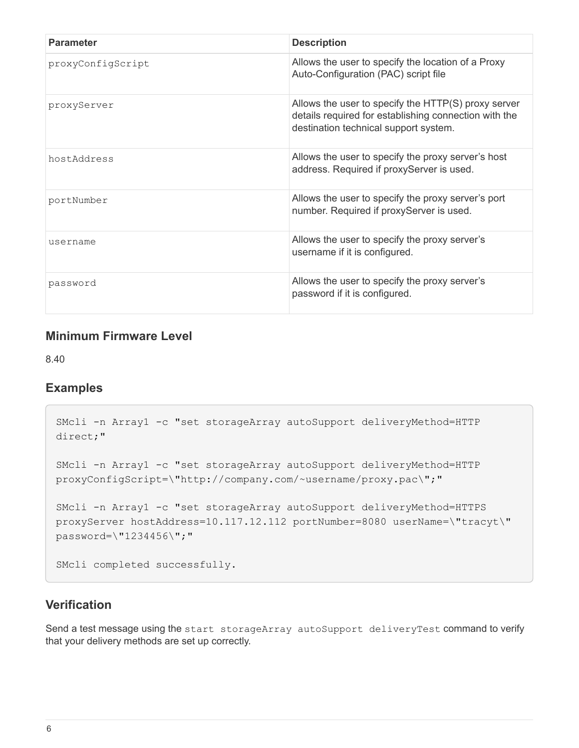| Parameter | Description |
| --- | --- |
| proxyConfigScript | Allows the user to specify the location of a Proxy Auto-Configuration (PAC) script file |
| proxyServer | Allows the user to specify the HTTP(S) proxy server details required for establishing connection with the destination technical support system. |
| hostAddress | Allows the user to specify the proxy server's host address. Required if proxyServer is used. |
| portNumber | Allows the user to specify the proxy server's port number. Required if proxyServer is used. |
| username | Allows the user to specify the proxy server's username if it is configured. |
| password | Allows the user to specify the proxy server's password if it is configured. |

## Minimum Firmware Level

8.40

## Examples

```
SMcli -n Array1 -c "set storageArray autoSupport deliveryMethod=HTTP
direct;"

SMcli -n Array1 -c "set storageArray autoSupport deliveryMethod=HTTP
proxyConfigScript=\"http://company.com/~username/proxy.pac\";"

SMcli -n Array1 -c "set storageArray autoSupport deliveryMethod=HTTPS
proxyServer hostAddress=10.117.12.112 portNumber=8080 userName=\"tracyt\"
password=\"1234456\";"

SMcli completed successfully.
```

## Verification

Send a test message using the `start storageArray autoSupport deliveryTest` command to verify that your delivery methods are set up correctly.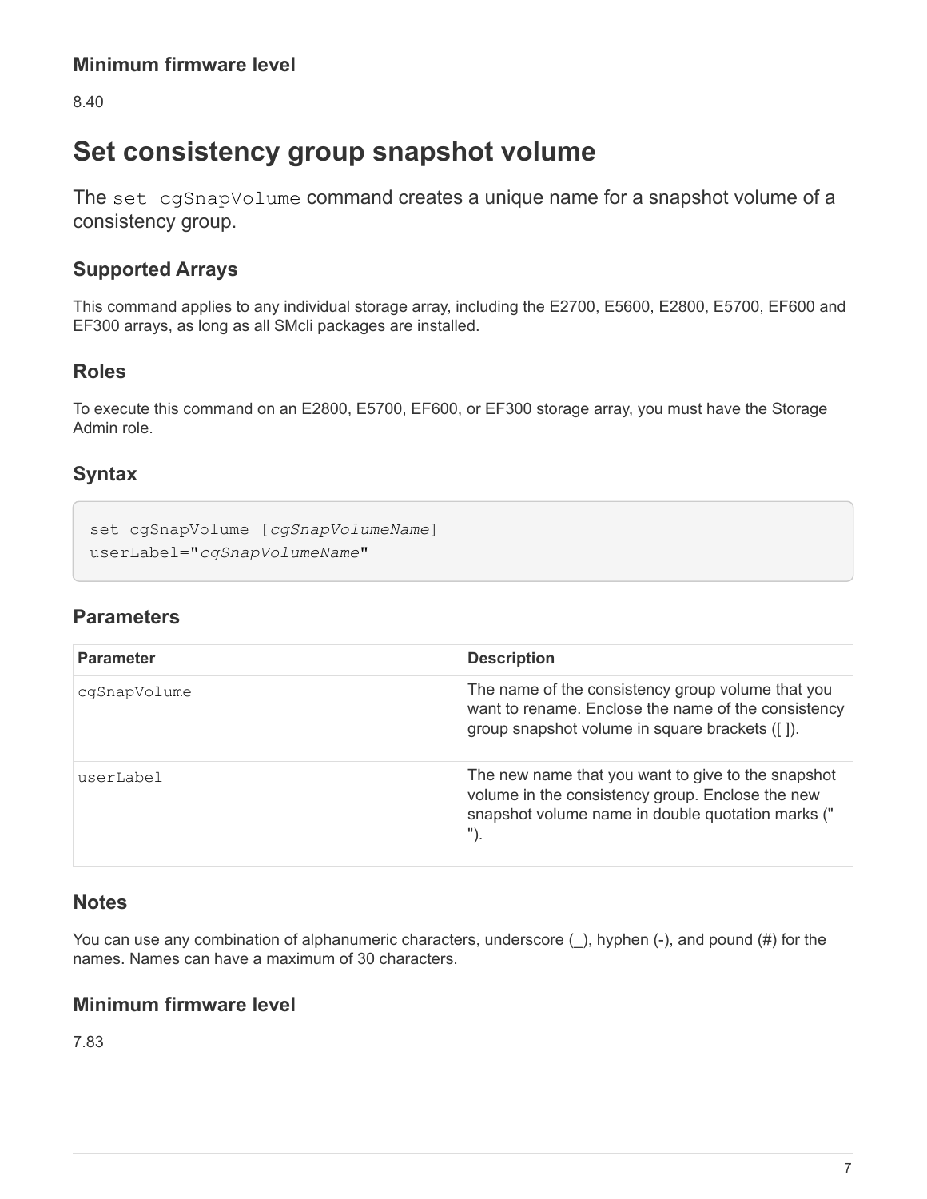## Minimum firmware level

8.40

# Set consistency group snapshot volume

The `set cgSnapVolume` command creates a unique name for a snapshot volume of a consistency group.

## Supported Arrays

This command applies to any individual storage array, including the E2700, E5600, E2800, E5700, EF600 and EF300 arrays, as long as all SMcli packages are installed.

## Roles

To execute this command on an E2800, E5700, EF600, or EF300 storage array, you must have the Storage Admin role.

## Syntax

```
set cgSnapVolume [cgSnapVolumeName]
userLabel="cgSnapVolumeName"
```

## Parameters

| Parameter | Description |
| --- | --- |
| `cgSnapVolume` | The name of the consistency group volume that you want to rename. Enclose the name of the consistency group snapshot volume in square brackets ([ ]). |
| `userLabel` | The new name that you want to give to the snapshot volume in the consistency group. Enclose the new snapshot volume name in double quotation marks (" "). |

## Notes

You can use any combination of alphanumeric characters, underscore (_), hyphen (-), and pound (#) for the names. Names can have a maximum of 30 characters.

## Minimum firmware level

7.83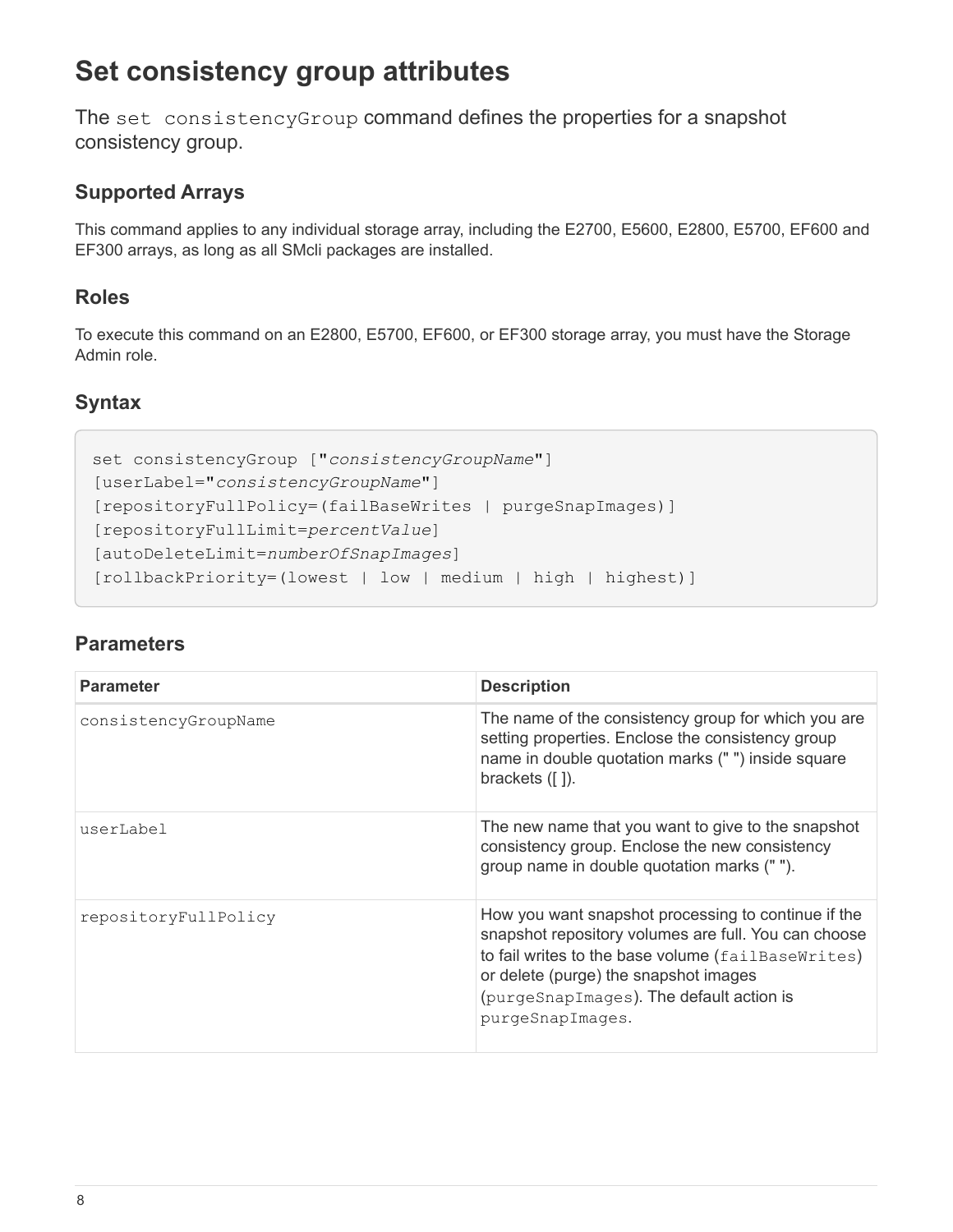# Set consistency group attributes

The `set consistencyGroup` command defines the properties for a snapshot consistency group.

## Supported Arrays

This command applies to any individual storage array, including the E2700, E5600, E2800, E5700, EF600 and EF300 arrays, as long as all SMcli packages are installed.

## Roles

To execute this command on an E2800, E5700, EF600, or EF300 storage array, you must have the Storage Admin role.

## Syntax

```
set consistencyGroup ["consistencyGroupName"]
[userLabel="consistencyGroupName"]
[repositoryFullPolicy=(failBaseWrites | purgeSnapImages)]
[repositoryFullLimit=percentValue]
[autoDeleteLimit=numberOfSnapImages]
[rollbackPriority=(lowest | low | medium | high | highest)]
```

## Parameters

| Parameter | Description |
| --- | --- |
| `consistencyGroupName` | The name of the consistency group for which you are setting properties. Enclose the consistency group name in double quotation marks (" ") inside square brackets ([ ]). |
| `userLabel` | The new name that you want to give to the snapshot consistency group. Enclose the new consistency group name in double quotation marks (" "). |
| `repositoryFullPolicy` | How you want snapshot processing to continue if the snapshot repository volumes are full. You can choose to fail writes to the base volume (`failBaseWrites`) or delete (purge) the snapshot images (`purgeSnapImages`). The default action is `purgeSnapImages`. |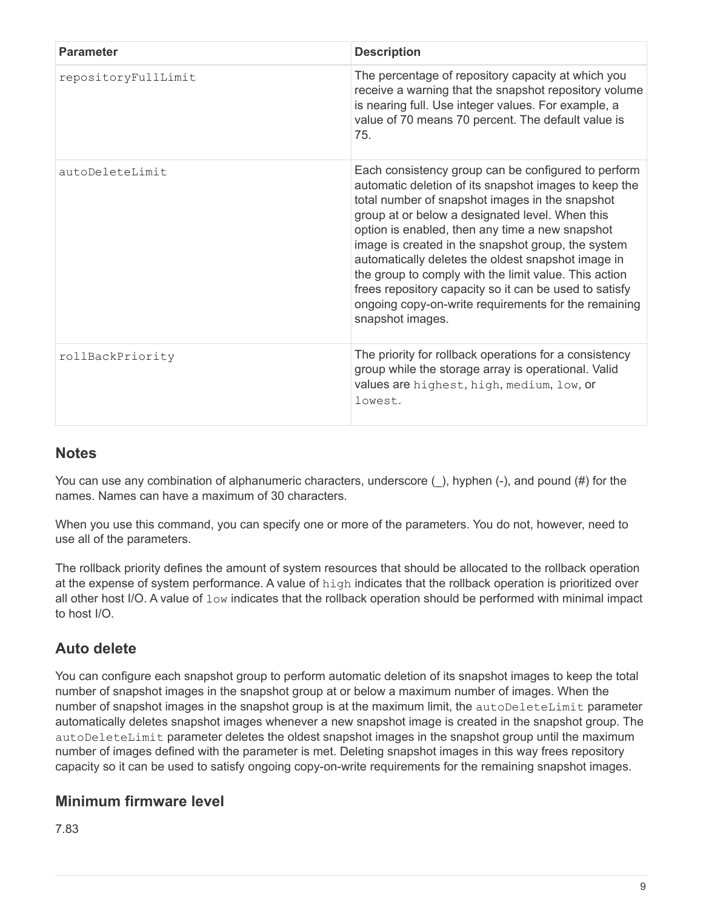| Parameter | Description |
| --- | --- |
| `repositoryFullLimit` | The percentage of repository capacity at which you receive a warning that the snapshot repository volume is nearing full. Use integer values. For example, a value of 70 means 70 percent. The default value is 75. |
| `autoDeleteLimit` | Each consistency group can be configured to perform automatic deletion of its snapshot images to keep the total number of snapshot images in the snapshot group at or below a designated level. When this option is enabled, then any time a new snapshot image is created in the snapshot group, the system automatically deletes the oldest snapshot image in the group to comply with the limit value. This action frees repository capacity so it can be used to satisfy ongoing copy-on-write requirements for the remaining snapshot images. |
| `rollBackPriority` | The priority for rollback operations for a consistency group while the storage array is operational. Valid values are `highest`, `high`, `medium`, `low`, or `lowest`. |

## Notes

You can use any combination of alphanumeric characters, underscore (_), hyphen (-), and pound (#) for the names. Names can have a maximum of 30 characters.

When you use this command, you can specify one or more of the parameters. You do not, however, need to use all of the parameters.

The rollback priority defines the amount of system resources that should be allocated to the rollback operation at the expense of system performance. A value of `high` indicates that the rollback operation is prioritized over all other host I/O. A value of `low` indicates that the rollback operation should be performed with minimal impact to host I/O.

## Auto delete

You can configure each snapshot group to perform automatic deletion of its snapshot images to keep the total number of snapshot images in the snapshot group at or below a maximum number of images. When the number of snapshot images in the snapshot group is at the maximum limit, the `autoDeleteLimit` parameter automatically deletes snapshot images whenever a new snapshot image is created in the snapshot group. The `autoDeleteLimit` parameter deletes the oldest snapshot images in the snapshot group until the maximum number of images defined with the parameter is met. Deleting snapshot images in this way frees repository capacity so it can be used to satisfy ongoing copy-on-write requirements for the remaining snapshot images.

## Minimum firmware level

7.83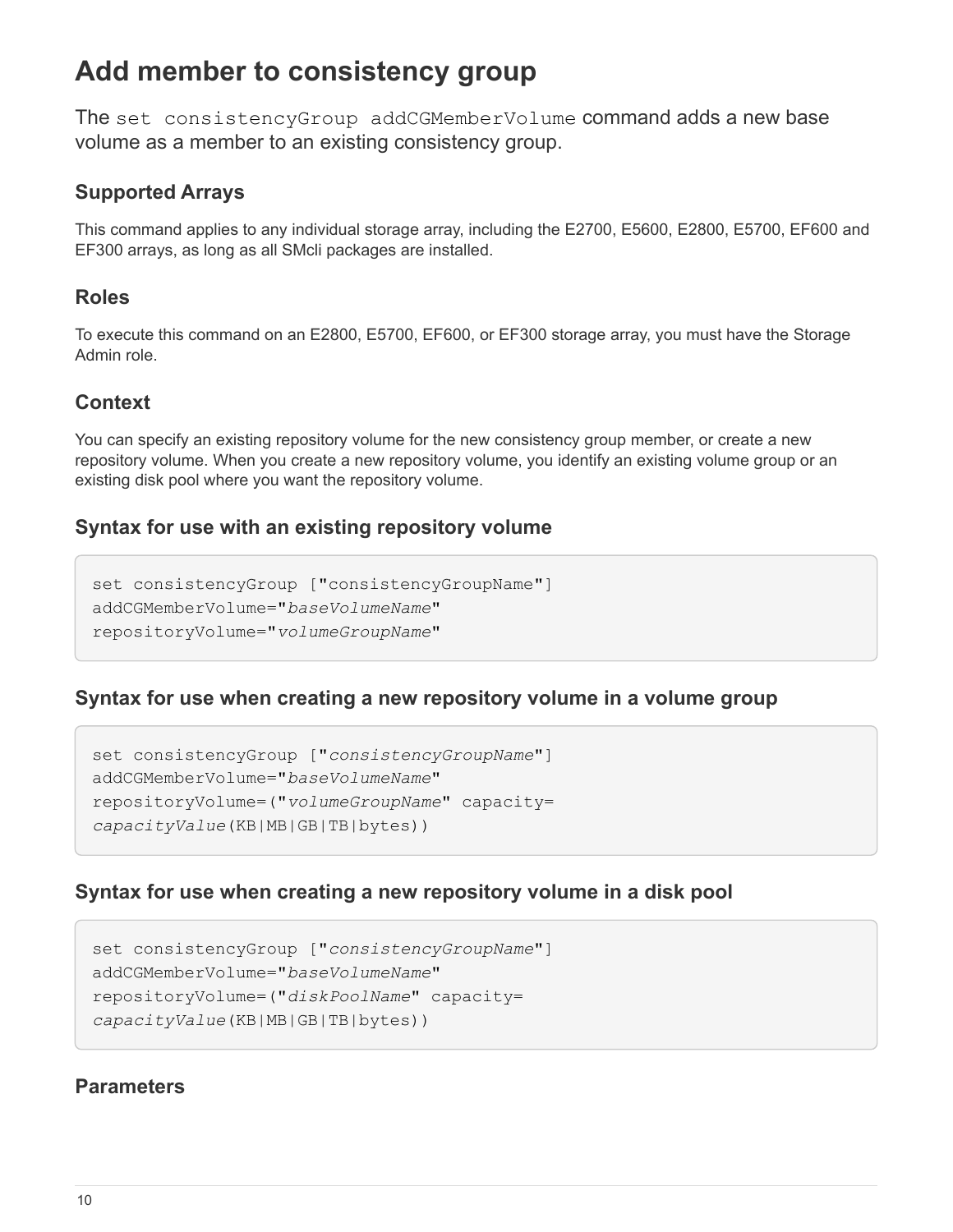# Add member to consistency group

The `set consistencyGroup addCGMemberVolume` command adds a new base volume as a member to an existing consistency group.

## Supported Arrays

This command applies to any individual storage array, including the E2700, E5600, E2800, E5700, EF600 and EF300 arrays, as long as all SMcli packages are installed.

## Roles

To execute this command on an E2800, E5700, EF600, or EF300 storage array, you must have the Storage Admin role.

## Context

You can specify an existing repository volume for the new consistency group member, or create a new repository volume. When you create a new repository volume, you identify an existing volume group or an existing disk pool where you want the repository volume.

## Syntax for use with an existing repository volume

```
set consistencyGroup ["consistencyGroupName"]
addCGMemberVolume="baseVolumeName"
repositoryVolume="volumeGroupName"
```

## Syntax for use when creating a new repository volume in a volume group

```
set consistencyGroup ["consistencyGroupName"]
addCGMemberVolume="baseVolumeName"
repositoryVolume=("volumeGroupName" capacity=
capacityValue(KB|MB|GB|TB|bytes))
```

## Syntax for use when creating a new repository volume in a disk pool

```
set consistencyGroup ["consistencyGroupName"]
addCGMemberVolume="baseVolumeName"
repositoryVolume=("diskPoolName" capacity=
capacityValue(KB|MB|GB|TB|bytes))
```

## Parameters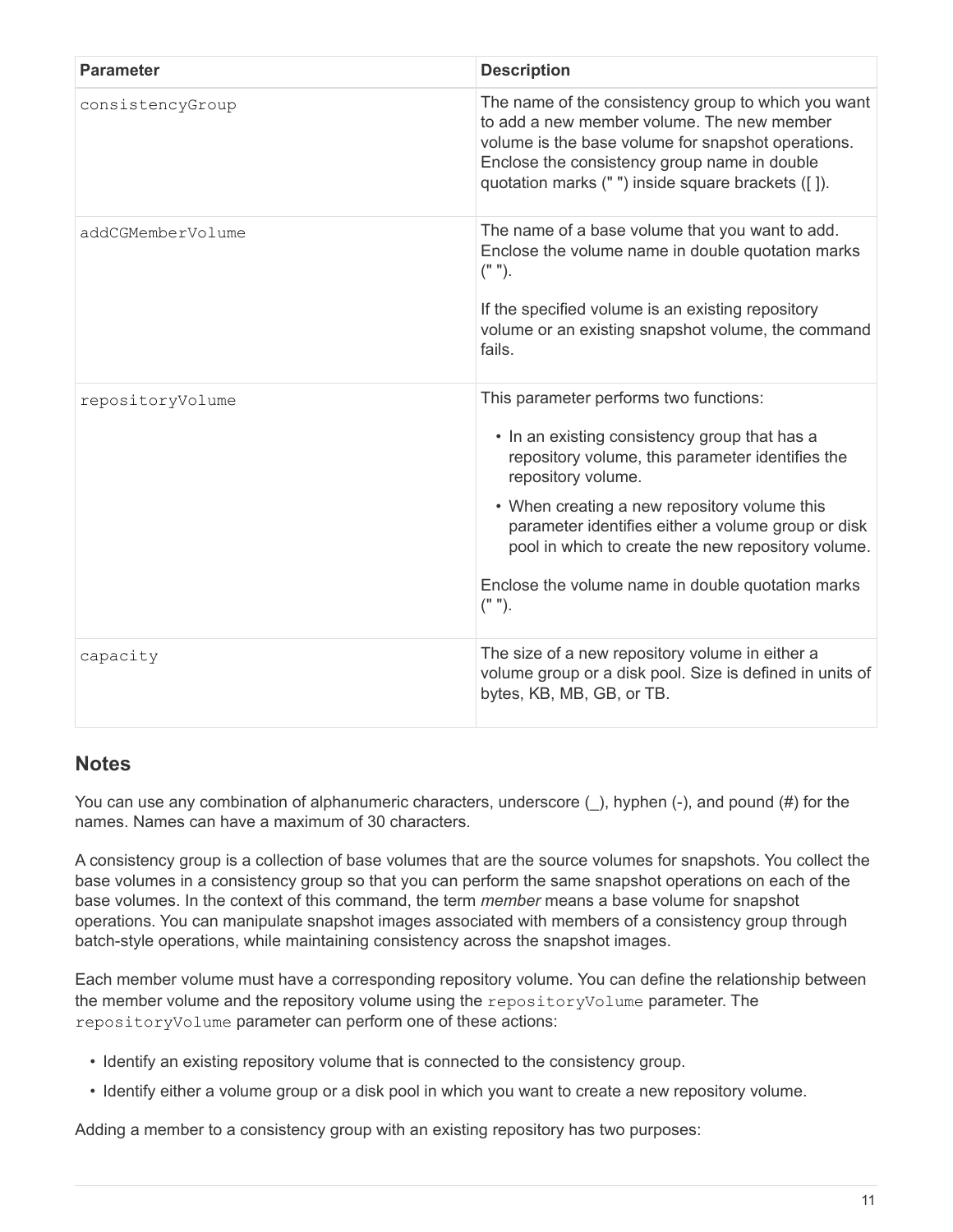| Parameter | Description |
| --- | --- |
| consistencyGroup | The name of the consistency group to which you want to add a new member volume. The new member volume is the base volume for snapshot operations. Enclose the consistency group name in double quotation marks (" ") inside square brackets ([ ]). |
| addCGMemberVolume | The name of a base volume that you want to add. Enclose the volume name in double quotation marks (" ").<br><br>If the specified volume is an existing repository volume or an existing snapshot volume, the command fails. |
| repositoryVolume | This parameter performs two functions:<br><br>• In an existing consistency group that has a repository volume, this parameter identifies the repository volume.<br>• When creating a new repository volume this parameter identifies either a volume group or disk pool in which to create the new repository volume.<br><br>Enclose the volume name in double quotation marks (" "). |
| capacity | The size of a new repository volume in either a volume group or a disk pool. Size is defined in units of bytes, KB, MB, GB, or TB. |

## Notes

You can use any combination of alphanumeric characters, underscore (_), hyphen (-), and pound (#) for the names. Names can have a maximum of 30 characters.

A consistency group is a collection of base volumes that are the source volumes for snapshots. You collect the base volumes in a consistency group so that you can perform the same snapshot operations on each of the base volumes. In the context of this command, the term *member* means a base volume for snapshot operations. You can manipulate snapshot images associated with members of a consistency group through batch-style operations, while maintaining consistency across the snapshot images.

Each member volume must have a corresponding repository volume. You can define the relationship between the member volume and the repository volume using the `repositoryVolume` parameter. The `repositoryVolume` parameter can perform one of these actions:

- Identify an existing repository volume that is connected to the consistency group.
- Identify either a volume group or a disk pool in which you want to create a new repository volume.

Adding a member to a consistency group with an existing repository has two purposes: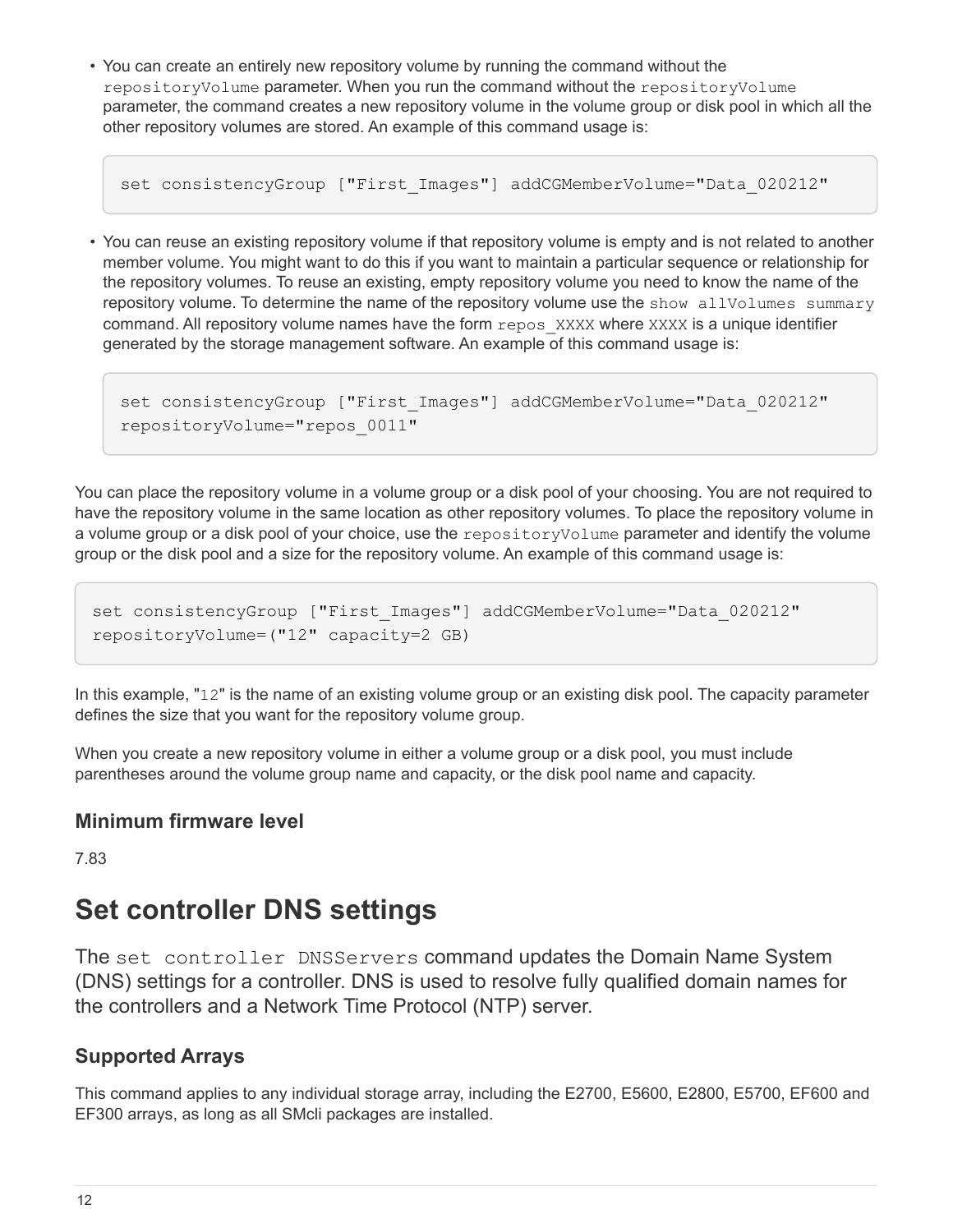- You can create an entirely new repository volume by running the command without the `repositoryVolume` parameter. When you run the command without the `repositoryVolume` parameter, the command creates a new repository volume in the volume group or disk pool in which all the other repository volumes are stored. An example of this command usage is:

  ```
  set consistencyGroup ["First_Images"] addCGMemberVolume="Data_020212"
  ```

- You can reuse an existing repository volume if that repository volume is empty and is not related to another member volume. You might want to do this if you want to maintain a particular sequence or relationship for the repository volumes. To reuse an existing, empty repository volume you need to know the name of the repository volume. To determine the name of the repository volume use the `show allVolumes summary` command. All repository volume names have the form `repos_XXXX` where `XXXX` is a unique identifier generated by the storage management software. An example of this command usage is:

  ```
  set consistencyGroup ["First_Images"] addCGMemberVolume="Data_020212"
  repositoryVolume="repos_0011"
  ```

You can place the repository volume in a volume group or a disk pool of your choosing. You are not required to have the repository volume in the same location as other repository volumes. To place the repository volume in a volume group or a disk pool of your choice, use the `repositoryVolume` parameter and identify the volume group or the disk pool and a size for the repository volume. An example of this command usage is:

```
set consistencyGroup ["First_Images"] addCGMemberVolume="Data_020212"
repositoryVolume=("12" capacity=2 GB)
```

In this example, "`12`" is the name of an existing volume group or an existing disk pool. The capacity parameter defines the size that you want for the repository volume group.

When you create a new repository volume in either a volume group or a disk pool, you must include parentheses around the volume group name and capacity, or the disk pool name and capacity.

### Minimum firmware level

7.83

# Set controller DNS settings

The `set controller DNSServers` command updates the Domain Name System (DNS) settings for a controller. DNS is used to resolve fully qualified domain names for the controllers and a Network Time Protocol (NTP) server.

### Supported Arrays

This command applies to any individual storage array, including the E2700, E5600, E2800, E5700, EF600 and EF300 arrays, as long as all SMcli packages are installed.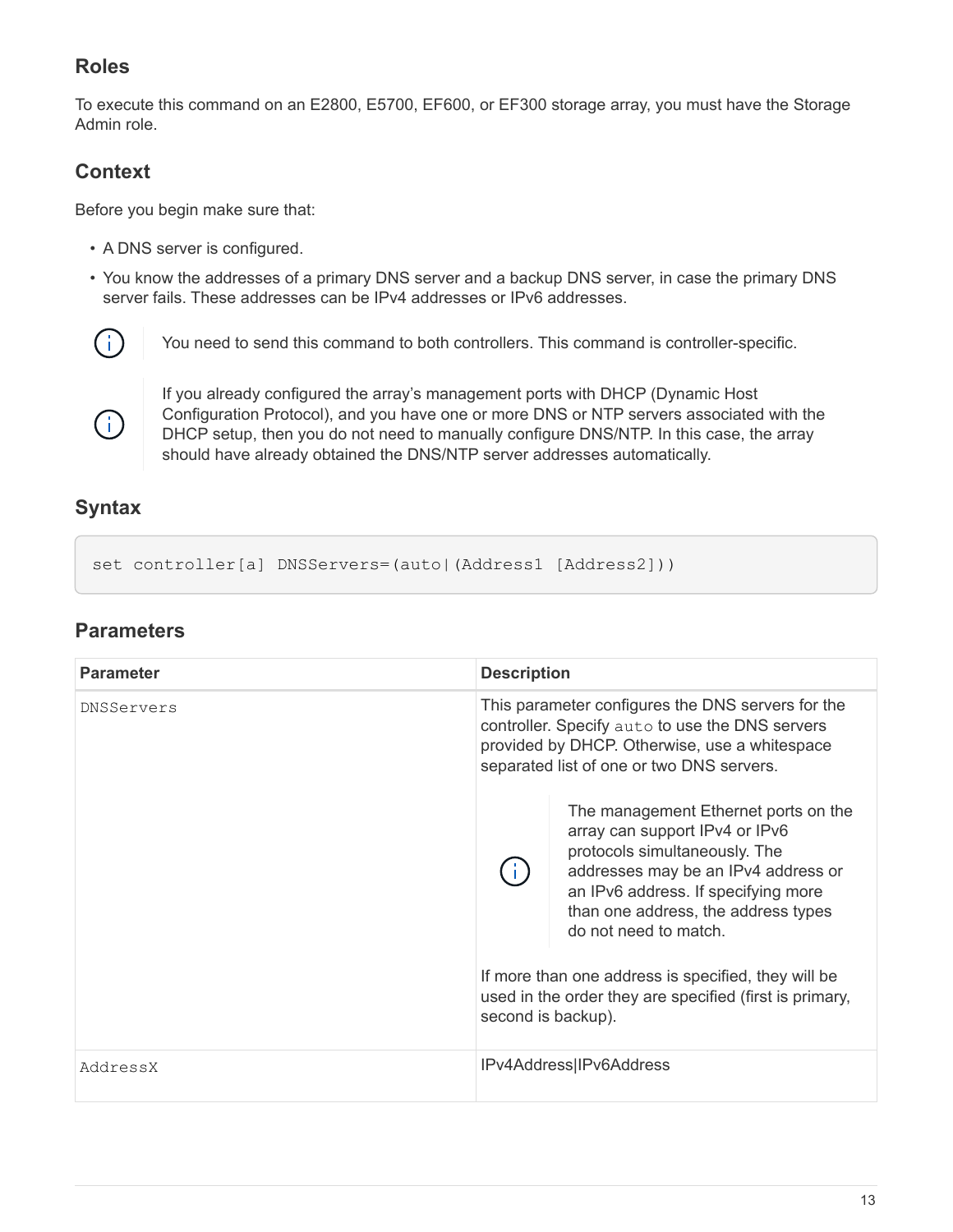## Roles

To execute this command on an E2800, E5700, EF600, or EF300 storage array, you must have the Storage Admin role.

## Context

Before you begin make sure that:

- A DNS server is configured.
- You know the addresses of a primary DNS server and a backup DNS server, in case the primary DNS server fails. These addresses can be IPv4 addresses or IPv6 addresses.

> You need to send this command to both controllers. This command is controller-specific.

> If you already configured the array's management ports with DHCP (Dynamic Host Configuration Protocol), and you have one or more DNS or NTP servers associated with the DHCP setup, then you do not need to manually configure DNS/NTP. In this case, the array should have already obtained the DNS/NTP server addresses automatically.

## Syntax

```
set controller[a] DNSServers=(auto|(Address1 [Address2]))
```

## Parameters

| Parameter | Description |
| --- | --- |
| `DNSServers` | This parameter configures the DNS servers for the controller. Specify `auto` to use the DNS servers provided by DHCP. Otherwise, use a whitespace separated list of one or two DNS servers.<br><br>The management Ethernet ports on the array can support IPv4 or IPv6 protocols simultaneously. The addresses may be an IPv4 address or an IPv6 address. If specifying more than one address, the address types do not need to match.<br><br>If more than one address is specified, they will be used in the order they are specified (first is primary, second is backup). |
| `AddressX` | IPv4Address\|IPv6Address |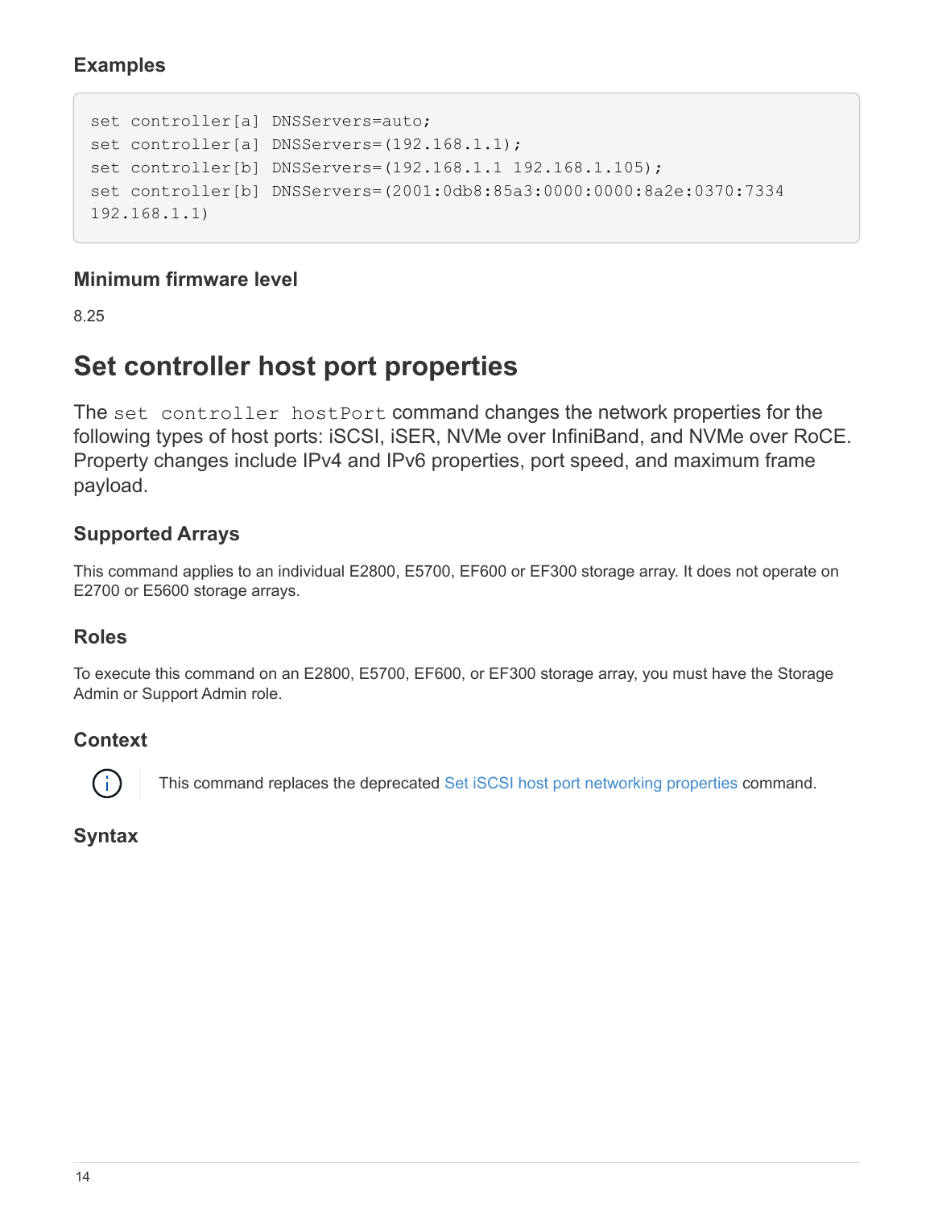### Examples

```
set controller[a] DNSServers=auto;
set controller[a] DNSServers=(192.168.1.1);
set controller[b] DNSServers=(192.168.1.1 192.168.1.105);
set controller[b] DNSServers=(2001:0db8:85a3:0000:0000:8a2e:0370:7334
192.168.1.1)
```

### Minimum firmware level

8.25

## Set controller host port properties

The `set controller hostPort` command changes the network properties for the following types of host ports: iSCSI, iSER, NVMe over InfiniBand, and NVMe over RoCE. Property changes include IPv4 and IPv6 properties, port speed, and maximum frame payload.

### Supported Arrays

This command applies to an individual E2800, E5700, EF600 or EF300 storage array. It does not operate on E2700 or E5600 storage arrays.

### Roles

To execute this command on an E2800, E5700, EF600, or EF300 storage array, you must have the Storage Admin or Support Admin role.

### Context

This command replaces the deprecated Set iSCSI host port networking properties command.

### Syntax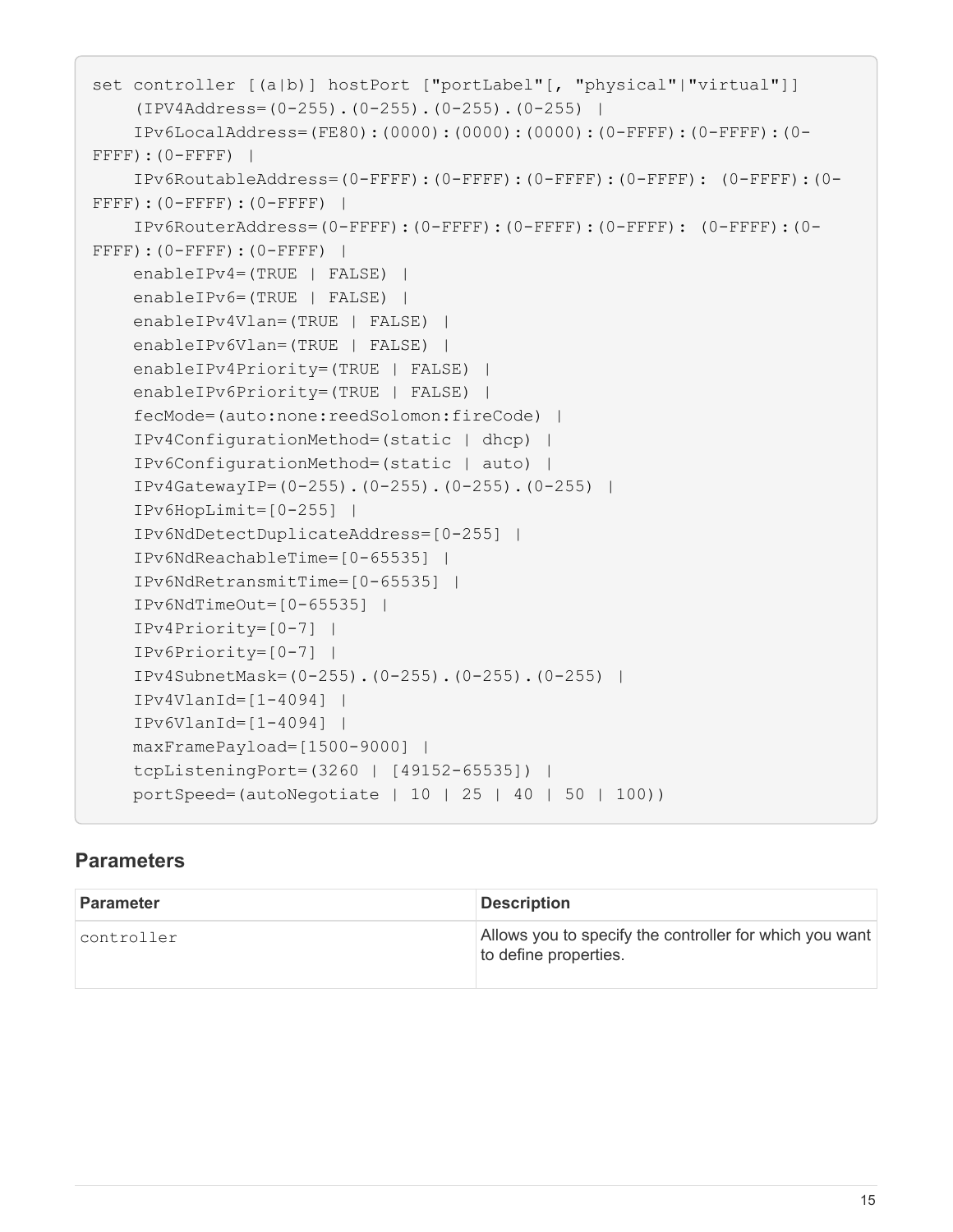```
set controller [(a|b)] hostPort ["portLabel"[, "physical"|"virtual"]]
    (IPV4Address=(0-255).(0-255).(0-255).(0-255) |
    IPv6LocalAddress=(FE80):(0000):(0000):(0000):(0-FFFF):(0-FFFF):(0-
FFFF):(0-FFFF) |
    IPv6RoutableAddress=(0-FFFF):(0-FFFF):(0-FFFF):(0-FFFF): (0-FFFF):(0-
FFFF):(0-FFFF):(0-FFFF) |
    IPv6RouterAddress=(0-FFFF):(0-FFFF):(0-FFFF):(0-FFFF): (0-FFFF):(0-
FFFF):(0-FFFF):(0-FFFF) |
    enableIPv4=(TRUE | FALSE) |
    enableIPv6=(TRUE | FALSE) |
    enableIPv4Vlan=(TRUE | FALSE) |
    enableIPv6Vlan=(TRUE | FALSE) |
    enableIPv4Priority=(TRUE | FALSE) |
    enableIPv6Priority=(TRUE | FALSE) |
    fecMode=(auto:none:reedSolomon:fireCode) |
    IPv4ConfigurationMethod=(static | dhcp) |
    IPv6ConfigurationMethod=(static | auto) |
    IPv4GatewayIP=(0-255).(0-255).(0-255).(0-255) |
    IPv6HopLimit=[0-255] |
    IPv6NdDetectDuplicateAddress=[0-255] |
    IPv6NdReachableTime=[0-65535] |
    IPv6NdRetransmitTime=[0-65535] |
    IPv6NdTimeOut=[0-65535] |
    IPv4Priority=[0-7] |
    IPv6Priority=[0-7] |
    IPv4SubnetMask=(0-255).(0-255).(0-255).(0-255) |
    IPv4VlanId=[1-4094] |
    IPv6VlanId=[1-4094] |
    maxFramePayload=[1500-9000] |
    tcpListeningPort=(3260 | [49152-65535]) |
    portSpeed=(autoNegotiate | 10 | 25 | 40 | 50 | 100))
```

## Parameters

| Parameter | Description |
| --- | --- |
| controller | Allows you to specify the controller for which you want to define properties. |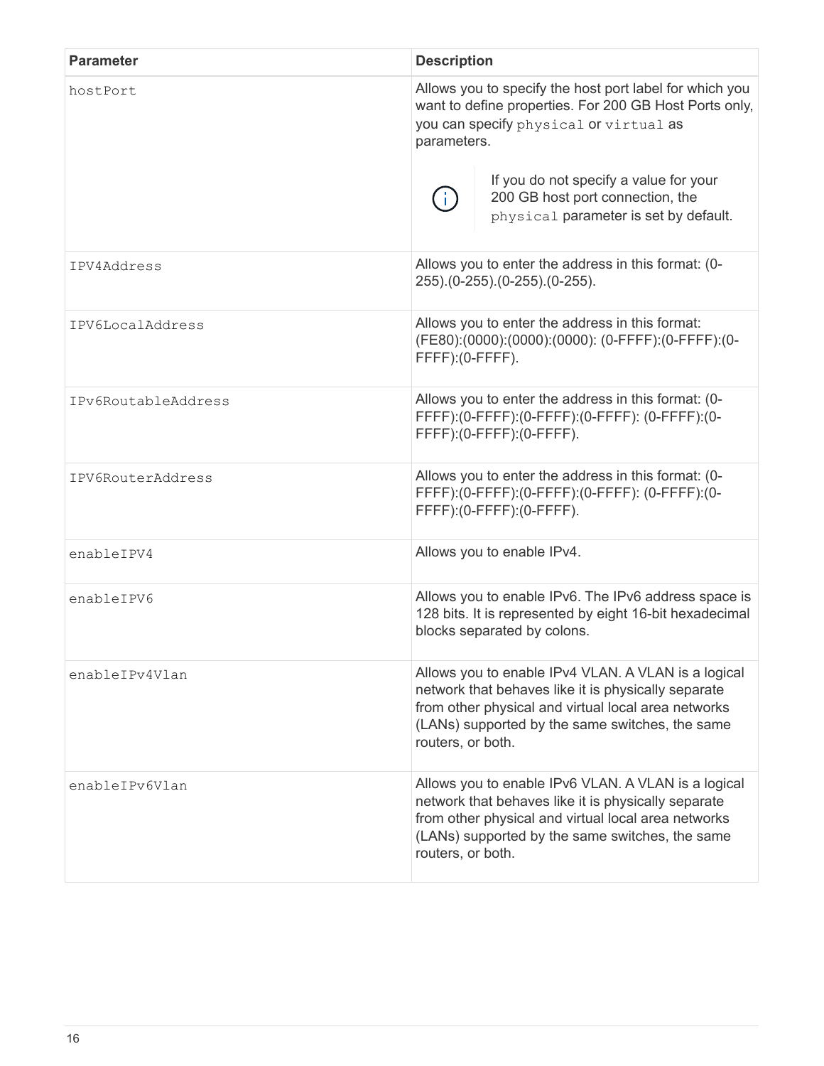| Parameter | Description |
| --- | --- |
| `hostPort` | Allows you to specify the host port label for which you want to define properties. For 200 GB Host Ports only, you can specify `physical` or `virtual` as parameters.<br><br>If you do not specify a value for your 200 GB host port connection, the `physical` parameter is set by default. |
| `IPV4Address` | Allows you to enter the address in this format: (0-255).(0-255).(0-255).(0-255). |
| `IPV6LocalAddress` | Allows you to enter the address in this format: (FE80):(0000):(0000):(0000): (0-FFFF):(0-FFFF):(0-FFFF):(0-FFFF). |
| `IPv6RoutableAddress` | Allows you to enter the address in this format: (0-FFFF):(0-FFFF):(0-FFFF):(0-FFFF): (0-FFFF):(0-FFFF):(0-FFFF):(0-FFFF). |
| `IPV6RouterAddress` | Allows you to enter the address in this format: (0-FFFF):(0-FFFF):(0-FFFF):(0-FFFF): (0-FFFF):(0-FFFF):(0-FFFF):(0-FFFF). |
| `enableIPV4` | Allows you to enable IPv4. |
| `enableIPV6` | Allows you to enable IPv6. The IPv6 address space is 128 bits. It is represented by eight 16-bit hexadecimal blocks separated by colons. |
| `enableIPv4Vlan` | Allows you to enable IPv4 VLAN. A VLAN is a logical network that behaves like it is physically separate from other physical and virtual local area networks (LANs) supported by the same switches, the same routers, or both. |
| `enableIPv6Vlan` | Allows you to enable IPv6 VLAN. A VLAN is a logical network that behaves like it is physically separate from other physical and virtual local area networks (LANs) supported by the same switches, the same routers, or both. |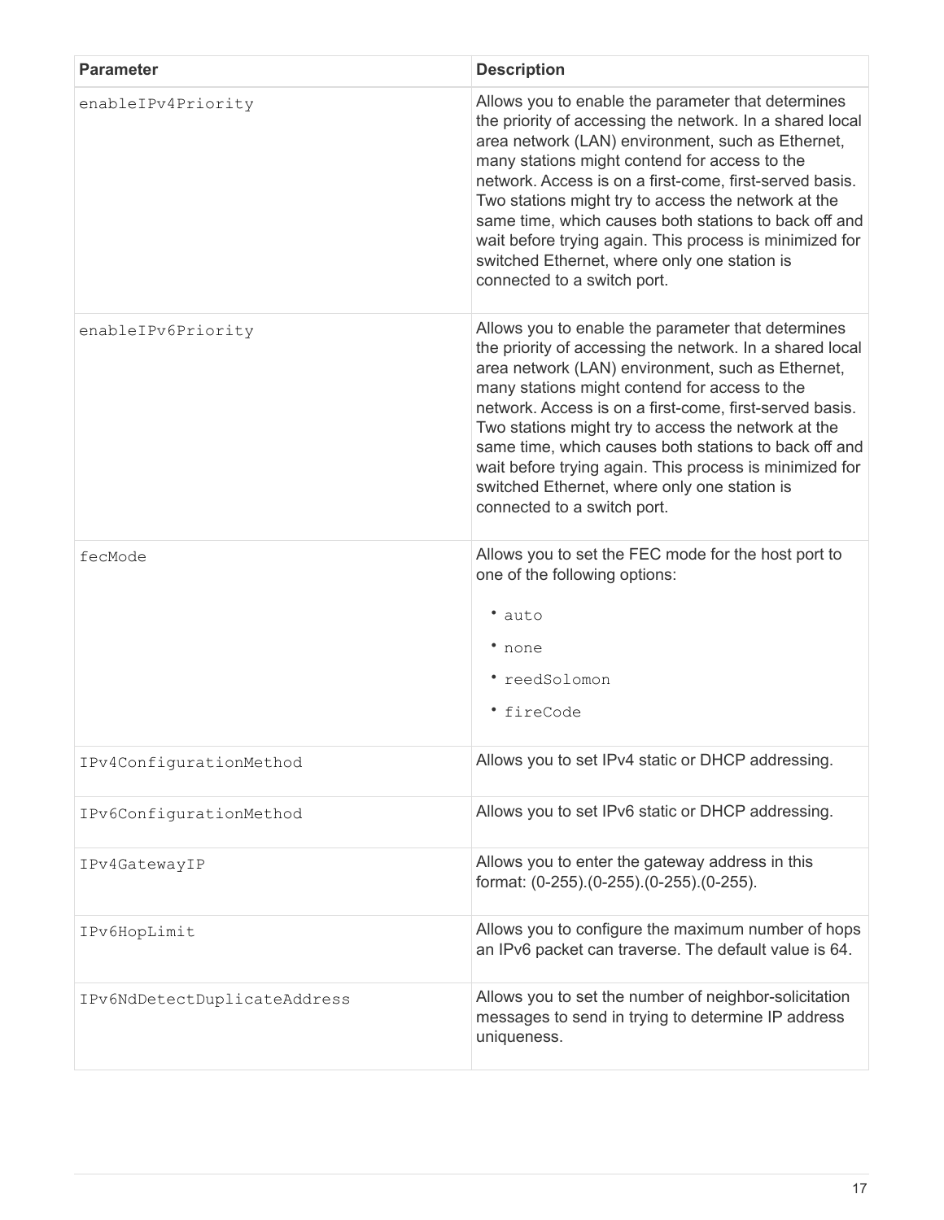| Parameter | Description |
| --- | --- |
| `enableIPv4Priority` | Allows you to enable the parameter that determines the priority of accessing the network. In a shared local area network (LAN) environment, such as Ethernet, many stations might contend for access to the network. Access is on a first-come, first-served basis. Two stations might try to access the network at the same time, which causes both stations to back off and wait before trying again. This process is minimized for switched Ethernet, where only one station is connected to a switch port. |
| `enableIPv6Priority` | Allows you to enable the parameter that determines the priority of accessing the network. In a shared local area network (LAN) environment, such as Ethernet, many stations might contend for access to the network. Access is on a first-come, first-served basis. Two stations might try to access the network at the same time, which causes both stations to back off and wait before trying again. This process is minimized for switched Ethernet, where only one station is connected to a switch port. |
| `fecMode` | Allows you to set the FEC mode for the host port to one of the following options:<br>• `auto`<br>• `none`<br>• `reedSolomon`<br>• `fireCode` |
| `IPv4ConfigurationMethod` | Allows you to set IPv4 static or DHCP addressing. |
| `IPv6ConfigurationMethod` | Allows you to set IPv6 static or DHCP addressing. |
| `IPv4GatewayIP` | Allows you to enter the gateway address in this format: (0-255).(0-255).(0-255).(0-255). |
| `IPv6HopLimit` | Allows you to configure the maximum number of hops an IPv6 packet can traverse. The default value is 64. |
| `IPv6NdDetectDuplicateAddress` | Allows you to set the number of neighbor-solicitation messages to send in trying to determine IP address uniqueness. |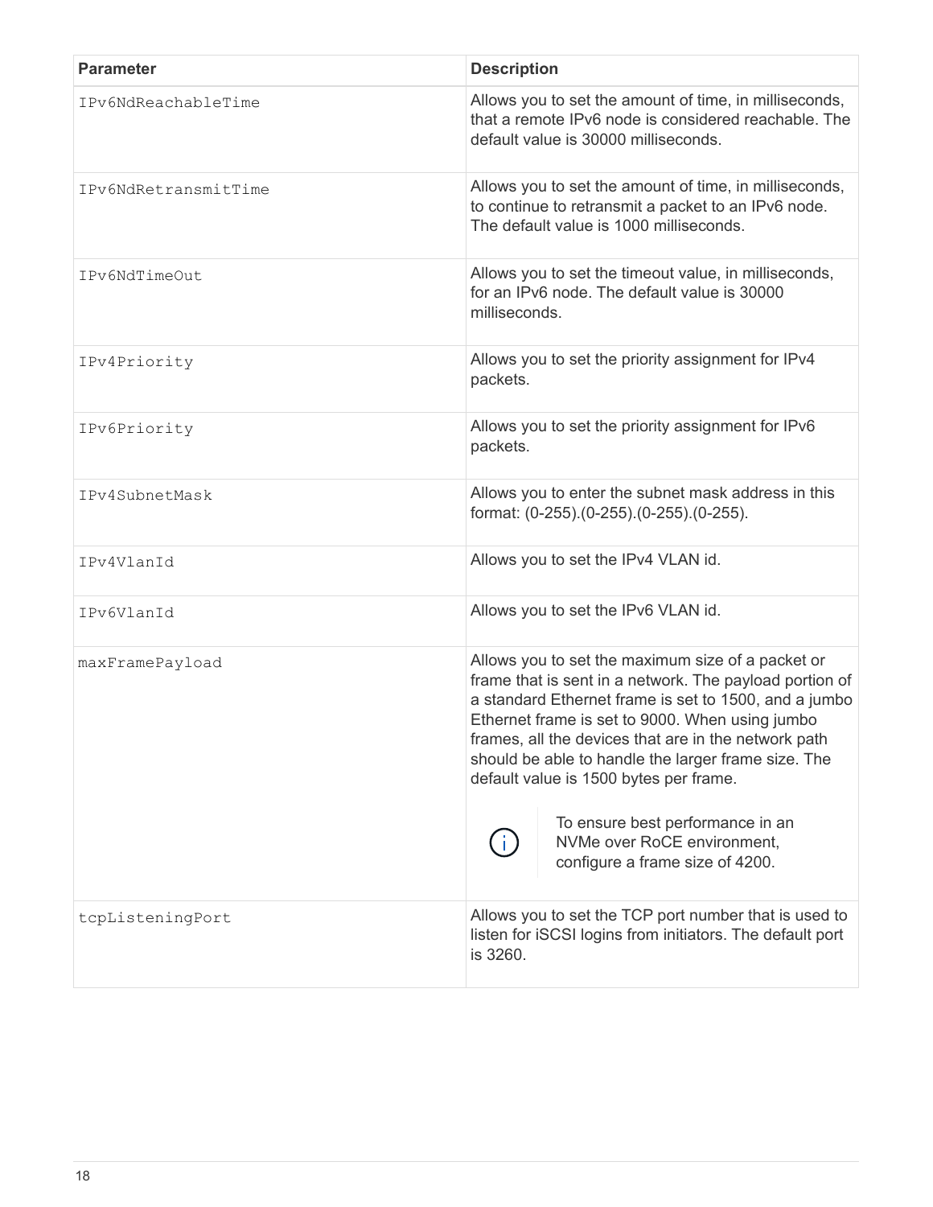| Parameter | Description |
| --- | --- |
| `IPv6NdReachableTime` | Allows you to set the amount of time, in milliseconds, that a remote IPv6 node is considered reachable. The default value is 30000 milliseconds. |
| `IPv6NdRetransmitTime` | Allows you to set the amount of time, in milliseconds, to continue to retransmit a packet to an IPv6 node. The default value is 1000 milliseconds. |
| `IPv6NdTimeOut` | Allows you to set the timeout value, in milliseconds, for an IPv6 node. The default value is 30000 milliseconds. |
| `IPv4Priority` | Allows you to set the priority assignment for IPv4 packets. |
| `IPv6Priority` | Allows you to set the priority assignment for IPv6 packets. |
| `IPv4SubnetMask` | Allows you to enter the subnet mask address in this format: (0-255).(0-255).(0-255).(0-255). |
| `IPv4VlanId` | Allows you to set the IPv4 VLAN id. |
| `IPv6VlanId` | Allows you to set the IPv6 VLAN id. |
| `maxFramePayload` | Allows you to set the maximum size of a packet or frame that is sent in a network. The payload portion of a standard Ethernet frame is set to 1500, and a jumbo Ethernet frame is set to 9000. When using jumbo frames, all the devices that are in the network path should be able to handle the larger frame size. The default value is 1500 bytes per frame. <br><br> ⓘ To ensure best performance in an NVMe over RoCE environment, configure a frame size of 4200. |
| `tcpListeningPort` | Allows you to set the TCP port number that is used to listen for iSCSI logins from initiators. The default port is 3260. |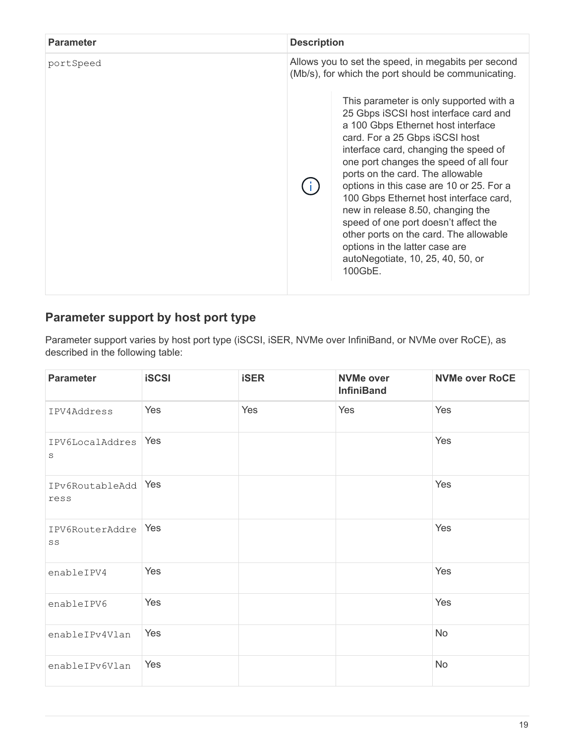| Parameter | Description |
| --- | --- |
| portSpeed | Allows you to set the speed, in megabits per second (Mb/s), for which the port should be communicating.<br><br>This parameter is only supported with a 25 Gbps iSCSI host interface card and a 100 Gbps Ethernet host interface card. For a 25 Gbps iSCSI host interface card, changing the speed of one port changes the speed of all four ports on the card. The allowable options in this case are 10 or 25. For a 100 Gbps Ethernet host interface card, new in release 8.50, changing the speed of one port doesn't affect the other ports on the card. The allowable options in the latter case are autoNegotiate, 10, 25, 40, 50, or 100GbE. |

## Parameter support by host port type

Parameter support varies by host port type (iSCSI, iSER, NVMe over InfiniBand, or NVMe over RoCE), as described in the following table:

| Parameter | iSCSI | iSER | NVMe over InfiniBand | NVMe over RoCE |
| --- | --- | --- | --- | --- |
| IPV4Address | Yes | Yes | Yes | Yes |
| IPV6LocalAddress | Yes | | | Yes |
| IPv6RoutableAddress | Yes | | | Yes |
| IPV6RouterAddress | Yes | | | Yes |
| enableIPV4 | Yes | | | Yes |
| enableIPV6 | Yes | | | Yes |
| enableIPv4Vlan | Yes | | | No |
| enableIPv6Vlan | Yes | | | No |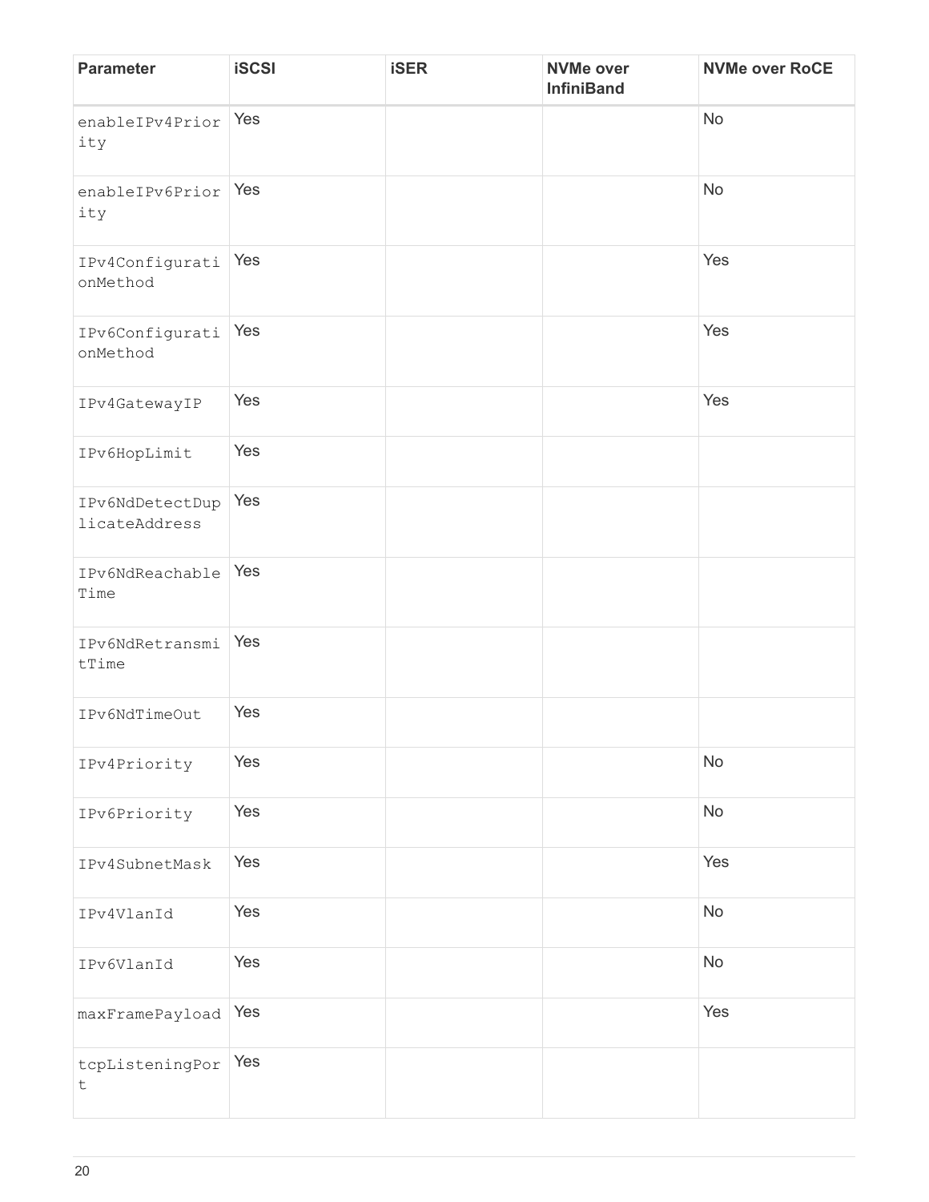| Parameter | iSCSI | iSER | NVMe over InfiniBand | NVMe over RoCE |
|---|---|---|---|---|
| enableIPv4Priority | Yes | | | No |
| enableIPv6Priority | Yes | | | No |
| IPv4ConfigurationMethod | Yes | | | Yes |
| IPv6ConfigurationMethod | Yes | | | Yes |
| IPv4GatewayIP | Yes | | | Yes |
| IPv6HopLimit | Yes | | | |
| IPv6NdDetectDuplicateAddress | Yes | | | |
| IPv6NdReachableTime | Yes | | | |
| IPv6NdRetransmitTime | Yes | | | |
| IPv6NdTimeOut | Yes | | | |
| IPv4Priority | Yes | | | No |
| IPv6Priority | Yes | | | No |
| IPv4SubnetMask | Yes | | | Yes |
| IPv4VlanId | Yes | | | No |
| IPv6VlanId | Yes | | | No |
| maxFramePayload | Yes | | | Yes |
| tcpListeningPort | Yes | | | |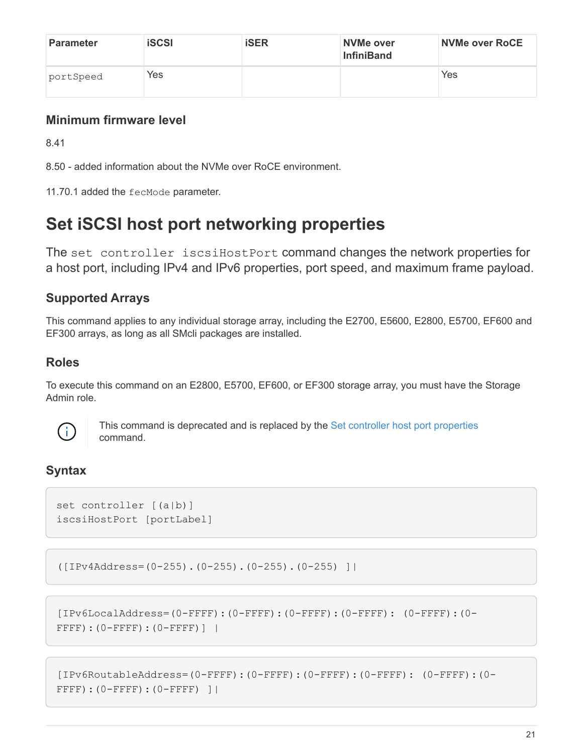| Parameter | iSCSI | iSER | NVMe over InfiniBand | NVMe over RoCE |
| --- | --- | --- | --- | --- |
| portSpeed | Yes | | | Yes |

### Minimum firmware level

8.41

8.50 - added information about the NVMe over RoCE environment.

11.70.1 added the fecMode parameter.

# Set iSCSI host port networking properties

The set controller iscsiHostPort command changes the network properties for a host port, including IPv4 and IPv6 properties, port speed, and maximum frame payload.

### Supported Arrays

This command applies to any individual storage array, including the E2700, E5600, E2800, E5700, EF600 and EF300 arrays, as long as all SMcli packages are installed.

### Roles

To execute this command on an E2800, E5700, EF600, or EF300 storage array, you must have the Storage Admin role.

> This command is deprecated and is replaced by the Set controller host port properties command.

### Syntax

```
set controller [(a|b)]
iscsiHostPort [portLabel]
```

```
([IPv4Address=(0-255).(0-255).(0-255).(0-255) ]|
```

```
[IPv6LocalAddress=(0-FFFF):(0-FFFF):(0-FFFF):(0-FFFF): (0-FFFF):(0-
FFFF):(0-FFFF):(0-FFFF)] |
```

```
[IPv6RoutableAddress=(0-FFFF):(0-FFFF):(0-FFFF):(0-FFFF): (0-FFFF):(0-
FFFF):(0-FFFF):(0-FFFF) ]|
```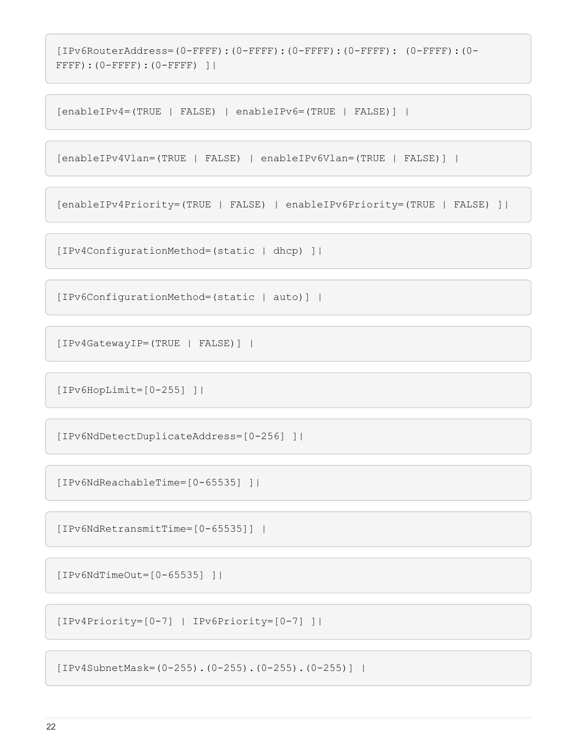```
[IPv6RouterAddress=(0-FFFF):(0-FFFF):(0-FFFF):(0-FFFF): (0-FFFF):(0-
FFFF):(0-FFFF):(0-FFFF) ]|
```

```
[enableIPv4=(TRUE | FALSE) | enableIPv6=(TRUE | FALSE)] |
```

```
[enableIPv4Vlan=(TRUE | FALSE) | enableIPv6Vlan=(TRUE | FALSE)] |
```

```
[enableIPv4Priority=(TRUE | FALSE) | enableIPv6Priority=(TRUE | FALSE) ]|
```

```
[IPv4ConfigurationMethod=(static | dhcp) ]|
```

```
[IPv6ConfigurationMethod=(static | auto)] |
```

```
[IPv4GatewayIP=(TRUE | FALSE)] |
```

```
[IPv6HopLimit=[0-255] ]|
```

```
[IPv6NdDetectDuplicateAddress=[0-256] ]|
```

```
[IPv6NdReachableTime=[0-65535] ]|
```

```
[IPv6NdRetransmitTime=[0-65535]] |
```

```
[IPv6NdTimeOut=[0-65535] ]|
```

```
[IPv4Priority=[0-7] | IPv6Priority=[0-7] ]|
```

```
[IPv4SubnetMask=(0-255).(0-255).(0-255).(0-255)] |
```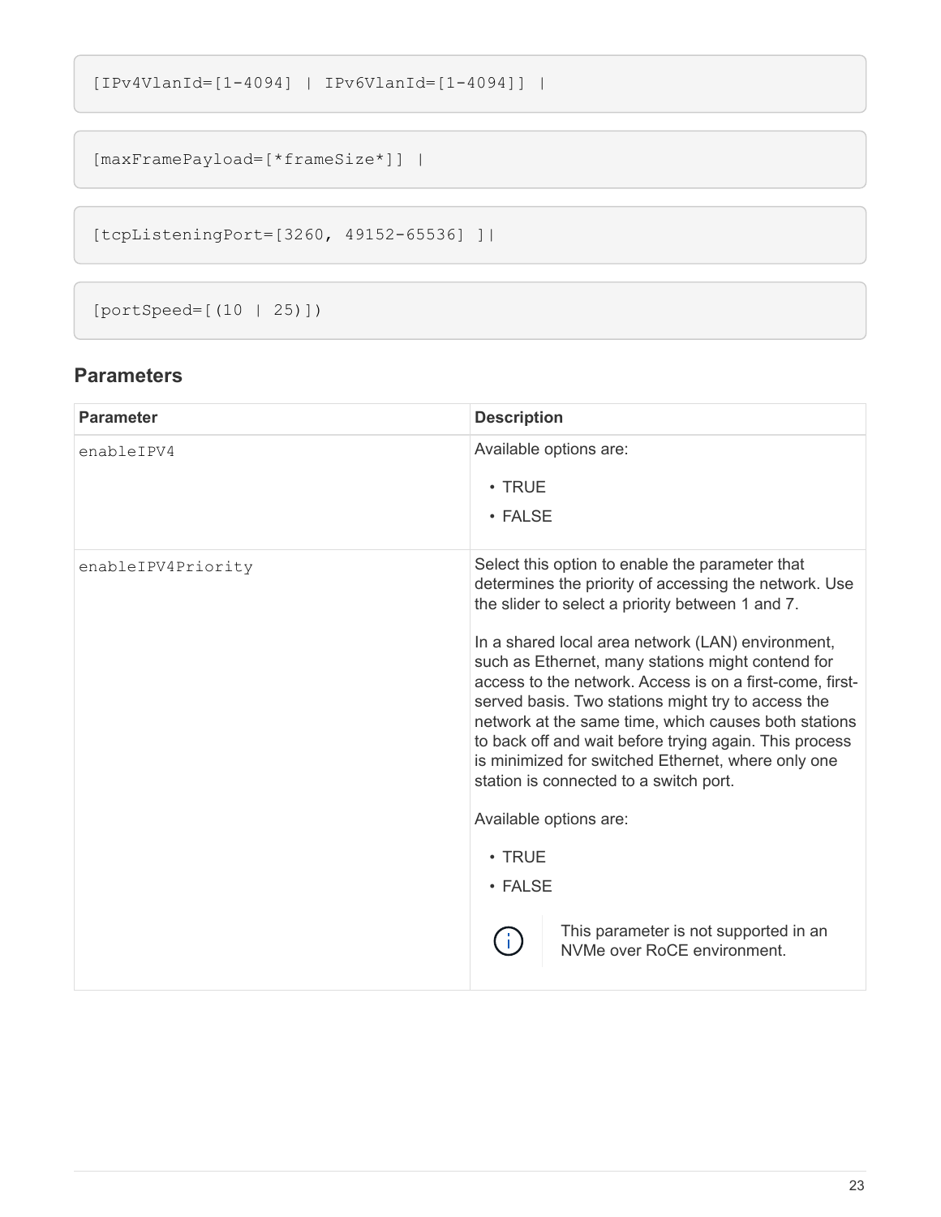```
[IPv4VlanId=[1-4094] | IPv6VlanId=[1-4094]] |
```

```
[maxFramePayload=[*frameSize*]] |
```

```
[tcpListeningPort=[3260, 49152-65536] ]|
```

```
[portSpeed=[(10 | 25)])
```

## Parameters

| Parameter | Description |
| --- | --- |
| enableIPV4 | Available options are:<br>• TRUE<br>• FALSE |
| enableIPV4Priority | Select this option to enable the parameter that determines the priority of accessing the network. Use the slider to select a priority between 1 and 7.<br><br>In a shared local area network (LAN) environment, such as Ethernet, many stations might contend for access to the network. Access is on a first-come, first-served basis. Two stations might try to access the network at the same time, which causes both stations to back off and wait before trying again. This process is minimized for switched Ethernet, where only one station is connected to a switch port.<br><br>Available options are:<br>• TRUE<br>• FALSE<br><br>This parameter is not supported in an NVMe over RoCE environment. |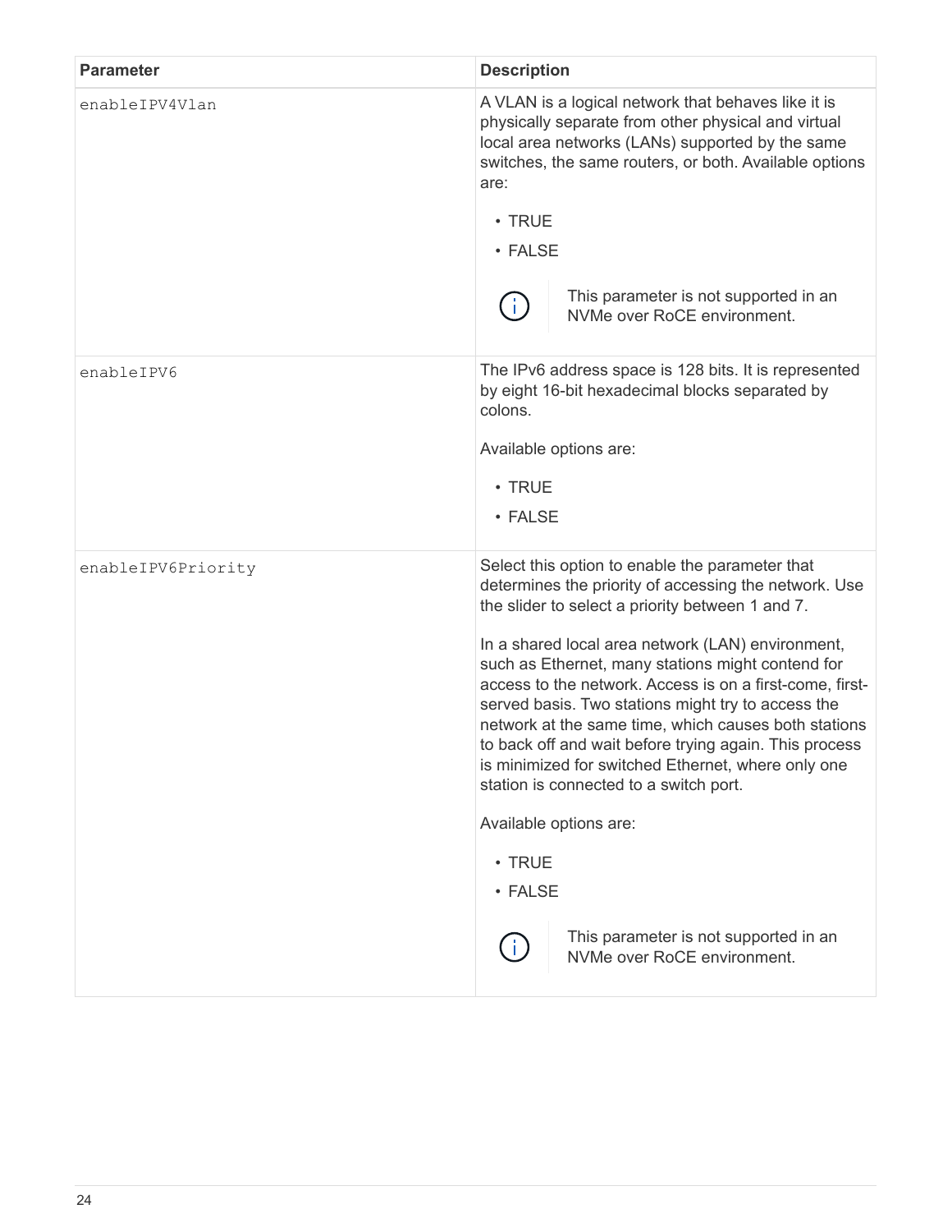| Parameter | Description |
| --- | --- |
| `enableIPV4Vlan` | A VLAN is a logical network that behaves like it is physically separate from other physical and virtual local area networks (LANs) supported by the same switches, the same routers, or both. Available options are:<br><br>• TRUE<br>• FALSE<br><br>ⓘ This parameter is not supported in an NVMe over RoCE environment. |
| `enableIPV6` | The IPv6 address space is 128 bits. It is represented by eight 16-bit hexadecimal blocks separated by colons.<br><br>Available options are:<br><br>• TRUE<br>• FALSE |
| `enableIPV6Priority` | Select this option to enable the parameter that determines the priority of accessing the network. Use the slider to select a priority between 1 and 7.<br><br>In a shared local area network (LAN) environment, such as Ethernet, many stations might contend for access to the network. Access is on a first-come, first-served basis. Two stations might try to access the network at the same time, which causes both stations to back off and wait before trying again. This process is minimized for switched Ethernet, where only one station is connected to a switch port.<br><br>Available options are:<br><br>• TRUE<br>• FALSE<br><br>ⓘ This parameter is not supported in an NVMe over RoCE environment. |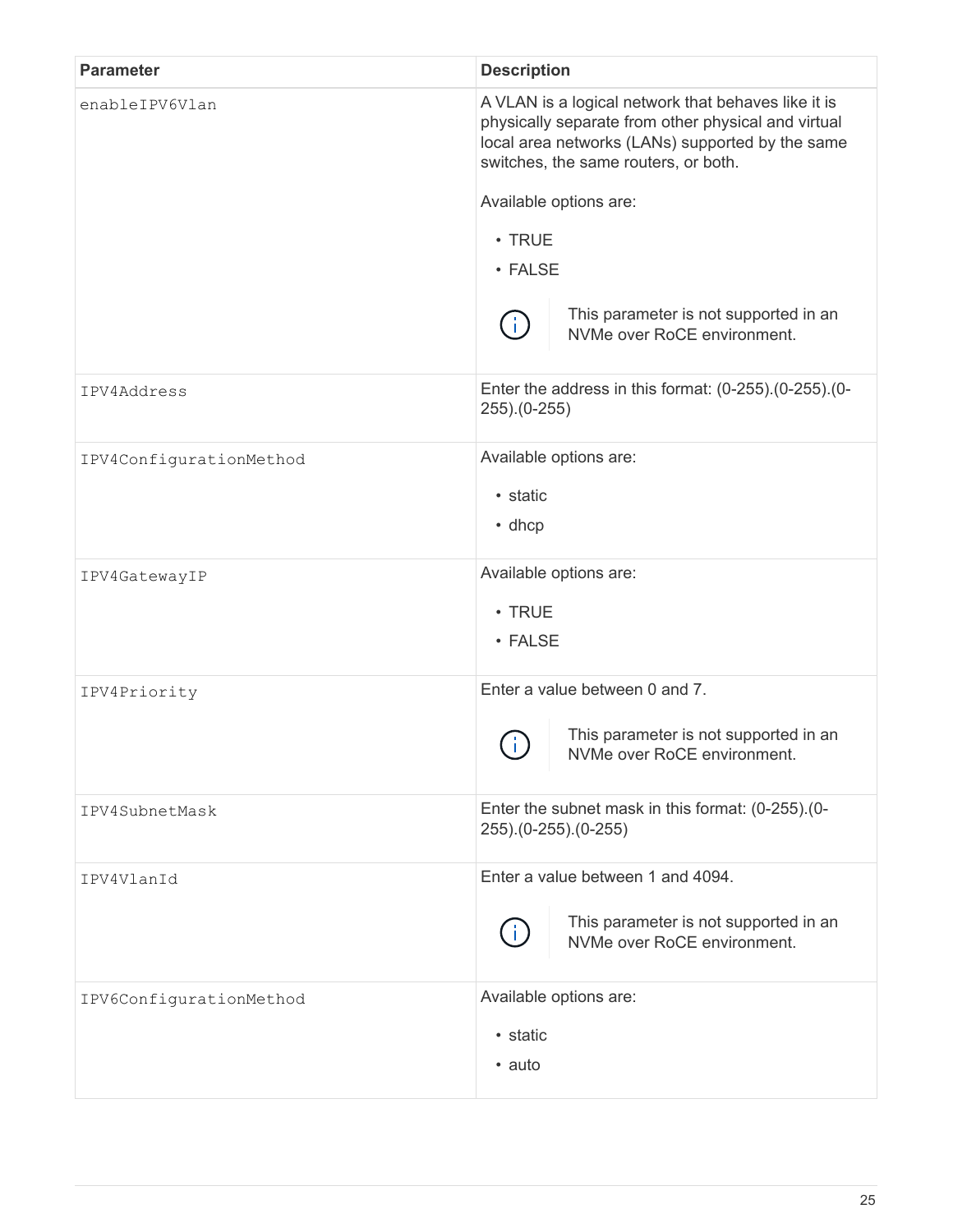| Parameter | Description |
| --- | --- |
| `enableIPV6Vlan` | A VLAN is a logical network that behaves like it is physically separate from other physical and virtual local area networks (LANs) supported by the same switches, the same routers, or both.<br><br>Available options are:<br><br>• TRUE<br>• FALSE<br><br>This parameter is not supported in an NVMe over RoCE environment. |
| `IPV4Address` | Enter the address in this format: (0-255).(0-255).(0-255).(0-255) |
| `IPV4ConfigurationMethod` | Available options are:<br><br>• static<br>• dhcp |
| `IPV4GatewayIP` | Available options are:<br><br>• TRUE<br>• FALSE |
| `IPV4Priority` | Enter a value between 0 and 7.<br><br>This parameter is not supported in an NVMe over RoCE environment. |
| `IPV4SubnetMask` | Enter the subnet mask in this format: (0-255).(0-255).(0-255).(0-255) |
| `IPV4VlanId` | Enter a value between 1 and 4094.<br><br>This parameter is not supported in an NVMe over RoCE environment. |
| `IPV6ConfigurationMethod` | Available options are:<br><br>• static<br>• auto |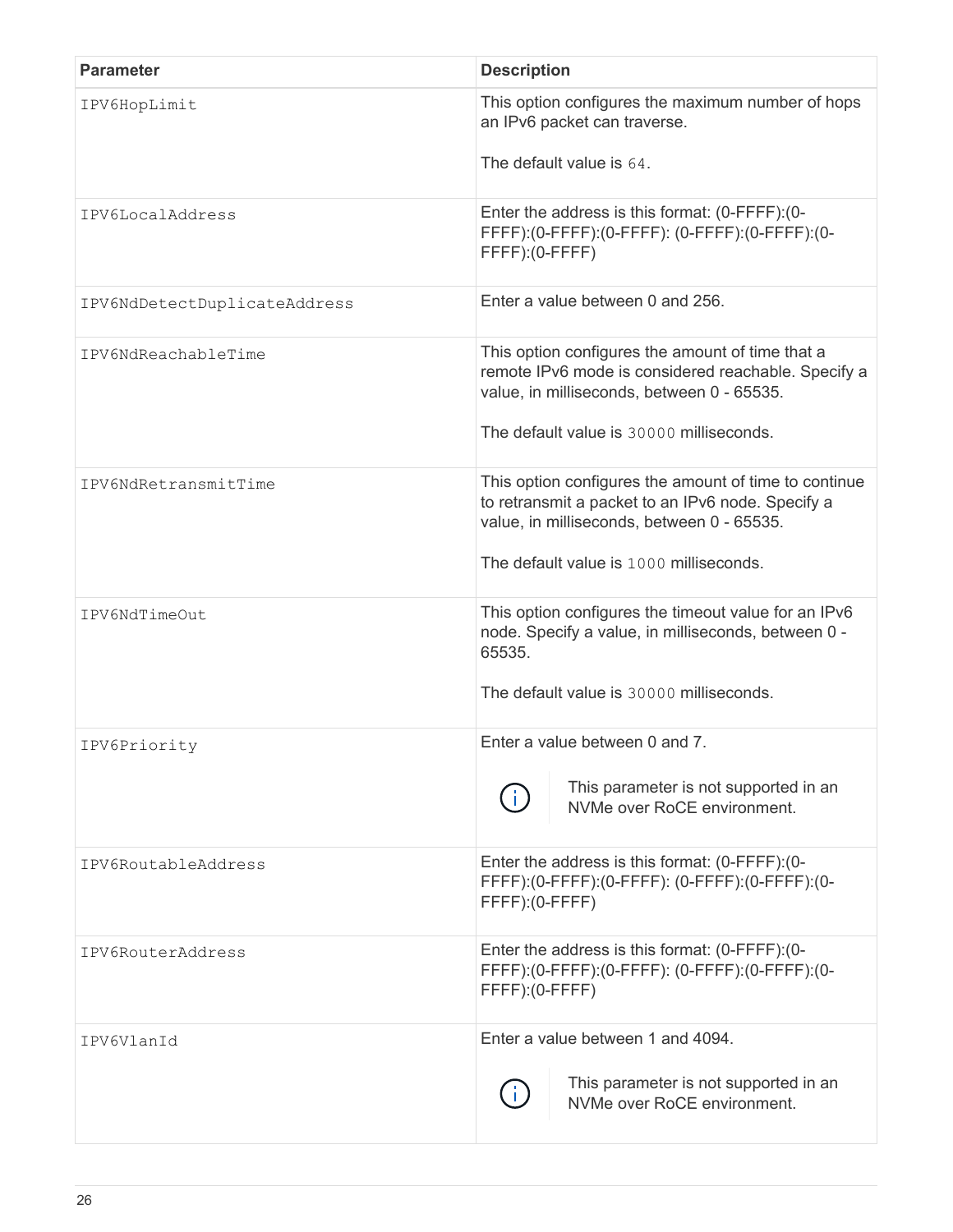| Parameter | Description |
| --- | --- |
| `IPV6HopLimit` | This option configures the maximum number of hops an IPv6 packet can traverse.<br><br>The default value is `64`. |
| `IPV6LocalAddress` | Enter the address is this format: (0-FFFF):(0-FFFF):(0-FFFF):(0-FFFF): (0-FFFF):(0-FFFF):(0-FFFF):(0-FFFF) |
| `IPV6NdDetectDuplicateAddress` | Enter a value between 0 and 256. |
| `IPV6NdReachableTime` | This option configures the amount of time that a remote IPv6 mode is considered reachable. Specify a value, in milliseconds, between 0 - 65535.<br><br>The default value is `30000` milliseconds. |
| `IPV6NdRetransmitTime` | This option configures the amount of time to continue to retransmit a packet to an IPv6 node. Specify a value, in milliseconds, between 0 - 65535.<br><br>The default value is `1000` milliseconds. |
| `IPV6NdTimeOut` | This option configures the timeout value for an IPv6 node. Specify a value, in milliseconds, between 0 - 65535.<br><br>The default value is `30000` milliseconds. |
| `IPV6Priority` | Enter a value between 0 and 7.<br><br>ⓘ This parameter is not supported in an NVMe over RoCE environment. |
| `IPV6RoutableAddress` | Enter the address is this format: (0-FFFF):(0-FFFF):(0-FFFF):(0-FFFF): (0-FFFF):(0-FFFF):(0-FFFF):(0-FFFF) |
| `IPV6RouterAddress` | Enter the address is this format: (0-FFFF):(0-FFFF):(0-FFFF):(0-FFFF): (0-FFFF):(0-FFFF):(0-FFFF):(0-FFFF) |
| `IPV6VlanId` | Enter a value between 1 and 4094.<br><br>ⓘ This parameter is not supported in an NVMe over RoCE environment. |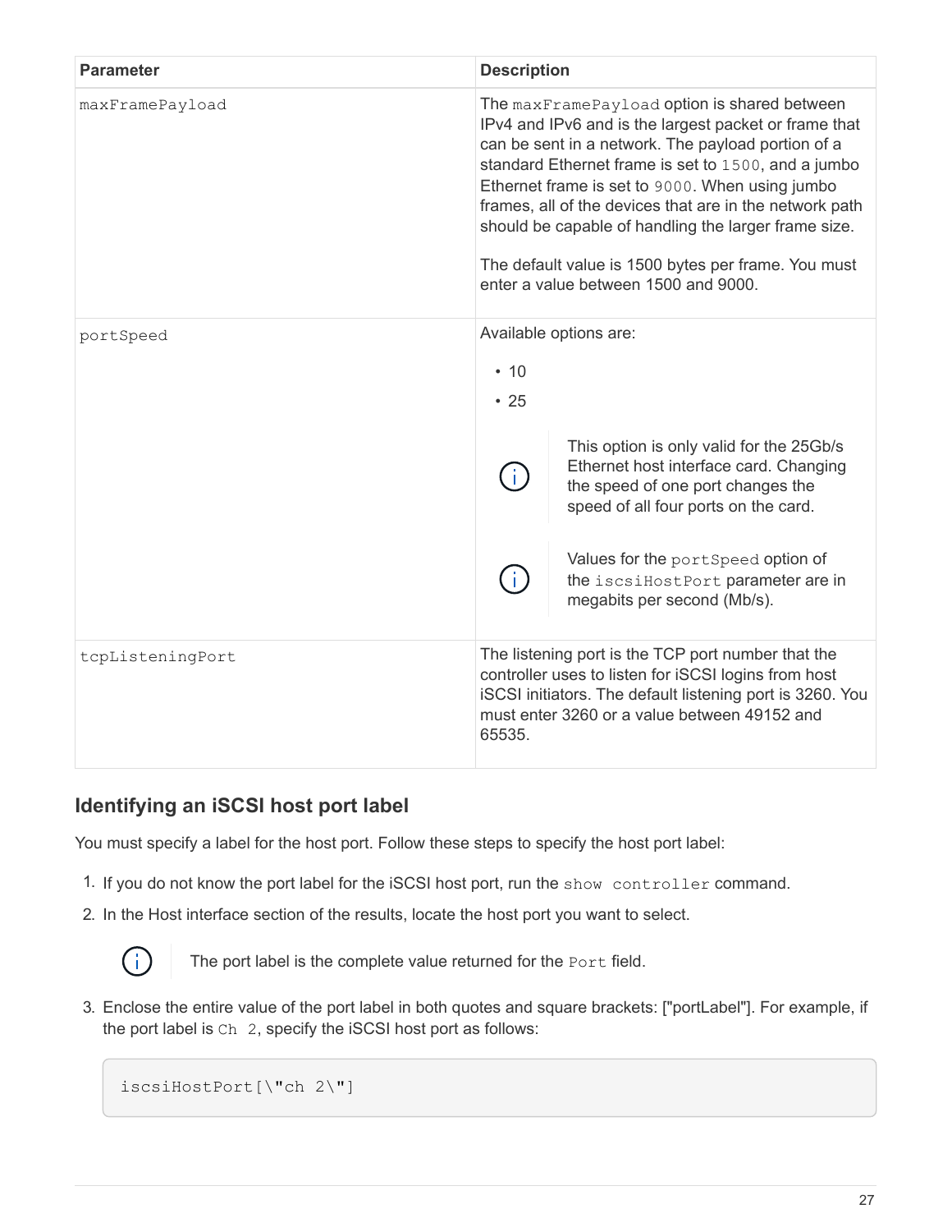| Parameter | Description |
| --- | --- |
| `maxFramePayload` | The `maxFramePayload` option is shared between IPv4 and IPv6 and is the largest packet or frame that can be sent in a network. The payload portion of a standard Ethernet frame is set to `1500`, and a jumbo Ethernet frame is set to `9000`. When using jumbo frames, all of the devices that are in the network path should be capable of handling the larger frame size.<br><br>The default value is 1500 bytes per frame. You must enter a value between 1500 and 9000. |
| `portSpeed` | Available options are:<br>• 10<br>• 25<br><br>ⓘ This option is only valid for the 25Gb/s Ethernet host interface card. Changing the speed of one port changes the speed of all four ports on the card.<br><br>ⓘ Values for the `portSpeed` option of the `iscsiHostPort` parameter are in megabits per second (Mb/s). |
| `tcpListeningPort` | The listening port is the TCP port number that the controller uses to listen for iSCSI logins from host iSCSI initiators. The default listening port is 3260. You must enter 3260 or a value between 49152 and 65535. |

## Identifying an iSCSI host port label

You must specify a label for the host port. Follow these steps to specify the host port label:

1. If you do not know the port label for the iSCSI host port, run the `show controller` command.
2. In the Host interface section of the results, locate the host port you want to select.

   ⓘ The port label is the complete value returned for the `Port` field.

3. Enclose the entire value of the port label in both quotes and square brackets: ["portLabel"]. For example, if the port label is `Ch 2`, specify the iSCSI host port as follows:

```
iscsiHostPort[\"ch 2\"]
```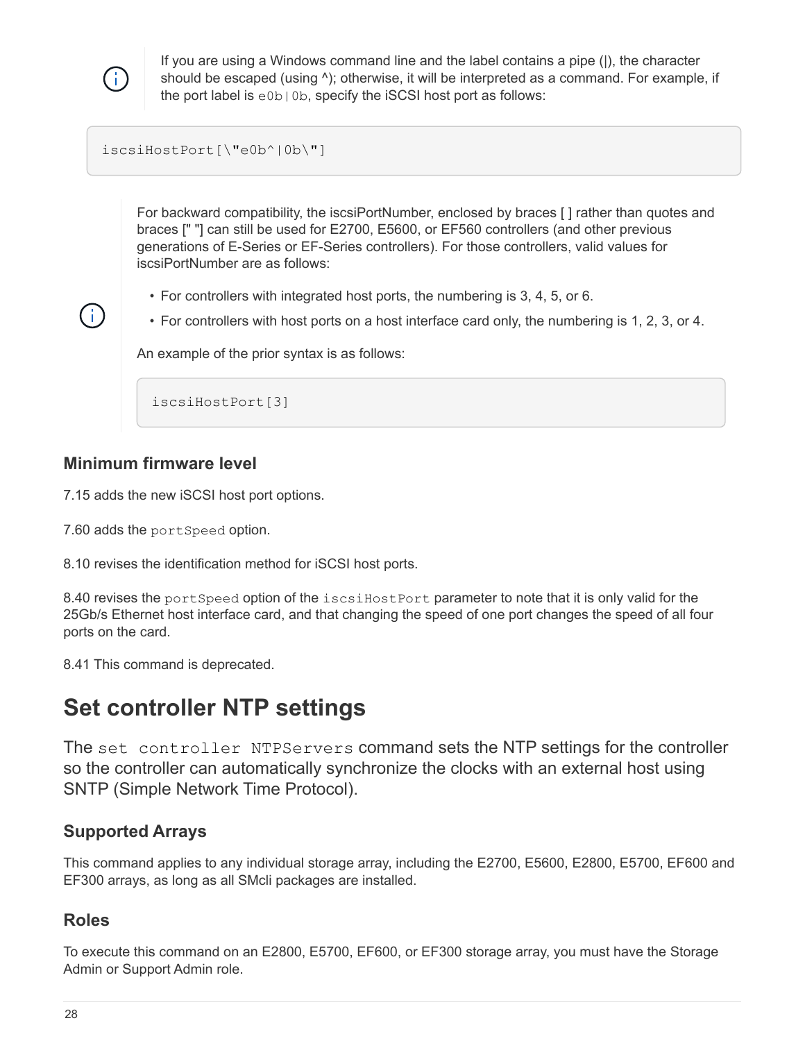If you are using a Windows command line and the label contains a pipe (|), the character should be escaped (using ^); otherwise, it will be interpreted as a command. For example, if the port label is `e0b|0b`, specify the iSCSI host port as follows:

```
iscsiHostPort[\"e0b^|0b\"]
```

For backward compatibility, the iscsiPortNumber, enclosed by braces [ ] rather than quotes and braces [" "] can still be used for E2700, E5600, or EF560 controllers (and other previous generations of E-Series or EF-Series controllers). For those controllers, valid values for iscsiPortNumber are as follows:

- For controllers with integrated host ports, the numbering is 3, 4, 5, or 6.
- For controllers with host ports on a host interface card only, the numbering is 1, 2, 3, or 4.

An example of the prior syntax is as follows:

```
iscsiHostPort[3]
```

### Minimum firmware level

7.15 adds the new iSCSI host port options.

7.60 adds the `portSpeed` option.

8.10 revises the identification method for iSCSI host ports.

8.40 revises the `portSpeed` option of the `iscsiHostPort` parameter to note that it is only valid for the 25Gb/s Ethernet host interface card, and that changing the speed of one port changes the speed of all four ports on the card.

8.41 This command is deprecated.

## Set controller NTP settings

The `set controller NTPServers` command sets the NTP settings for the controller so the controller can automatically synchronize the clocks with an external host using SNTP (Simple Network Time Protocol).

### Supported Arrays

This command applies to any individual storage array, including the E2700, E5600, E2800, E5700, EF600 and EF300 arrays, as long as all SMcli packages are installed.

### Roles

To execute this command on an E2800, E5700, EF600, or EF300 storage array, you must have the Storage Admin or Support Admin role.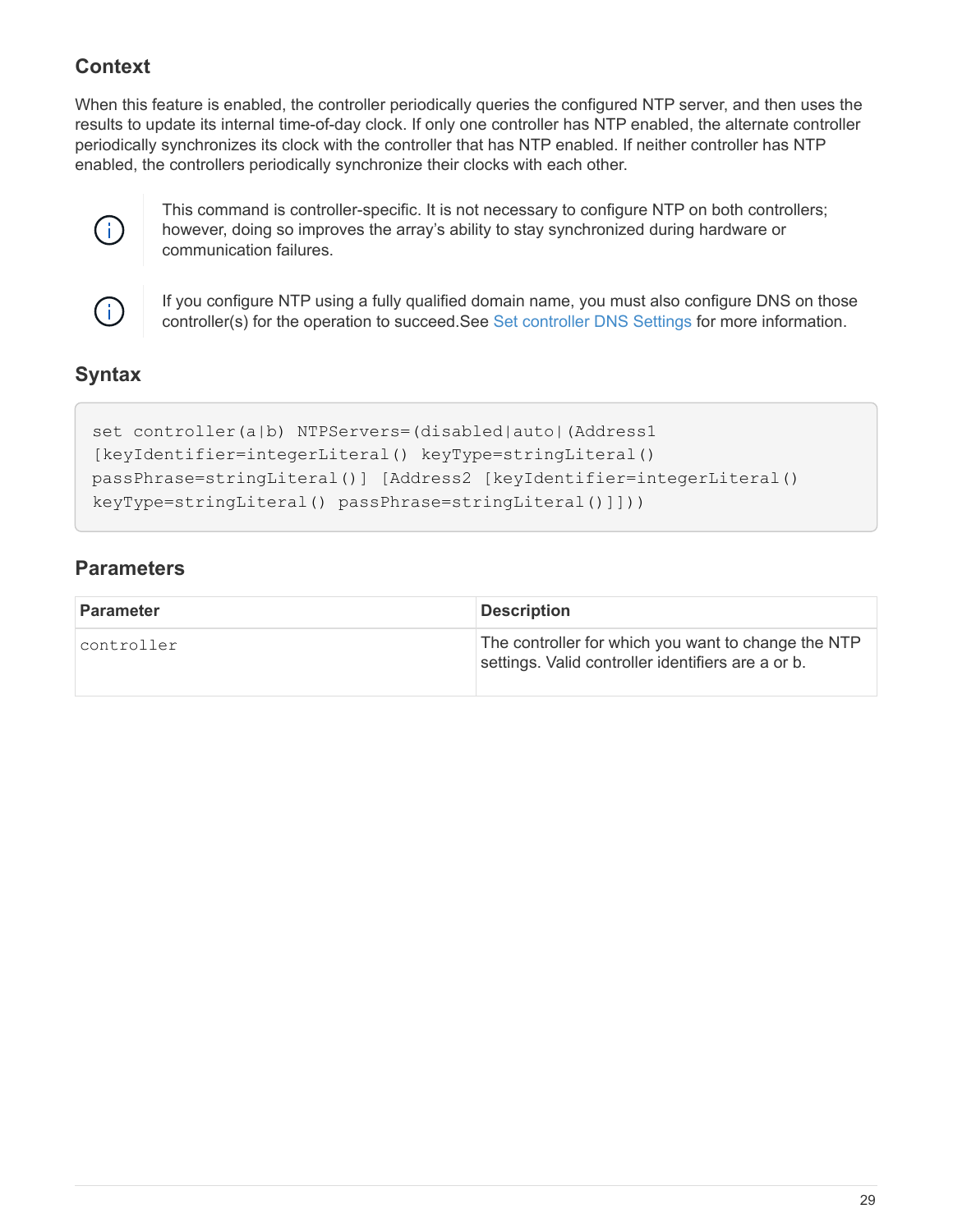## Context

When this feature is enabled, the controller periodically queries the configured NTP server, and then uses the results to update its internal time-of-day clock. If only one controller has NTP enabled, the alternate controller periodically synchronizes its clock with the controller that has NTP enabled. If neither controller has NTP enabled, the controllers periodically synchronize their clocks with each other.

> This command is controller-specific. It is not necessary to configure NTP on both controllers; however, doing so improves the array's ability to stay synchronized during hardware or communication failures.

> If you configure NTP using a fully qualified domain name, you must also configure DNS on those controller(s) for the operation to succeed.See Set controller DNS Settings for more information.

## Syntax

```
set controller(a|b) NTPServers=(disabled|auto|(Address1
[keyIdentifier=integerLiteral() keyType=stringLiteral()
passPhrase=stringLiteral()] [Address2 [keyIdentifier=integerLiteral()
keyType=stringLiteral() passPhrase=stringLiteral()]]))
```

## Parameters

| Parameter | Description |
|---|---|
| controller | The controller for which you want to change the NTP settings. Valid controller identifiers are a or b. |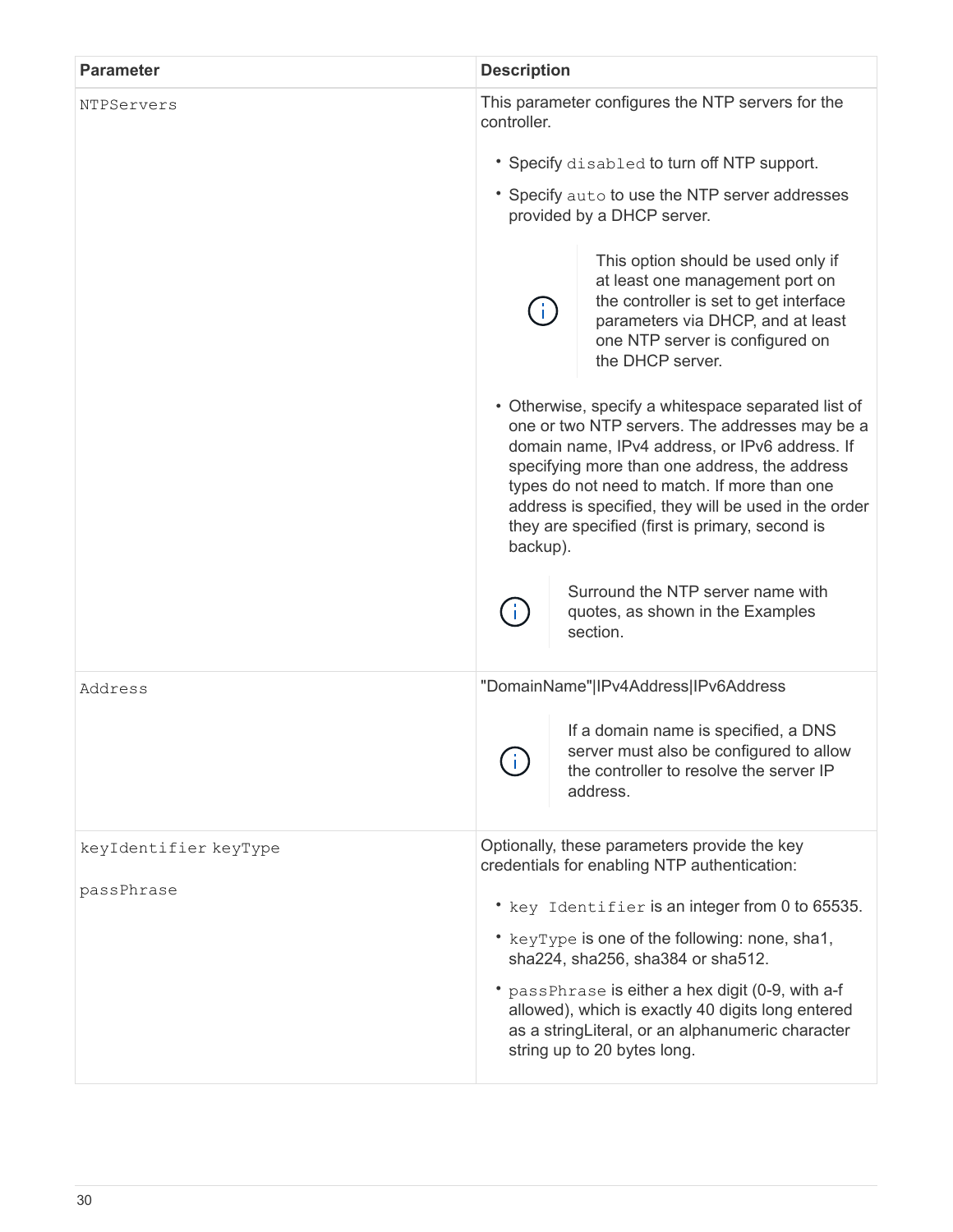| Parameter | Description |
| --- | --- |
| `NTPServers` | This parameter configures the NTP servers for the controller.<br><br>• Specify `disabled` to turn off NTP support.<br>• Specify `auto` to use the NTP server addresses provided by a DHCP server.<br><br>ⓘ This option should be used only if at least one management port on the controller is set to get interface parameters via DHCP, and at least one NTP server is configured on the DHCP server.<br><br>• Otherwise, specify a whitespace separated list of one or two NTP servers. The addresses may be a domain name, IPv4 address, or IPv6 address. If specifying more than one address, the address types do not need to match. If more than one address is specified, they will be used in the order they are specified (first is primary, second is backup).<br><br>ⓘ Surround the NTP server name with quotes, as shown in the Examples section. |
| `Address` | "DomainName"\|IPv4Address\|IPv6Address<br><br>ⓘ If a domain name is specified, a DNS server must also be configured to allow the controller to resolve the server IP address. |
| `keyIdentifier` `keyType`<br><br>`passPhrase` | Optionally, these parameters provide the key credentials for enabling NTP authentication:<br><br>• `key Identifier` is an integer from 0 to 65535.<br>• `keyType` is one of the following: none, sha1, sha224, sha256, sha384 or sha512.<br>• `passPhrase` is either a hex digit (0-9, with a-f allowed), which is exactly 40 digits long entered as a stringLiteral, or an alphanumeric character string up to 20 bytes long. |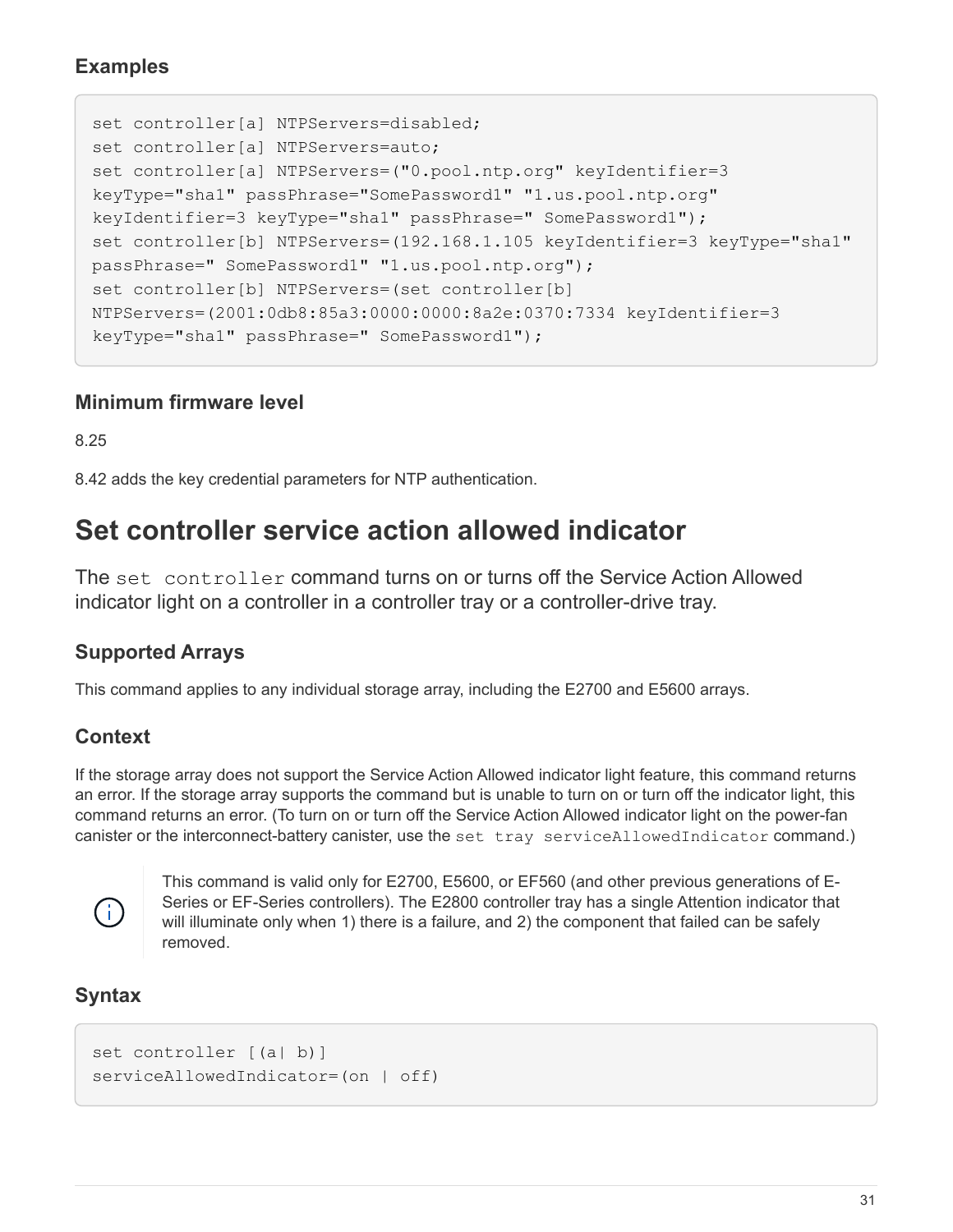### Examples

```
set controller[a] NTPServers=disabled;
set controller[a] NTPServers=auto;
set controller[a] NTPServers=("0.pool.ntp.org" keyIdentifier=3
keyType="sha1" passPhrase="SomePassword1" "1.us.pool.ntp.org"
keyIdentifier=3 keyType="sha1" passPhrase=" SomePassword1");
set controller[b] NTPServers=(192.168.1.105 keyIdentifier=3 keyType="sha1"
passPhrase=" SomePassword1" "1.us.pool.ntp.org");
set controller[b] NTPServers=(set controller[b]
NTPServers=(2001:0db8:85a3:0000:0000:8a2e:0370:7334 keyIdentifier=3
keyType="sha1" passPhrase=" SomePassword1");
```

### Minimum firmware level

8.25

8.42 adds the key credential parameters for NTP authentication.

# Set controller service action allowed indicator

The `set controller` command turns on or turns off the Service Action Allowed indicator light on a controller in a controller tray or a controller-drive tray.

### Supported Arrays

This command applies to any individual storage array, including the E2700 and E5600 arrays.

### Context

If the storage array does not support the Service Action Allowed indicator light feature, this command returns an error. If the storage array supports the command but is unable to turn on or turn off the indicator light, this command returns an error. (To turn on or turn off the Service Action Allowed indicator light on the power-fan canister or the interconnect-battery canister, use the `set tray serviceAllowedIndicator` command.)

> This command is valid only for E2700, E5600, or EF560 (and other previous generations of E-Series or EF-Series controllers). The E2800 controller tray has a single Attention indicator that will illuminate only when 1) there is a failure, and 2) the component that failed can be safely removed.

### Syntax

```
set controller [(a| b)]
serviceAllowedIndicator=(on | off)
```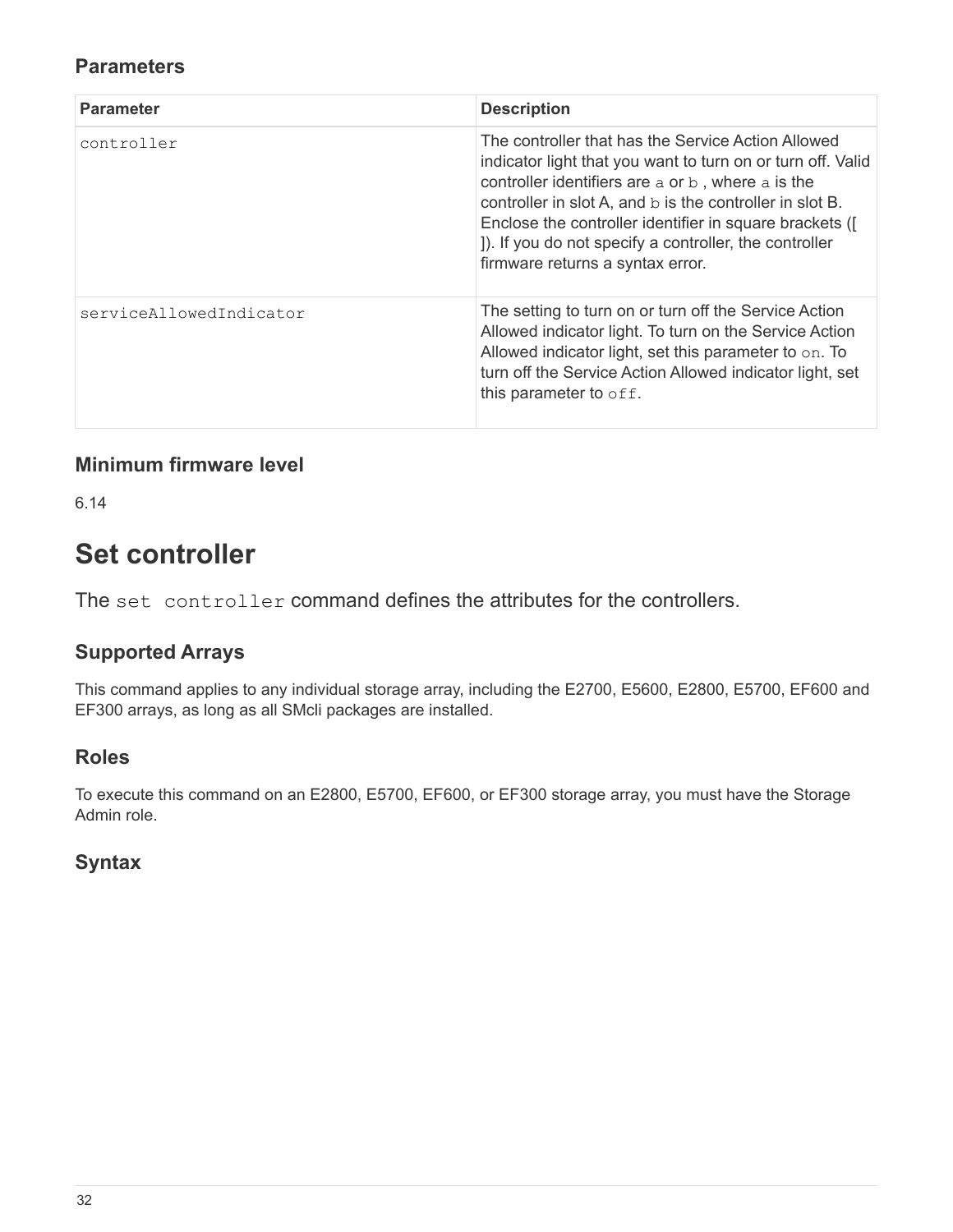### Parameters

| Parameter | Description |
| --- | --- |
| `controller` | The controller that has the Service Action Allowed indicator light that you want to turn on or turn off. Valid controller identifiers are `a` or `b` , where `a` is the controller in slot A, and `b` is the controller in slot B. Enclose the controller identifier in square brackets ([ ]). If you do not specify a controller, the controller firmware returns a syntax error. |
| `serviceAllowedIndicator` | The setting to turn on or turn off the Service Action Allowed indicator light. To turn on the Service Action Allowed indicator light, set this parameter to `on`. To turn off the Service Action Allowed indicator light, set this parameter to `off`. |

### Minimum firmware level

6.14

## Set controller

The `set controller` command defines the attributes for the controllers.

### Supported Arrays

This command applies to any individual storage array, including the E2700, E5600, E2800, E5700, EF600 and EF300 arrays, as long as all SMcli packages are installed.

### Roles

To execute this command on an E2800, E5700, EF600, or EF300 storage array, you must have the Storage Admin role.

### Syntax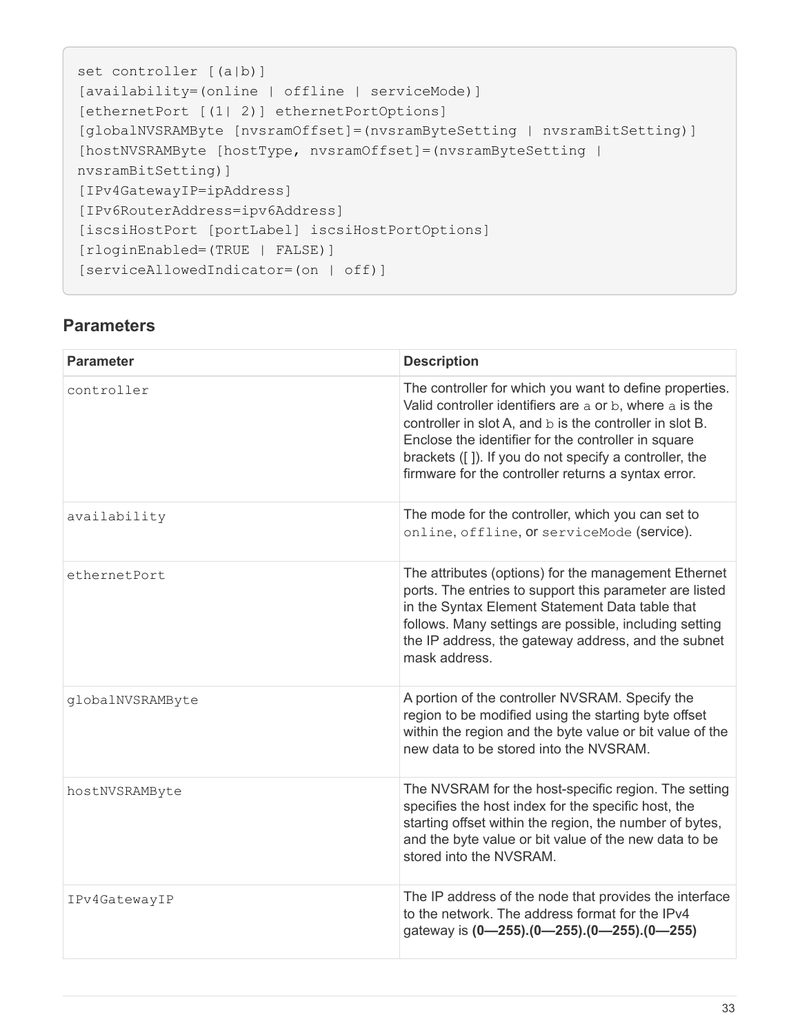```
set controller [(a|b)]
[availability=(online | offline | serviceMode)]
[ethernetPort [(1| 2)] ethernetPortOptions]
[globalNVSRAMByte [nvsramOffset]=(nvsramByteSetting | nvsramBitSetting)]
[hostNVSRAMByte [hostType, nvsramOffset]=(nvsramByteSetting |
nvsramBitSetting)]
[IPv4GatewayIP=ipAddress]
[IPv6RouterAddress=ipv6Address]
[iscsiHostPort [portLabel] iscsiHostPortOptions]
[rloginEnabled=(TRUE | FALSE)]
[serviceAllowedIndicator=(on | off)]
```

## Parameters

| Parameter | Description |
| --- | --- |
| `controller` | The controller for which you want to define properties. Valid controller identifiers are `a` or `b`, where `a` is the controller in slot A, and `b` is the controller in slot B. Enclose the identifier for the controller in square brackets ([ ]). If you do not specify a controller, the firmware for the controller returns a syntax error. |
| `availability` | The mode for the controller, which you can set to `online`, `offline`, or `serviceMode` (service). |
| `ethernetPort` | The attributes (options) for the management Ethernet ports. The entries to support this parameter are listed in the Syntax Element Statement Data table that follows. Many settings are possible, including setting the IP address, the gateway address, and the subnet mask address. |
| `globalNVSRAMByte` | A portion of the controller NVSRAM. Specify the region to be modified using the starting byte offset within the region and the byte value or bit value of the new data to be stored into the NVSRAM. |
| `hostNVSRAMByte` | The NVSRAM for the host-specific region. The setting specifies the host index for the specific host, the starting offset within the region, the number of bytes, and the byte value or bit value of the new data to be stored into the NVSRAM. |
| `IPv4GatewayIP` | The IP address of the node that provides the interface to the network. The address format for the IPv4 gateway is **(0—255).(0—255).(0—255).(0—255)** |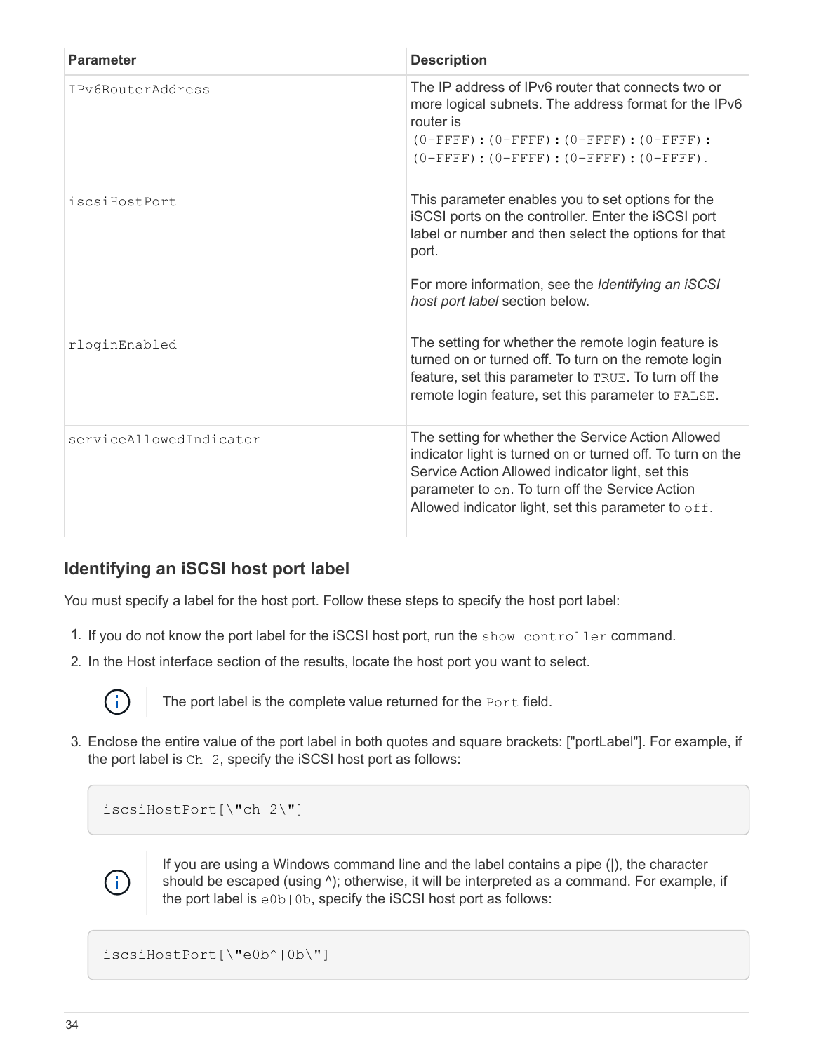| Parameter | Description |
| --- | --- |
| `IPv6RouterAddress` | The IP address of IPv6 router that connects two or more logical subnets. The address format for the IPv6 router is `(0–FFFF):(0–FFFF):(0–FFFF):(0–FFFF): (0–FFFF):(0–FFFF):(0–FFFF):(0–FFFF)`. |
| `iscsiHostPort` | This parameter enables you to set options for the iSCSI ports on the controller. Enter the iSCSI port label or number and then select the options for that port.<br><br>For more information, see the *Identifying an iSCSI host port label* section below. |
| `rloginEnabled` | The setting for whether the remote login feature is turned on or turned off. To turn on the remote login feature, set this parameter to `TRUE`. To turn off the remote login feature, set this parameter to `FALSE`. |
| `serviceAllowedIndicator` | The setting for whether the Service Action Allowed indicator light is turned on or turned off. To turn on the Service Action Allowed indicator light, set this parameter to `on`. To turn off the Service Action Allowed indicator light, set this parameter to `off`. |

## Identifying an iSCSI host port label

You must specify a label for the host port. Follow these steps to specify the host port label:

1. If you do not know the port label for the iSCSI host port, run the `show controller` command.
2. In the Host interface section of the results, locate the host port you want to select.

   > The port label is the complete value returned for the `Port` field.

3. Enclose the entire value of the port label in both quotes and square brackets: ["portLabel"]. For example, if the port label is `Ch 2`, specify the iSCSI host port as follows:

   ```
   iscsiHostPort[\"ch 2\"]
   ```

   > If you are using a Windows command line and the label contains a pipe (|), the character should be escaped (using ^); otherwise, it will be interpreted as a command. For example, if the port label is `e0b|0b`, specify the iSCSI host port as follows:

   ```
   iscsiHostPort[\"e0b^|0b\"]
   ```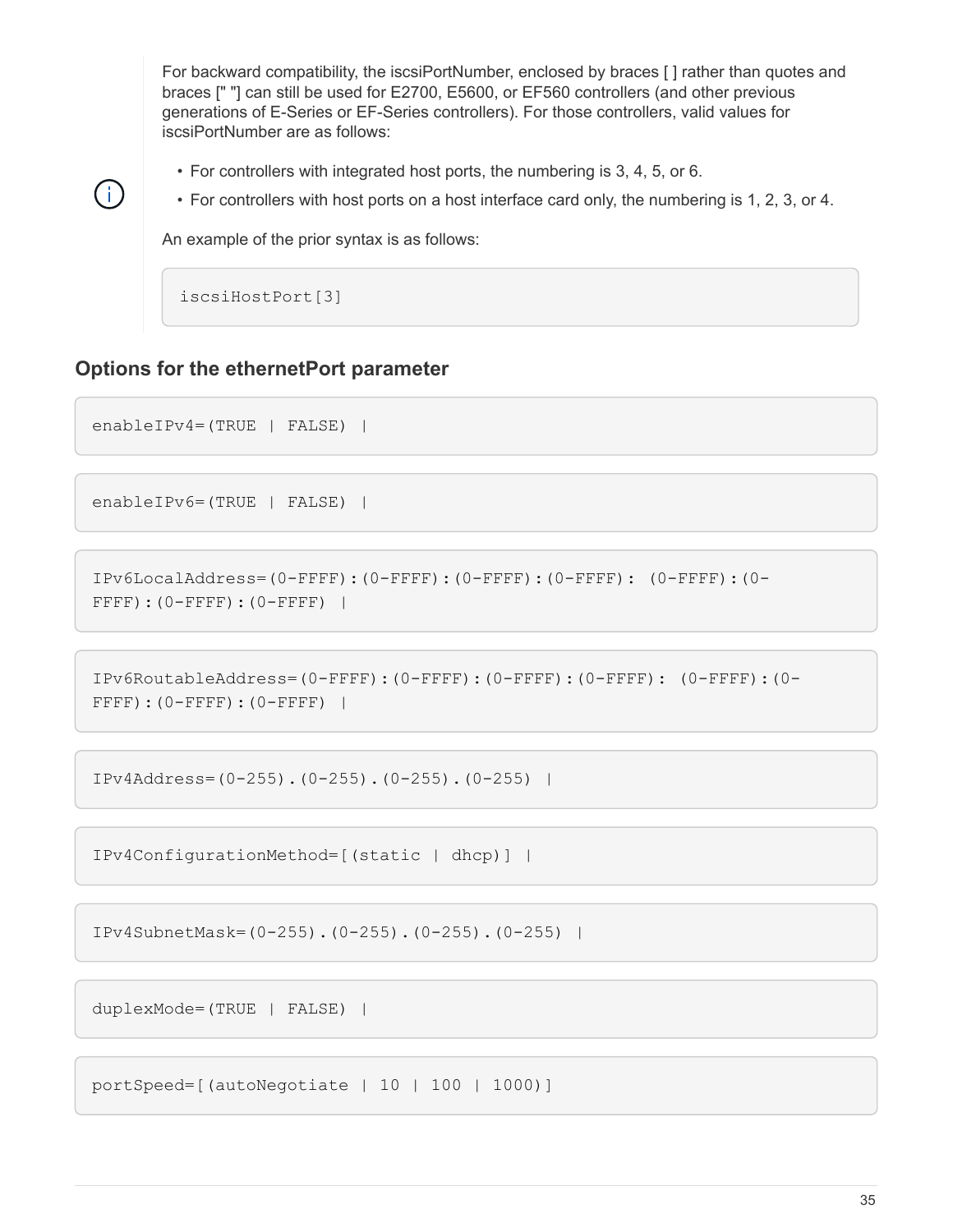For backward compatibility, the iscsiPortNumber, enclosed by braces [ ] rather than quotes and braces [" "] can still be used for E2700, E5600, or EF560 controllers (and other previous generations of E-Series or EF-Series controllers). For those controllers, valid values for iscsiPortNumber are as follows:

- For controllers with integrated host ports, the numbering is 3, 4, 5, or 6.
- For controllers with host ports on a host interface card only, the numbering is 1, 2, 3, or 4.

An example of the prior syntax is as follows:

```
iscsiHostPort[3]
```

### Options for the ethernetPort parameter

```
enableIPv4=(TRUE | FALSE) |
```

```
enableIPv6=(TRUE | FALSE) |
```

```
IPv6LocalAddress=(0-FFFF):(0-FFFF):(0-FFFF):(0-FFFF): (0-FFFF):(0-
FFFF):(0-FFFF):(0-FFFF) |
```

```
IPv6RoutableAddress=(0-FFFF):(0-FFFF):(0-FFFF):(0-FFFF): (0-FFFF):(0-
FFFF):(0-FFFF):(0-FFFF) |
```

```
IPv4Address=(0-255).(0-255).(0-255).(0-255) |
```

```
IPv4ConfigurationMethod=[(static | dhcp)] |
```

```
IPv4SubnetMask=(0-255).(0-255).(0-255).(0-255) |
```

```
duplexMode=(TRUE | FALSE) |
```

```
portSpeed=[(autoNegotiate | 10 | 100 | 1000)]
```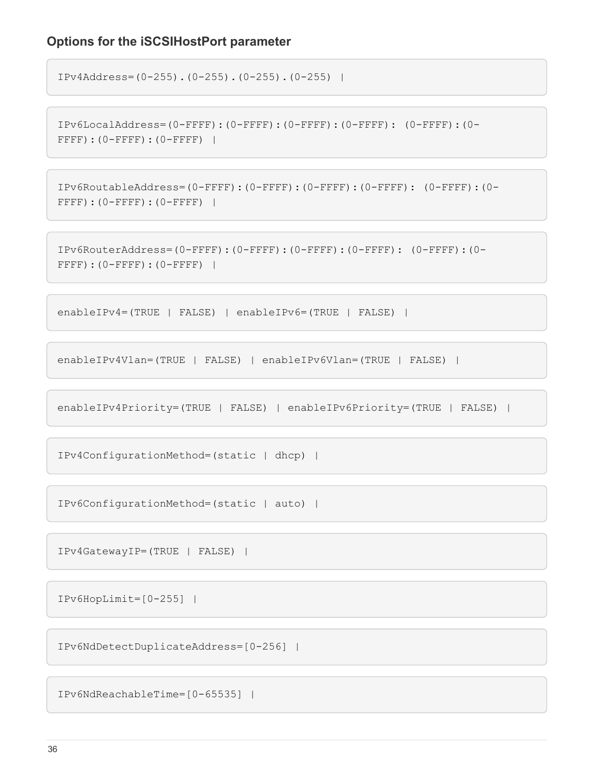### Options for the iSCSIHostPort parameter

```
IPv4Address=(0-255).(0-255).(0-255).(0-255) |
```

```
IPv6LocalAddress=(0-FFFF):(0-FFFF):(0-FFFF):(0-FFFF): (0-FFFF):(0-
FFFF):(0-FFFF):(0-FFFF) |
```

```
IPv6RoutableAddress=(0-FFFF):(0-FFFF):(0-FFFF):(0-FFFF): (0-FFFF):(0-
FFFF):(0-FFFF):(0-FFFF) |
```

```
IPv6RouterAddress=(0-FFFF):(0-FFFF):(0-FFFF):(0-FFFF): (0-FFFF):(0-
FFFF):(0-FFFF):(0-FFFF) |
```

```
enableIPv4=(TRUE | FALSE) | enableIPv6=(TRUE | FALSE) |
```

```
enableIPv4Vlan=(TRUE | FALSE) | enableIPv6Vlan=(TRUE | FALSE) |
```

```
enableIPv4Priority=(TRUE | FALSE) | enableIPv6Priority=(TRUE | FALSE) |
```

```
IPv4ConfigurationMethod=(static | dhcp) |
```

```
IPv6ConfigurationMethod=(static | auto) |
```

```
IPv4GatewayIP=(TRUE | FALSE) |
```

```
IPv6HopLimit=[0-255] |
```

```
IPv6NdDetectDuplicateAddress=[0-256] |
```

```
IPv6NdReachableTime=[0-65535] |
```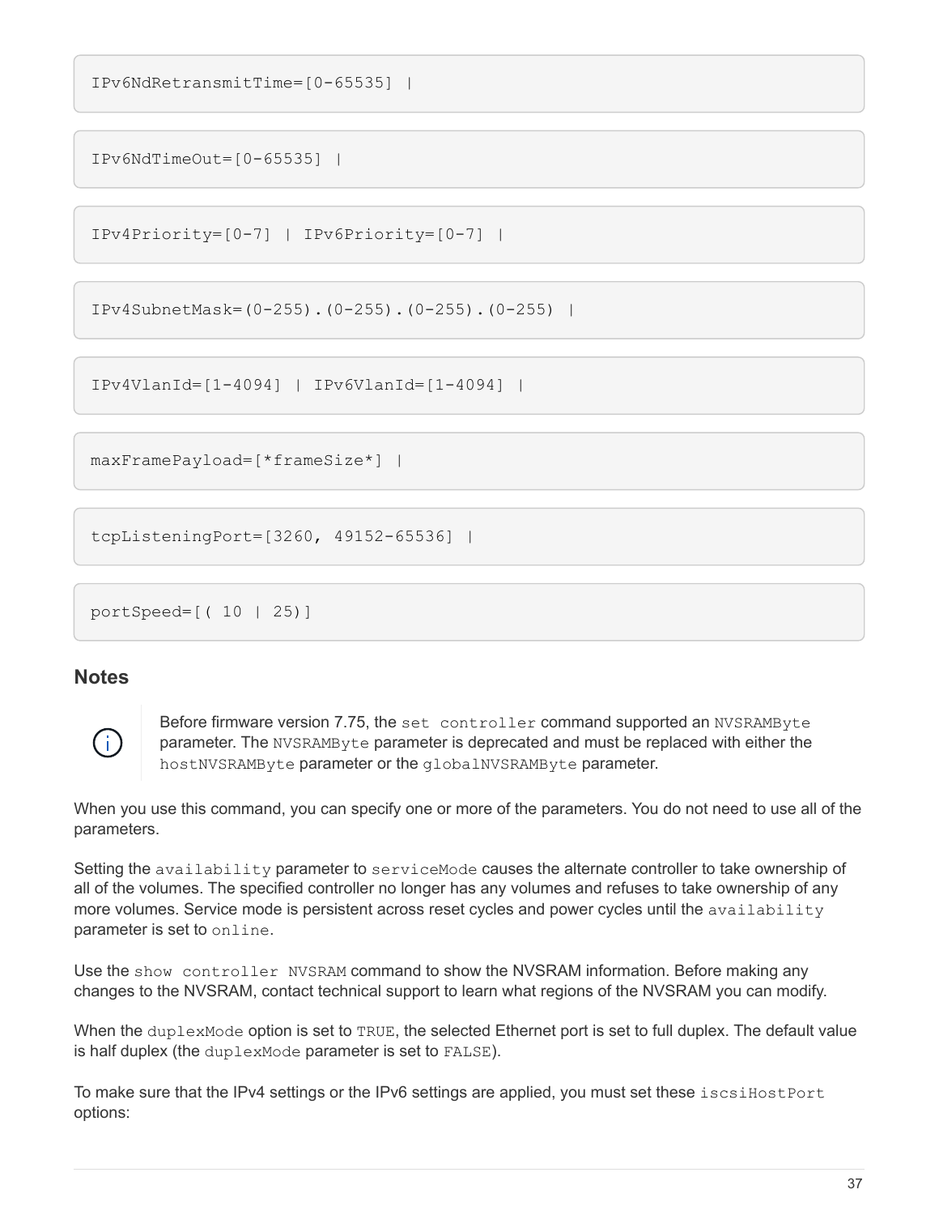```
IPv6NdRetransmitTime=[0-65535] |
```

```
IPv6NdTimeOut=[0-65535] |
```

```
IPv4Priority=[0-7] | IPv6Priority=[0-7] |
```

```
IPv4SubnetMask=(0-255).(0-255).(0-255).(0-255) |
```

```
IPv4VlanId=[1-4094] | IPv6VlanId=[1-4094] |
```

```
maxFramePayload=[*frameSize*] |
```

```
tcpListeningPort=[3260, 49152-65536] |
```

```
portSpeed=[( 10 | 25)]
```

## Notes

> Before firmware version 7.75, the `set controller` command supported an `NVSRAMByte` parameter. The `NVSRAMByte` parameter is deprecated and must be replaced with either the `hostNVSRAMByte` parameter or the `globalNVSRAMByte` parameter.

When you use this command, you can specify one or more of the parameters. You do not need to use all of the parameters.

Setting the `availability` parameter to `serviceMode` causes the alternate controller to take ownership of all of the volumes. The specified controller no longer has any volumes and refuses to take ownership of any more volumes. Service mode is persistent across reset cycles and power cycles until the `availability` parameter is set to `online`.

Use the `show controller NVSRAM` command to show the NVSRAM information. Before making any changes to the NVSRAM, contact technical support to learn what regions of the NVSRAM you can modify.

When the `duplexMode` option is set to `TRUE`, the selected Ethernet port is set to full duplex. The default value is half duplex (the `duplexMode` parameter is set to `FALSE`).

To make sure that the IPv4 settings or the IPv6 settings are applied, you must set these `iscsiHostPort` options: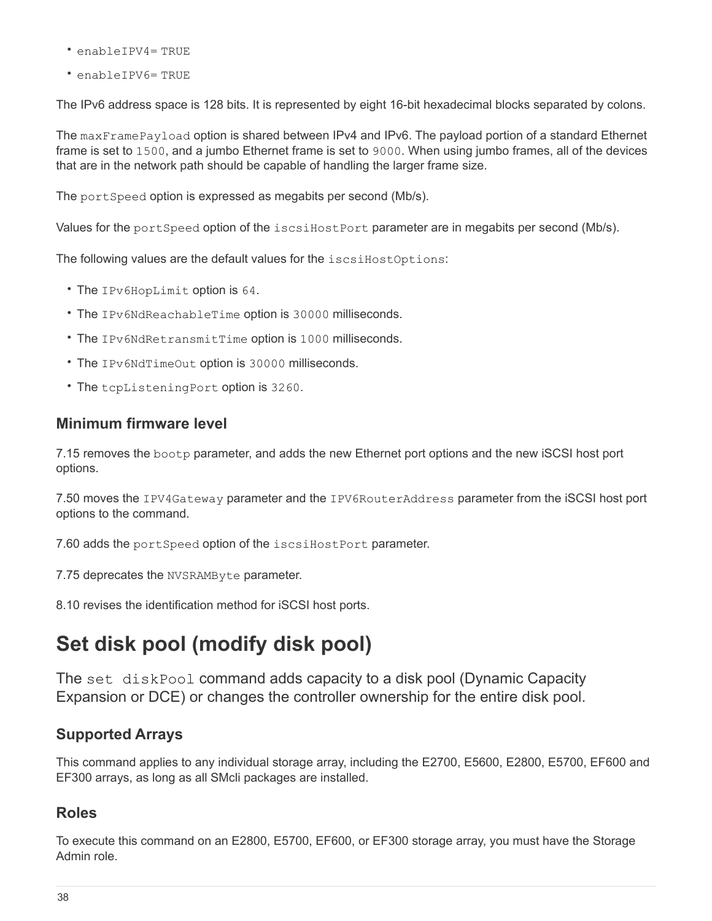- `enableIPV4= TRUE`
- `enableIPV6= TRUE`

The IPv6 address space is 128 bits. It is represented by eight 16-bit hexadecimal blocks separated by colons.

The `maxFramePayload` option is shared between IPv4 and IPv6. The payload portion of a standard Ethernet frame is set to `1500`, and a jumbo Ethernet frame is set to `9000`. When using jumbo frames, all of the devices that are in the network path should be capable of handling the larger frame size.

The `portSpeed` option is expressed as megabits per second (Mb/s).

Values for the `portSpeed` option of the `iscsiHostPort` parameter are in megabits per second (Mb/s).

The following values are the default values for the `iscsiHostOptions`:

- The `IPv6HopLimit` option is `64`.
- The `IPv6NdReachableTime` option is `30000` milliseconds.
- The `IPv6NdRetransmitTime` option is `1000` milliseconds.
- The `IPv6NdTimeOut` option is `30000` milliseconds.
- The `tcpListeningPort` option is `3260`.

### Minimum firmware level

7.15 removes the `bootp` parameter, and adds the new Ethernet port options and the new iSCSI host port options.

7.50 moves the `IPV4Gateway` parameter and the `IPV6RouterAddress` parameter from the iSCSI host port options to the command.

7.60 adds the `portSpeed` option of the `iscsiHostPort` parameter.

7.75 deprecates the `NVSRAMByte` parameter.

8.10 revises the identification method for iSCSI host ports.

# Set disk pool (modify disk pool)

The `set diskPool` command adds capacity to a disk pool (Dynamic Capacity Expansion or DCE) or changes the controller ownership for the entire disk pool.

### Supported Arrays

This command applies to any individual storage array, including the E2700, E5600, E2800, E5700, EF600 and EF300 arrays, as long as all SMcli packages are installed.

### Roles

To execute this command on an E2800, E5700, EF600, or EF300 storage array, you must have the Storage Admin role.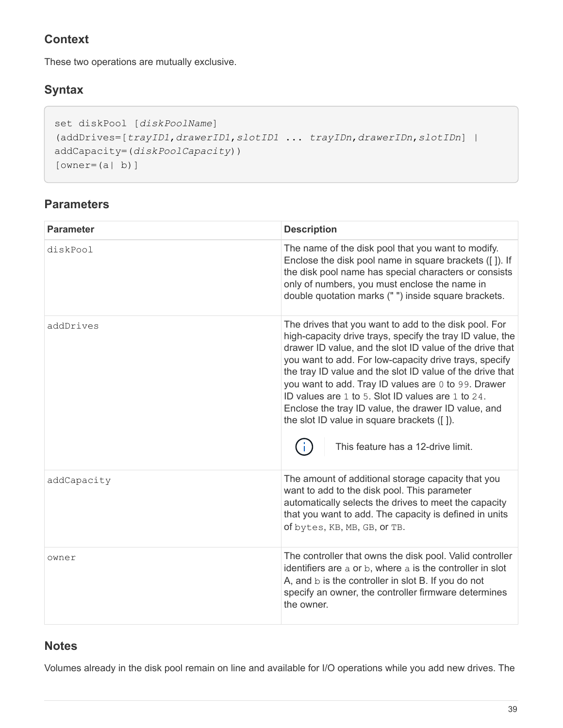## Context

These two operations are mutually exclusive.

## Syntax

```
set diskPool [diskPoolName]
(addDrives=[trayID1,drawerID1,slotID1 ... trayIDn,drawerIDn,slotIDn] |
addCapacity=(diskPoolCapacity))
[owner=(a| b)]
```

## Parameters

| Parameter | Description |
| --- | --- |
| `diskPool` | The name of the disk pool that you want to modify. Enclose the disk pool name in square brackets ([ ]). If the disk pool name has special characters or consists only of numbers, you must enclose the name in double quotation marks (" ") inside square brackets. |
| `addDrives` | The drives that you want to add to the disk pool. For high-capacity drive trays, specify the tray ID value, the drawer ID value, and the slot ID value of the drive that you want to add. For low-capacity drive trays, specify the tray ID value and the slot ID value of the drive that you want to add. Tray ID values are `0` to `99`. Drawer ID values are `1` to `5`. Slot ID values are `1` to `24`. Enclose the tray ID value, the drawer ID value, and the slot ID value in square brackets ([ ]). <br><br> This feature has a 12-drive limit. |
| `addCapacity` | The amount of additional storage capacity that you want to add to the disk pool. This parameter automatically selects the drives to meet the capacity that you want to add. The capacity is defined in units of `bytes`, `KB`, `MB`, `GB`, or `TB`. |
| `owner` | The controller that owns the disk pool. Valid controller identifiers are `a` or `b`, where `a` is the controller in slot A, and `b` is the controller in slot B. If you do not specify an owner, the controller firmware determines the owner. |

## Notes

Volumes already in the disk pool remain on line and available for I/O operations while you add new drives. The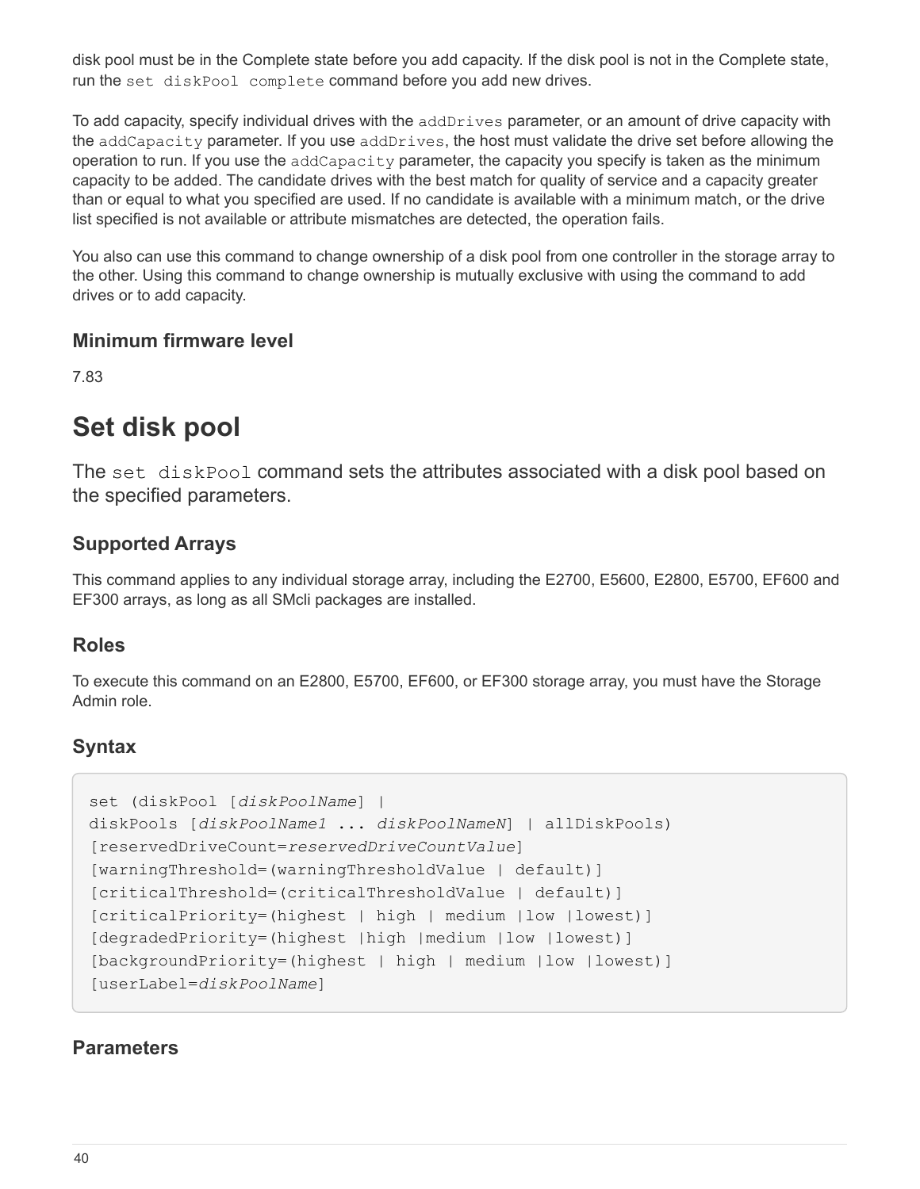disk pool must be in the Complete state before you add capacity. If the disk pool is not in the Complete state, run the `set diskPool complete` command before you add new drives.

To add capacity, specify individual drives with the `addDrives` parameter, or an amount of drive capacity with the `addCapacity` parameter. If you use `addDrives`, the host must validate the drive set before allowing the operation to run. If you use the `addCapacity` parameter, the capacity you specify is taken as the minimum capacity to be added. The candidate drives with the best match for quality of service and a capacity greater than or equal to what you specified are used. If no candidate is available with a minimum match, or the drive list specified is not available or attribute mismatches are detected, the operation fails.

You also can use this command to change ownership of a disk pool from one controller in the storage array to the other. Using this command to change ownership is mutually exclusive with using the command to add drives or to add capacity.

### Minimum firmware level

7.83

## Set disk pool

The `set diskPool` command sets the attributes associated with a disk pool based on the specified parameters.

### Supported Arrays

This command applies to any individual storage array, including the E2700, E5600, E2800, E5700, EF600 and EF300 arrays, as long as all SMcli packages are installed.

### Roles

To execute this command on an E2800, E5700, EF600, or EF300 storage array, you must have the Storage Admin role.

### Syntax

```
set (diskPool [diskPoolName] |
diskPools [diskPoolName1 ... diskPoolNameN] | allDiskPools)
[reservedDriveCount=reservedDriveCountValue]
[warningThreshold=(warningThresholdValue | default)]
[criticalThreshold=(criticalThresholdValue | default)]
[criticalPriority=(highest | high | medium |low |lowest)]
[degradedPriority=(highest |high |medium |low |lowest)]
[backgroundPriority=(highest | high | medium |low |lowest)]
[userLabel=diskPoolName]
```

### Parameters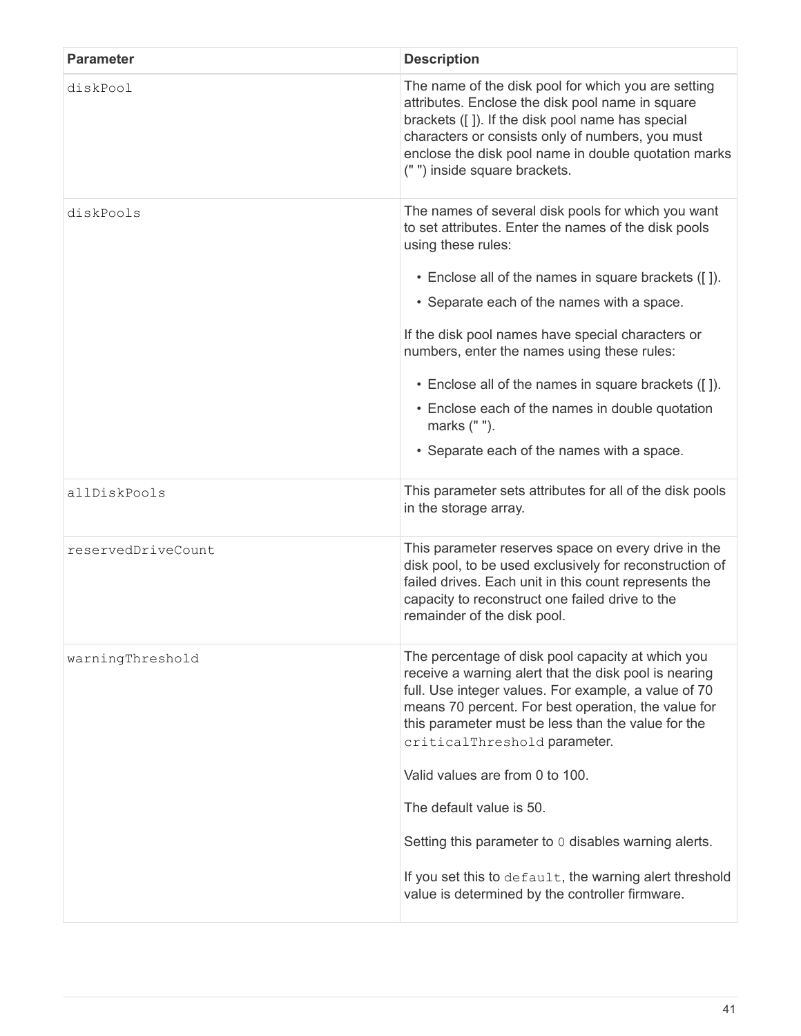| Parameter | Description |
| --- | --- |
| `diskPool` | The name of the disk pool for which you are setting attributes. Enclose the disk pool name in square brackets ([ ]). If the disk pool name has special characters or consists only of numbers, you must enclose the disk pool name in double quotation marks (" ") inside square brackets. |
| `diskPools` | The names of several disk pools for which you want to set attributes. Enter the names of the disk pools using these rules:<br>• Enclose all of the names in square brackets ([ ]).<br>• Separate each of the names with a space.<br><br>If the disk pool names have special characters or numbers, enter the names using these rules:<br>• Enclose all of the names in square brackets ([ ]).<br>• Enclose each of the names in double quotation marks (" ").<br>• Separate each of the names with a space. |
| `allDiskPools` | This parameter sets attributes for all of the disk pools in the storage array. |
| `reservedDriveCount` | This parameter reserves space on every drive in the disk pool, to be used exclusively for reconstruction of failed drives. Each unit in this count represents the capacity to reconstruct one failed drive to the remainder of the disk pool. |
| `warningThreshold` | The percentage of disk pool capacity at which you receive a warning alert that the disk pool is nearing full. Use integer values. For example, a value of 70 means 70 percent. For best operation, the value for this parameter must be less than the value for the `criticalThreshold` parameter.<br><br>Valid values are from 0 to 100.<br><br>The default value is 50.<br><br>Setting this parameter to `0` disables warning alerts.<br><br>If you set this to `default`, the warning alert threshold value is determined by the controller firmware. |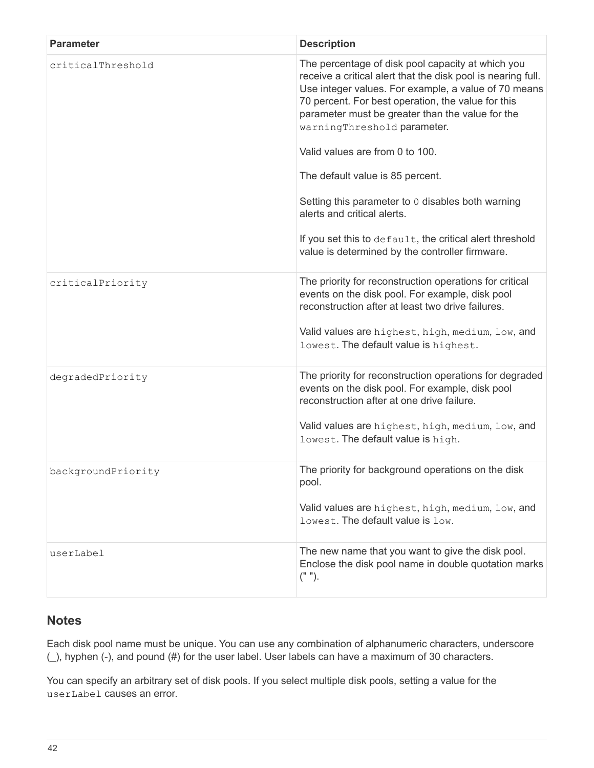| Parameter | Description |
| --- | --- |
| `criticalThreshold` | The percentage of disk pool capacity at which you receive a critical alert that the disk pool is nearing full. Use integer values. For example, a value of 70 means 70 percent. For best operation, the value for this parameter must be greater than the value for the `warningThreshold` parameter.<br><br>Valid values are from 0 to 100.<br><br>The default value is 85 percent.<br><br>Setting this parameter to `0` disables both warning alerts and critical alerts.<br><br>If you set this to `default`, the critical alert threshold value is determined by the controller firmware. |
| `criticalPriority` | The priority for reconstruction operations for critical events on the disk pool. For example, disk pool reconstruction after at least two drive failures.<br><br>Valid values are `highest`, `high`, `medium`, `low`, and `lowest`. The default value is `highest`. |
| `degradedPriority` | The priority for reconstruction operations for degraded events on the disk pool. For example, disk pool reconstruction after at one drive failure.<br><br>Valid values are `highest`, `high`, `medium`, `low`, and `lowest`. The default value is `high`. |
| `backgroundPriority` | The priority for background operations on the disk pool.<br><br>Valid values are `highest`, `high`, `medium`, `low`, and `lowest`. The default value is `low`. |
| `userLabel` | The new name that you want to give the disk pool. Enclose the disk pool name in double quotation marks (" "). |

## Notes

Each disk pool name must be unique. You can use any combination of alphanumeric characters, underscore (_), hyphen (-), and pound (#) for the user label. User labels can have a maximum of 30 characters.

You can specify an arbitrary set of disk pools. If you select multiple disk pools, setting a value for the `userLabel` causes an error.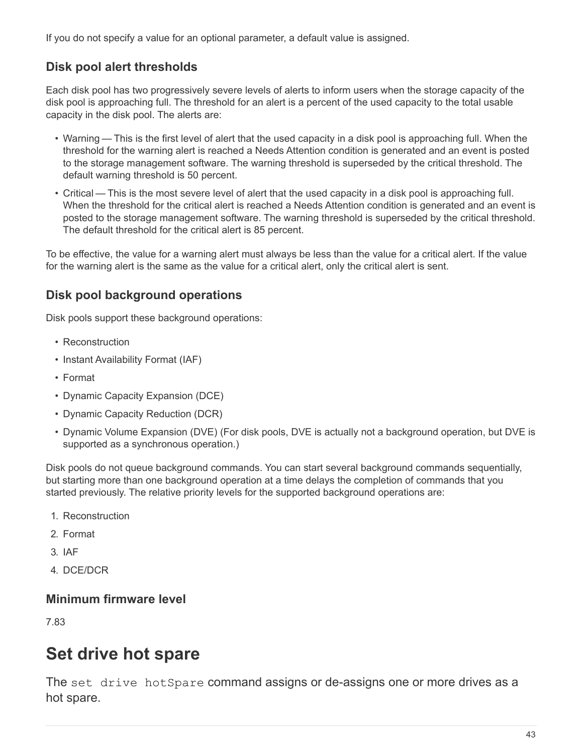If you do not specify a value for an optional parameter, a default value is assigned.

## Disk pool alert thresholds

Each disk pool has two progressively severe levels of alerts to inform users when the storage capacity of the disk pool is approaching full. The threshold for an alert is a percent of the used capacity to the total usable capacity in the disk pool. The alerts are:

- Warning — This is the first level of alert that the used capacity in a disk pool is approaching full. When the threshold for the warning alert is reached a Needs Attention condition is generated and an event is posted to the storage management software. The warning threshold is superseded by the critical threshold. The default warning threshold is 50 percent.
- Critical — This is the most severe level of alert that the used capacity in a disk pool is approaching full. When the threshold for the critical alert is reached a Needs Attention condition is generated and an event is posted to the storage management software. The warning threshold is superseded by the critical threshold. The default threshold for the critical alert is 85 percent.

To be effective, the value for a warning alert must always be less than the value for a critical alert. If the value for the warning alert is the same as the value for a critical alert, only the critical alert is sent.

## Disk pool background operations

Disk pools support these background operations:

- Reconstruction
- Instant Availability Format (IAF)
- Format
- Dynamic Capacity Expansion (DCE)
- Dynamic Capacity Reduction (DCR)
- Dynamic Volume Expansion (DVE) (For disk pools, DVE is actually not a background operation, but DVE is supported as a synchronous operation.)

Disk pools do not queue background commands. You can start several background commands sequentially, but starting more than one background operation at a time delays the completion of commands that you started previously. The relative priority levels for the supported background operations are:

1. Reconstruction
2. Format
3. IAF
4. DCE/DCR

## Minimum firmware level

7.83

# Set drive hot spare

The `set drive hotSpare` command assigns or de-assigns one or more drives as a hot spare.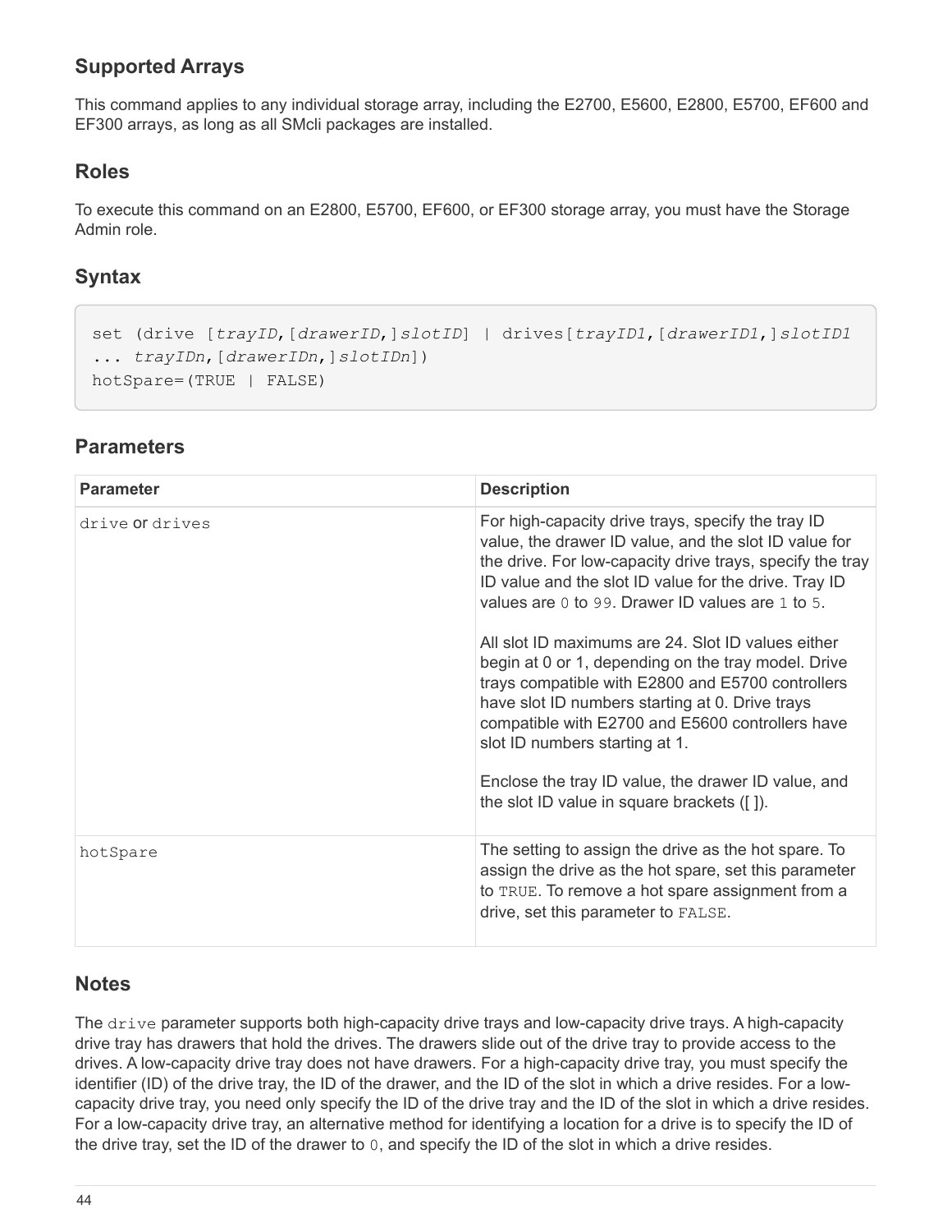## Supported Arrays

This command applies to any individual storage array, including the E2700, E5600, E2800, E5700, EF600 and EF300 arrays, as long as all SMcli packages are installed.

## Roles

To execute this command on an E2800, E5700, EF600, or EF300 storage array, you must have the Storage Admin role.

## Syntax

```
set (drive [trayID,[drawerID,]slotID] | drives[trayID1,[drawerID1,]slotID1
... trayIDn,[drawerIDn,]slotIDn])
hotSpare=(TRUE | FALSE)
```

## Parameters

| Parameter | Description |
| --- | --- |
| `drive` or `drives` | For high-capacity drive trays, specify the tray ID value, the drawer ID value, and the slot ID value for the drive. For low-capacity drive trays, specify the tray ID value and the slot ID value for the drive. Tray ID values are `0` to `99`. Drawer ID values are `1` to `5`.<br><br>All slot ID maximums are 24. Slot ID values either begin at 0 or 1, depending on the tray model. Drive trays compatible with E2800 and E5700 controllers have slot ID numbers starting at 0. Drive trays compatible with E2700 and E5600 controllers have slot ID numbers starting at 1.<br><br>Enclose the tray ID value, the drawer ID value, and the slot ID value in square brackets ([ ]). |
| `hotSpare` | The setting to assign the drive as the hot spare. To assign the drive as the hot spare, set this parameter to `TRUE`. To remove a hot spare assignment from a drive, set this parameter to `FALSE`. |

## Notes

The `drive` parameter supports both high-capacity drive trays and low-capacity drive trays. A high-capacity drive tray has drawers that hold the drives. The drawers slide out of the drive tray to provide access to the drives. A low-capacity drive tray does not have drawers. For a high-capacity drive tray, you must specify the identifier (ID) of the drive tray, the ID of the drawer, and the ID of the slot in which a drive resides. For a low-capacity drive tray, you need only specify the ID of the drive tray and the ID of the slot in which a drive resides. For a low-capacity drive tray, an alternative method for identifying a location for a drive is to specify the ID of the drive tray, set the ID of the drawer to `0`, and specify the ID of the slot in which a drive resides.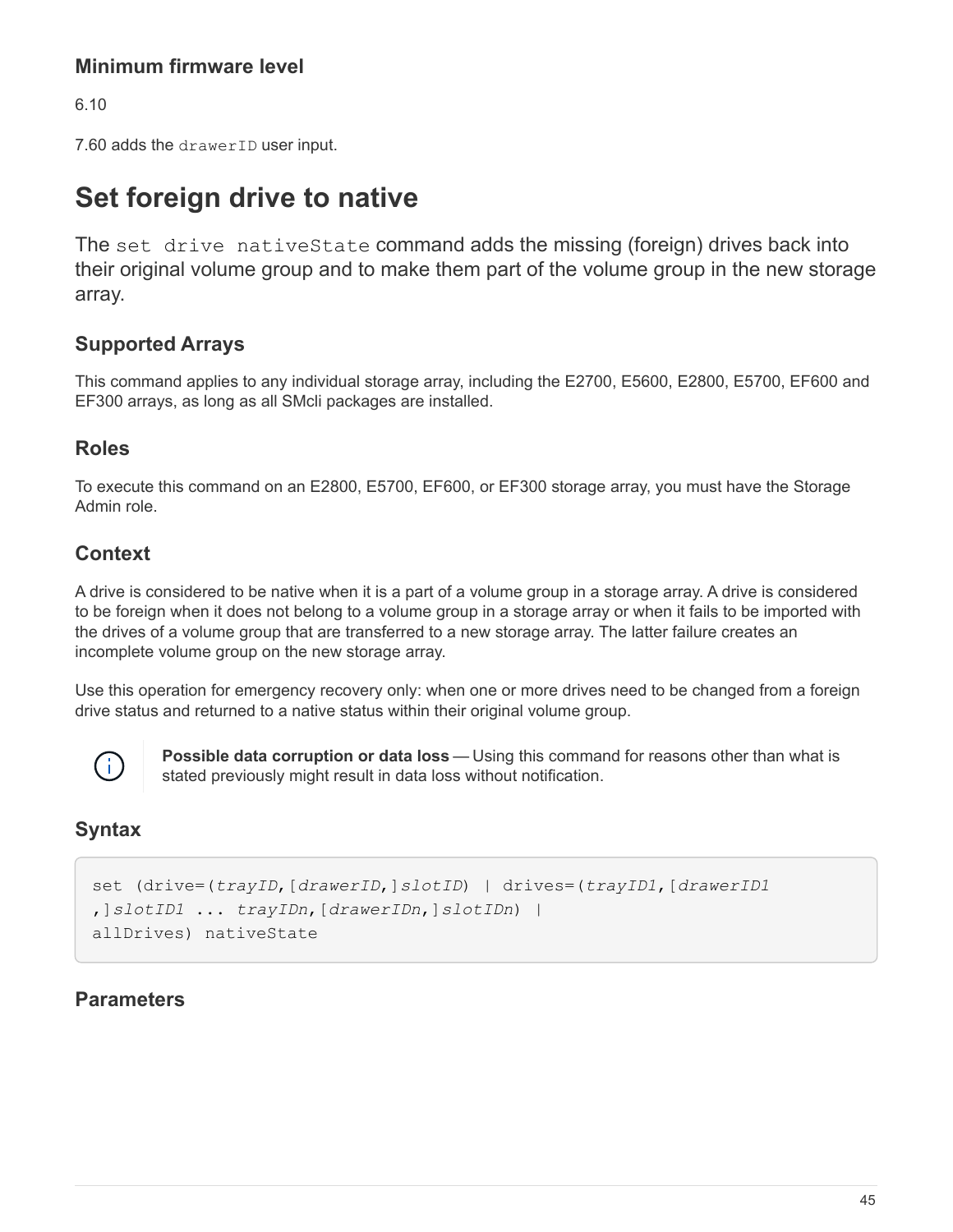#### Minimum firmware level

6.10

7.60 adds the `drawerID` user input.

# Set foreign drive to native

The `set drive nativeState` command adds the missing (foreign) drives back into their original volume group and to make them part of the volume group in the new storage array.

## Supported Arrays

This command applies to any individual storage array, including the E2700, E5600, E2800, E5700, EF600 and EF300 arrays, as long as all SMcli packages are installed.

## Roles

To execute this command on an E2800, E5700, EF600, or EF300 storage array, you must have the Storage Admin role.

## Context

A drive is considered to be native when it is a part of a volume group in a storage array. A drive is considered to be foreign when it does not belong to a volume group in a storage array or when it fails to be imported with the drives of a volume group that are transferred to a new storage array. The latter failure creates an incomplete volume group on the new storage array.

Use this operation for emergency recovery only: when one or more drives need to be changed from a foreign drive status and returned to a native status within their original volume group.

**Possible data corruption or data loss** — Using this command for reasons other than what is stated previously might result in data loss without notification.

## Syntax

```
set (drive=(trayID,[drawerID,]slotID) | drives=(trayID1,[drawerID1
,]slotID1 ... trayIDn,[drawerIDn,]slotIDn) |
allDrives) nativeState
```

## Parameters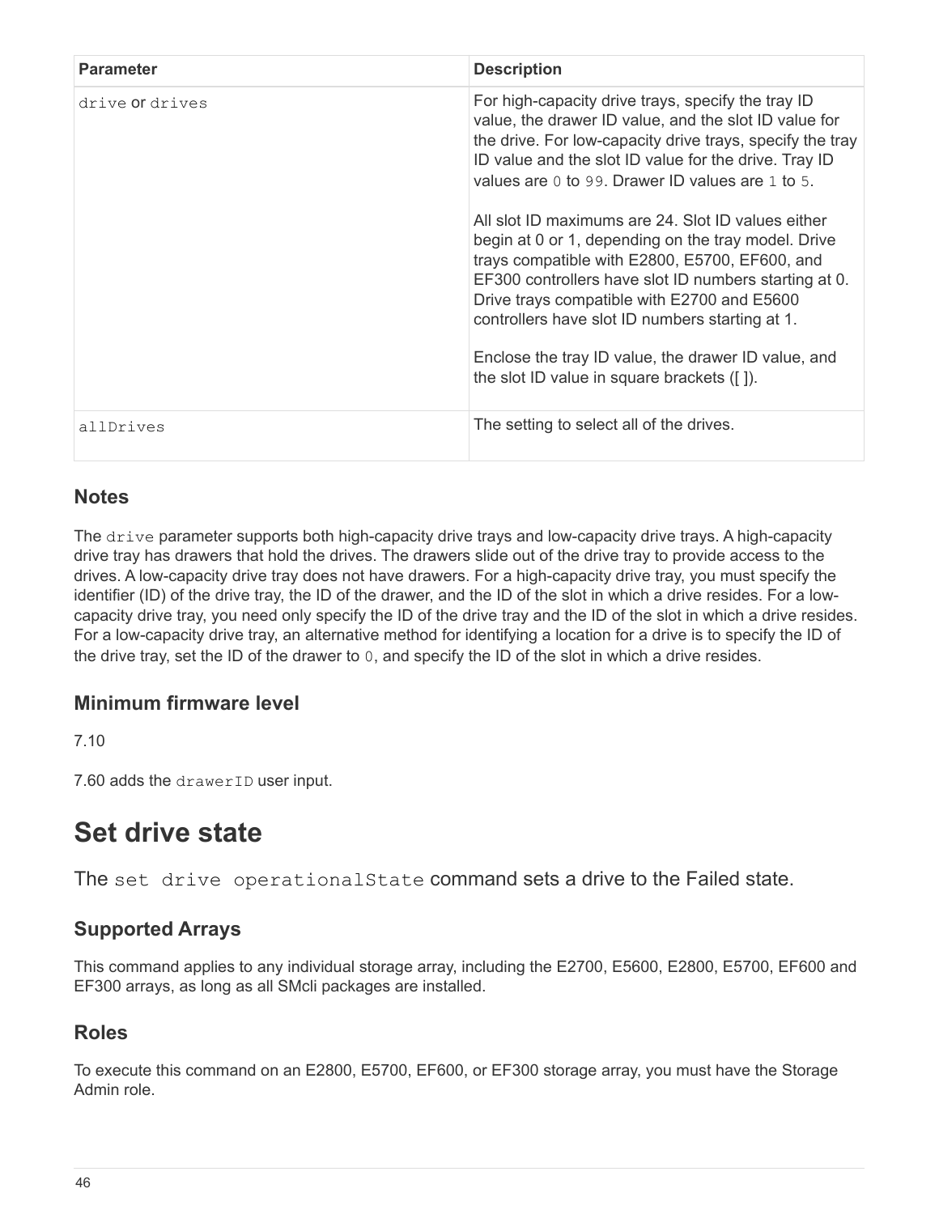| Parameter | Description |
| --- | --- |
| `drive` or `drives` | For high-capacity drive trays, specify the tray ID value, the drawer ID value, and the slot ID value for the drive. For low-capacity drive trays, specify the tray ID value and the slot ID value for the drive. Tray ID values are `0` to `99`. Drawer ID values are `1` to `5`.<br><br>All slot ID maximums are 24. Slot ID values either begin at 0 or 1, depending on the tray model. Drive trays compatible with E2800, E5700, EF600, and EF300 controllers have slot ID numbers starting at 0. Drive trays compatible with E2700 and E5600 controllers have slot ID numbers starting at 1.<br><br>Enclose the tray ID value, the drawer ID value, and the slot ID value in square brackets ([ ]). |
| `allDrives` | The setting to select all of the drives. |

## Notes

The `drive` parameter supports both high-capacity drive trays and low-capacity drive trays. A high-capacity drive tray has drawers that hold the drives. The drawers slide out of the drive tray to provide access to the drives. A low-capacity drive tray does not have drawers. For a high-capacity drive tray, you must specify the identifier (ID) of the drive tray, the ID of the drawer, and the ID of the slot in which a drive resides. For a low-capacity drive tray, you need only specify the ID of the drive tray and the ID of the slot in which a drive resides. For a low-capacity drive tray, an alternative method for identifying a location for a drive is to specify the ID of the drive tray, set the ID of the drawer to `0`, and specify the ID of the slot in which a drive resides.

## Minimum firmware level

7.10

7.60 adds the `drawerID` user input.

# Set drive state

The `set drive operationalState` command sets a drive to the Failed state.

## Supported Arrays

This command applies to any individual storage array, including the E2700, E5600, E2800, E5700, EF600 and EF300 arrays, as long as all SMcli packages are installed.

## Roles

To execute this command on an E2800, E5700, EF600, or EF300 storage array, you must have the Storage Admin role.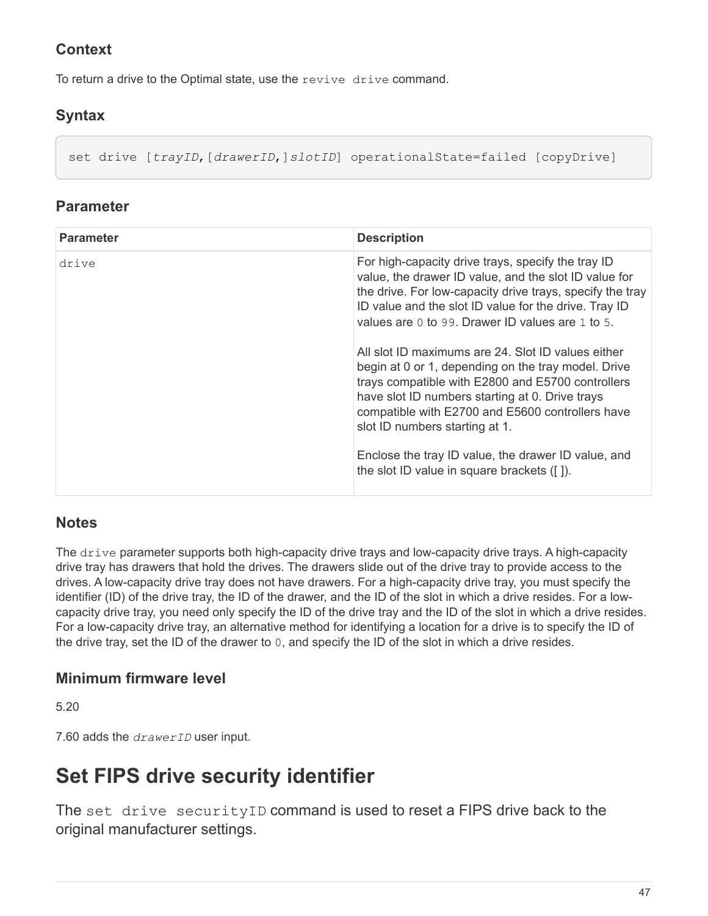### Context

To return a drive to the Optimal state, use the `revive drive` command.

### Syntax

```
set drive [trayID,[drawerID,]slotID] operationalState=failed [copyDrive]
```

### Parameter

| Parameter | Description |
| --- | --- |
| `drive` | For high-capacity drive trays, specify the tray ID value, the drawer ID value, and the slot ID value for the drive. For low-capacity drive trays, specify the tray ID value and the slot ID value for the drive. Tray ID values are `0` to `99`. Drawer ID values are `1` to `5`.<br><br>All slot ID maximums are 24. Slot ID values either begin at 0 or 1, depending on the tray model. Drive trays compatible with E2800 and E5700 controllers have slot ID numbers starting at 0. Drive trays compatible with E2700 and E5600 controllers have slot ID numbers starting at 1.<br><br>Enclose the tray ID value, the drawer ID value, and the slot ID value in square brackets ([ ]). |

### Notes

The `drive` parameter supports both high-capacity drive trays and low-capacity drive trays. A high-capacity drive tray has drawers that hold the drives. The drawers slide out of the drive tray to provide access to the drives. A low-capacity drive tray does not have drawers. For a high-capacity drive tray, you must specify the identifier (ID) of the drive tray, the ID of the drawer, and the ID of the slot in which a drive resides. For a low-capacity drive tray, you need only specify the ID of the drive tray and the ID of the slot in which a drive resides. For a low-capacity drive tray, an alternative method for identifying a location for a drive is to specify the ID of the drive tray, set the ID of the drawer to `0`, and specify the ID of the slot in which a drive resides.

### Minimum firmware level

5.20

7.60 adds the *`drawerID`* user input.

## Set FIPS drive security identifier

The `set drive securityID` command is used to reset a FIPS drive back to the original manufacturer settings.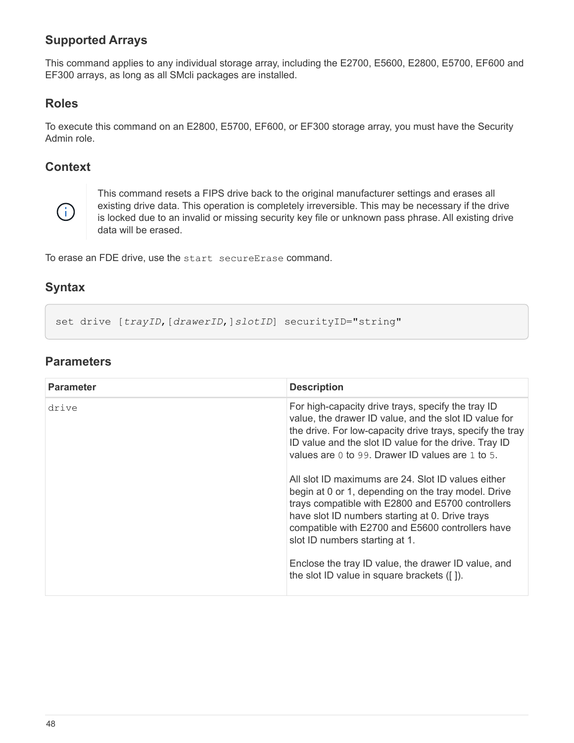## Supported Arrays

This command applies to any individual storage array, including the E2700, E5600, E2800, E5700, EF600 and EF300 arrays, as long as all SMcli packages are installed.

## Roles

To execute this command on an E2800, E5700, EF600, or EF300 storage array, you must have the Security Admin role.

## Context

> This command resets a FIPS drive back to the original manufacturer settings and erases all existing drive data. This operation is completely irreversible. This may be necessary if the drive is locked due to an invalid or missing security key file or unknown pass phrase. All existing drive data will be erased.

To erase an FDE drive, use the `start secureErase` command.

## Syntax

```
set drive [trayID,[drawerID,]slotID] securityID="string"
```

## Parameters

| Parameter | Description |
| --- | --- |
| `drive` | For high-capacity drive trays, specify the tray ID value, the drawer ID value, and the slot ID value for the drive. For low-capacity drive trays, specify the tray ID value and the slot ID value for the drive. Tray ID values are `0` to `99`. Drawer ID values are `1` to `5`.<br><br>All slot ID maximums are 24. Slot ID values either begin at 0 or 1, depending on the tray model. Drive trays compatible with E2800 and E5700 controllers have slot ID numbers starting at 0. Drive trays compatible with E2700 and E5600 controllers have slot ID numbers starting at 1.<br><br>Enclose the tray ID value, the drawer ID value, and the slot ID value in square brackets ([ ]). |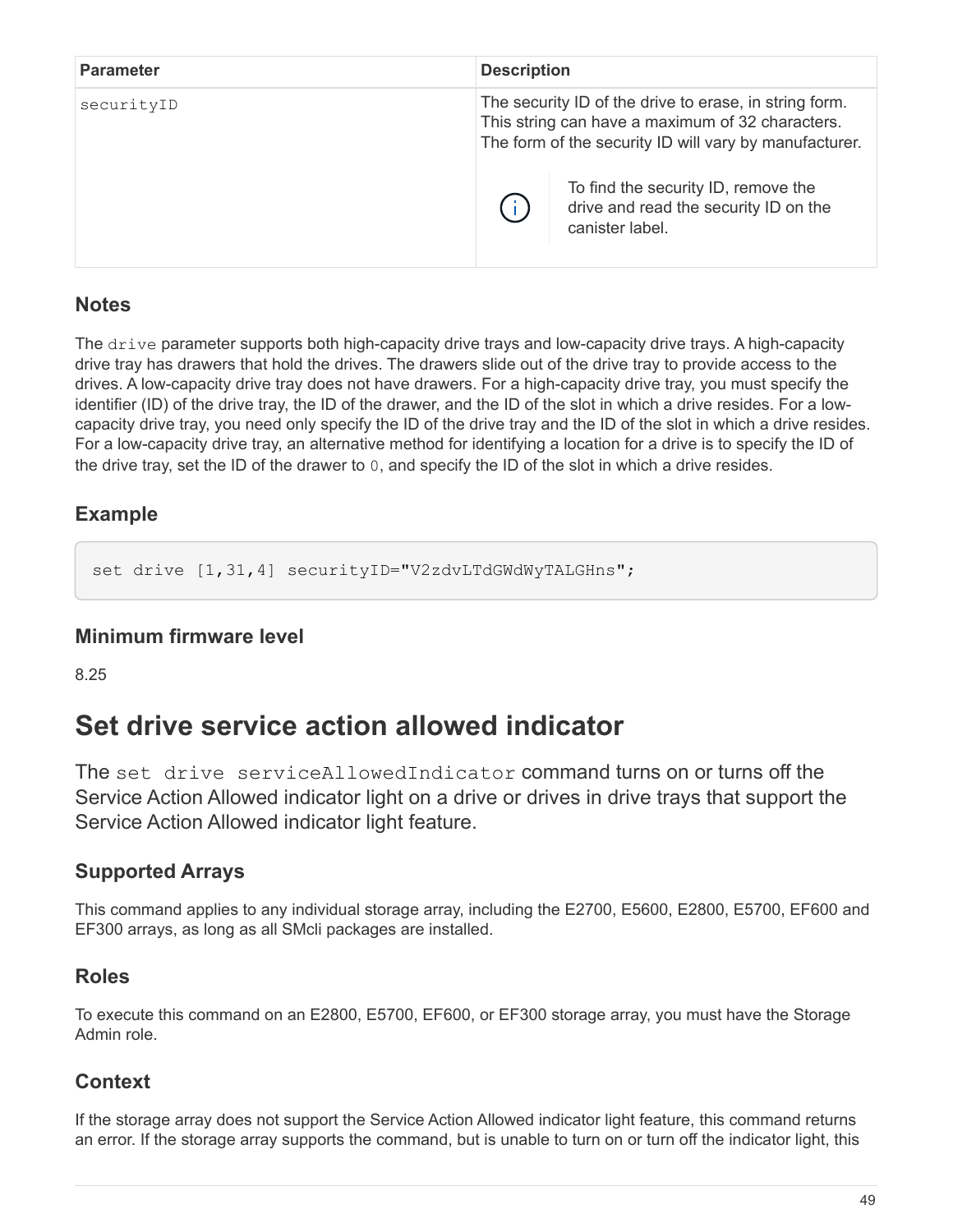| Parameter | Description |
| --- | --- |
| `securityID` | The security ID of the drive to erase, in string form. This string can have a maximum of 32 characters. The form of the security ID will vary by manufacturer.<br><br>To find the security ID, remove the drive and read the security ID on the canister label. |

### Notes

The `drive` parameter supports both high-capacity drive trays and low-capacity drive trays. A high-capacity drive tray has drawers that hold the drives. The drawers slide out of the drive tray to provide access to the drives. A low-capacity drive tray does not have drawers. For a high-capacity drive tray, you must specify the identifier (ID) of the drive tray, the ID of the drawer, and the ID of the slot in which a drive resides. For a low-capacity drive tray, you need only specify the ID of the drive tray and the ID of the slot in which a drive resides. For a low-capacity drive tray, an alternative method for identifying a location for a drive is to specify the ID of the drive tray, set the ID of the drawer to `0`, and specify the ID of the slot in which a drive resides.

### Example

```
set drive [1,31,4] securityID="V2zdvLTdGWdWyTALGHns";
```

### Minimum firmware level

8.25

# Set drive service action allowed indicator

The `set drive serviceAllowedIndicator` command turns on or turns off the Service Action Allowed indicator light on a drive or drives in drive trays that support the Service Action Allowed indicator light feature.

### Supported Arrays

This command applies to any individual storage array, including the E2700, E5600, E2800, E5700, EF600 and EF300 arrays, as long as all SMcli packages are installed.

### Roles

To execute this command on an E2800, E5700, EF600, or EF300 storage array, you must have the Storage Admin role.

### Context

If the storage array does not support the Service Action Allowed indicator light feature, this command returns an error. If the storage array supports the command, but is unable to turn on or turn off the indicator light, this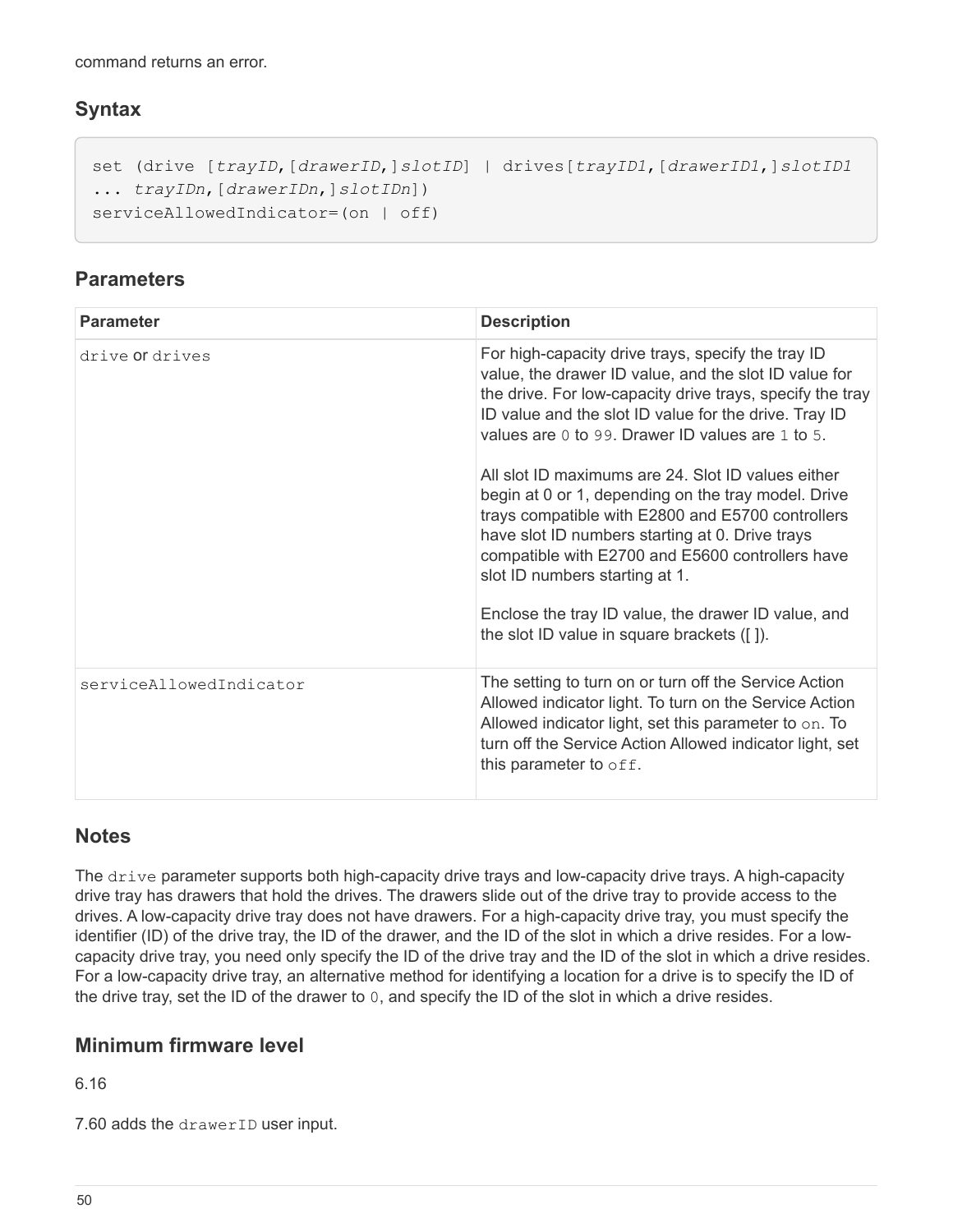command returns an error.

## Syntax

```
set (drive [trayID,[drawerID,]slotID] | drives[trayID1,[drawerID1,]slotID1
... trayIDn,[drawerIDn,]slotIDn])
serviceAllowedIndicator=(on | off)
```

## Parameters

| Parameter | Description |
|---|---|
| `drive` or `drives` | For high-capacity drive trays, specify the tray ID value, the drawer ID value, and the slot ID value for the drive. For low-capacity drive trays, specify the tray ID value and the slot ID value for the drive. Tray ID values are `0` to `99`. Drawer ID values are `1` to `5`.<br><br>All slot ID maximums are 24. Slot ID values either begin at 0 or 1, depending on the tray model. Drive trays compatible with E2800 and E5700 controllers have slot ID numbers starting at 0. Drive trays compatible with E2700 and E5600 controllers have slot ID numbers starting at 1.<br><br>Enclose the tray ID value, the drawer ID value, and the slot ID value in square brackets ([ ]). |
| `serviceAllowedIndicator` | The setting to turn on or turn off the Service Action Allowed indicator light. To turn on the Service Action Allowed indicator light, set this parameter to `on`. To turn off the Service Action Allowed indicator light, set this parameter to `off`. |

## Notes

The `drive` parameter supports both high-capacity drive trays and low-capacity drive trays. A high-capacity drive tray has drawers that hold the drives. The drawers slide out of the drive tray to provide access to the drives. A low-capacity drive tray does not have drawers. For a high-capacity drive tray, you must specify the identifier (ID) of the drive tray, the ID of the drawer, and the ID of the slot in which a drive resides. For a low-capacity drive tray, you need only specify the ID of the drive tray and the ID of the slot in which a drive resides. For a low-capacity drive tray, an alternative method for identifying a location for a drive is to specify the ID of the drive tray, set the ID of the drawer to `0`, and specify the ID of the slot in which a drive resides.

## Minimum firmware level

6.16

7.60 adds the `drawerID` user input.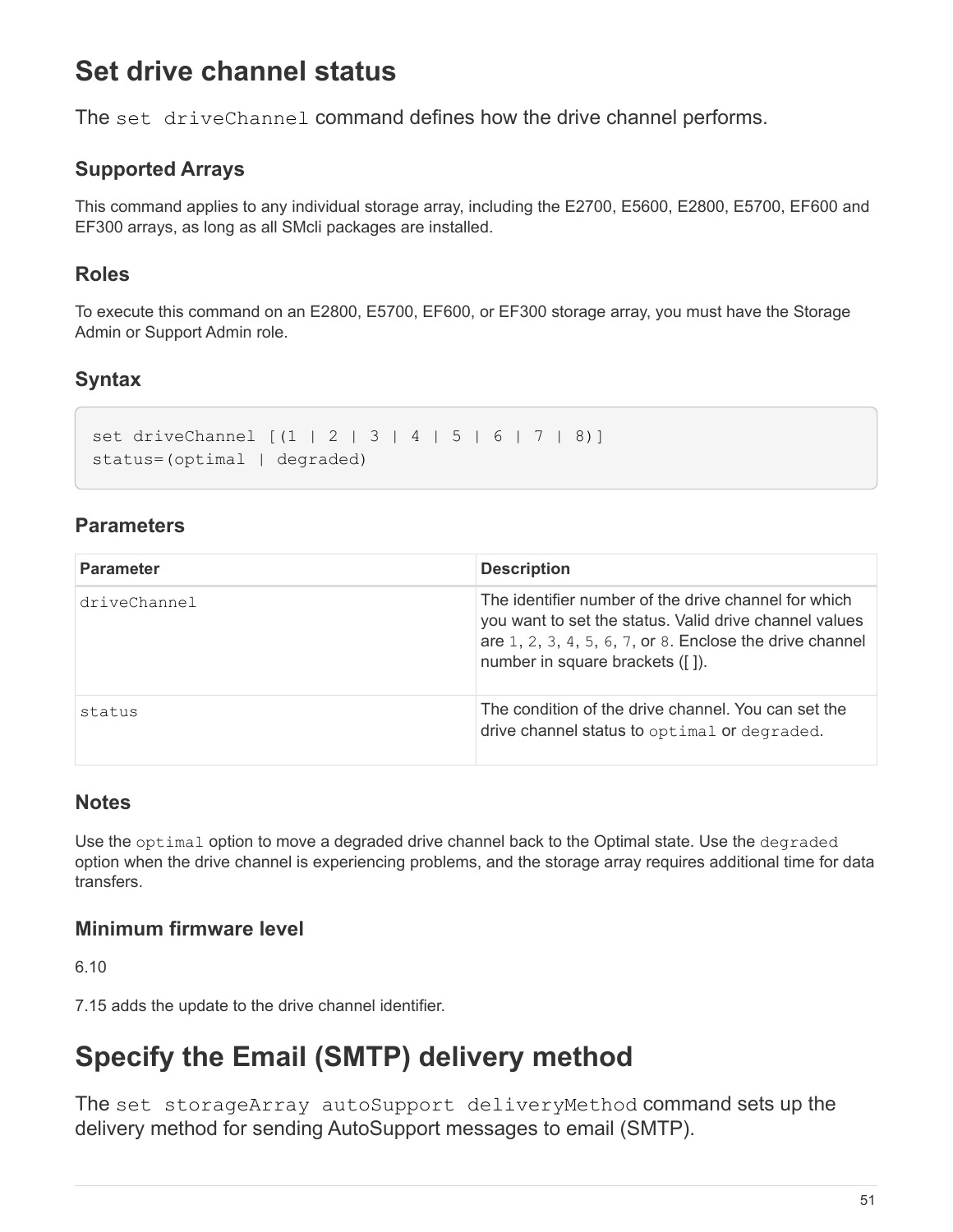# Set drive channel status

The `set driveChannel` command defines how the drive channel performs.

## Supported Arrays

This command applies to any individual storage array, including the E2700, E5600, E2800, E5700, EF600 and EF300 arrays, as long as all SMcli packages are installed.

## Roles

To execute this command on an E2800, E5700, EF600, or EF300 storage array, you must have the Storage Admin or Support Admin role.

## Syntax

```
set driveChannel [(1 | 2 | 3 | 4 | 5 | 6 | 7 | 8)]
status=(optimal | degraded)
```

## Parameters

| Parameter | Description |
| --- | --- |
| `driveChannel` | The identifier number of the drive channel for which you want to set the status. Valid drive channel values are `1`, `2`, `3`, `4`, `5`, `6`, `7`, or `8`. Enclose the drive channel number in square brackets ([ ]). |
| `status` | The condition of the drive channel. You can set the drive channel status to `optimal` or `degraded`. |

## Notes

Use the `optimal` option to move a degraded drive channel back to the Optimal state. Use the `degraded` option when the drive channel is experiencing problems, and the storage array requires additional time for data transfers.

## Minimum firmware level

6.10

7.15 adds the update to the drive channel identifier.

# Specify the Email (SMTP) delivery method

The `set storageArray autoSupport deliveryMethod` command sets up the delivery method for sending AutoSupport messages to email (SMTP).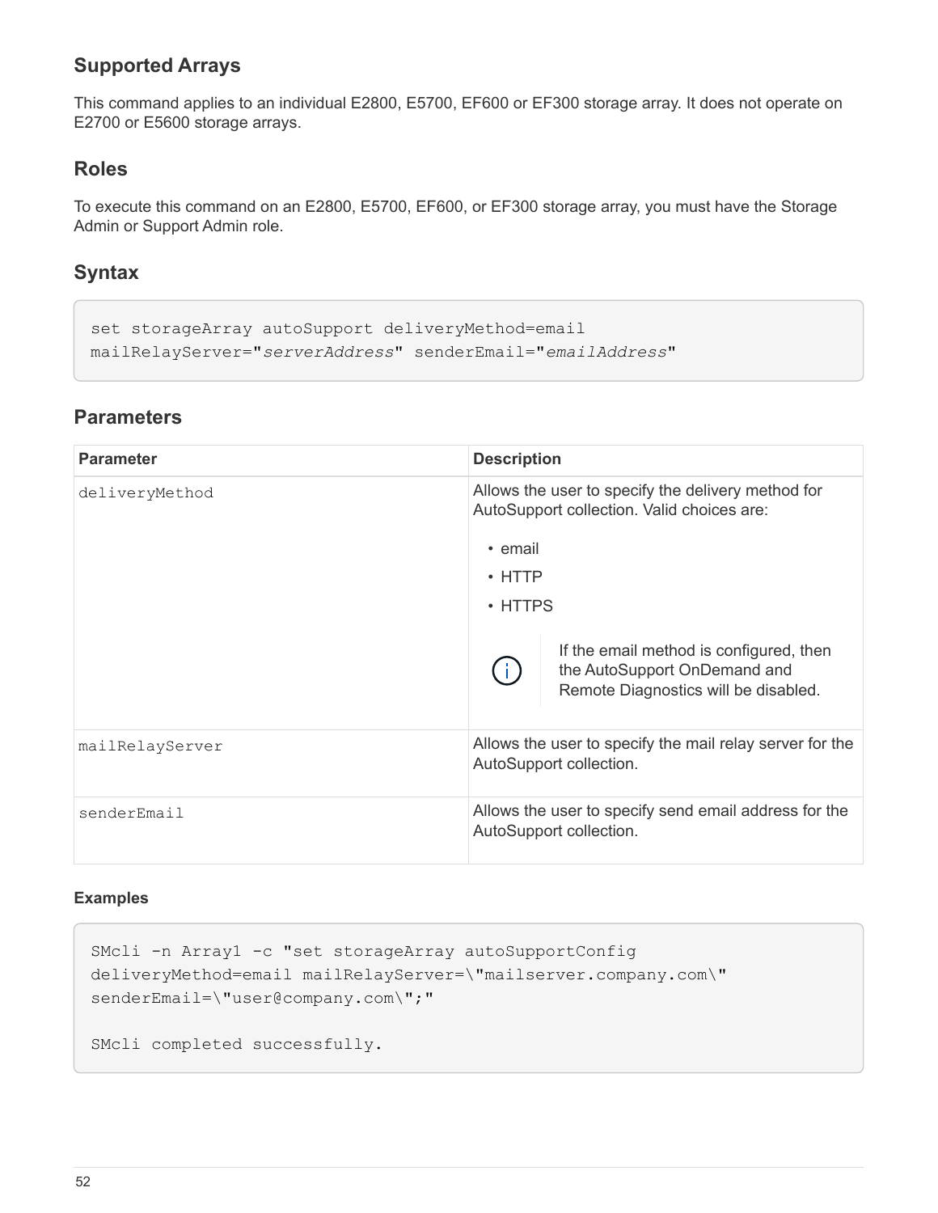## Supported Arrays

This command applies to an individual E2800, E5700, EF600 or EF300 storage array. It does not operate on E2700 or E5600 storage arrays.

## Roles

To execute this command on an E2800, E5700, EF600, or EF300 storage array, you must have the Storage Admin or Support Admin role.

## Syntax

```
set storageArray autoSupport deliveryMethod=email
mailRelayServer="serverAddress" senderEmail="emailAddress"
```

## Parameters

| Parameter | Description |
| --- | --- |
| deliveryMethod | Allows the user to specify the delivery method for AutoSupport collection. Valid choices are:<br>• email<br>• HTTP<br>• HTTPS<br><br>If the email method is configured, then the AutoSupport OnDemand and Remote Diagnostics will be disabled. |
| mailRelayServer | Allows the user to specify the mail relay server for the AutoSupport collection. |
| senderEmail | Allows the user to specify send email address for the AutoSupport collection. |

#### Examples

```
SMcli -n Array1 -c "set storageArray autoSupportConfig
deliveryMethod=email mailRelayServer=\"mailserver.company.com\"
senderEmail=\"user@company.com\";"

SMcli completed successfully.
```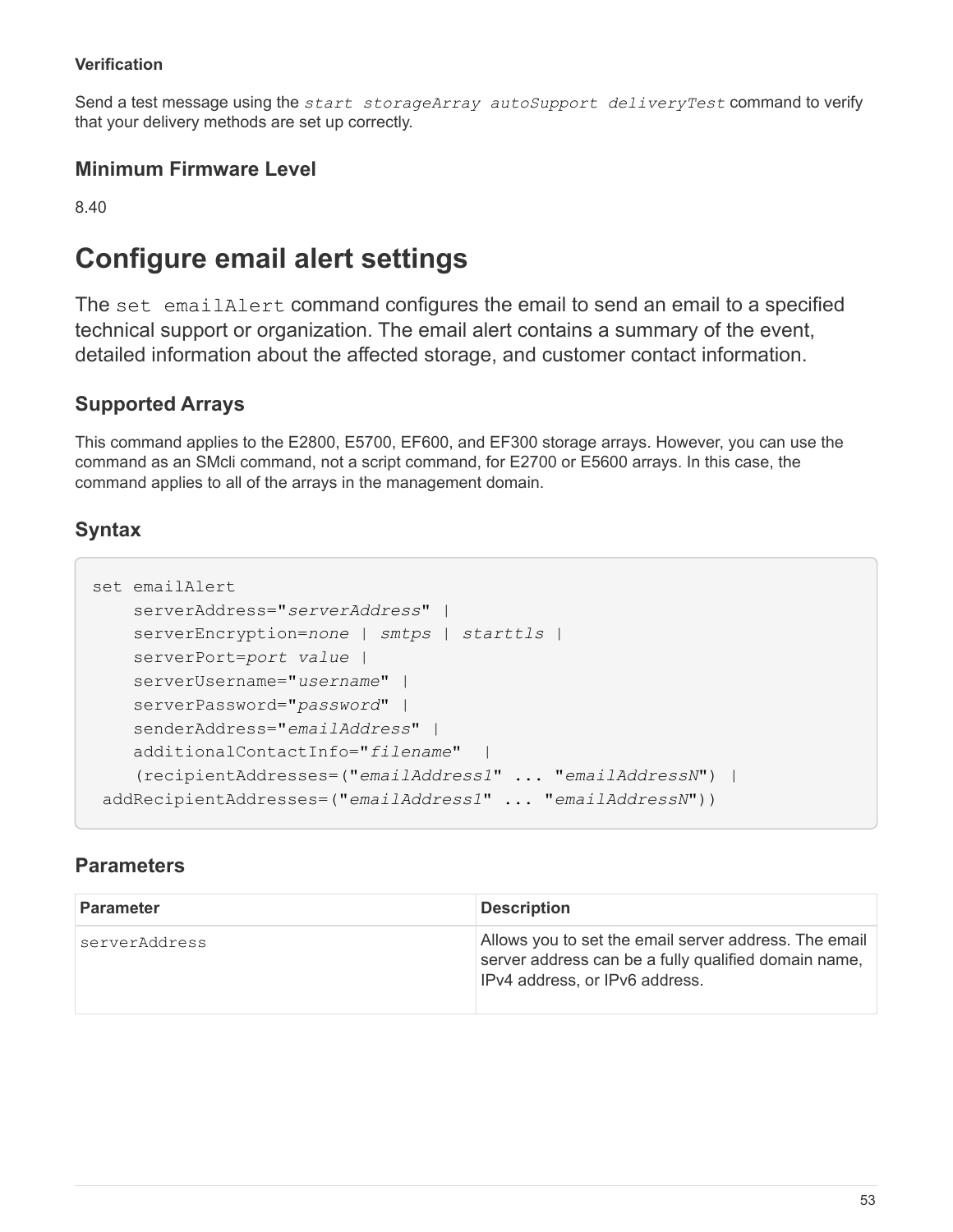#### Verification

Send a test message using the *start storageArray autoSupport deliveryTest* command to verify that your delivery methods are set up correctly.

### Minimum Firmware Level

8.40

## Configure email alert settings

The `set emailAlert` command configures the email to send an email to a specified technical support or organization. The email alert contains a summary of the event, detailed information about the affected storage, and customer contact information.

### Supported Arrays

This command applies to the E2800, E5700, EF600, and EF300 storage arrays. However, you can use the command as an SMcli command, not a script command, for E2700 or E5600 arrays. In this case, the command applies to all of the arrays in the management domain.

### Syntax

```
set emailAlert
    serverAddress="serverAddress" |
    serverEncryption=none | smtps | starttls |
    serverPort=port value |
    serverUsername="username" |
    serverPassword="password" |
    senderAddress="emailAddress" |
    additionalContactInfo="filename"  |
    (recipientAddresses=("emailAddress1" ... "emailAddressN") |
 addRecipientAddresses=("emailAddress1" ... "emailAddressN"))
```

### Parameters

| Parameter | Description |
| --- | --- |
| `serverAddress` | Allows you to set the email server address. The email server address can be a fully qualified domain name, IPv4 address, or IPv6 address. |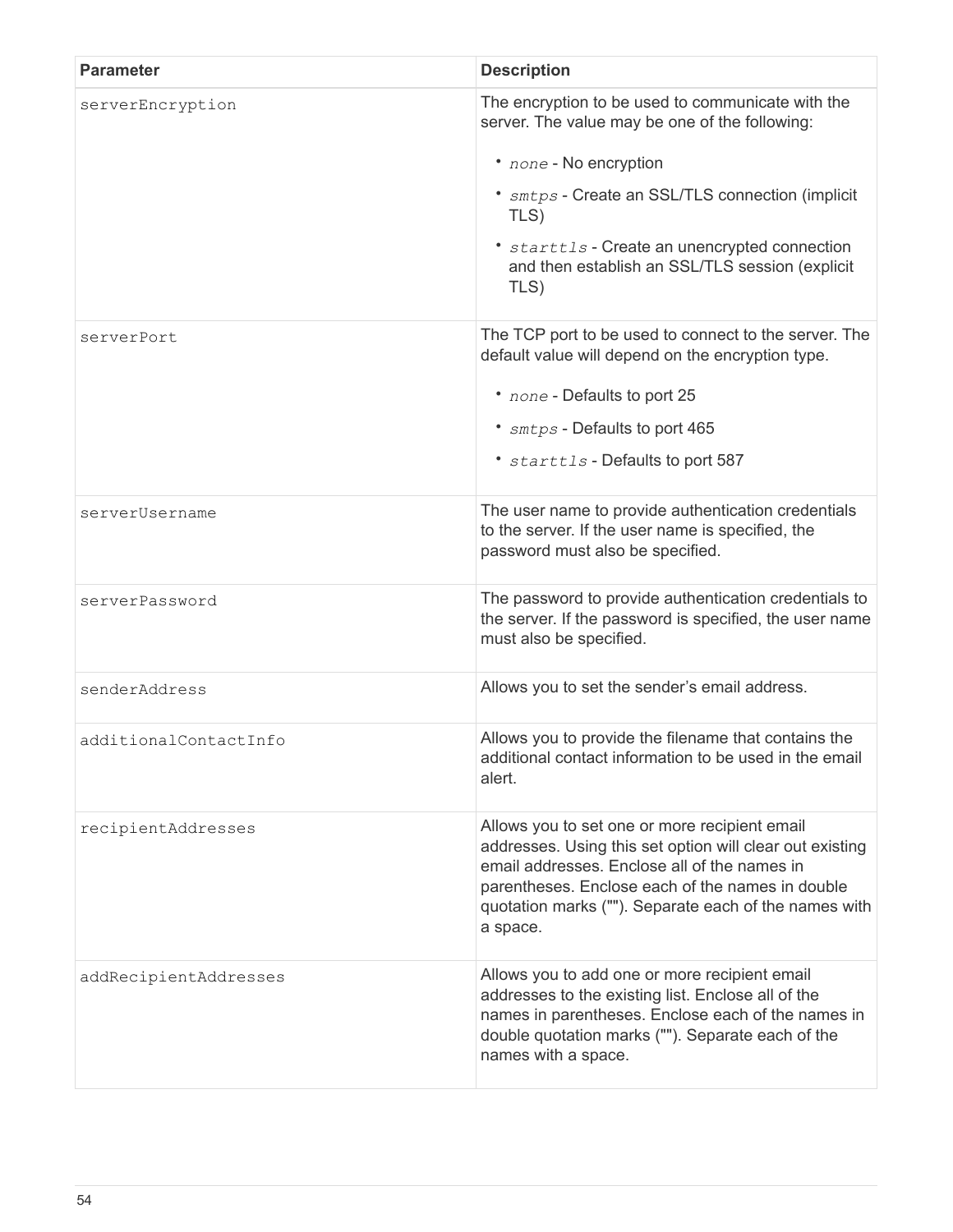| Parameter | Description |
| --- | --- |
| serverEncryption | The encryption to be used to communicate with the server. The value may be one of the following:<br><br>• *none* - No encryption<br>• *smtps* - Create an SSL/TLS connection (implicit TLS)<br>• *starttls* - Create an unencrypted connection and then establish an SSL/TLS session (explicit TLS) |
| serverPort | The TCP port to be used to connect to the server. The default value will depend on the encryption type.<br><br>• *none* - Defaults to port 25<br>• *smtps* - Defaults to port 465<br>• *starttls* - Defaults to port 587 |
| serverUsername | The user name to provide authentication credentials to the server. If the user name is specified, the password must also be specified. |
| serverPassword | The password to provide authentication credentials to the server. If the password is specified, the user name must also be specified. |
| senderAddress | Allows you to set the sender's email address. |
| additionalContactInfo | Allows you to provide the filename that contains the additional contact information to be used in the email alert. |
| recipientAddresses | Allows you to set one or more recipient email addresses. Using this set option will clear out existing email addresses. Enclose all of the names in parentheses. Enclose each of the names in double quotation marks (""). Separate each of the names with a space. |
| addRecipientAddresses | Allows you to add one or more recipient email addresses to the existing list. Enclose all of the names in parentheses. Enclose each of the names in double quotation marks (""). Separate each of the names with a space. |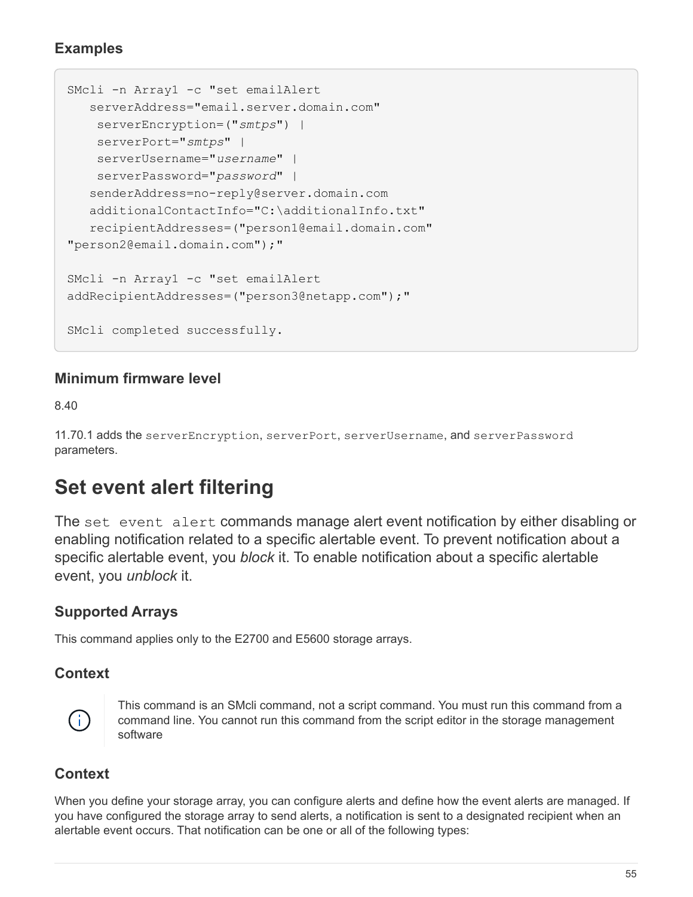### Examples

```
SMcli -n Array1 -c "set emailAlert
   serverAddress="email.server.domain.com"
    serverEncryption=("smtps") |
    serverPort="smtps" |
    serverUsername="username" |
    serverPassword="password" |
   senderAddress=no-reply@server.domain.com
   additionalContactInfo="C:\additionalInfo.txt"
   recipientAddresses=("person1@email.domain.com"
"person2@email.domain.com");"

SMcli -n Array1 -c "set emailAlert
addRecipientAddresses=("person3@netapp.com");"

SMcli completed successfully.
```

### Minimum firmware level

8.40

11.70.1 adds the `serverEncryption`, `serverPort`, `serverUsername`, and `serverPassword` parameters.

## Set event alert filtering

The `set event alert` commands manage alert event notification by either disabling or enabling notification related to a specific alertable event. To prevent notification about a specific alertable event, you *block* it. To enable notification about a specific alertable event, you *unblock* it.

### Supported Arrays

This command applies only to the E2700 and E5600 storage arrays.

### Context

This command is an SMcli command, not a script command. You must run this command from a command line. You cannot run this command from the script editor in the storage management software

### Context

When you define your storage array, you can configure alerts and define how the event alerts are managed. If you have configured the storage array to send alerts, a notification is sent to a designated recipient when an alertable event occurs. That notification can be one or all of the following types: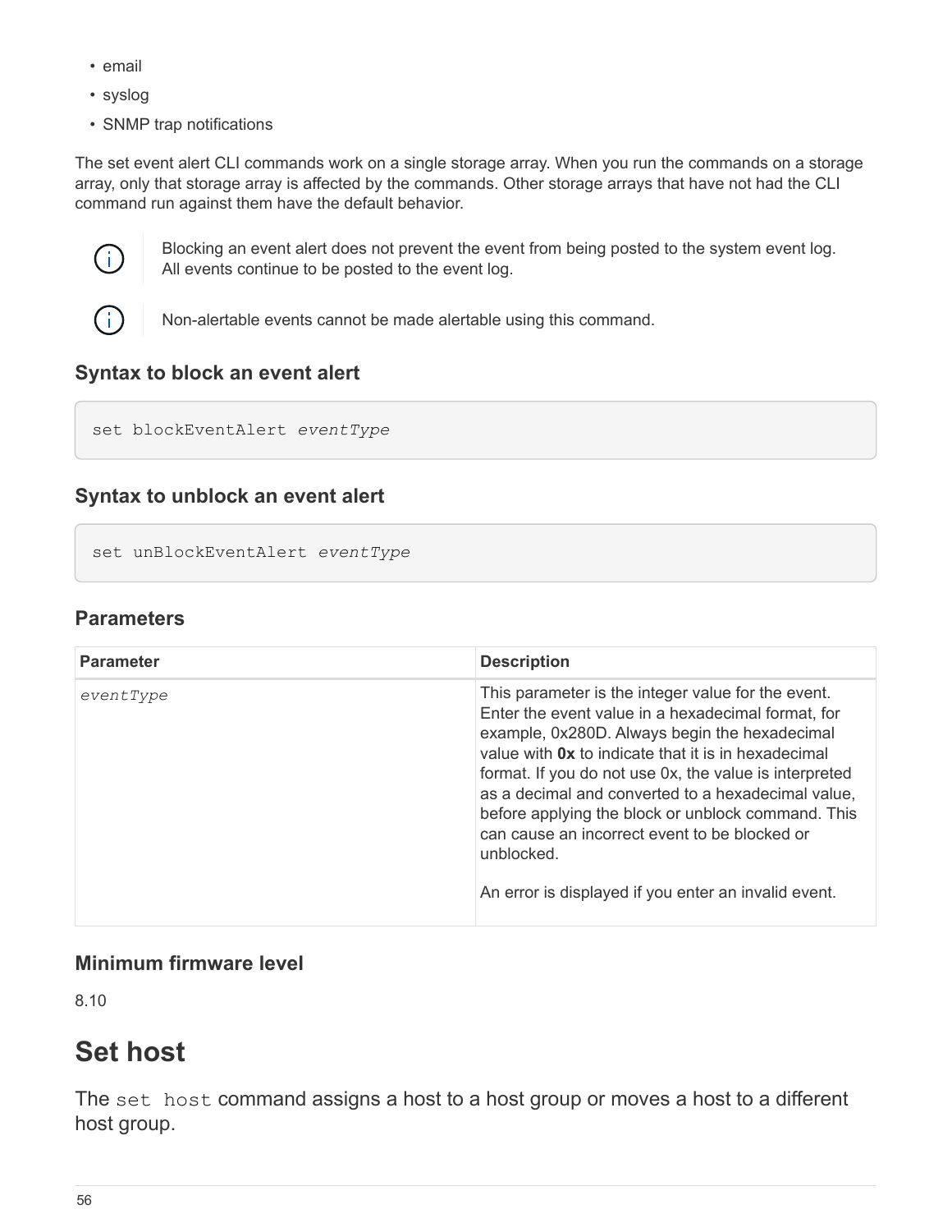- email
- syslog
- SNMP trap notifications

The set event alert CLI commands work on a single storage array. When you run the commands on a storage array, only that storage array is affected by the commands. Other storage arrays that have not had the CLI command run against them have the default behavior.

> Blocking an event alert does not prevent the event from being posted to the system event log. All events continue to be posted to the event log.

> Non-alertable events cannot be made alertable using this command.

### Syntax to block an event alert

```
set blockEventAlert eventType
```

### Syntax to unblock an event alert

```
set unBlockEventAlert eventType
```

### Parameters

| Parameter | Description |
| --- | --- |
| *eventType* | This parameter is the integer value for the event. Enter the event value in a hexadecimal format, for example, 0x280D. Always begin the hexadecimal value with **0x** to indicate that it is in hexadecimal format. If you do not use 0x, the value is interpreted as a decimal and converted to a hexadecimal value, before applying the block or unblock command. This can cause an incorrect event to be blocked or unblocked.<br><br>An error is displayed if you enter an invalid event. |

### Minimum firmware level

8.10

# Set host

The `set host` command assigns a host to a host group or moves a host to a different host group.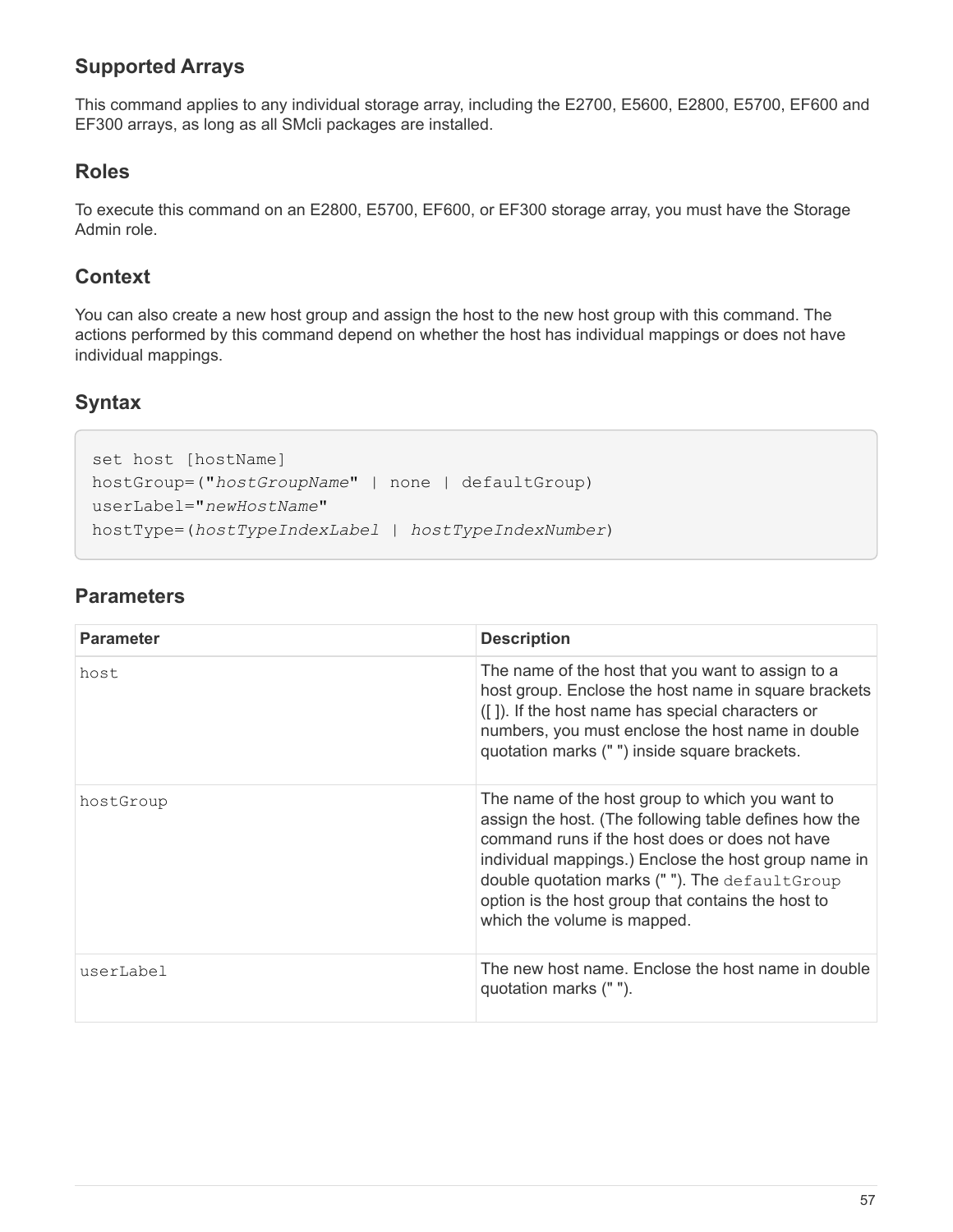## Supported Arrays

This command applies to any individual storage array, including the E2700, E5600, E2800, E5700, EF600 and EF300 arrays, as long as all SMcli packages are installed.

## Roles

To execute this command on an E2800, E5700, EF600, or EF300 storage array, you must have the Storage Admin role.

## Context

You can also create a new host group and assign the host to the new host group with this command. The actions performed by this command depend on whether the host has individual mappings or does not have individual mappings.

## Syntax

```
set host [hostName]
hostGroup=("hostGroupName" | none | defaultGroup)
userLabel="newHostName"
hostType=(hostTypeIndexLabel | hostTypeIndexNumber)
```

## Parameters

| Parameter | Description |
| --- | --- |
| `host` | The name of the host that you want to assign to a host group. Enclose the host name in square brackets ([ ]). If the host name has special characters or numbers, you must enclose the host name in double quotation marks (" ") inside square brackets. |
| `hostGroup` | The name of the host group to which you want to assign the host. (The following table defines how the command runs if the host does or does not have individual mappings.) Enclose the host group name in double quotation marks (" "). The `defaultGroup` option is the host group that contains the host to which the volume is mapped. |
| `userLabel` | The new host name. Enclose the host name in double quotation marks (" "). |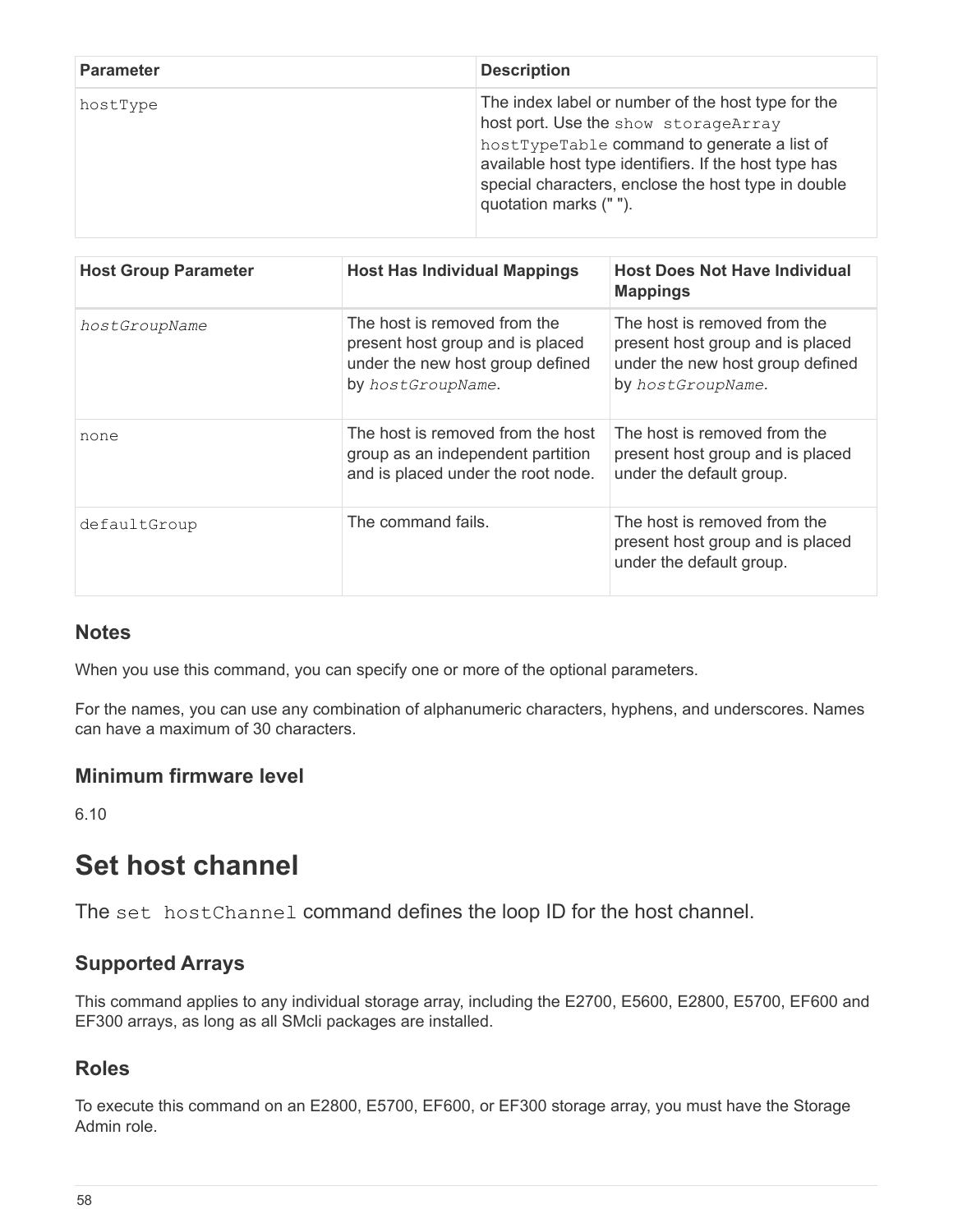| Parameter | Description |
|---|---|
| `hostType` | The index label or number of the host type for the host port. Use the `show storageArray hostTypeTable` command to generate a list of available host type identifiers. If the host type has special characters, enclose the host type in double quotation marks (" "). |

| Host Group Parameter | Host Has Individual Mappings | Host Does Not Have Individual Mappings |
|---|---|---|
| *`hostGroupName`* | The host is removed from the present host group and is placed under the new host group defined by *`hostGroupName`*. | The host is removed from the present host group and is placed under the new host group defined by *`hostGroupName`*. |
| `none` | The host is removed from the host group as an independent partition and is placed under the root node. | The host is removed from the present host group and is placed under the default group. |
| `defaultGroup` | The command fails. | The host is removed from the present host group and is placed under the default group. |

### Notes

When you use this command, you can specify one or more of the optional parameters.

For the names, you can use any combination of alphanumeric characters, hyphens, and underscores. Names can have a maximum of 30 characters.

### Minimum firmware level

6.10

# Set host channel

The `set hostChannel` command defines the loop ID for the host channel.

### Supported Arrays

This command applies to any individual storage array, including the E2700, E5600, E2800, E5700, EF600 and EF300 arrays, as long as all SMcli packages are installed.

### Roles

To execute this command on an E2800, E5700, EF600, or EF300 storage array, you must have the Storage Admin role.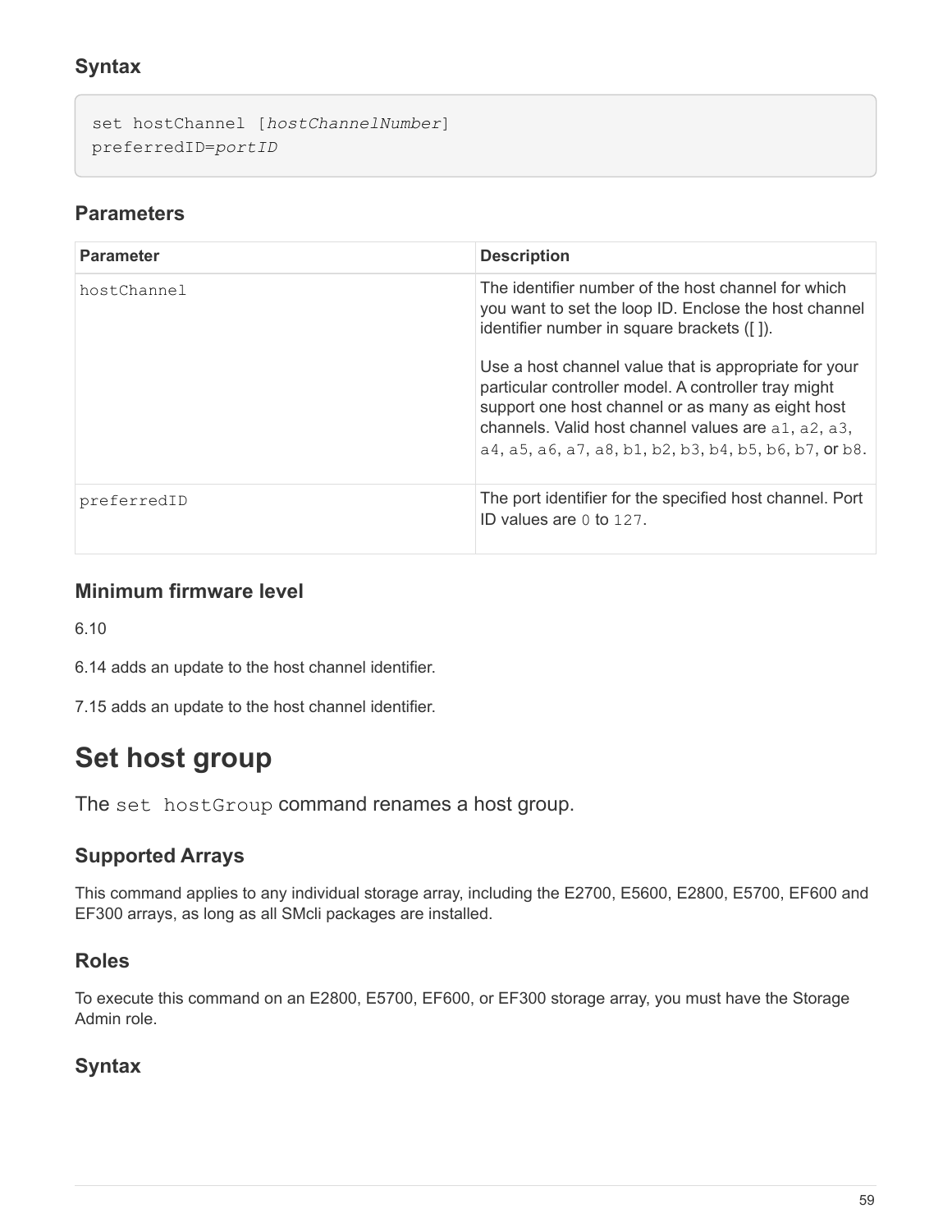### Syntax

```
set hostChannel [hostChannelNumber]
preferredID=portID
```

### Parameters

| Parameter | Description |
|---|---|
| hostChannel | The identifier number of the host channel for which you want to set the loop ID. Enclose the host channel identifier number in square brackets ([ ]).<br><br>Use a host channel value that is appropriate for your particular controller model. A controller tray might support one host channel or as many as eight host channels. Valid host channel values are a1, a2, a3, a4, a5, a6, a7, a8, b1, b2, b3, b4, b5, b6, b7, or b8. |
| preferredID | The port identifier for the specified host channel. Port ID values are 0 to 127. |

### Minimum firmware level

6.10

6.14 adds an update to the host channel identifier.

7.15 adds an update to the host channel identifier.

# Set host group

The `set hostGroup` command renames a host group.

### Supported Arrays

This command applies to any individual storage array, including the E2700, E5600, E2800, E5700, EF600 and EF300 arrays, as long as all SMcli packages are installed.

### Roles

To execute this command on an E2800, E5700, EF600, or EF300 storage array, you must have the Storage Admin role.

### Syntax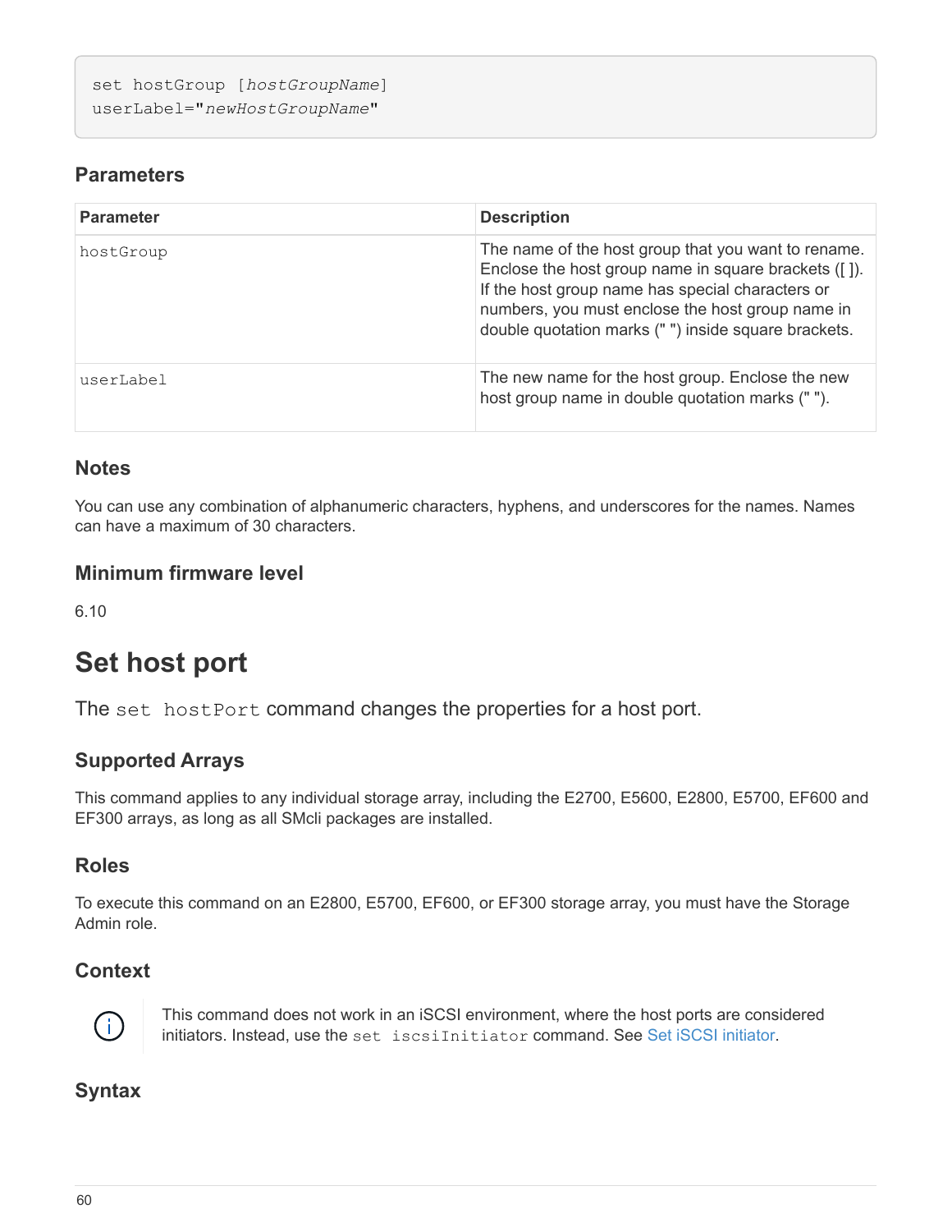```
set hostGroup [hostGroupName]
userLabel="newHostGroupName"
```

### Parameters

| Parameter | Description |
| --- | --- |
| hostGroup | The name of the host group that you want to rename. Enclose the host group name in square brackets ([ ]). If the host group name has special characters or numbers, you must enclose the host group name in double quotation marks (" ") inside square brackets. |
| userLabel | The new name for the host group. Enclose the new host group name in double quotation marks (" "). |

### Notes

You can use any combination of alphanumeric characters, hyphens, and underscores for the names. Names can have a maximum of 30 characters.

### Minimum firmware level

6.10

# Set host port

The `set hostPort` command changes the properties for a host port.

### Supported Arrays

This command applies to any individual storage array, including the E2700, E5600, E2800, E5700, EF600 and EF300 arrays, as long as all SMcli packages are installed.

### Roles

To execute this command on an E2800, E5700, EF600, or EF300 storage array, you must have the Storage Admin role.

### Context

This command does not work in an iSCSI environment, where the host ports are considered initiators. Instead, use the `set iscsiInitiator` command. See Set iSCSI initiator.

### Syntax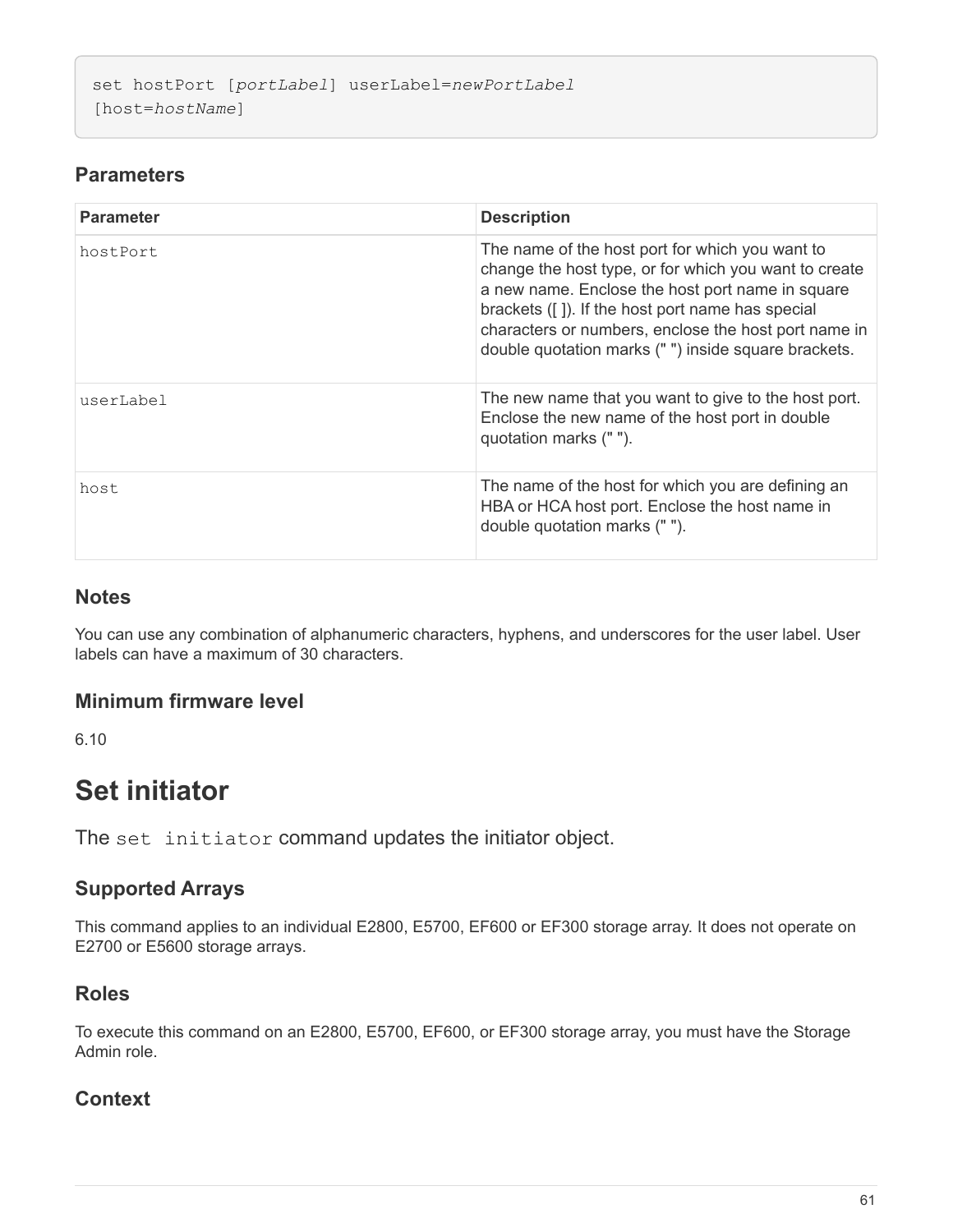```
set hostPort [portLabel] userLabel=newPortLabel
[host=hostName]
```

## Parameters

| Parameter | Description |
| --- | --- |
| hostPort | The name of the host port for which you want to change the host type, or for which you want to create a new name. Enclose the host port name in square brackets ([ ]). If the host port name has special characters or numbers, enclose the host port name in double quotation marks (" ") inside square brackets. |
| userLabel | The new name that you want to give to the host port. Enclose the new name of the host port in double quotation marks (" "). |
| host | The name of the host for which you are defining an HBA or HCA host port. Enclose the host name in double quotation marks (" "). |

## Notes

You can use any combination of alphanumeric characters, hyphens, and underscores for the user label. User labels can have a maximum of 30 characters.

## Minimum firmware level

6.10

# Set initiator

The `set initiator` command updates the initiator object.

## Supported Arrays

This command applies to an individual E2800, E5700, EF600 or EF300 storage array. It does not operate on E2700 or E5600 storage arrays.

## Roles

To execute this command on an E2800, E5700, EF600, or EF300 storage array, you must have the Storage Admin role.

## Context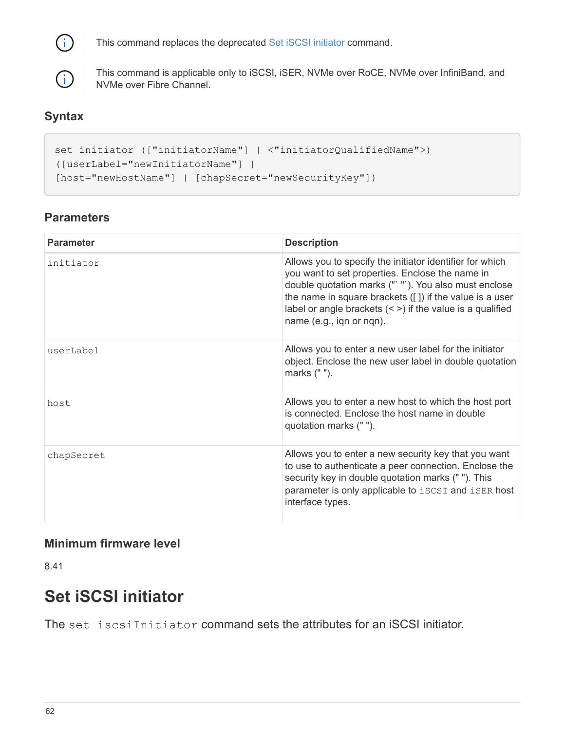> This command replaces the deprecated Set iSCSI initiator command.

> This command is applicable only to iSCSI, iSER, NVMe over RoCE, NVMe over InfiniBand, and NVMe over Fibre Channel.

### Syntax

```
set initiator (["initiatorName"] | <"initiatorQualifiedName">)
([userLabel="newInitiatorName"] |
[host="newHostName"] | [chapSecret="newSecurityKey"])
```

### Parameters

| Parameter | Description |
| --- | --- |
| `initiator` | Allows you to specify the initiator identifier for which you want to set properties. Enclose the name in double quotation marks ("` "`). You also must enclose the name in square brackets ([ ]) if the value is a user label or angle brackets (< >) if the value is a qualified name (e.g., iqn or nqn). |
| `userLabel` | Allows you to enter a new user label for the initiator object. Enclose the new user label in double quotation marks (" "). |
| `host` | Allows you to enter a new host to which the host port is connected. Enclose the host name in double quotation marks (" "). |
| `chapSecret` | Allows you to enter a new security key that you want to use to authenticate a peer connection. Enclose the security key in double quotation marks (" "). This parameter is only applicable to `iSCSI` and `iSER` host interface types. |

### Minimum firmware level

8.41

## Set iSCSI initiator

The `set iscsiInitiator` command sets the attributes for an iSCSI initiator.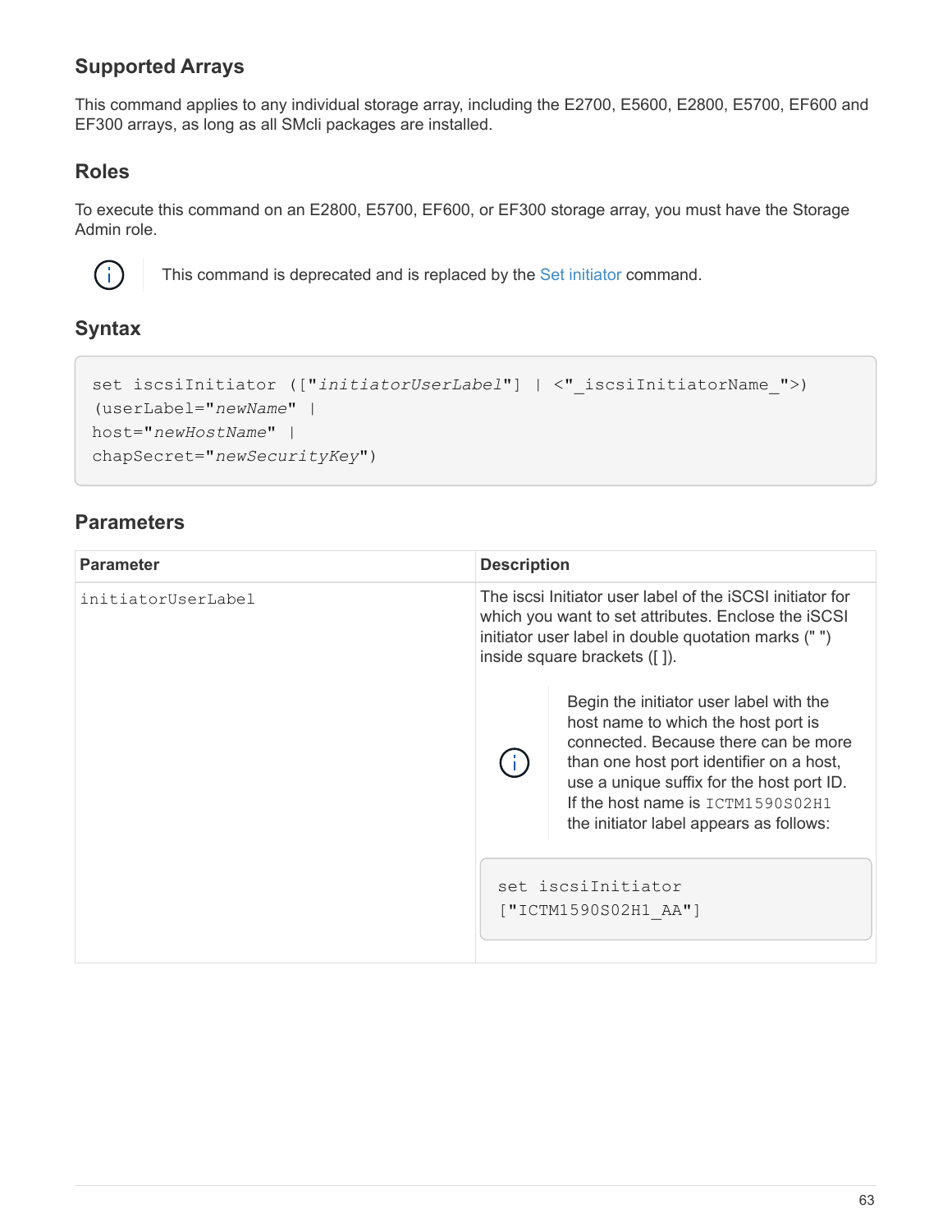## Supported Arrays

This command applies to any individual storage array, including the E2700, E5600, E2800, E5700, EF600 and EF300 arrays, as long as all SMcli packages are installed.

## Roles

To execute this command on an E2800, E5700, EF600, or EF300 storage array, you must have the Storage Admin role.

> This command is deprecated and is replaced by the Set initiator command.

## Syntax

```
set iscsiInitiator (["initiatorUserLabel"] | <"_iscsiInitiatorName_">)
(userLabel="newName" |
host="newHostName" |
chapSecret="newSecurityKey")
```

## Parameters

| Parameter | Description |
| --- | --- |
| initiatorUserLabel | The iscsi Initiator user label of the iSCSI initiator for which you want to set attributes. Enclose the iSCSI initiator user label in double quotation marks (" ") inside square brackets ([ ]).<br><br>Begin the initiator user label with the host name to which the host port is connected. Because there can be more than one host port identifier on a host, use a unique suffix for the host port ID. If the host name is ICTM1590S02H1 the initiator label appears as follows:<br><br>`set iscsiInitiator ["ICTM1590S02H1_AA"]` |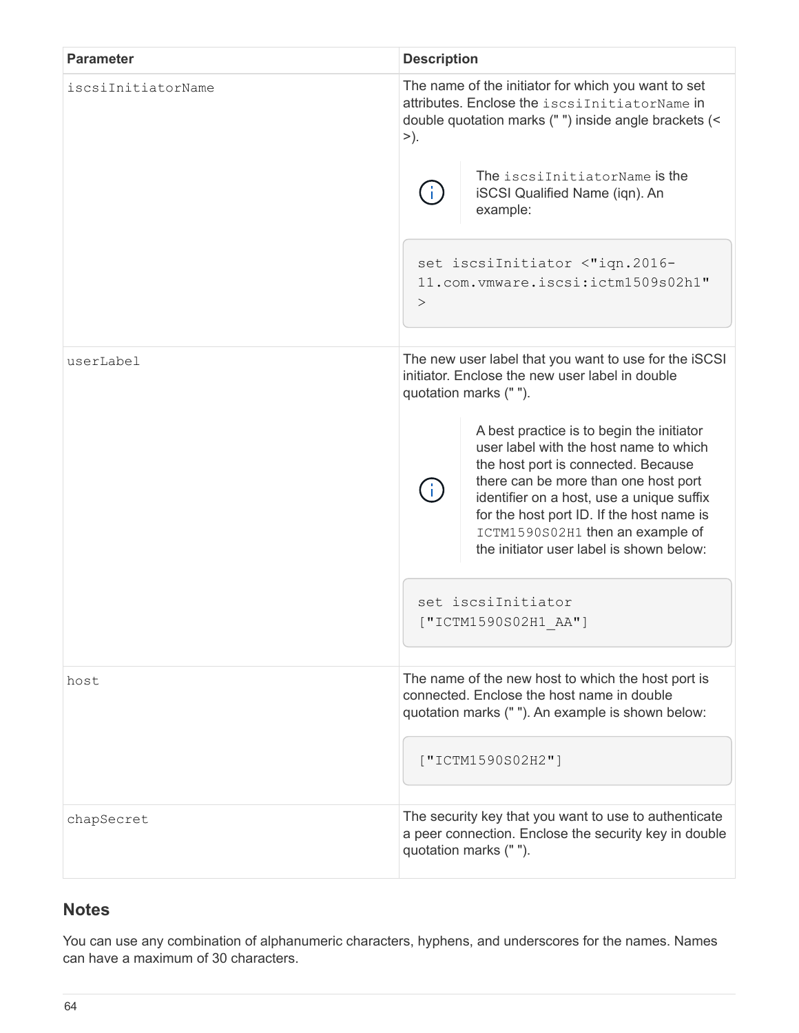| Parameter | Description |
| --- | --- |
| `iscsiInitiatorName` | The name of the initiator for which you want to set attributes. Enclose the `iscsiInitiatorName` in double quotation marks (" ") inside angle brackets (< >).<br><br>The `iscsiInitiatorName` is the iSCSI Qualified Name (iqn). An example:<br><br>`set iscsiInitiator <"iqn.2016-11.com.vmware.iscsi:ictm1509s02h1">` |
| `userLabel` | The new user label that you want to use for the iSCSI initiator. Enclose the new user label in double quotation marks (" ").<br><br>A best practice is to begin the initiator user label with the host name to which the host port is connected. Because there can be more than one host port identifier on a host, use a unique suffix for the host port ID. If the host name is `ICTM1590S02H1` then an example of the initiator user label is shown below:<br><br>`set iscsiInitiator ["ICTM1590S02H1_AA"]` |
| `host` | The name of the new host to which the host port is connected. Enclose the host name in double quotation marks (" "). An example is shown below:<br><br>`["ICTM1590S02H2"]` |
| `chapSecret` | The security key that you want to use to authenticate a peer connection. Enclose the security key in double quotation marks (" "). |

## Notes

You can use any combination of alphanumeric characters, hyphens, and underscores for the names. Names can have a maximum of 30 characters.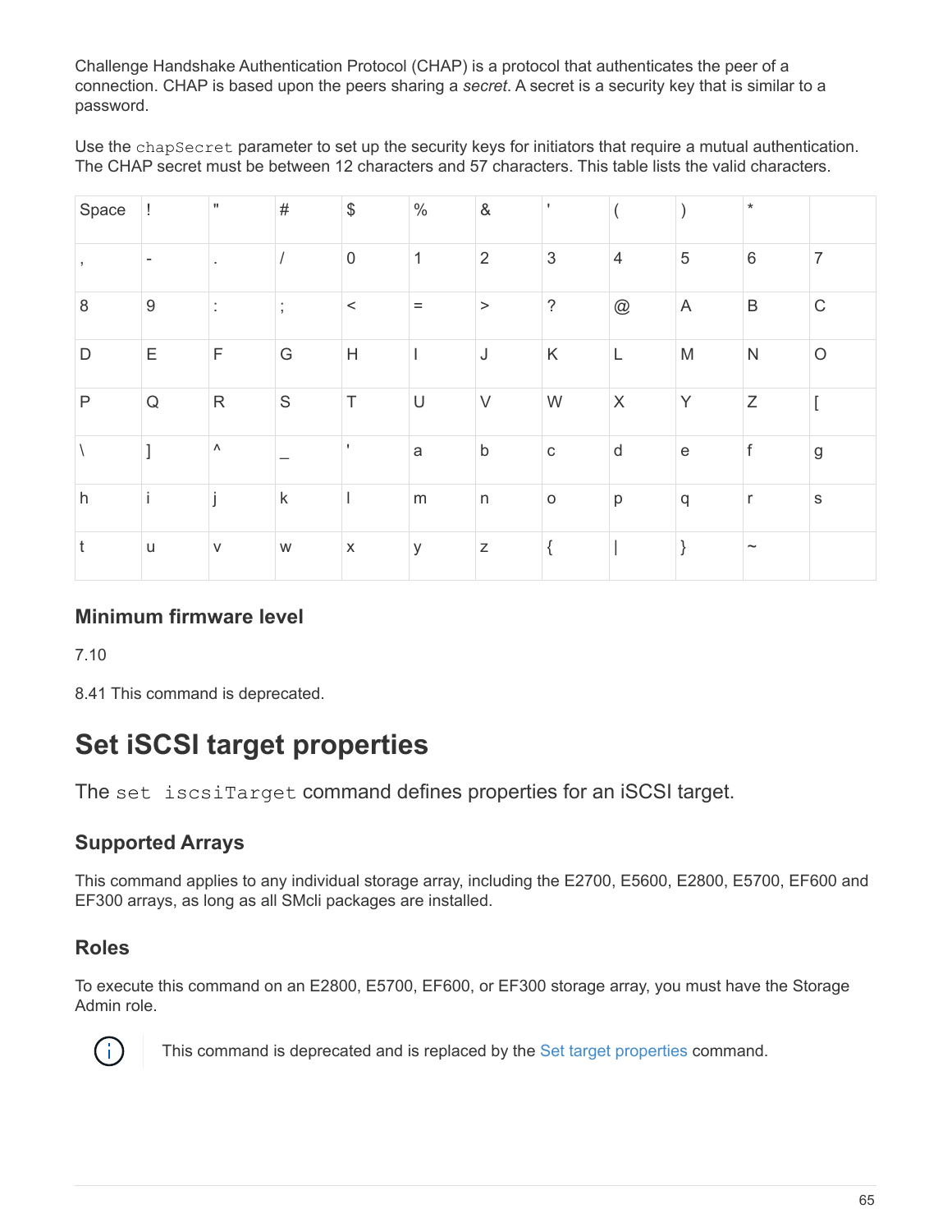Challenge Handshake Authentication Protocol (CHAP) is a protocol that authenticates the peer of a connection. CHAP is based upon the peers sharing a *secret*. A secret is a security key that is similar to a password.

Use the `chapSecret` parameter to set up the security keys for initiators that require a mutual authentication. The CHAP secret must be between 12 characters and 57 characters. This table lists the valid characters.

| Space | ! | " | # | $ | % | & | ' | ( | ) | * | |
|---|---|---|---|---|---|---|---|---|---|---|---|
| , | - | . | / | 0 | 1 | 2 | 3 | 4 | 5 | 6 | 7 |
| 8 | 9 | : | ; | < | = | > | ? | @ | A | B | C |
| D | E | F | G | H | I | J | K | L | M | N | O |
| P | Q | R | S | T | U | V | W | X | Y | Z | [ |
| \ | ] | ^ | _ | ' | a | b | c | d | e | f | g |
| h | i | j | k | l | m | n | o | p | q | r | s |
| t | u | v | w | x | y | z | { | \| | } | ~ | |

### Minimum firmware level

7.10

8.41 This command is deprecated.

# Set iSCSI target properties

The `set iscsiTarget` command defines properties for an iSCSI target.

### Supported Arrays

This command applies to any individual storage array, including the E2700, E5600, E2800, E5700, EF600 and EF300 arrays, as long as all SMcli packages are installed.

### Roles

To execute this command on an E2800, E5700, EF600, or EF300 storage array, you must have the Storage Admin role.

This command is deprecated and is replaced by the Set target properties command.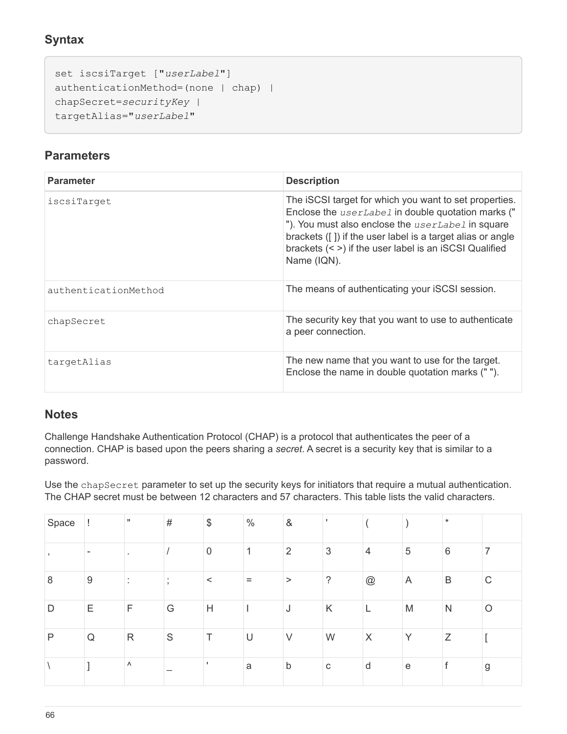## Syntax

```
set iscsiTarget ["userLabel"]
authenticationMethod=(none | chap) |
chapSecret=securityKey |
targetAlias="userLabel"
```

## Parameters

| Parameter | Description |
|---|---|
| `iscsiTarget` | The iSCSI target for which you want to set properties. Enclose the *userLabel* in double quotation marks (" "). You must also enclose the *userLabel* in square brackets ([ ]) if the user label is a target alias or angle brackets (< >) if the user label is an iSCSI Qualified Name (IQN). |
| `authenticationMethod` | The means of authenticating your iSCSI session. |
| `chapSecret` | The security key that you want to use to authenticate a peer connection. |
| `targetAlias` | The new name that you want to use for the target. Enclose the name in double quotation marks (" "). |

## Notes

Challenge Handshake Authentication Protocol (CHAP) is a protocol that authenticates the peer of a connection. CHAP is based upon the peers sharing a *secret*. A secret is a security key that is similar to a password.

Use the `chapSecret` parameter to set up the security keys for initiators that require a mutual authentication. The CHAP secret must be between 12 characters and 57 characters. This table lists the valid characters.

| Space | ! | " | # | $ | % | & | ' | ( | ) | * | |
|---|---|---|---|---|---|---|---|---|---|---|---|
| , | - | . | / | 0 | 1 | 2 | 3 | 4 | 5 | 6 | 7 |
| 8 | 9 | : | ; | < | = | > | ? | @ | A | B | C |
| D | E | F | G | H | I | J | K | L | M | N | O |
| P | Q | R | S | T | U | V | W | X | Y | Z | [ |
| \ | ] | ^ | _ | ' | a | b | c | d | e | f | g |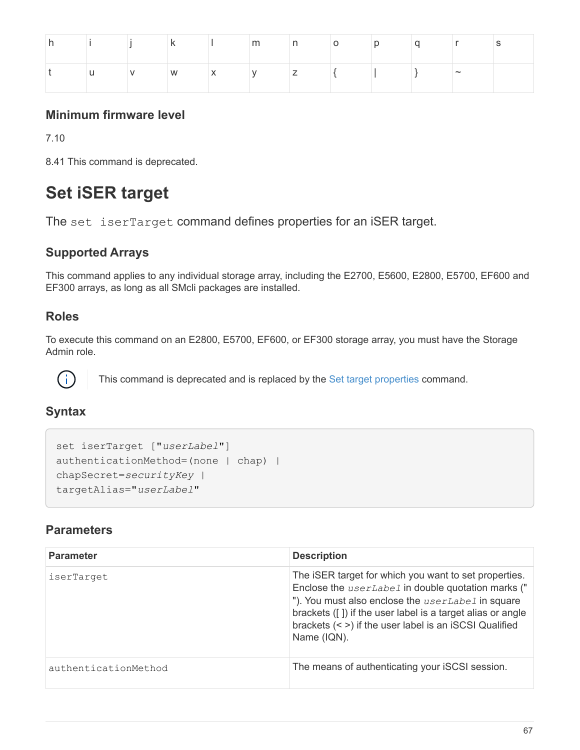| h | i | j | k | l | m | n | o | p | q | r | s |
|---|---|---|---|---|---|---|---|---|---|---|---|
| t | u | v | w | x | y | z | { | | | } | ~ | |

### Minimum firmware level

7.10

8.41 This command is deprecated.

# Set iSER target

The `set iserTarget` command defines properties for an iSER target.

## Supported Arrays

This command applies to any individual storage array, including the E2700, E5600, E2800, E5700, EF600 and EF300 arrays, as long as all SMcli packages are installed.

## Roles

To execute this command on an E2800, E5700, EF600, or EF300 storage array, you must have the Storage Admin role.

This command is deprecated and is replaced by the Set target properties command.

## Syntax

```
set iserTarget ["userLabel"]
authenticationMethod=(none | chap) |
chapSecret=securityKey |
targetAlias="userLabel"
```

## Parameters

| Parameter | Description |
|---|---|
| `iserTarget` | The iSER target for which you want to set properties. Enclose the *userLabel* in double quotation marks (" "). You must also enclose the *userLabel* in square brackets ([ ]) if the user label is a target alias or angle brackets (< >) if the user label is an iSCSI Qualified Name (IQN). |
| `authenticationMethod` | The means of authenticating your iSCSI session. |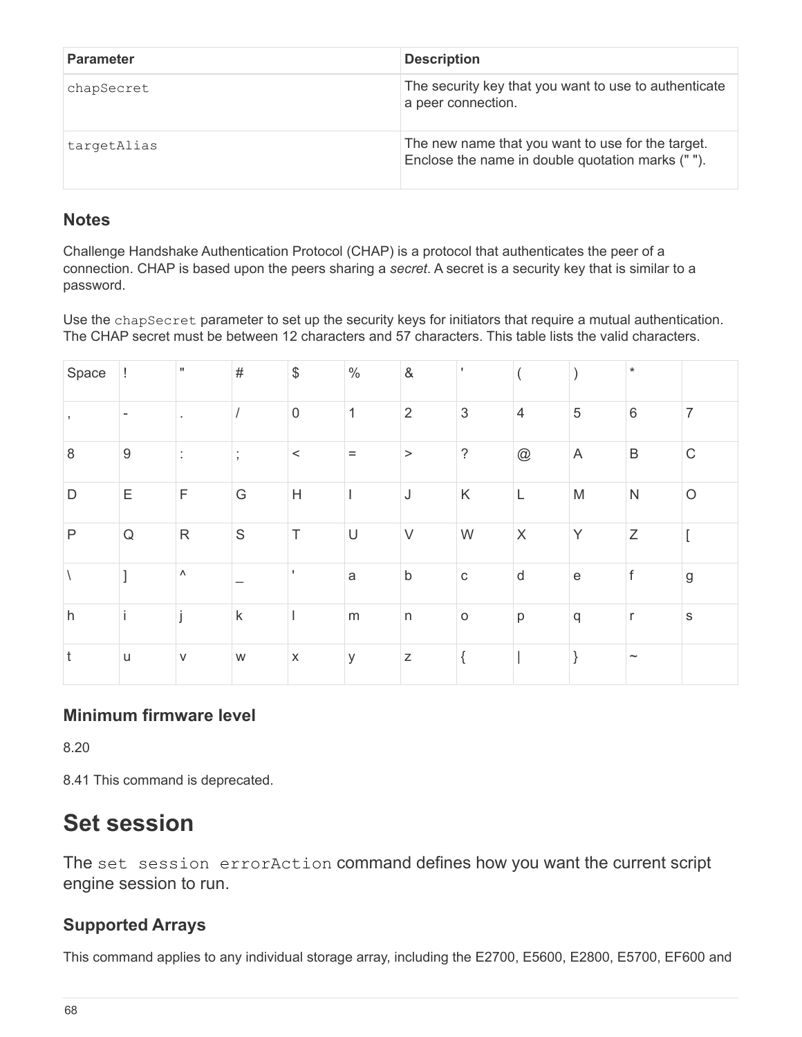| Parameter | Description |
| --- | --- |
| `chapSecret` | The security key that you want to use to authenticate a peer connection. |
| `targetAlias` | The new name that you want to use for the target. Enclose the name in double quotation marks (" "). |

### Notes

Challenge Handshake Authentication Protocol (CHAP) is a protocol that authenticates the peer of a connection. CHAP is based upon the peers sharing a *secret*. A secret is a security key that is similar to a password.

Use the `chapSecret` parameter to set up the security keys for initiators that require a mutual authentication. The CHAP secret must be between 12 characters and 57 characters. This table lists the valid characters.

| Space | ! | " | # | $ | % | & | ' | ( | ) | * | |
|---|---|---|---|---|---|---|---|---|---|---|---|
| , | - | . | / | 0 | 1 | 2 | 3 | 4 | 5 | 6 | 7 |
| 8 | 9 | : | ; | < | = | > | ? | @ | A | B | C |
| D | E | F | G | H | I | J | K | L | M | N | O |
| P | Q | R | S | T | U | V | W | X | Y | Z | [ |
| \ | ] | ^ | _ | ' | a | b | c | d | e | f | g |
| h | i | j | k | l | m | n | o | p | q | r | s |
| t | u | v | w | x | y | z | { | \| | } | ~ | |

### Minimum firmware level

8.20

8.41 This command is deprecated.

# Set session

The `set session errorAction` command defines how you want the current script engine session to run.

### Supported Arrays

This command applies to any individual storage array, including the E2700, E5600, E2800, E5700, EF600 and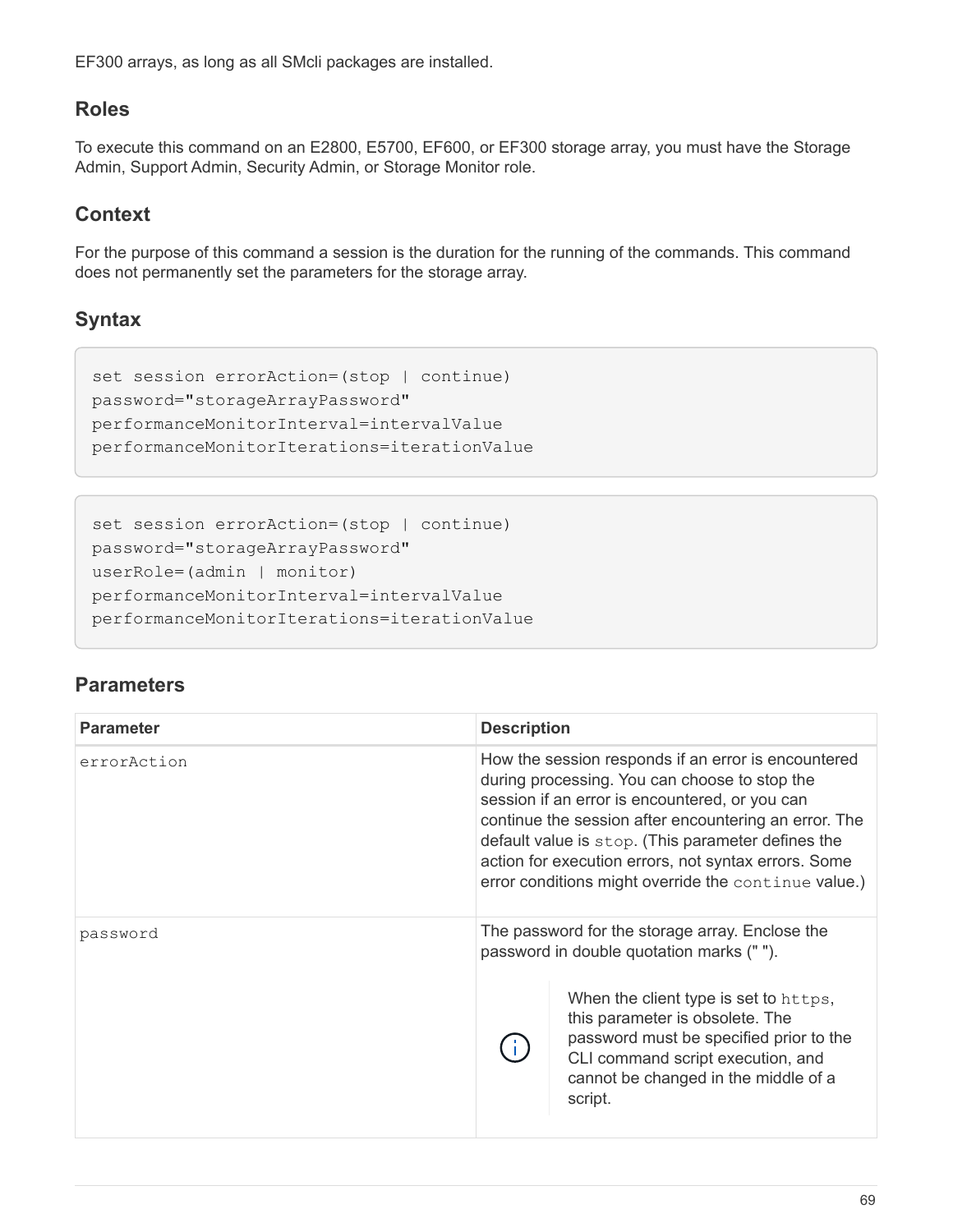EF300 arrays, as long as all SMcli packages are installed.

## Roles

To execute this command on an E2800, E5700, EF600, or EF300 storage array, you must have the Storage Admin, Support Admin, Security Admin, or Storage Monitor role.

## Context

For the purpose of this command a session is the duration for the running of the commands. This command does not permanently set the parameters for the storage array.

## Syntax

```
set session errorAction=(stop | continue)
password="storageArrayPassword"
performanceMonitorInterval=intervalValue
performanceMonitorIterations=iterationValue
```

```
set session errorAction=(stop | continue)
password="storageArrayPassword"
userRole=(admin | monitor)
performanceMonitorInterval=intervalValue
performanceMonitorIterations=iterationValue
```

## Parameters

| Parameter | Description |
| --- | --- |
| `errorAction` | How the session responds if an error is encountered during processing. You can choose to stop the session if an error is encountered, or you can continue the session after encountering an error. The default value is `stop`. (This parameter defines the action for execution errors, not syntax errors. Some error conditions might override the `continue` value.) |
| `password` | The password for the storage array. Enclose the password in double quotation marks (" ").<br><br>When the client type is set to `https`, this parameter is obsolete. The password must be specified prior to the CLI command script execution, and cannot be changed in the middle of a script. |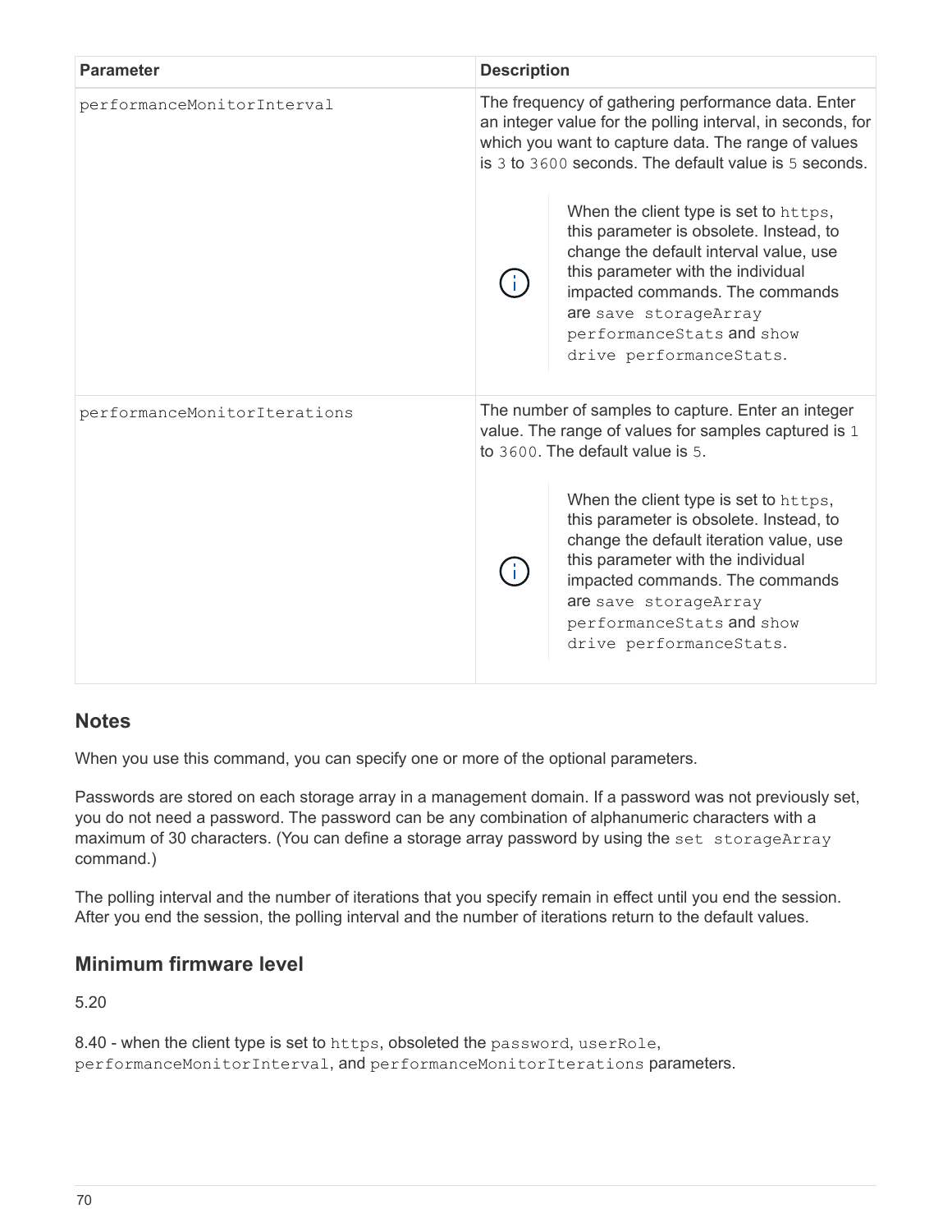| Parameter | Description |
| --- | --- |
| `performanceMonitorInterval` | The frequency of gathering performance data. Enter an integer value for the polling interval, in seconds, for which you want to capture data. The range of values is `3` to `3600` seconds. The default value is `5` seconds.<br><br>When the client type is set to `https`, this parameter is obsolete. Instead, to change the default interval value, use this parameter with the individual impacted commands. The commands are `save storageArray performanceStats` and `show drive performanceStats`. |
| `performanceMonitorIterations` | The number of samples to capture. Enter an integer value. The range of values for samples captured is `1` to `3600`. The default value is `5`.<br><br>When the client type is set to `https`, this parameter is obsolete. Instead, to change the default iteration value, use this parameter with the individual impacted commands. The commands are `save storageArray performanceStats` and `show drive performanceStats`. |

## Notes

When you use this command, you can specify one or more of the optional parameters.

Passwords are stored on each storage array in a management domain. If a password was not previously set, you do not need a password. The password can be any combination of alphanumeric characters with a maximum of 30 characters. (You can define a storage array password by using the `set storageArray` command.)

The polling interval and the number of iterations that you specify remain in effect until you end the session. After you end the session, the polling interval and the number of iterations return to the default values.

## Minimum firmware level

5.20

8.40 - when the client type is set to `https`, obsoleted the `password`, `userRole`, `performanceMonitorInterval`, and `performanceMonitorIterations` parameters.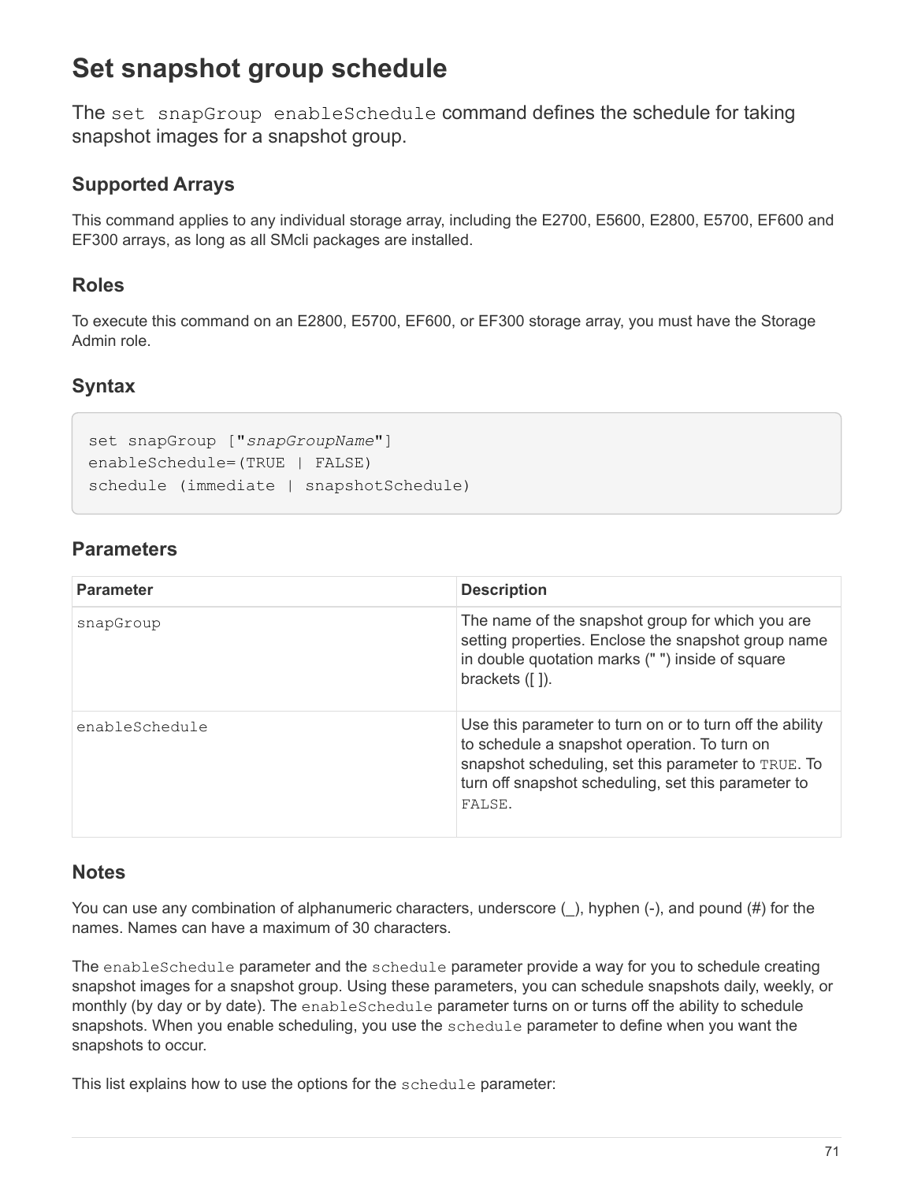# Set snapshot group schedule

The `set snapGroup enableSchedule` command defines the schedule for taking snapshot images for a snapshot group.

## Supported Arrays

This command applies to any individual storage array, including the E2700, E5600, E2800, E5700, EF600 and EF300 arrays, as long as all SMcli packages are installed.

## Roles

To execute this command on an E2800, E5700, EF600, or EF300 storage array, you must have the Storage Admin role.

## Syntax

```
set snapGroup ["snapGroupName"]
enableSchedule=(TRUE | FALSE)
schedule (immediate | snapshotSchedule)
```

## Parameters

| Parameter | Description |
| --- | --- |
| `snapGroup` | The name of the snapshot group for which you are setting properties. Enclose the snapshot group name in double quotation marks (" ") inside of square brackets ([ ]). |
| `enableSchedule` | Use this parameter to turn on or to turn off the ability to schedule a snapshot operation. To turn on snapshot scheduling, set this parameter to `TRUE`. To turn off snapshot scheduling, set this parameter to `FALSE`. |

## Notes

You can use any combination of alphanumeric characters, underscore (_), hyphen (-), and pound (#) for the names. Names can have a maximum of 30 characters.

The `enableSchedule` parameter and the `schedule` parameter provide a way for you to schedule creating snapshot images for a snapshot group. Using these parameters, you can schedule snapshots daily, weekly, or monthly (by day or by date). The `enableSchedule` parameter turns on or turns off the ability to schedule snapshots. When you enable scheduling, you use the `schedule` parameter to define when you want the snapshots to occur.

This list explains how to use the options for the `schedule` parameter: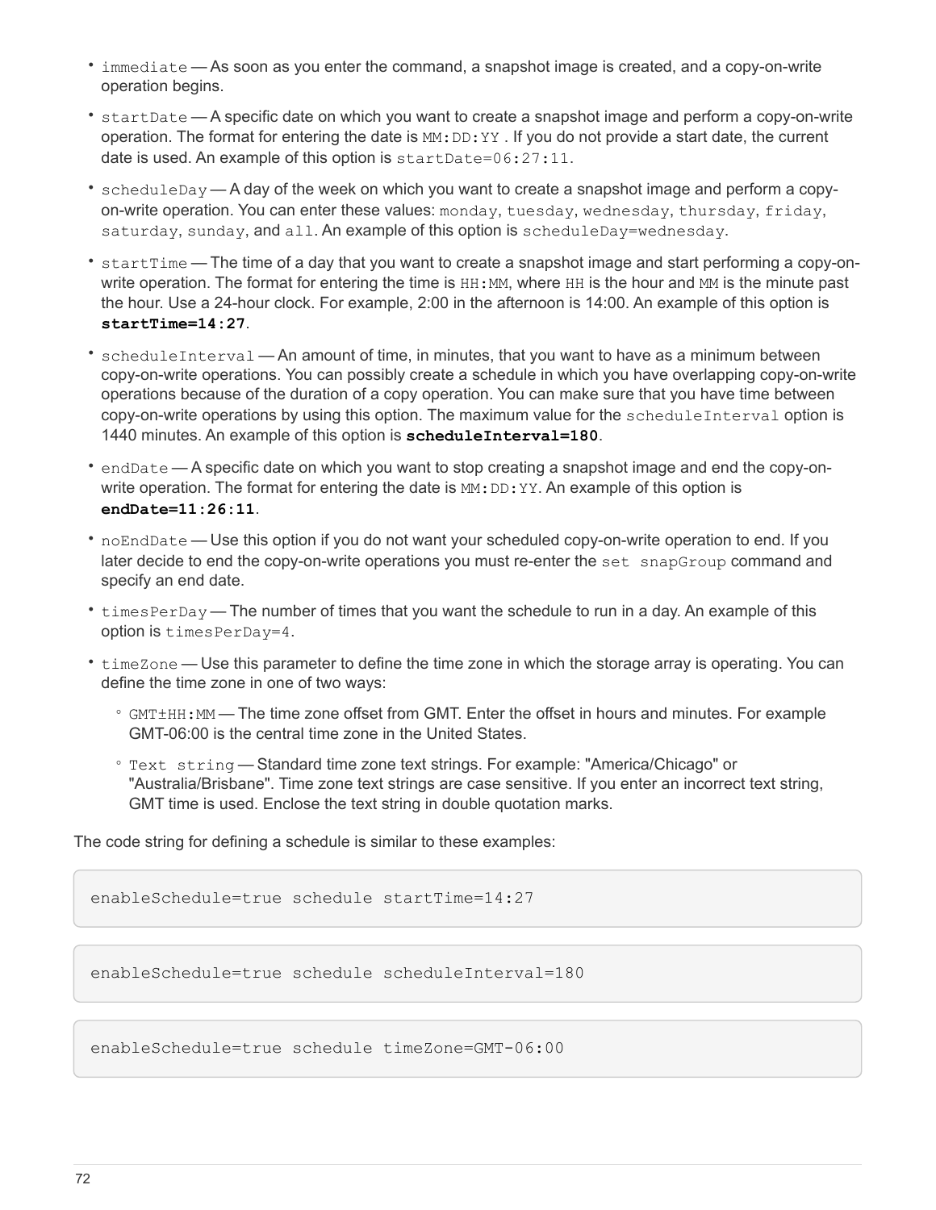- `immediate` — As soon as you enter the command, a snapshot image is created, and a copy-on-write operation begins.
- `startDate` — A specific date on which you want to create a snapshot image and perform a copy-on-write operation. The format for entering the date is `MM:DD:YY` . If you do not provide a start date, the current date is used. An example of this option is `startDate=06:27:11`.
- `scheduleDay` — A day of the week on which you want to create a snapshot image and perform a copy-on-write operation. You can enter these values: `monday`, `tuesday`, `wednesday`, `thursday`, `friday`, `saturday`, `sunday`, and `all`. An example of this option is `scheduleDay=wednesday`.
- `startTime` — The time of a day that you want to create a snapshot image and start performing a copy-on-write operation. The format for entering the time is `HH:MM`, where `HH` is the hour and `MM` is the minute past the hour. Use a 24-hour clock. For example, 2:00 in the afternoon is 14:00. An example of this option is **`startTime=14:27`**.
- `scheduleInterval` — An amount of time, in minutes, that you want to have as a minimum between copy-on-write operations. You can possibly create a schedule in which you have overlapping copy-on-write operations because of the duration of a copy operation. You can make sure that you have time between copy-on-write operations by using this option. The maximum value for the `scheduleInterval` option is 1440 minutes. An example of this option is **`scheduleInterval=180`**.
- `endDate` — A specific date on which you want to stop creating a snapshot image and end the copy-on-write operation. The format for entering the date is `MM:DD:YY`. An example of this option is **`endDate=11:26:11`**.
- `noEndDate` — Use this option if you do not want your scheduled copy-on-write operation to end. If you later decide to end the copy-on-write operations you must re-enter the `set snapGroup` command and specify an end date.
- `timesPerDay` — The number of times that you want the schedule to run in a day. An example of this option is `timesPerDay=4`.
- `timeZone` — Use this parameter to define the time zone in which the storage array is operating. You can define the time zone in one of two ways:
  - `GMT±HH:MM` — The time zone offset from GMT. Enter the offset in hours and minutes. For example GMT-06:00 is the central time zone in the United States.
  - `Text string` — Standard time zone text strings. For example: "America/Chicago" or "Australia/Brisbane". Time zone text strings are case sensitive. If you enter an incorrect text string, GMT time is used. Enclose the text string in double quotation marks.

The code string for defining a schedule is similar to these examples:

```
enableSchedule=true schedule startTime=14:27
```

```
enableSchedule=true schedule scheduleInterval=180
```

```
enableSchedule=true schedule timeZone=GMT-06:00
```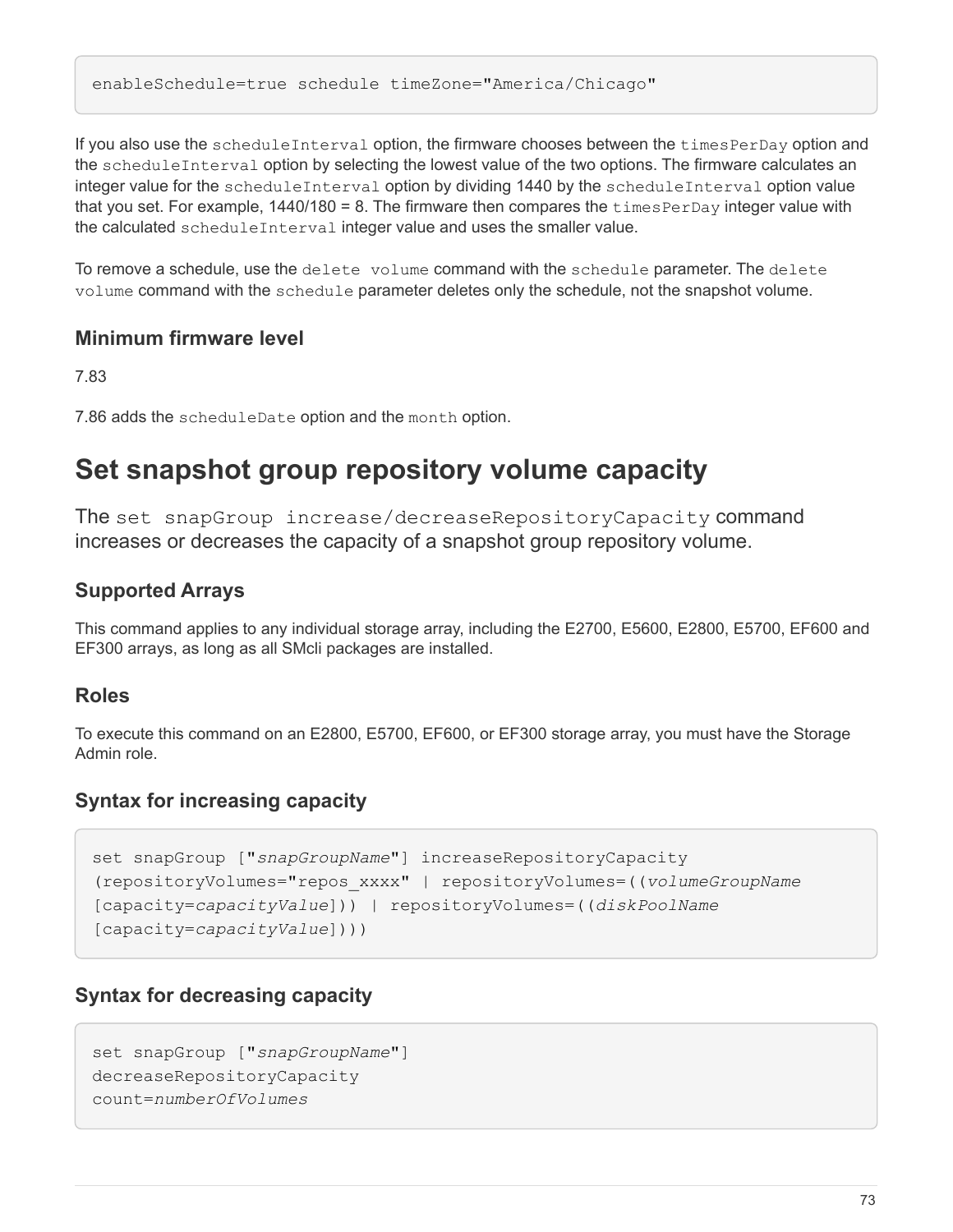```
enableSchedule=true schedule timeZone="America/Chicago"
```

If you also use the `scheduleInterval` option, the firmware chooses between the `timesPerDay` option and the `scheduleInterval` option by selecting the lowest value of the two options. The firmware calculates an integer value for the `scheduleInterval` option by dividing 1440 by the `scheduleInterval` option value that you set. For example, 1440/180 = 8. The firmware then compares the `timesPerDay` integer value with the calculated `scheduleInterval` integer value and uses the smaller value.

To remove a schedule, use the `delete volume` command with the `schedule` parameter. The `delete volume` command with the `schedule` parameter deletes only the schedule, not the snapshot volume.

### Minimum firmware level

7.83

7.86 adds the `scheduleDate` option and the `month` option.

## Set snapshot group repository volume capacity

The `set snapGroup increase/decreaseRepositoryCapacity` command increases or decreases the capacity of a snapshot group repository volume.

### Supported Arrays

This command applies to any individual storage array, including the E2700, E5600, E2800, E5700, EF600 and EF300 arrays, as long as all SMcli packages are installed.

### Roles

To execute this command on an E2800, E5700, EF600, or EF300 storage array, you must have the Storage Admin role.

### Syntax for increasing capacity

```
set snapGroup ["snapGroupName"] increaseRepositoryCapacity
(repositoryVolumes="repos_xxxx" | repositoryVolumes=((volumeGroupName
[capacity=capacityValue])) | repositoryVolumes=((diskPoolName
[capacity=capacityValue])))
```

### Syntax for decreasing capacity

```
set snapGroup ["snapGroupName"]
decreaseRepositoryCapacity
count=numberOfVolumes
```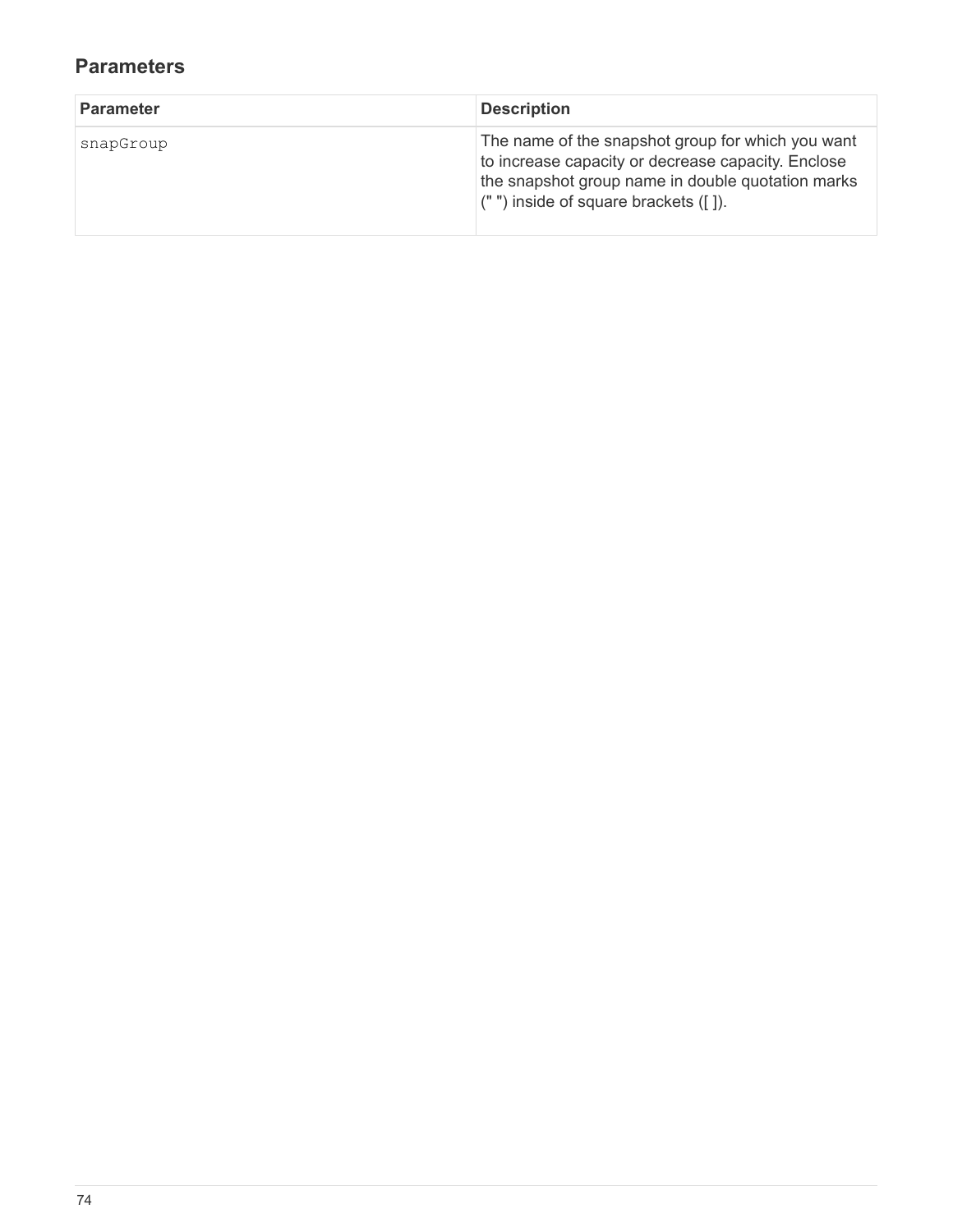## Parameters

| Parameter | Description |
|---|---|
| snapGroup | The name of the snapshot group for which you want to increase capacity or decrease capacity. Enclose the snapshot group name in double quotation marks (" ") inside of square brackets ([ ]). |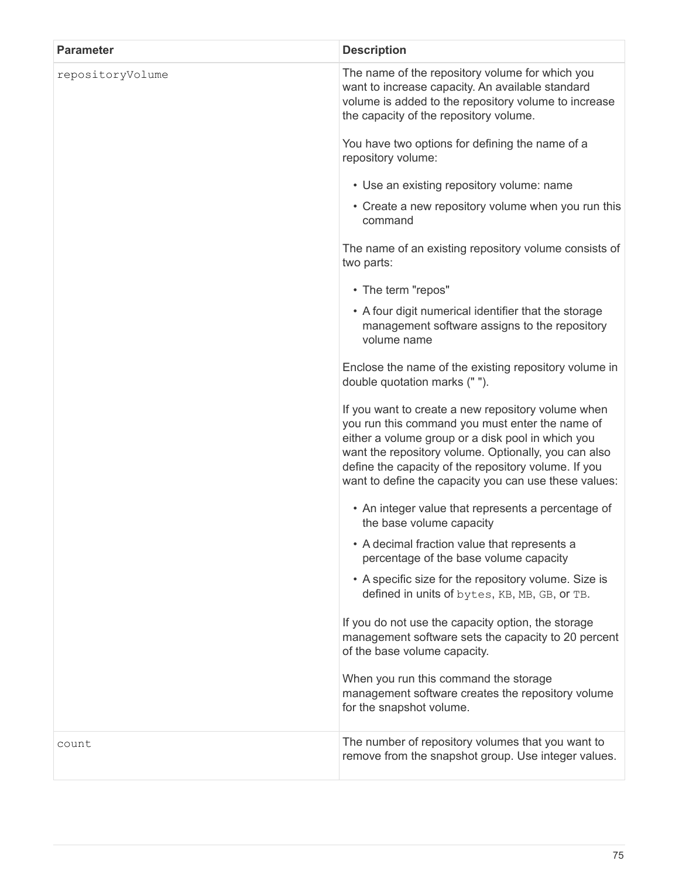| Parameter | Description |
| --- | --- |
| `repositoryVolume` | The name of the repository volume for which you want to increase capacity. An available standard volume is added to the repository volume to increase the capacity of the repository volume.<br><br>You have two options for defining the name of a repository volume:<br><br>• Use an existing repository volume: name<br>• Create a new repository volume when you run this command<br><br>The name of an existing repository volume consists of two parts:<br><br>• The term "repos"<br>• A four digit numerical identifier that the storage management software assigns to the repository volume name<br><br>Enclose the name of the existing repository volume in double quotation marks (" ").<br><br>If you want to create a new repository volume when you run this command you must enter the name of either a volume group or a disk pool in which you want the repository volume. Optionally, you can also define the capacity of the repository volume. If you want to define the capacity you can use these values:<br><br>• An integer value that represents a percentage of the base volume capacity<br>• A decimal fraction value that represents a percentage of the base volume capacity<br>• A specific size for the repository volume. Size is defined in units of `bytes`, `KB`, `MB`, `GB`, or `TB`.<br><br>If you do not use the capacity option, the storage management software sets the capacity to 20 percent of the base volume capacity.<br><br>When you run this command the storage management software creates the repository volume for the snapshot volume. |
| `count` | The number of repository volumes that you want to remove from the snapshot group. Use integer values. |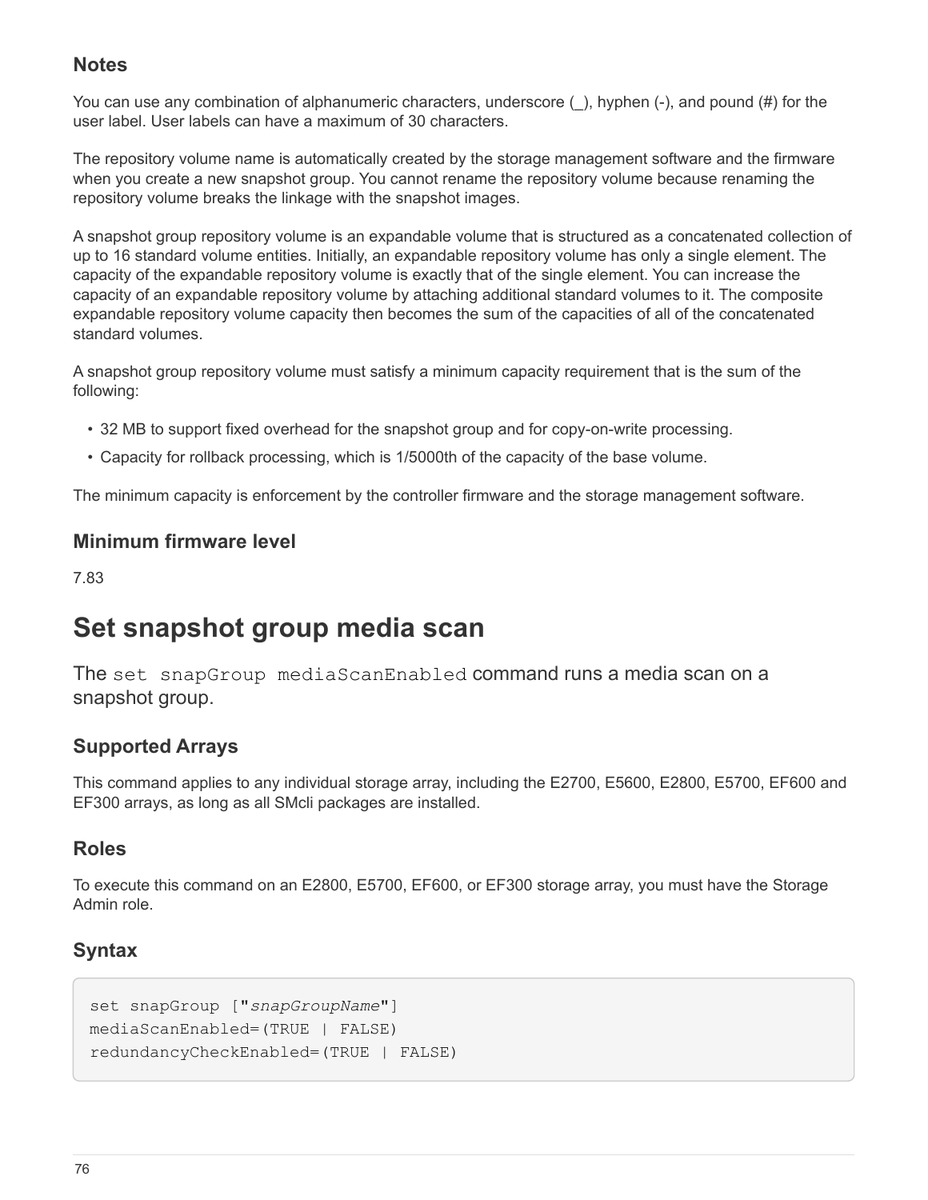## Notes

You can use any combination of alphanumeric characters, underscore (_), hyphen (-), and pound (#) for the user label. User labels can have a maximum of 30 characters.

The repository volume name is automatically created by the storage management software and the firmware when you create a new snapshot group. You cannot rename the repository volume because renaming the repository volume breaks the linkage with the snapshot images.

A snapshot group repository volume is an expandable volume that is structured as a concatenated collection of up to 16 standard volume entities. Initially, an expandable repository volume has only a single element. The capacity of the expandable repository volume is exactly that of the single element. You can increase the capacity of an expandable repository volume by attaching additional standard volumes to it. The composite expandable repository volume capacity then becomes the sum of the capacities of all of the concatenated standard volumes.

A snapshot group repository volume must satisfy a minimum capacity requirement that is the sum of the following:

- 32 MB to support fixed overhead for the snapshot group and for copy-on-write processing.
- Capacity for rollback processing, which is 1/5000th of the capacity of the base volume.

The minimum capacity is enforcement by the controller firmware and the storage management software.

## Minimum firmware level

7.83

# Set snapshot group media scan

The `set snapGroup mediaScanEnabled` command runs a media scan on a snapshot group.

## Supported Arrays

This command applies to any individual storage array, including the E2700, E5600, E2800, E5700, EF600 and EF300 arrays, as long as all SMcli packages are installed.

## Roles

To execute this command on an E2800, E5700, EF600, or EF300 storage array, you must have the Storage Admin role.

## Syntax

```
set snapGroup ["snapGroupName"]
mediaScanEnabled=(TRUE | FALSE)
redundancyCheckEnabled=(TRUE | FALSE)
```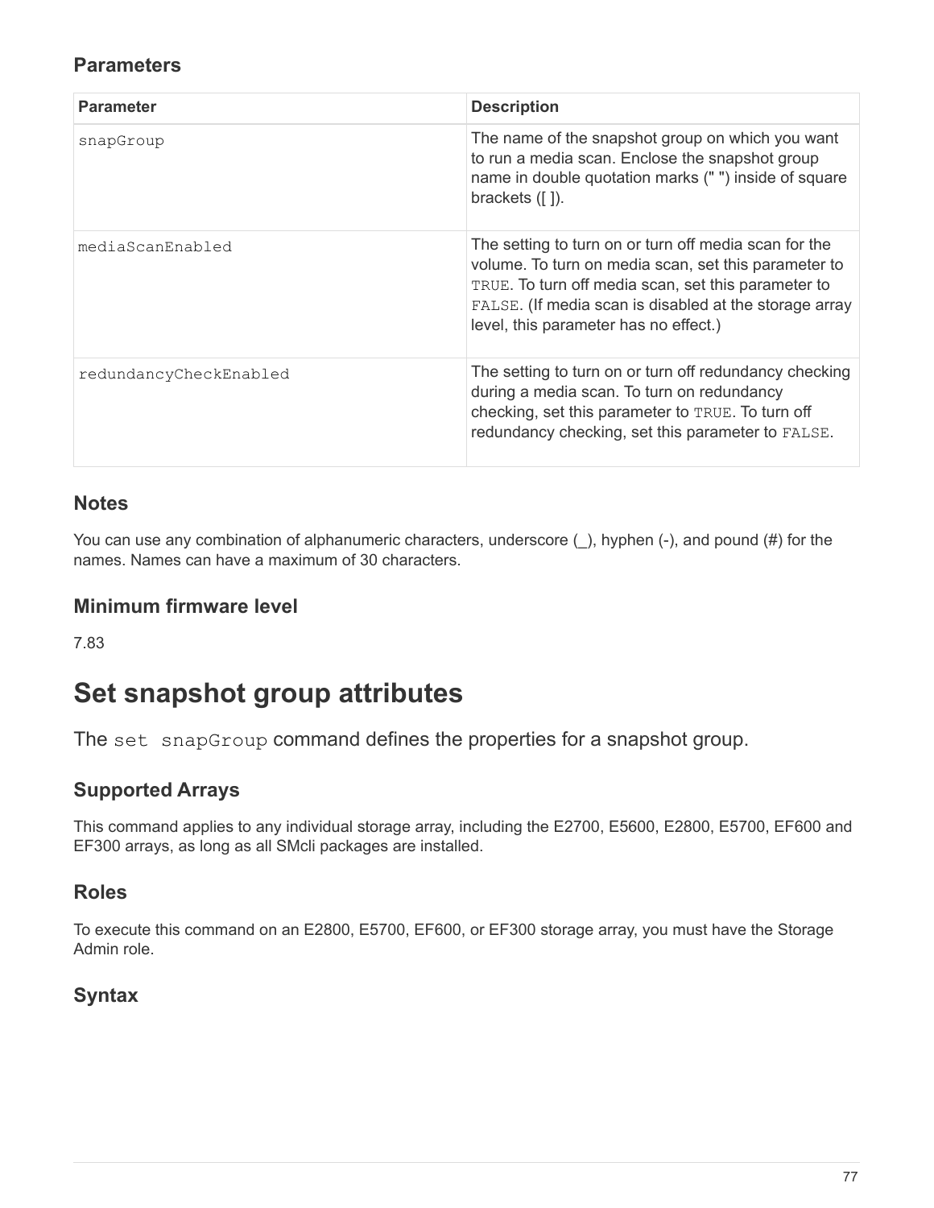### Parameters

| Parameter | Description |
| --- | --- |
| `snapGroup` | The name of the snapshot group on which you want to run a media scan. Enclose the snapshot group name in double quotation marks (" ") inside of square brackets ([ ]). |
| `mediaScanEnabled` | The setting to turn on or turn off media scan for the volume. To turn on media scan, set this parameter to `TRUE`. To turn off media scan, set this parameter to `FALSE`. (If media scan is disabled at the storage array level, this parameter has no effect.) |
| `redundancyCheckEnabled` | The setting to turn on or turn off redundancy checking during a media scan. To turn on redundancy checking, set this parameter to `TRUE`. To turn off redundancy checking, set this parameter to `FALSE`. |

### Notes

You can use any combination of alphanumeric characters, underscore (_), hyphen (-), and pound (#) for the names. Names can have a maximum of 30 characters.

### Minimum firmware level

7.83

# Set snapshot group attributes

The `set snapGroup` command defines the properties for a snapshot group.

### Supported Arrays

This command applies to any individual storage array, including the E2700, E5600, E2800, E5700, EF600 and EF300 arrays, as long as all SMcli packages are installed.

### Roles

To execute this command on an E2800, E5700, EF600, or EF300 storage array, you must have the Storage Admin role.

### Syntax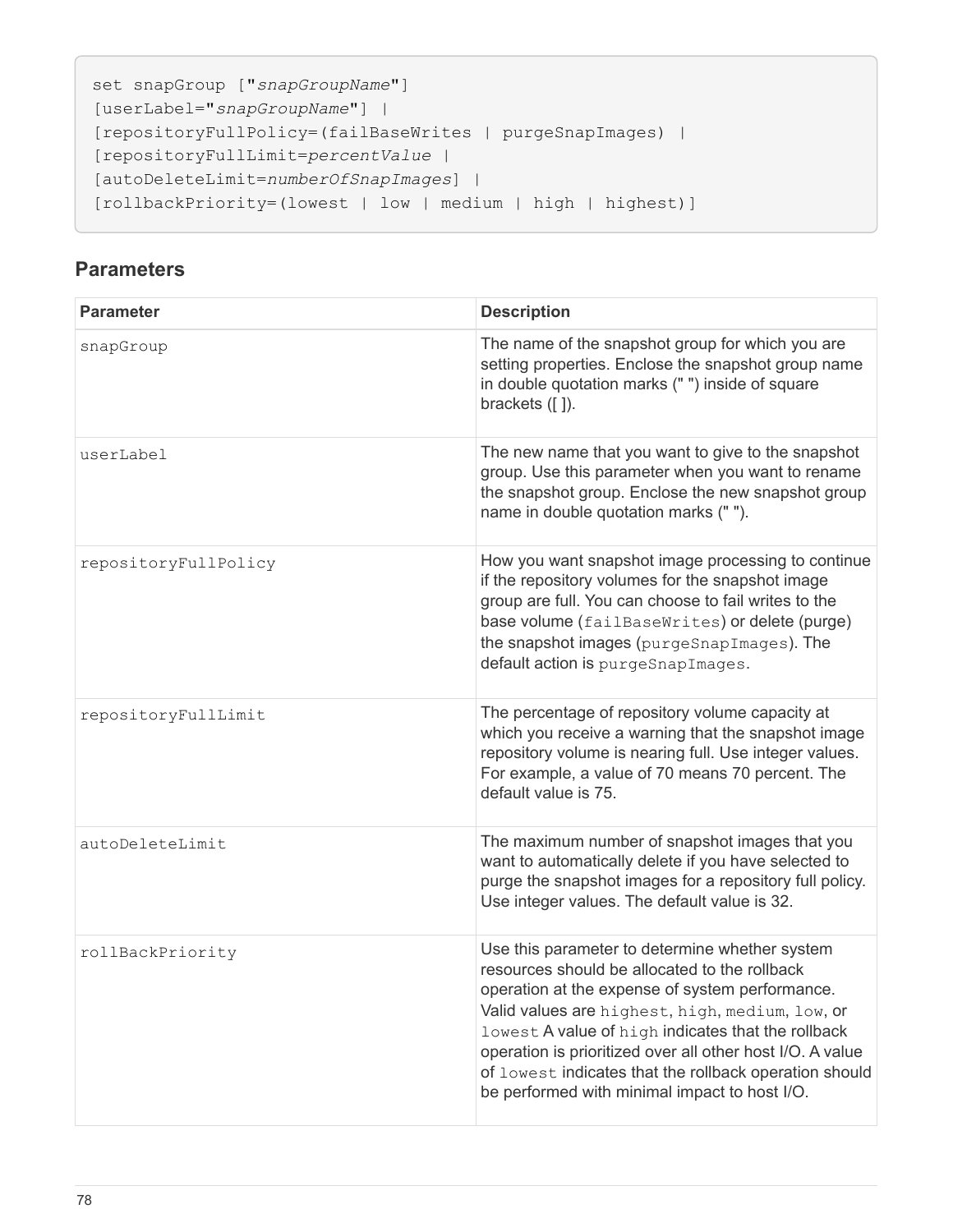```
set snapGroup ["snapGroupName"]
[userLabel="snapGroupName"] |
[repositoryFullPolicy=(failBaseWrites | purgeSnapImages) |
[repositoryFullLimit=percentValue |
[autoDeleteLimit=numberOfSnapImages] |
[rollbackPriority=(lowest | low | medium | high | highest)]
```

## Parameters

| Parameter | Description |
| --- | --- |
| `snapGroup` | The name of the snapshot group for which you are setting properties. Enclose the snapshot group name in double quotation marks (" ") inside of square brackets ([ ]). |
| `userLabel` | The new name that you want to give to the snapshot group. Use this parameter when you want to rename the snapshot group. Enclose the new snapshot group name in double quotation marks (" "). |
| `repositoryFullPolicy` | How you want snapshot image processing to continue if the repository volumes for the snapshot image group are full. You can choose to fail writes to the base volume (`failBaseWrites`) or delete (purge) the snapshot images (`purgeSnapImages`). The default action is `purgeSnapImages`. |
| `repositoryFullLimit` | The percentage of repository volume capacity at which you receive a warning that the snapshot image repository volume is nearing full. Use integer values. For example, a value of 70 means 70 percent. The default value is 75. |
| `autoDeleteLimit` | The maximum number of snapshot images that you want to automatically delete if you have selected to purge the snapshot images for a repository full policy. Use integer values. The default value is 32. |
| `rollBackPriority` | Use this parameter to determine whether system resources should be allocated to the rollback operation at the expense of system performance. Valid values are `highest`, `high`, `medium`, `low`, or `lowest` A value of `high` indicates that the rollback operation is prioritized over all other host I/O. A value of `lowest` indicates that the rollback operation should be performed with minimal impact to host I/O. |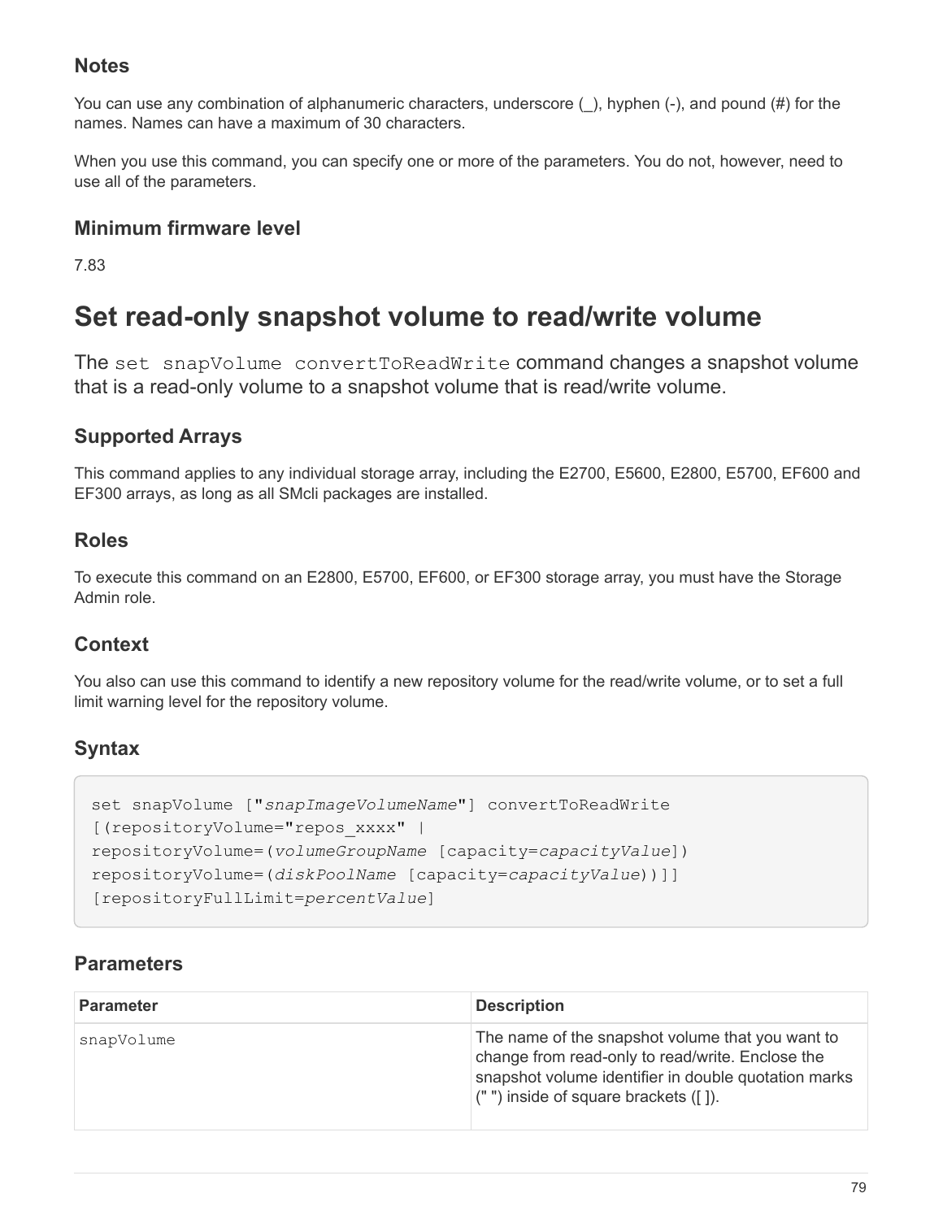### Notes

You can use any combination of alphanumeric characters, underscore (_), hyphen (-), and pound (#) for the names. Names can have a maximum of 30 characters.

When you use this command, you can specify one or more of the parameters. You do not, however, need to use all of the parameters.

### Minimum firmware level

7.83

## Set read-only snapshot volume to read/write volume

The `set snapVolume convertToReadWrite` command changes a snapshot volume that is a read-only volume to a snapshot volume that is read/write volume.

### Supported Arrays

This command applies to any individual storage array, including the E2700, E5600, E2800, E5700, EF600 and EF300 arrays, as long as all SMcli packages are installed.

### Roles

To execute this command on an E2800, E5700, EF600, or EF300 storage array, you must have the Storage Admin role.

### Context

You also can use this command to identify a new repository volume for the read/write volume, or to set a full limit warning level for the repository volume.

### Syntax

```
set snapVolume ["snapImageVolumeName"] convertToReadWrite
[(repositoryVolume="repos_xxxx" |
repositoryVolume=(volumeGroupName [capacity=capacityValue])
repositoryVolume=(diskPoolName [capacity=capacityValue))]]
[repositoryFullLimit=percentValue]
```

### Parameters

| Parameter | Description |
|---|---|
| `snapVolume` | The name of the snapshot volume that you want to change from read-only to read/write. Enclose the snapshot volume identifier in double quotation marks (" ") inside of square brackets ([ ]). |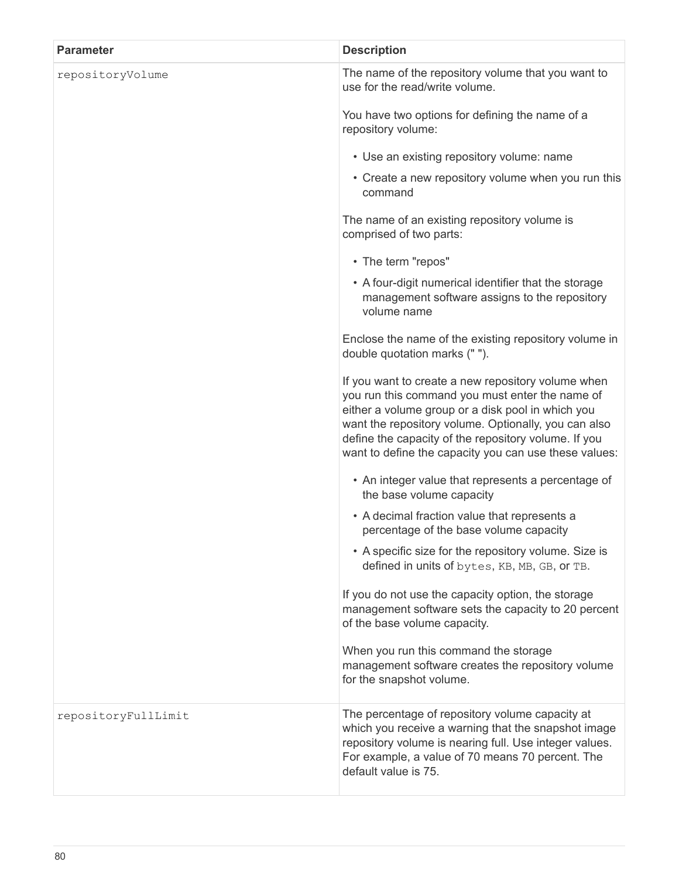| Parameter | Description |
| --- | --- |
| `repositoryVolume` | The name of the repository volume that you want to use for the read/write volume.<br><br>You have two options for defining the name of a repository volume:<br><br>• Use an existing repository volume: name<br>• Create a new repository volume when you run this command<br><br>The name of an existing repository volume is comprised of two parts:<br><br>• The term "repos"<br>• A four-digit numerical identifier that the storage management software assigns to the repository volume name<br><br>Enclose the name of the existing repository volume in double quotation marks (" ").<br><br>If you want to create a new repository volume when you run this command you must enter the name of either a volume group or a disk pool in which you want the repository volume. Optionally, you can also define the capacity of the repository volume. If you want to define the capacity you can use these values:<br><br>• An integer value that represents a percentage of the base volume capacity<br>• A decimal fraction value that represents a percentage of the base volume capacity<br>• A specific size for the repository volume. Size is defined in units of `bytes`, `KB`, `MB`, `GB`, or `TB`.<br><br>If you do not use the capacity option, the storage management software sets the capacity to 20 percent of the base volume capacity.<br><br>When you run this command the storage management software creates the repository volume for the snapshot volume. |
| `repositoryFullLimit` | The percentage of repository volume capacity at which you receive a warning that the snapshot image repository volume is nearing full. Use integer values. For example, a value of 70 means 70 percent. The default value is 75. |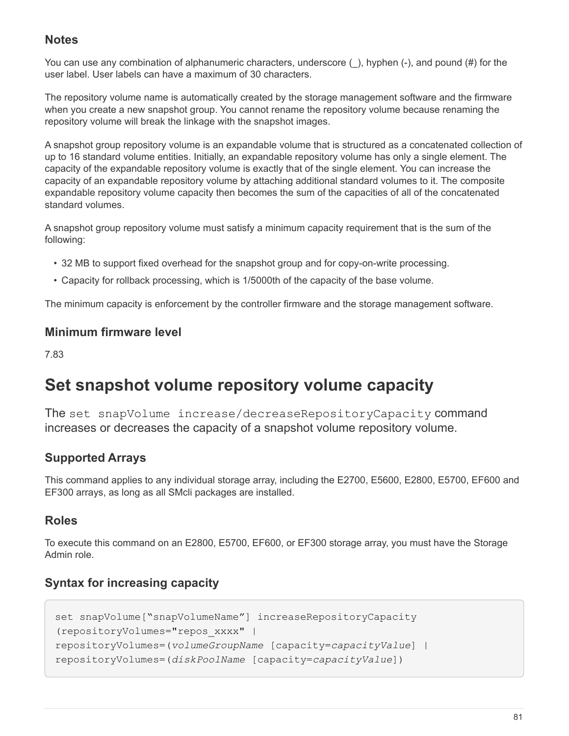## Notes

You can use any combination of alphanumeric characters, underscore (_), hyphen (-), and pound (#) for the user label. User labels can have a maximum of 30 characters.

The repository volume name is automatically created by the storage management software and the firmware when you create a new snapshot group. You cannot rename the repository volume because renaming the repository volume will break the linkage with the snapshot images.

A snapshot group repository volume is an expandable volume that is structured as a concatenated collection of up to 16 standard volume entities. Initially, an expandable repository volume has only a single element. The capacity of the expandable repository volume is exactly that of the single element. You can increase the capacity of an expandable repository volume by attaching additional standard volumes to it. The composite expandable repository volume capacity then becomes the sum of the capacities of all of the concatenated standard volumes.

A snapshot group repository volume must satisfy a minimum capacity requirement that is the sum of the following:

- 32 MB to support fixed overhead for the snapshot group and for copy-on-write processing.
- Capacity for rollback processing, which is 1/5000th of the capacity of the base volume.

The minimum capacity is enforcement by the controller firmware and the storage management software.

## Minimum firmware level

7.83

# Set snapshot volume repository volume capacity

The `set snapVolume increase/decreaseRepositoryCapacity` command increases or decreases the capacity of a snapshot volume repository volume.

## Supported Arrays

This command applies to any individual storage array, including the E2700, E5600, E2800, E5700, EF600 and EF300 arrays, as long as all SMcli packages are installed.

## Roles

To execute this command on an E2800, E5700, EF600, or EF300 storage array, you must have the Storage Admin role.

## Syntax for increasing capacity

```
set snapVolume[“snapVolumeName”] increaseRepositoryCapacity
(repositoryVolumes="repos_xxxx" |
repositoryVolumes=(volumeGroupName [capacity=capacityValue] |
repositoryVolumes=(diskPoolName [capacity=capacityValue])
```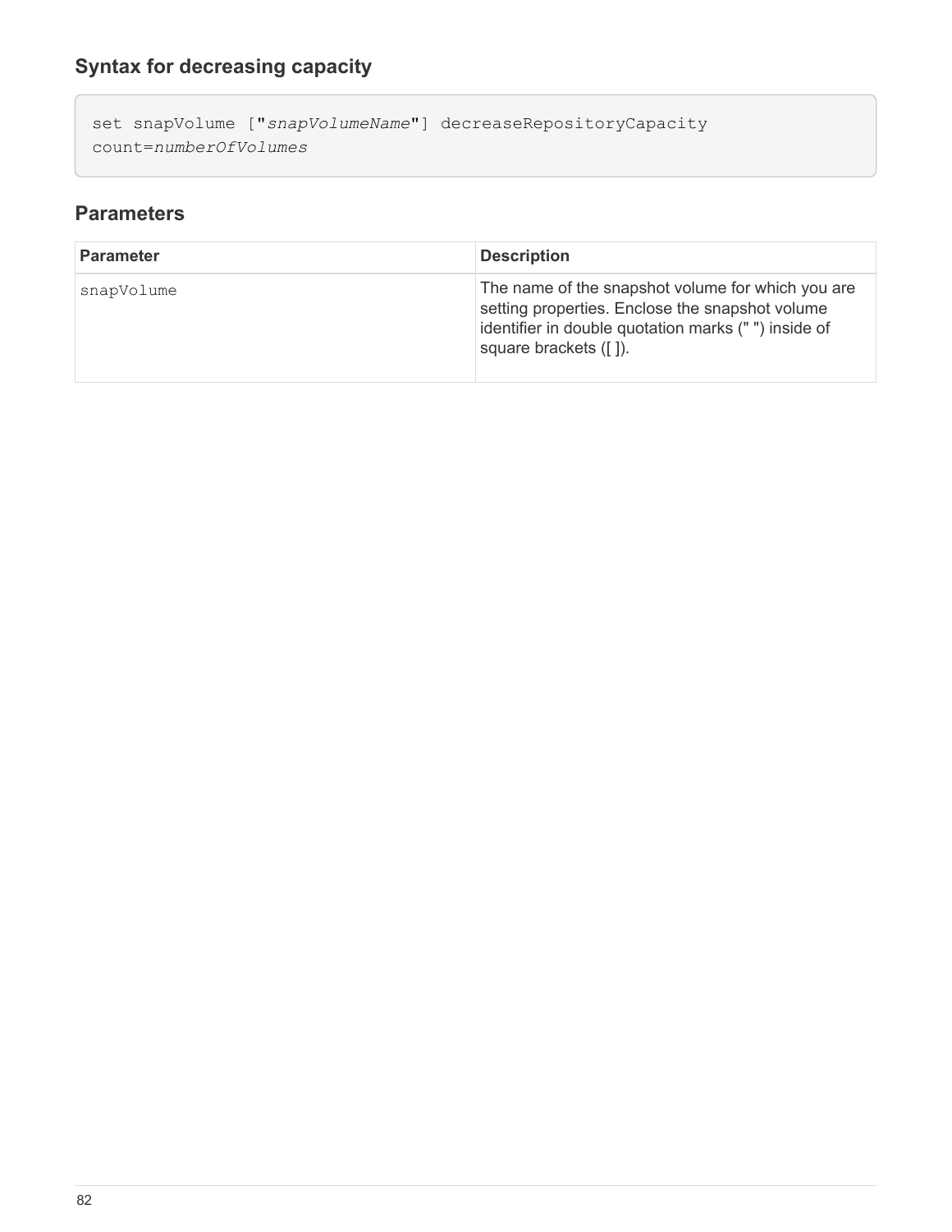### Syntax for decreasing capacity

```
set snapVolume ["snapVolumeName"] decreaseRepositoryCapacity
count=numberOfVolumes
```

## Parameters

| Parameter | Description |
| --- | --- |
| snapVolume | The name of the snapshot volume for which you are setting properties. Enclose the snapshot volume identifier in double quotation marks (" ") inside of square brackets ([ ]). |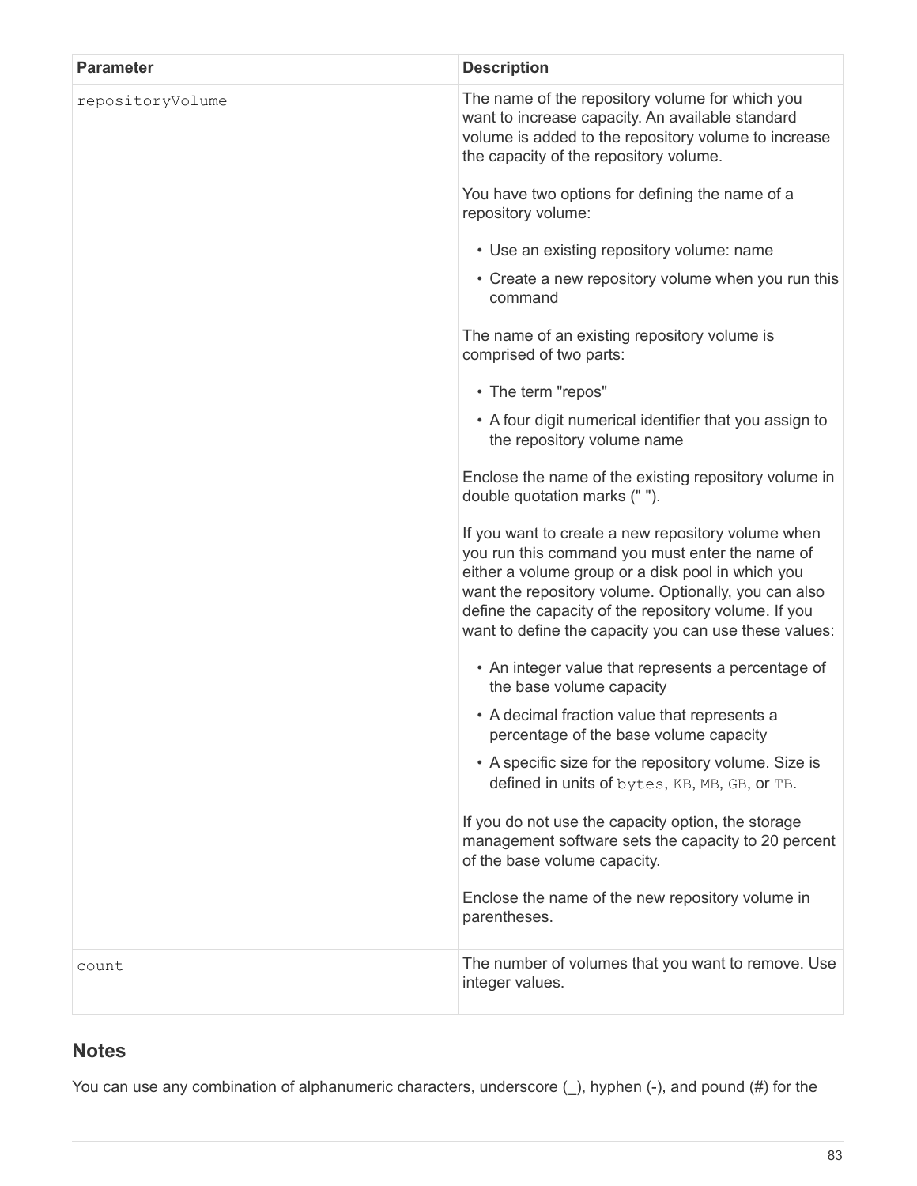| Parameter | Description |
| --- | --- |
| `repositoryVolume` | The name of the repository volume for which you want to increase capacity. An available standard volume is added to the repository volume to increase the capacity of the repository volume.<br><br>You have two options for defining the name of a repository volume:<br><br>• Use an existing repository volume: name<br>• Create a new repository volume when you run this command<br><br>The name of an existing repository volume is comprised of two parts:<br><br>• The term "repos"<br>• A four digit numerical identifier that you assign to the repository volume name<br><br>Enclose the name of the existing repository volume in double quotation marks (" ").<br><br>If you want to create a new repository volume when you run this command you must enter the name of either a volume group or a disk pool in which you want the repository volume. Optionally, you can also define the capacity of the repository volume. If you want to define the capacity you can use these values:<br><br>• An integer value that represents a percentage of the base volume capacity<br>• A decimal fraction value that represents a percentage of the base volume capacity<br>• A specific size for the repository volume. Size is defined in units of `bytes`, `KB`, `MB`, `GB`, or `TB`.<br><br>If you do not use the capacity option, the storage management software sets the capacity to 20 percent of the base volume capacity.<br><br>Enclose the name of the new repository volume in parentheses. |
| `count` | The number of volumes that you want to remove. Use integer values. |

## Notes

You can use any combination of alphanumeric characters, underscore (_), hyphen (-), and pound (#) for the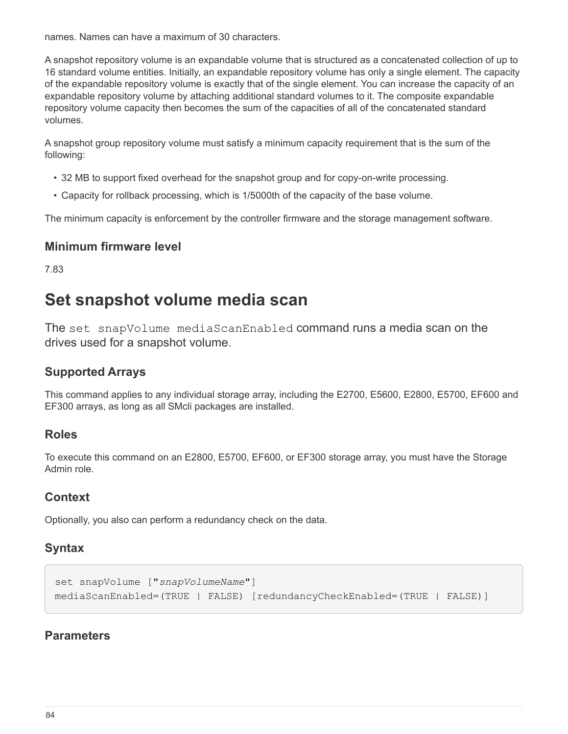names. Names can have a maximum of 30 characters.

A snapshot repository volume is an expandable volume that is structured as a concatenated collection of up to 16 standard volume entities. Initially, an expandable repository volume has only a single element. The capacity of the expandable repository volume is exactly that of the single element. You can increase the capacity of an expandable repository volume by attaching additional standard volumes to it. The composite expandable repository volume capacity then becomes the sum of the capacities of all of the concatenated standard volumes.

A snapshot group repository volume must satisfy a minimum capacity requirement that is the sum of the following:

- 32 MB to support fixed overhead for the snapshot group and for copy-on-write processing.
- Capacity for rollback processing, which is 1/5000th of the capacity of the base volume.

The minimum capacity is enforcement by the controller firmware and the storage management software.

### Minimum firmware level

7.83

# Set snapshot volume media scan

The `set snapVolume mediaScanEnabled` command runs a media scan on the drives used for a snapshot volume.

### Supported Arrays

This command applies to any individual storage array, including the E2700, E5600, E2800, E5700, EF600 and EF300 arrays, as long as all SMcli packages are installed.

### Roles

To execute this command on an E2800, E5700, EF600, or EF300 storage array, you must have the Storage Admin role.

### Context

Optionally, you also can perform a redundancy check on the data.

### Syntax

```
set snapVolume ["snapVolumeName"]
mediaScanEnabled=(TRUE | FALSE) [redundancyCheckEnabled=(TRUE | FALSE)]
```

### Parameters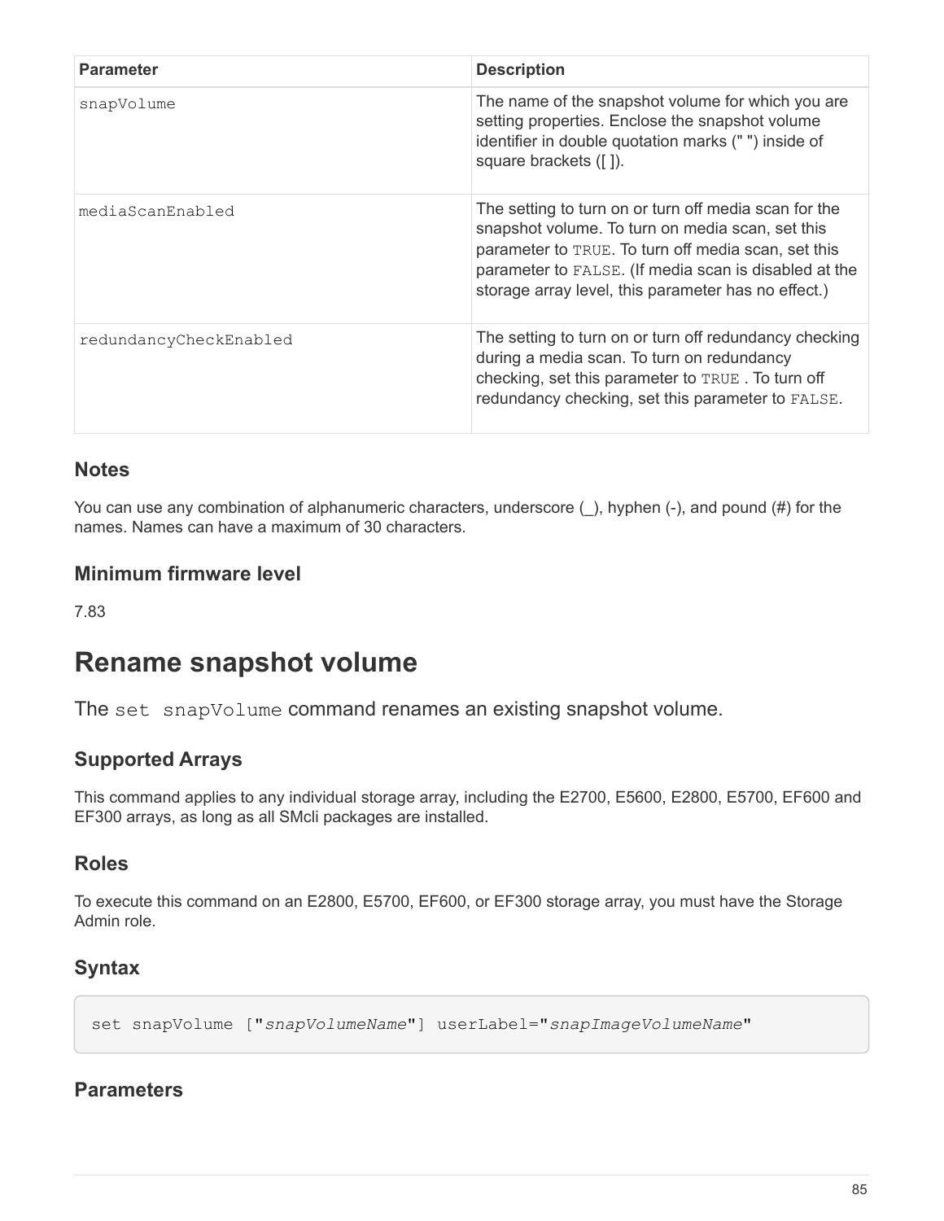| Parameter | Description |
| --- | --- |
| `snapVolume` | The name of the snapshot volume for which you are setting properties. Enclose the snapshot volume identifier in double quotation marks (" ") inside of square brackets ([ ]). |
| `mediaScanEnabled` | The setting to turn on or turn off media scan for the snapshot volume. To turn on media scan, set this parameter to `TRUE`. To turn off media scan, set this parameter to `FALSE`. (If media scan is disabled at the storage array level, this parameter has no effect.) |
| `redundancyCheckEnabled` | The setting to turn on or turn off redundancy checking during a media scan. To turn on redundancy checking, set this parameter to `TRUE` . To turn off redundancy checking, set this parameter to `FALSE`. |

## Notes

You can use any combination of alphanumeric characters, underscore (_), hyphen (-), and pound (#) for the names. Names can have a maximum of 30 characters.

## Minimum firmware level

7.83

# Rename snapshot volume

The `set snapVolume` command renames an existing snapshot volume.

## Supported Arrays

This command applies to any individual storage array, including the E2700, E5600, E2800, E5700, EF600 and EF300 arrays, as long as all SMcli packages are installed.

## Roles

To execute this command on an E2800, E5700, EF600, or EF300 storage array, you must have the Storage Admin role.

## Syntax

```
set snapVolume ["snapVolumeName"] userLabel="snapImageVolumeName"
```

## Parameters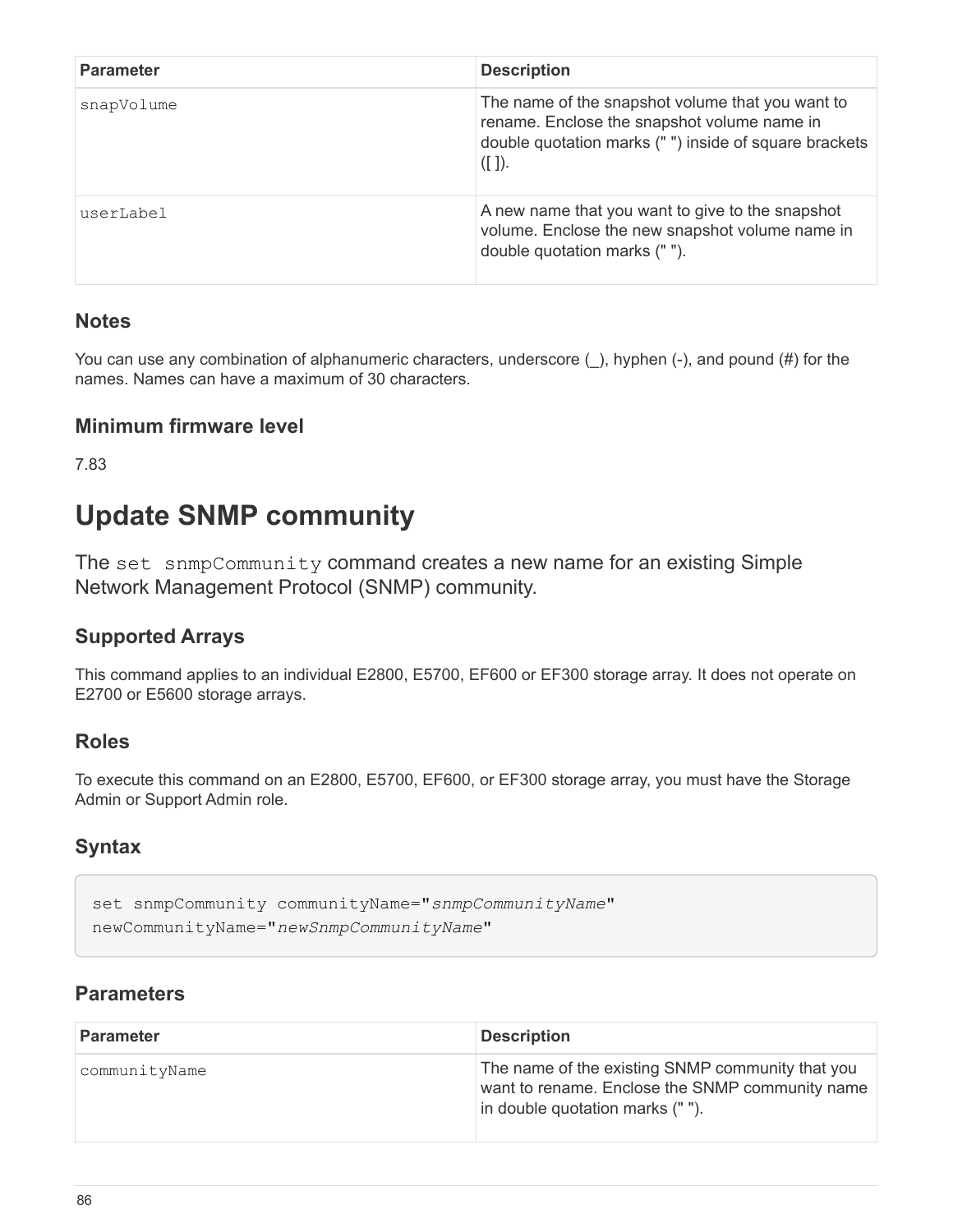| Parameter | Description |
| --- | --- |
| snapVolume | The name of the snapshot volume that you want to rename. Enclose the snapshot volume name in double quotation marks (" ") inside of square brackets ([ ]). |
| userLabel | A new name that you want to give to the snapshot volume. Enclose the new snapshot volume name in double quotation marks (" "). |

### Notes

You can use any combination of alphanumeric characters, underscore (_), hyphen (-), and pound (#) for the names. Names can have a maximum of 30 characters.

### Minimum firmware level

7.83

## Update SNMP community

The `set snmpCommunity` command creates a new name for an existing Simple Network Management Protocol (SNMP) community.

### Supported Arrays

This command applies to an individual E2800, E5700, EF600 or EF300 storage array. It does not operate on E2700 or E5600 storage arrays.

### Roles

To execute this command on an E2800, E5700, EF600, or EF300 storage array, you must have the Storage Admin or Support Admin role.

### Syntax

```
set snmpCommunity communityName="snmpCommunityName"
newCommunityName="newSnmpCommunityName"
```

### Parameters

| Parameter | Description |
| --- | --- |
| communityName | The name of the existing SNMP community that you want to rename. Enclose the SNMP community name in double quotation marks (" "). |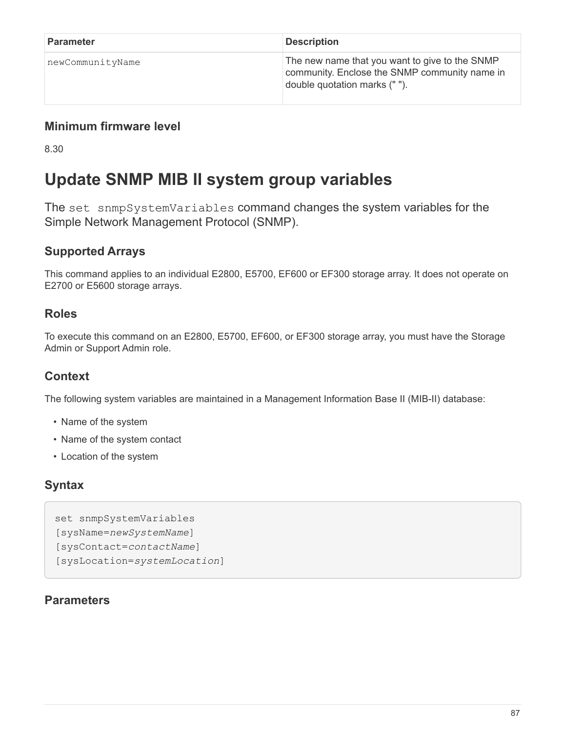| Parameter | Description |
| --- | --- |
| newCommunityName | The new name that you want to give to the SNMP community. Enclose the SNMP community name in double quotation marks (" "). |

### Minimum firmware level

8.30

# Update SNMP MIB II system group variables

The `set snmpSystemVariables` command changes the system variables for the Simple Network Management Protocol (SNMP).

## Supported Arrays

This command applies to an individual E2800, E5700, EF600 or EF300 storage array. It does not operate on E2700 or E5600 storage arrays.

## Roles

To execute this command on an E2800, E5700, EF600, or EF300 storage array, you must have the Storage Admin or Support Admin role.

## Context

The following system variables are maintained in a Management Information Base II (MIB-II) database:

- Name of the system
- Name of the system contact
- Location of the system

## Syntax

```
set snmpSystemVariables
[sysName=newSystemName]
[sysContact=contactName]
[sysLocation=systemLocation]
```

## Parameters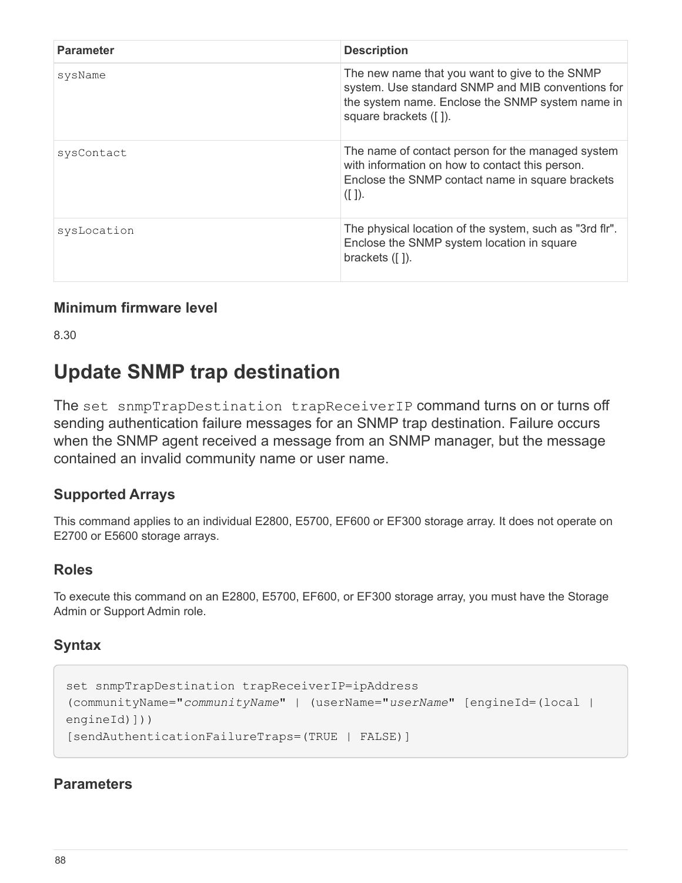| Parameter | Description |
| --- | --- |
| `sysName` | The new name that you want to give to the SNMP system. Use standard SNMP and MIB conventions for the system name. Enclose the SNMP system name in square brackets ([ ]). |
| `sysContact` | The name of contact person for the managed system with information on how to contact this person. Enclose the SNMP contact name in square brackets ([ ]). |
| `sysLocation` | The physical location of the system, such as "3rd flr". Enclose the SNMP system location in square brackets ([ ]). |

### Minimum firmware level

8.30

# Update SNMP trap destination

The `set snmpTrapDestination trapReceiverIP` command turns on or turns off sending authentication failure messages for an SNMP trap destination. Failure occurs when the SNMP agent received a message from an SNMP manager, but the message contained an invalid community name or user name.

### Supported Arrays

This command applies to an individual E2800, E5700, EF600 or EF300 storage array. It does not operate on E2700 or E5600 storage arrays.

### Roles

To execute this command on an E2800, E5700, EF600, or EF300 storage array, you must have the Storage Admin or Support Admin role.

### Syntax

```
set snmpTrapDestination trapReceiverIP=ipAddress
(communityName="communityName" | (userName="userName" [engineId=(local |
engineId)]))
[sendAuthenticationFailureTraps=(TRUE | FALSE)]
```

### Parameters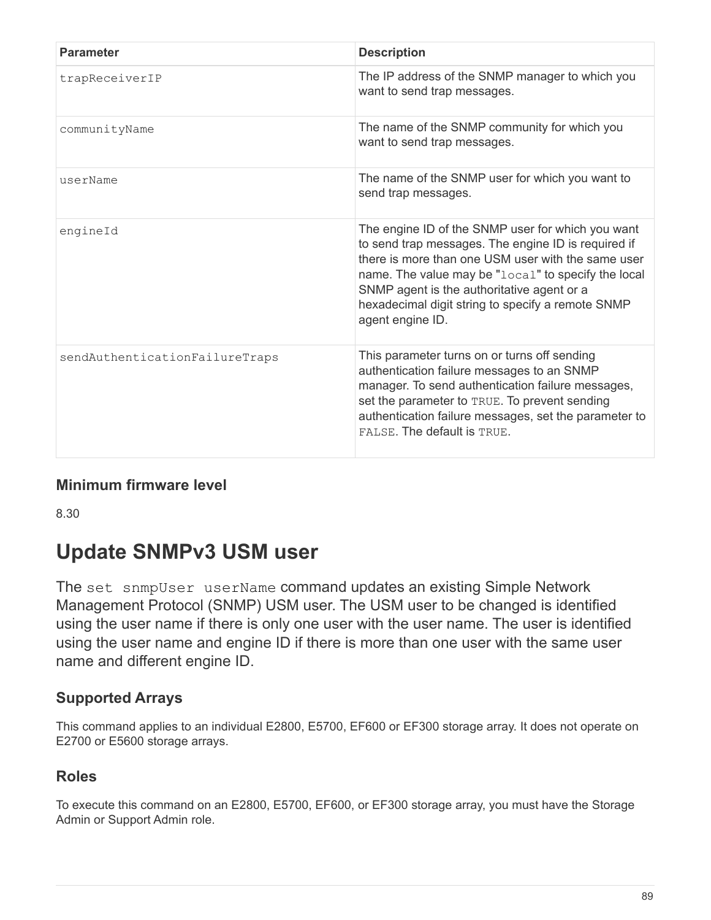| Parameter | Description |
| --- | --- |
| `trapReceiverIP` | The IP address of the SNMP manager to which you want to send trap messages. |
| `communityName` | The name of the SNMP community for which you want to send trap messages. |
| `userName` | The name of the SNMP user for which you want to send trap messages. |
| `engineId` | The engine ID of the SNMP user for which you want to send trap messages. The engine ID is required if there is more than one USM user with the same user name. The value may be "`local`" to specify the local SNMP agent is the authoritative agent or a hexadecimal digit string to specify a remote SNMP agent engine ID. |
| `sendAuthenticationFailureTraps` | This parameter turns on or turns off sending authentication failure messages to an SNMP manager. To send authentication failure messages, set the parameter to `TRUE`. To prevent sending authentication failure messages, set the parameter to `FALSE`. The default is `TRUE`. |

### Minimum firmware level

8.30

## Update SNMPv3 USM user

The `set snmpUser userName` command updates an existing Simple Network Management Protocol (SNMP) USM user. The USM user to be changed is identified using the user name if there is only one user with the user name. The user is identified using the user name and engine ID if there is more than one user with the same user name and different engine ID.

### Supported Arrays

This command applies to an individual E2800, E5700, EF600 or EF300 storage array. It does not operate on E2700 or E5600 storage arrays.

### Roles

To execute this command on an E2800, E5700, EF600, or EF300 storage array, you must have the Storage Admin or Support Admin role.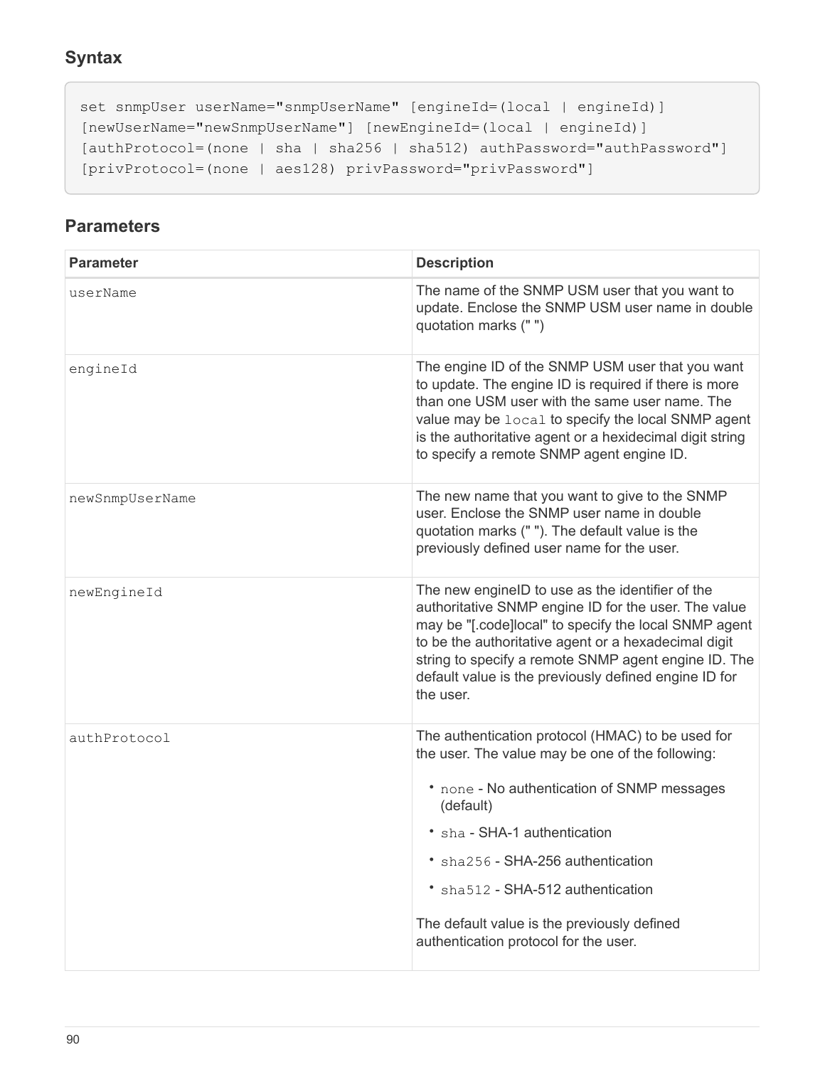## Syntax

```
set snmpUser userName="snmpUserName" [engineId=(local | engineId)]
[newUserName="newSnmpUserName"] [newEngineId=(local | engineId)]
[authProtocol=(none | sha | sha256 | sha512) authPassword="authPassword"]
[privProtocol=(none | aes128) privPassword="privPassword"]
```

## Parameters

| Parameter | Description |
| --- | --- |
| `userName` | The name of the SNMP USM user that you want to update. Enclose the SNMP USM user name in double quotation marks (" ") |
| `engineId` | The engine ID of the SNMP USM user that you want to update. The engine ID is required if there is more than one USM user with the same user name. The value may be `local` to specify the local SNMP agent is the authoritative agent or a hexidecimal digit string to specify a remote SNMP agent engine ID. |
| `newSnmpUserName` | The new name that you want to give to the SNMP user. Enclose the SNMP user name in double quotation marks (" "). The default value is the previously defined user name for the user. |
| `newEngineId` | The new engineID to use as the identifier of the authoritative SNMP engine ID for the user. The value may be "[.code]local" to specify the local SNMP agent to be the authoritative agent or a hexadecimal digit string to specify a remote SNMP agent engine ID. The default value is the previously defined engine ID for the user. |
| `authProtocol` | The authentication protocol (HMAC) to be used for the user. The value may be one of the following: <br>• `none` - No authentication of SNMP messages (default) <br>• `sha` - SHA-1 authentication <br>• `sha256` - SHA-256 authentication <br>• `sha512` - SHA-512 authentication <br><br>The default value is the previously defined authentication protocol for the user. |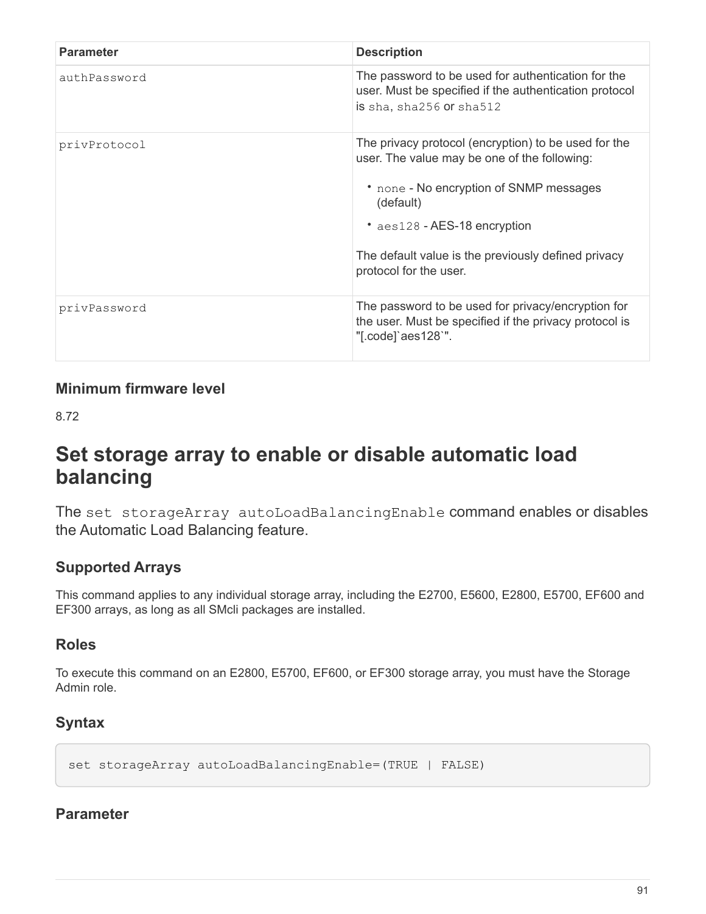| Parameter | Description |
| --- | --- |
| `authPassword` | The password to be used for authentication for the user. Must be specified if the authentication protocol is `sha`, `sha256` or `sha512` |
| `privProtocol` | The privacy protocol (encryption) to be used for the user. The value may be one of the following:<br>• `none` - No encryption of SNMP messages (default)<br>• `aes128` - AES-18 encryption<br><br>The default value is the previously defined privacy protocol for the user. |
| `privPassword` | The password to be used for privacy/encryption for the user. Must be specified if the privacy protocol is "[.code]`aes128`". |

### Minimum firmware level

8.72

## Set storage array to enable or disable automatic load balancing

The `set storageArray autoLoadBalancingEnable` command enables or disables the Automatic Load Balancing feature.

### Supported Arrays

This command applies to any individual storage array, including the E2700, E5600, E2800, E5700, EF600 and EF300 arrays, as long as all SMcli packages are installed.

### Roles

To execute this command on an E2800, E5700, EF600, or EF300 storage array, you must have the Storage Admin role.

### Syntax

```
set storageArray autoLoadBalancingEnable=(TRUE | FALSE)
```

### Parameter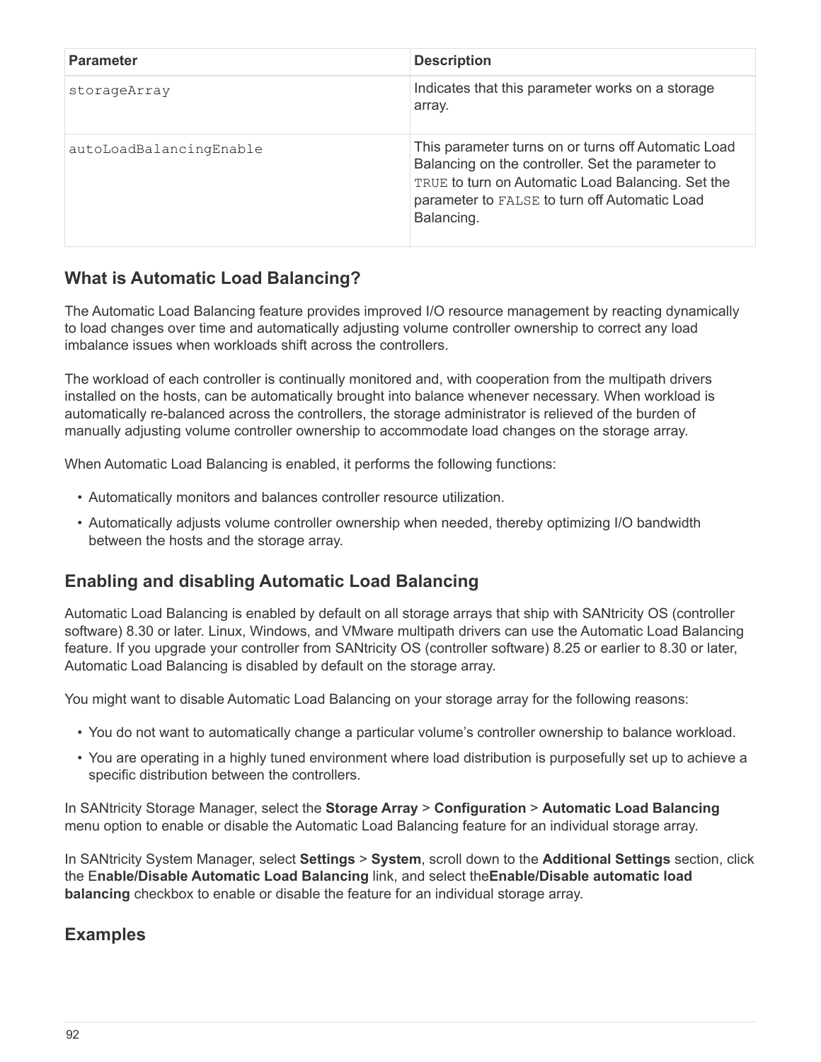| Parameter | Description |
| --- | --- |
| `storageArray` | Indicates that this parameter works on a storage array. |
| `autoLoadBalancingEnable` | This parameter turns on or turns off Automatic Load Balancing on the controller. Set the parameter to `TRUE` to turn on Automatic Load Balancing. Set the parameter to `FALSE` to turn off Automatic Load Balancing. |

## What is Automatic Load Balancing?

The Automatic Load Balancing feature provides improved I/O resource management by reacting dynamically to load changes over time and automatically adjusting volume controller ownership to correct any load imbalance issues when workloads shift across the controllers.

The workload of each controller is continually monitored and, with cooperation from the multipath drivers installed on the hosts, can be automatically brought into balance whenever necessary. When workload is automatically re-balanced across the controllers, the storage administrator is relieved of the burden of manually adjusting volume controller ownership to accommodate load changes on the storage array.

When Automatic Load Balancing is enabled, it performs the following functions:

- Automatically monitors and balances controller resource utilization.
- Automatically adjusts volume controller ownership when needed, thereby optimizing I/O bandwidth between the hosts and the storage array.

## Enabling and disabling Automatic Load Balancing

Automatic Load Balancing is enabled by default on all storage arrays that ship with SANtricity OS (controller software) 8.30 or later. Linux, Windows, and VMware multipath drivers can use the Automatic Load Balancing feature. If you upgrade your controller from SANtricity OS (controller software) 8.25 or earlier to 8.30 or later, Automatic Load Balancing is disabled by default on the storage array.

You might want to disable Automatic Load Balancing on your storage array for the following reasons:

- You do not want to automatically change a particular volume's controller ownership to balance workload.
- You are operating in a highly tuned environment where load distribution is purposefully set up to achieve a specific distribution between the controllers.

In SANtricity Storage Manager, select the **Storage Array** > **Configuration** > **Automatic Load Balancing** menu option to enable or disable the Automatic Load Balancing feature for an individual storage array.

In SANtricity System Manager, select **Settings** > **System**, scroll down to the **Additional Settings** section, click the E**nable/Disable Automatic Load Balancing** link, and select the**Enable/Disable automatic load balancing** checkbox to enable or disable the feature for an individual storage array.

## Examples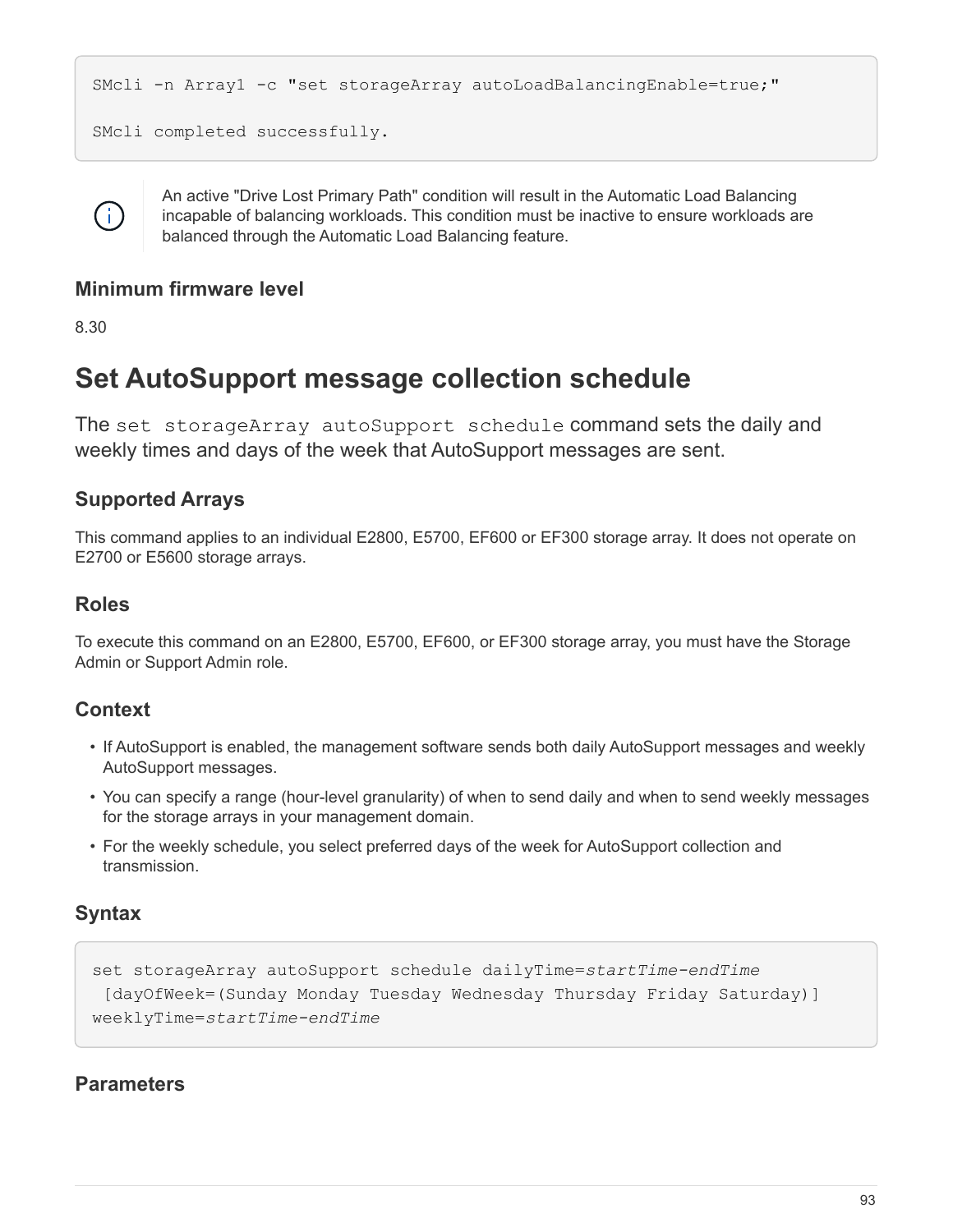```
SMcli -n Array1 -c "set storageArray autoLoadBalancingEnable=true;"

SMcli completed successfully.
```

An active "Drive Lost Primary Path" condition will result in the Automatic Load Balancing incapable of balancing workloads. This condition must be inactive to ensure workloads are balanced through the Automatic Load Balancing feature.

### Minimum firmware level

8.30

# Set AutoSupport message collection schedule

The `set storageArray autoSupport schedule` command sets the daily and weekly times and days of the week that AutoSupport messages are sent.

## Supported Arrays

This command applies to an individual E2800, E5700, EF600 or EF300 storage array. It does not operate on E2700 or E5600 storage arrays.

## Roles

To execute this command on an E2800, E5700, EF600, or EF300 storage array, you must have the Storage Admin or Support Admin role.

## Context

- If AutoSupport is enabled, the management software sends both daily AutoSupport messages and weekly AutoSupport messages.
- You can specify a range (hour-level granularity) of when to send daily and when to send weekly messages for the storage arrays in your management domain.
- For the weekly schedule, you select preferred days of the week for AutoSupport collection and transmission.

## Syntax

```
set storageArray autoSupport schedule dailyTime=startTime-endTime
 [dayOfWeek=(Sunday Monday Tuesday Wednesday Thursday Friday Saturday)]
weeklyTime=startTime-endTime
```

## Parameters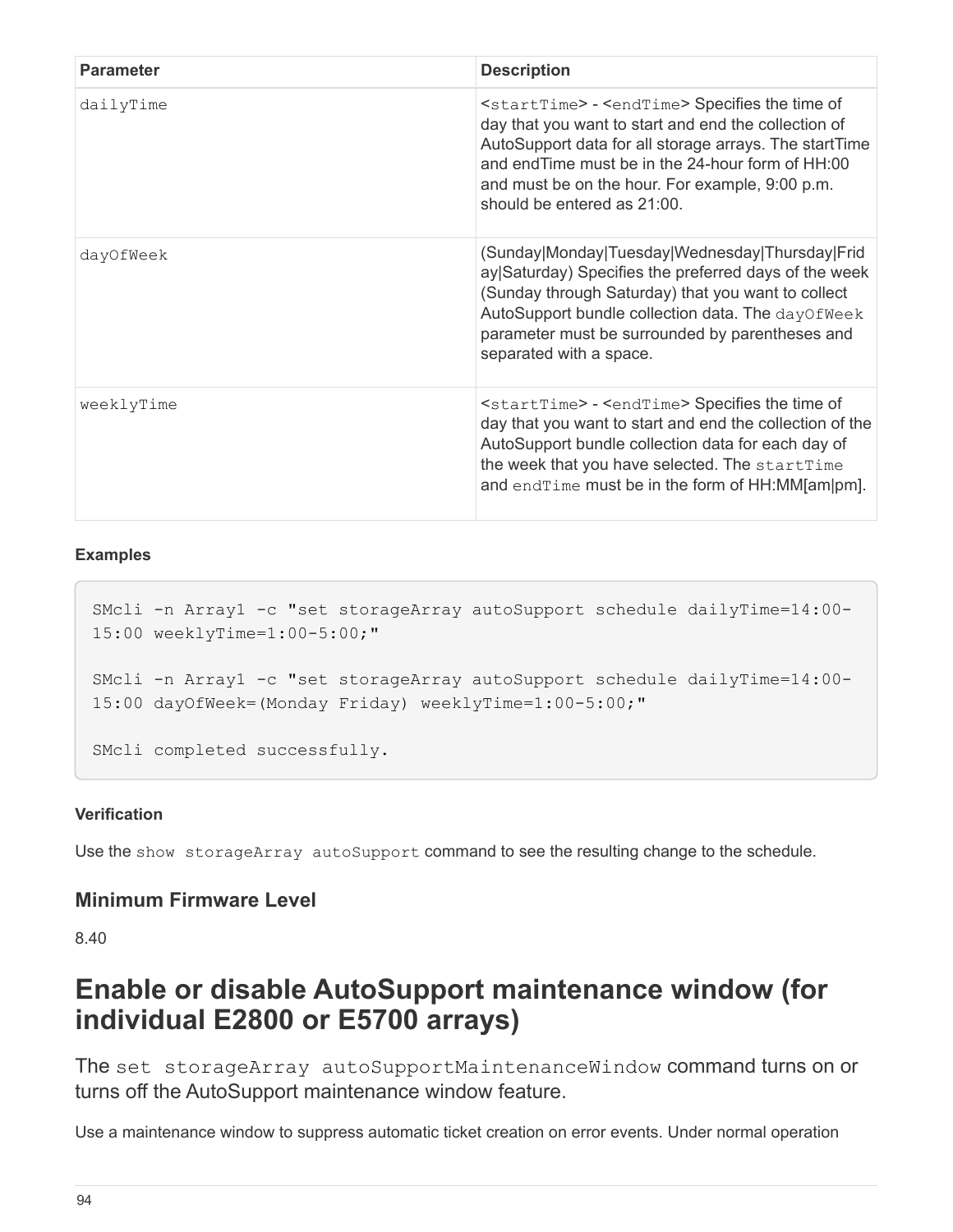| Parameter | Description |
| --- | --- |
| dailyTime | <startTime> - <endTime> Specifies the time of day that you want to start and end the collection of AutoSupport data for all storage arrays. The startTime and endTime must be in the 24-hour form of HH:00 and must be on the hour. For example, 9:00 p.m. should be entered as 21:00. |
| dayOfWeek | (Sunday\|Monday\|Tuesday\|Wednesday\|Thursday\|Friday\|Saturday) Specifies the preferred days of the week (Sunday through Saturday) that you want to collect AutoSupport bundle collection data. The `dayOfWeek` parameter must be surrounded by parentheses and separated with a space. |
| weeklyTime | <startTime> - <endTime> Specifies the time of day that you want to start and end the collection of the AutoSupport bundle collection data for each day of the week that you have selected. The `startTime` and `endTime` must be in the form of HH:MM[am\|pm]. |

**Examples**

```
SMcli -n Array1 -c "set storageArray autoSupport schedule dailyTime=14:00-
15:00 weeklyTime=1:00-5:00;"

SMcli -n Array1 -c "set storageArray autoSupport schedule dailyTime=14:00-
15:00 dayOfWeek=(Monday Friday) weeklyTime=1:00-5:00;"

SMcli completed successfully.
```

**Verification**

Use the `show storageArray autoSupport` command to see the resulting change to the schedule.

### Minimum Firmware Level

8.40

## Enable or disable AutoSupport maintenance window (for individual E2800 or E5700 arrays)

The `set storageArray autoSupportMaintenanceWindow` command turns on or turns off the AutoSupport maintenance window feature.

Use a maintenance window to suppress automatic ticket creation on error events. Under normal operation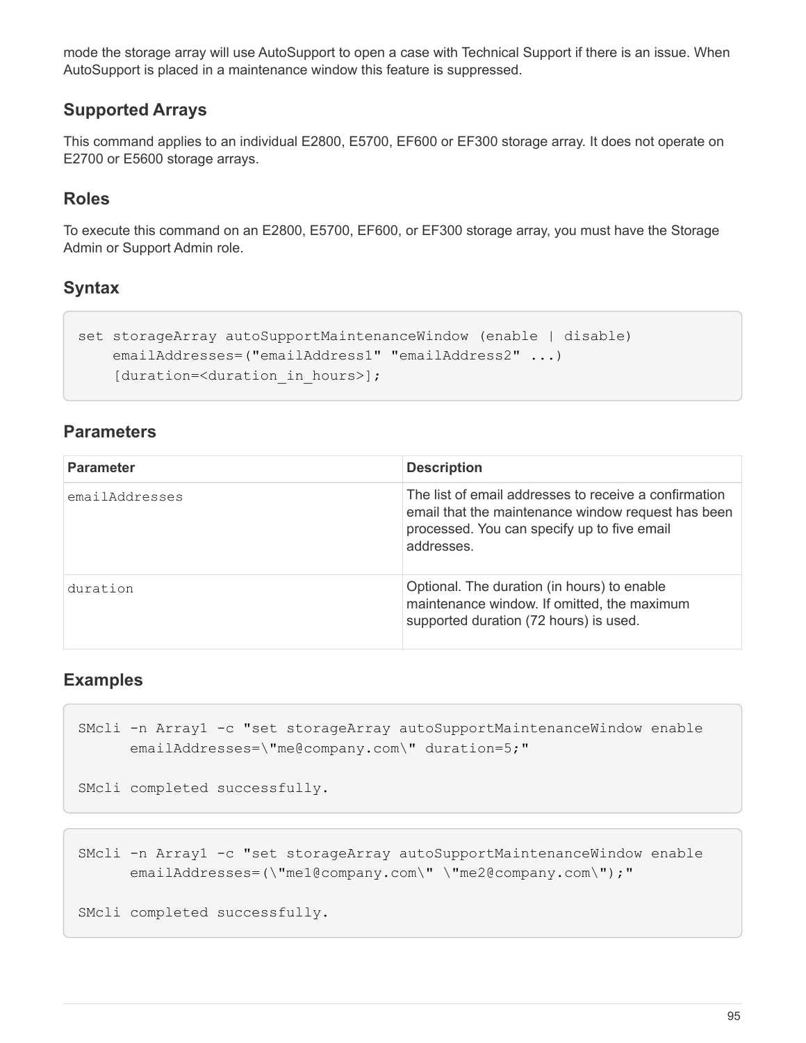mode the storage array will use AutoSupport to open a case with Technical Support if there is an issue. When AutoSupport is placed in a maintenance window this feature is suppressed.

## Supported Arrays

This command applies to an individual E2800, E5700, EF600 or EF300 storage array. It does not operate on E2700 or E5600 storage arrays.

## Roles

To execute this command on an E2800, E5700, EF600, or EF300 storage array, you must have the Storage Admin or Support Admin role.

## Syntax

```
set storageArray autoSupportMaintenanceWindow (enable | disable)
    emailAddresses=("emailAddress1" "emailAddress2" ...)
    [duration=<duration_in_hours>];
```

## Parameters

| Parameter | Description |
|---|---|
| emailAddresses | The list of email addresses to receive a confirmation email that the maintenance window request has been processed. You can specify up to five email addresses. |
| duration | Optional. The duration (in hours) to enable maintenance window. If omitted, the maximum supported duration (72 hours) is used. |

## Examples

```
SMcli -n Array1 -c "set storageArray autoSupportMaintenanceWindow enable
      emailAddresses=\"me@company.com\" duration=5;"

SMcli completed successfully.
```

```
SMcli -n Array1 -c "set storageArray autoSupportMaintenanceWindow enable
      emailAddresses=(\"me1@company.com\" \"me2@company.com\");"

SMcli completed successfully.
```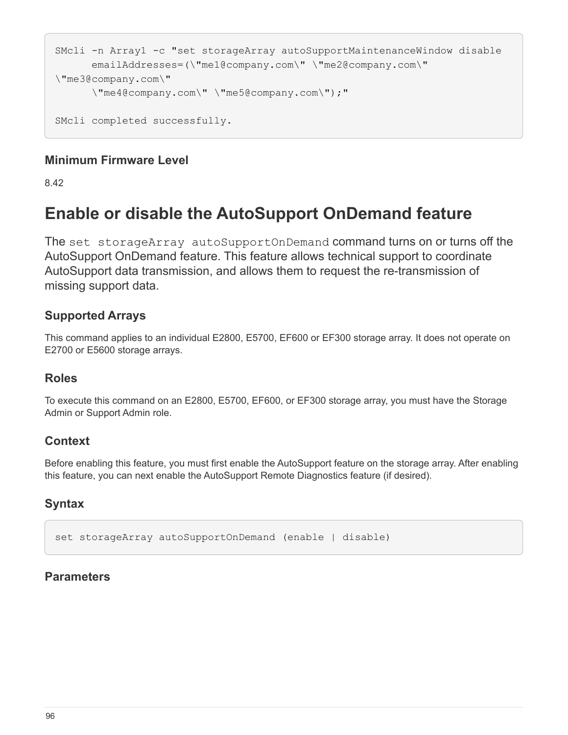```
SMcli -n Array1 -c "set storageArray autoSupportMaintenanceWindow disable
      emailAddresses=(\"me1@company.com\" \"me2@company.com\"
\"me3@company.com\"
      \"me4@company.com\" \"me5@company.com\");"

SMcli completed successfully.
```

### Minimum Firmware Level

8.42

# Enable or disable the AutoSupport OnDemand feature

The `set storageArray autoSupportOnDemand` command turns on or turns off the AutoSupport OnDemand feature. This feature allows technical support to coordinate AutoSupport data transmission, and allows them to request the re-transmission of missing support data.

### Supported Arrays

This command applies to an individual E2800, E5700, EF600 or EF300 storage array. It does not operate on E2700 or E5600 storage arrays.

### Roles

To execute this command on an E2800, E5700, EF600, or EF300 storage array, you must have the Storage Admin or Support Admin role.

### Context

Before enabling this feature, you must first enable the AutoSupport feature on the storage array. After enabling this feature, you can next enable the AutoSupport Remote Diagnostics feature (if desired).

### Syntax

```
set storageArray autoSupportOnDemand (enable | disable)
```

### Parameters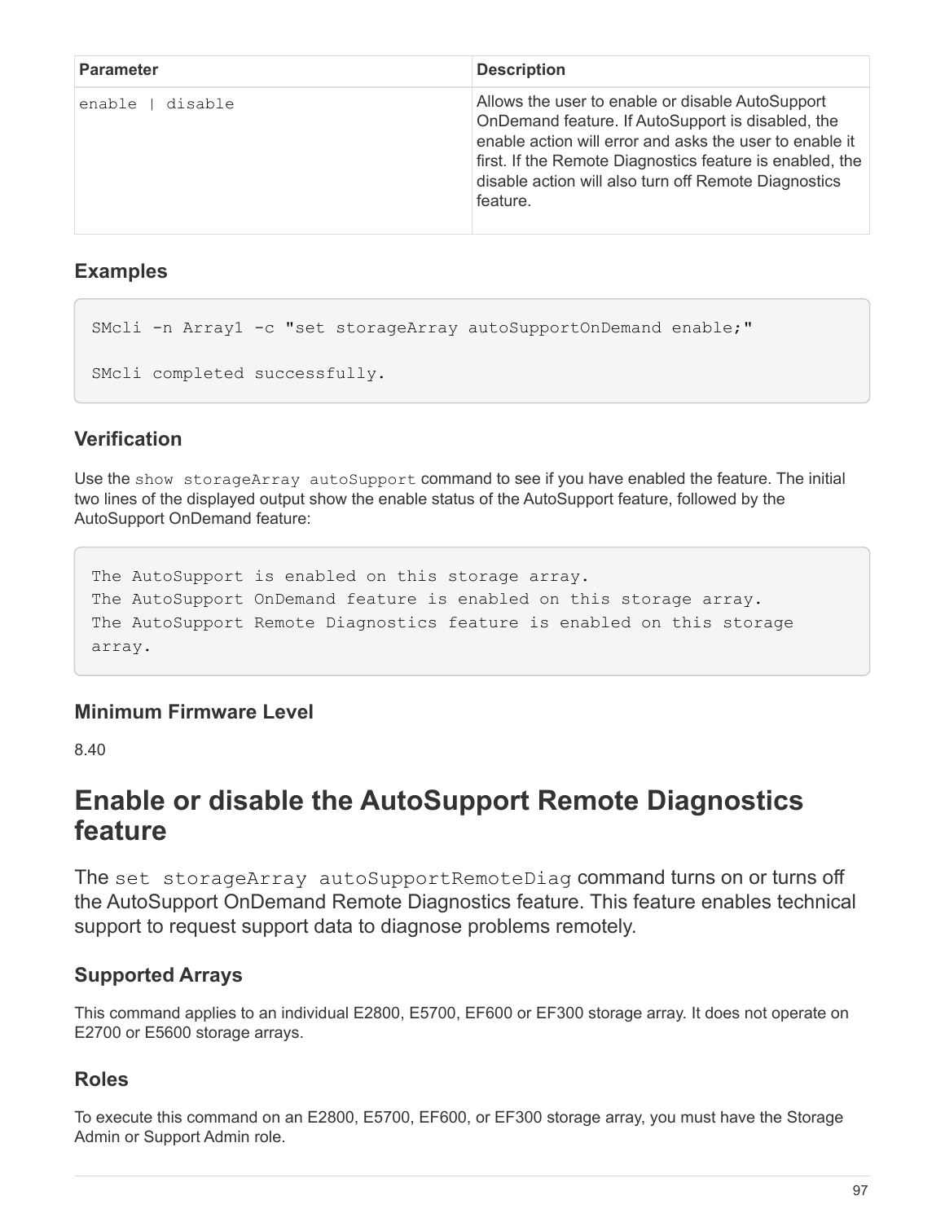| Parameter | Description |
| --- | --- |
| `enable \| disable` | Allows the user to enable or disable AutoSupport OnDemand feature. If AutoSupport is disabled, the enable action will error and asks the user to enable it first. If the Remote Diagnostics feature is enabled, the disable action will also turn off Remote Diagnostics feature. |

### Examples

```
SMcli -n Array1 -c "set storageArray autoSupportOnDemand enable;"

SMcli completed successfully.
```

### Verification

Use the `show storageArray autoSupport` command to see if you have enabled the feature. The initial two lines of the displayed output show the enable status of the AutoSupport feature, followed by the AutoSupport OnDemand feature:

```
The AutoSupport is enabled on this storage array.
The AutoSupport OnDemand feature is enabled on this storage array.
The AutoSupport Remote Diagnostics feature is enabled on this storage
array.
```

### Minimum Firmware Level

8.40

# Enable or disable the AutoSupport Remote Diagnostics feature

The `set storageArray autoSupportRemoteDiag` command turns on or turns off the AutoSupport OnDemand Remote Diagnostics feature. This feature enables technical support to request support data to diagnose problems remotely.

### Supported Arrays

This command applies to an individual E2800, E5700, EF600 or EF300 storage array. It does not operate on E2700 or E5600 storage arrays.

### Roles

To execute this command on an E2800, E5700, EF600, or EF300 storage array, you must have the Storage Admin or Support Admin role.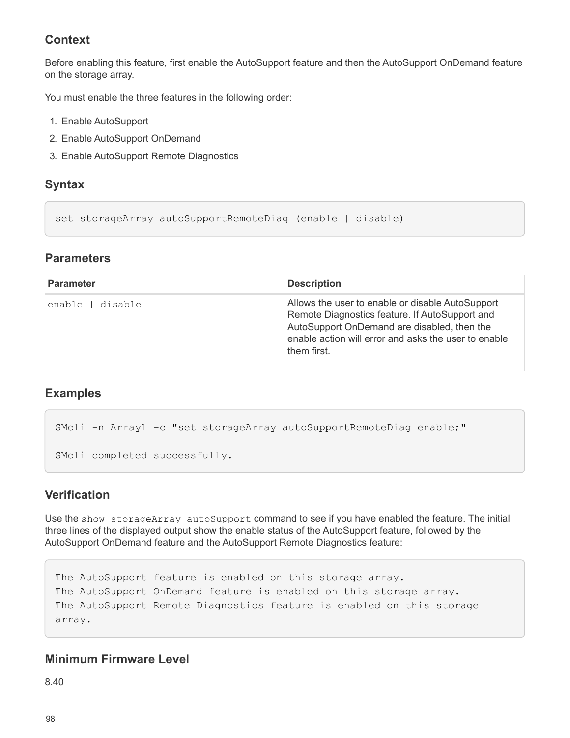### Context

Before enabling this feature, first enable the AutoSupport feature and then the AutoSupport OnDemand feature on the storage array.

You must enable the three features in the following order:

1. Enable AutoSupport
2. Enable AutoSupport OnDemand
3. Enable AutoSupport Remote Diagnostics

### Syntax

```
set storageArray autoSupportRemoteDiag (enable | disable)
```

### Parameters

| Parameter | Description |
| --- | --- |
| `enable | disable` | Allows the user to enable or disable AutoSupport Remote Diagnostics feature. If AutoSupport and AutoSupport OnDemand are disabled, then the enable action will error and asks the user to enable them first. |

### Examples

```
SMcli -n Array1 -c "set storageArray autoSupportRemoteDiag enable;"

SMcli completed successfully.
```

### Verification

Use the `show storageArray autoSupport` command to see if you have enabled the feature. The initial three lines of the displayed output show the enable status of the AutoSupport feature, followed by the AutoSupport OnDemand feature and the AutoSupport Remote Diagnostics feature:

```
The AutoSupport feature is enabled on this storage array.
The AutoSupport OnDemand feature is enabled on this storage array.
The AutoSupport Remote Diagnostics feature is enabled on this storage
array.
```

### Minimum Firmware Level

8.40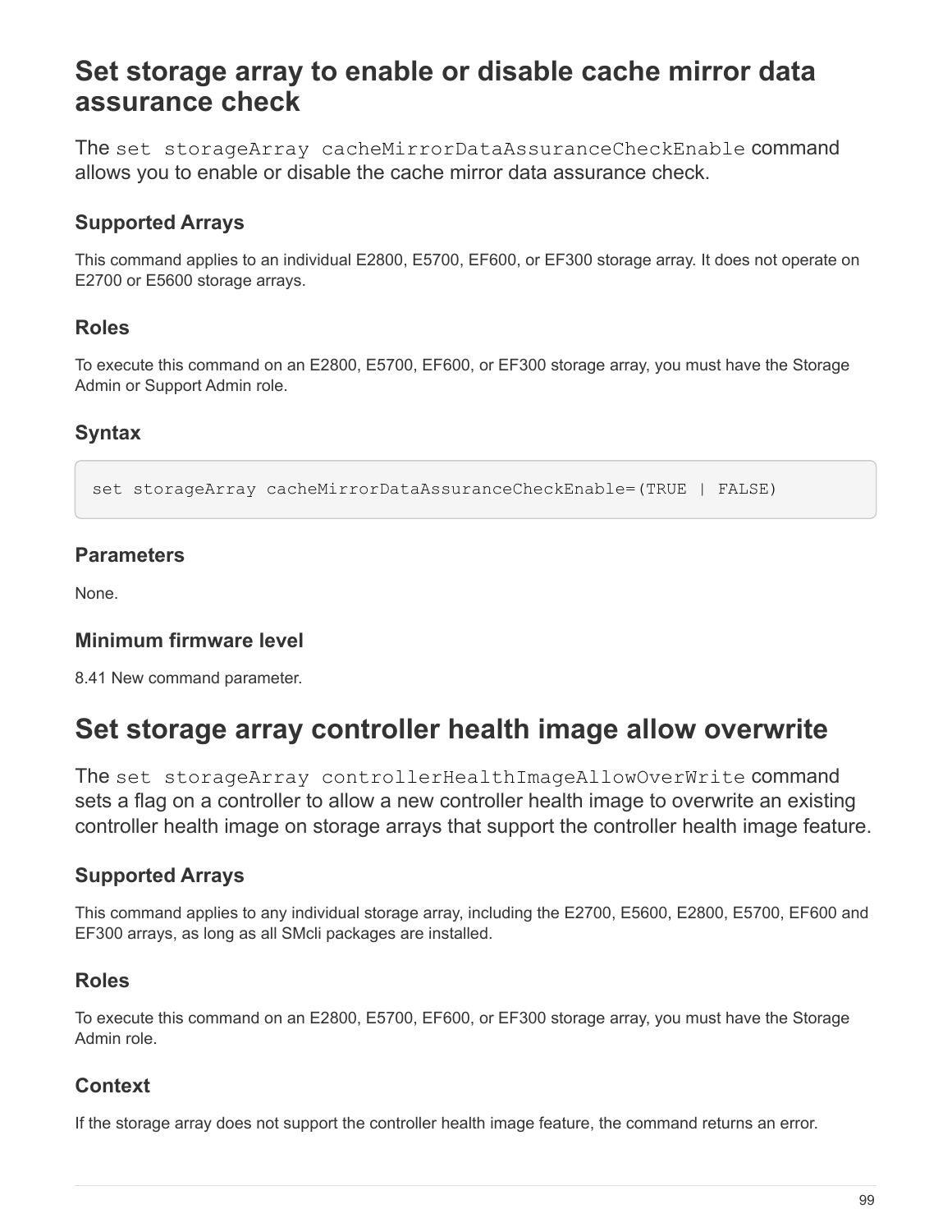# Set storage array to enable or disable cache mirror data assurance check

The `set storageArray cacheMirrorDataAssuranceCheckEnable` command allows you to enable or disable the cache mirror data assurance check.

## Supported Arrays

This command applies to an individual E2800, E5700, EF600, or EF300 storage array. It does not operate on E2700 or E5600 storage arrays.

## Roles

To execute this command on an E2800, E5700, EF600, or EF300 storage array, you must have the Storage Admin or Support Admin role.

## Syntax

```
set storageArray cacheMirrorDataAssuranceCheckEnable=(TRUE | FALSE)
```

## Parameters

None.

## Minimum firmware level

8.41 New command parameter.

# Set storage array controller health image allow overwrite

The `set storageArray controllerHealthImageAllowOverWrite` command sets a flag on a controller to allow a new controller health image to overwrite an existing controller health image on storage arrays that support the controller health image feature.

## Supported Arrays

This command applies to any individual storage array, including the E2700, E5600, E2800, E5700, EF600 and EF300 arrays, as long as all SMcli packages are installed.

## Roles

To execute this command on an E2800, E5700, EF600, or EF300 storage array, you must have the Storage Admin role.

## Context

If the storage array does not support the controller health image feature, the command returns an error.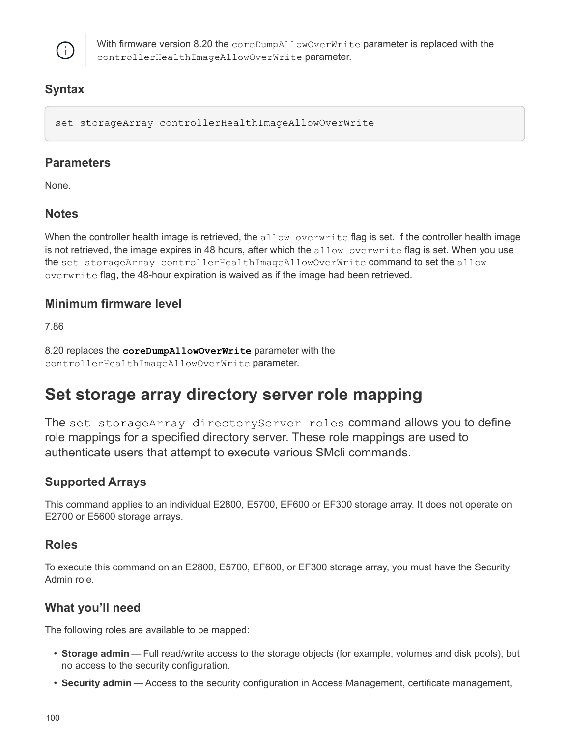> With firmware version 8.20 the `coreDumpAllowOverWrite` parameter is replaced with the `controllerHealthImageAllowOverWrite` parameter.

### Syntax

```
set storageArray controllerHealthImageAllowOverWrite
```

### Parameters

None.

### Notes

When the controller health image is retrieved, the `allow overwrite` flag is set. If the controller health image is not retrieved, the image expires in 48 hours, after which the `allow overwrite` flag is set. When you use the `set storageArray controllerHealthImageAllowOverWrite` command to set the `allow overwrite` flag, the 48-hour expiration is waived as if the image had been retrieved.

### Minimum firmware level

7.86

8.20 replaces the **`coreDumpAllowOverWrite`** parameter with the `controllerHealthImageAllowOverWrite` parameter.

# Set storage array directory server role mapping

The `set storageArray directoryServer roles` command allows you to define role mappings for a specified directory server. These role mappings are used to authenticate users that attempt to execute various SMcli commands.

### Supported Arrays

This command applies to an individual E2800, E5700, EF600 or EF300 storage array. It does not operate on E2700 or E5600 storage arrays.

### Roles

To execute this command on an E2800, E5700, EF600, or EF300 storage array, you must have the Security Admin role.

### What you'll need

The following roles are available to be mapped:

- **Storage admin** — Full read/write access to the storage objects (for example, volumes and disk pools), but no access to the security configuration.
- **Security admin** — Access to the security configuration in Access Management, certificate management,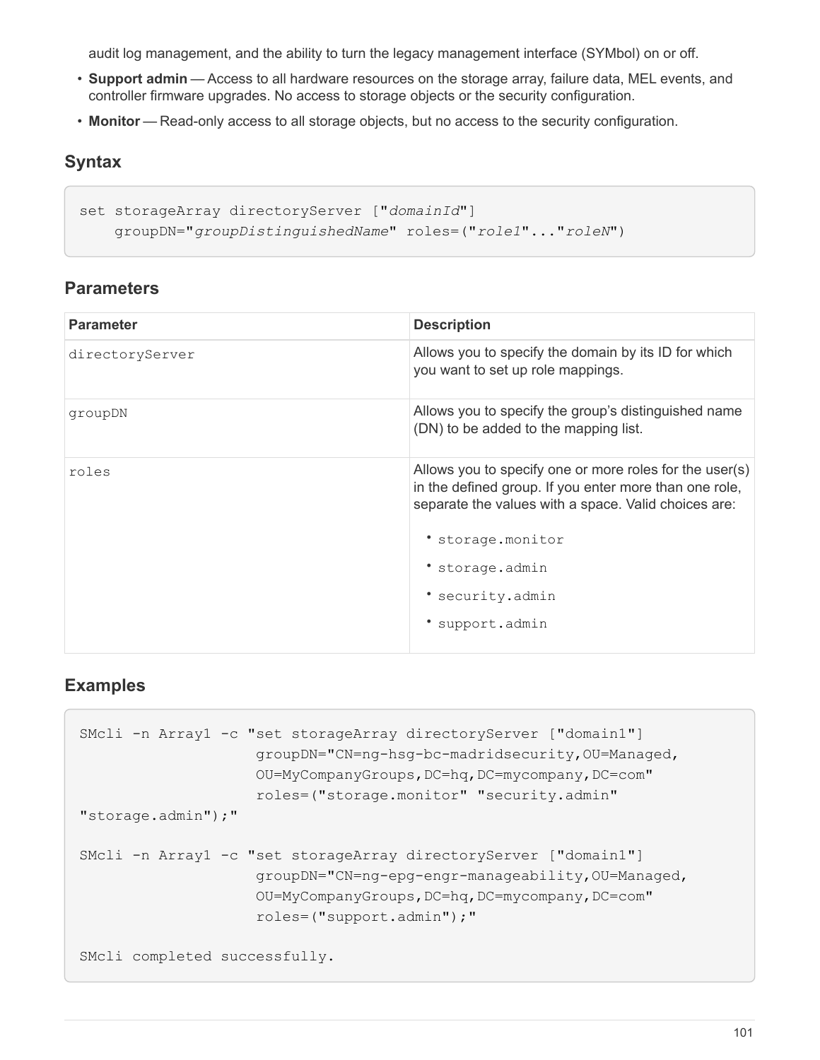audit log management, and the ability to turn the legacy management interface (SYMbol) on or off.

- **Support admin** — Access to all hardware resources on the storage array, failure data, MEL events, and controller firmware upgrades. No access to storage objects or the security configuration.
- **Monitor** — Read-only access to all storage objects, but no access to the security configuration.

## Syntax

```
set storageArray directoryServer ["domainId"]
    groupDN="groupDistinguishedName" roles=("role1"..."roleN")
```

## Parameters

| Parameter | Description |
| --- | --- |
| directoryServer | Allows you to specify the domain by its ID for which you want to set up role mappings. |
| groupDN | Allows you to specify the group's distinguished name (DN) to be added to the mapping list. |
| roles | Allows you to specify one or more roles for the user(s) in the defined group. If you enter more than one role, separate the values with a space. Valid choices are: <br>• storage.monitor <br>• storage.admin <br>• security.admin <br>• support.admin |

## Examples

```
SMcli -n Array1 -c "set storageArray directoryServer ["domain1"]
                    groupDN="CN=ng-hsg-bc-madridsecurity,OU=Managed,
                    OU=MyCompanyGroups,DC=hq,DC=mycompany,DC=com"
                    roles=("storage.monitor" "security.admin"
"storage.admin");"

SMcli -n Array1 -c "set storageArray directoryServer ["domain1"]
                    groupDN="CN=ng-epg-engr-manageability,OU=Managed,
                    OU=MyCompanyGroups,DC=hq,DC=mycompany,DC=com"
                    roles=("support.admin");"

SMcli completed successfully.
```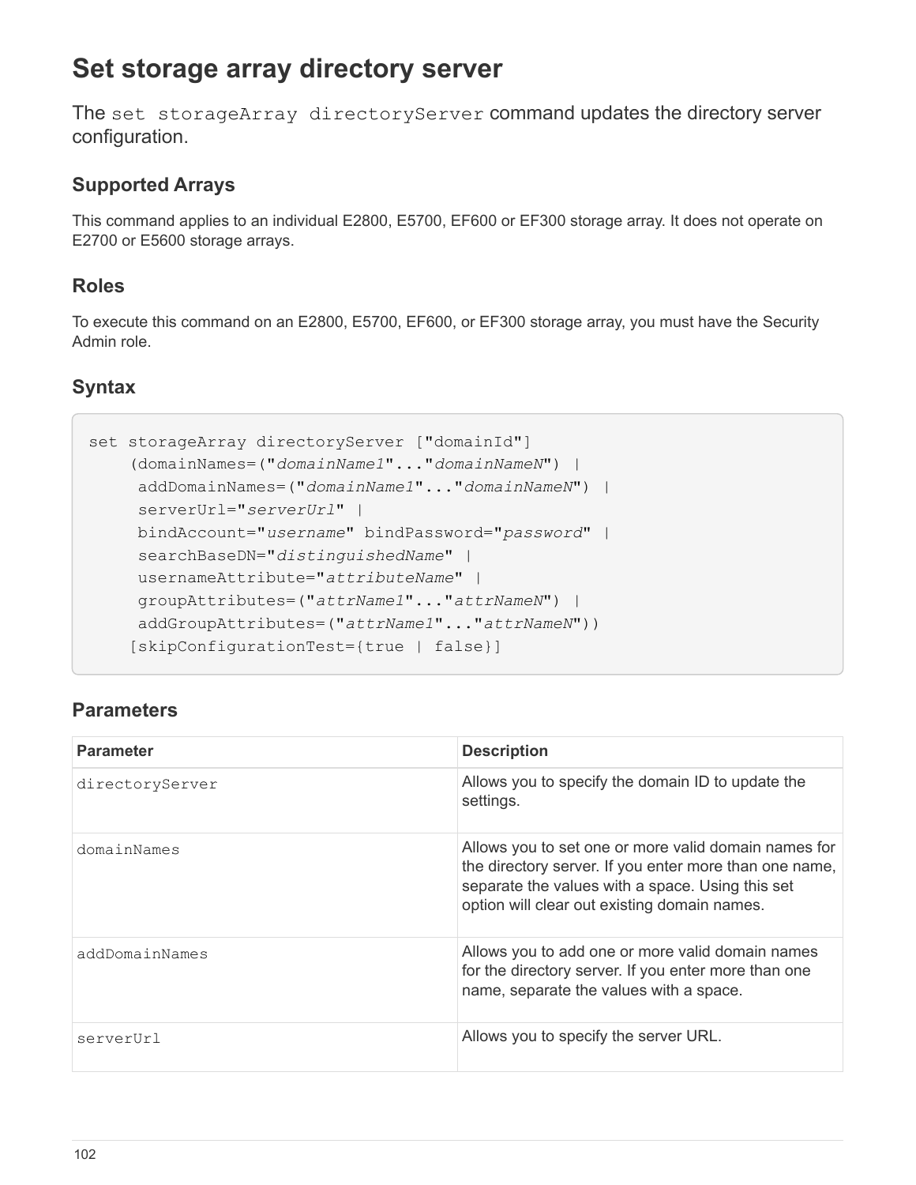# Set storage array directory server

The `set storageArray directoryServer` command updates the directory server configuration.

## Supported Arrays

This command applies to an individual E2800, E5700, EF600 or EF300 storage array. It does not operate on E2700 or E5600 storage arrays.

## Roles

To execute this command on an E2800, E5700, EF600, or EF300 storage array, you must have the Security Admin role.

## Syntax

```
set storageArray directoryServer ["domainId"]
    (domainNames=("domainName1"..."domainNameN") |
     addDomainNames=("domainName1"..."domainNameN") |
     serverUrl="serverUrl" |
     bindAccount="username" bindPassword="password" |
     searchBaseDN="distinguishedName" |
     usernameAttribute="attributeName" |
     groupAttributes=("attrName1"..."attrNameN") |
     addGroupAttributes=("attrName1"..."attrNameN"))
    [skipConfigurationTest={true | false}]
```

## Parameters

| Parameter | Description |
| --- | --- |
| `directoryServer` | Allows you to specify the domain ID to update the settings. |
| `domainNames` | Allows you to set one or more valid domain names for the directory server. If you enter more than one name, separate the values with a space. Using this set option will clear out existing domain names. |
| `addDomainNames` | Allows you to add one or more valid domain names for the directory server. If you enter more than one name, separate the values with a space. |
| `serverUrl` | Allows you to specify the server URL. |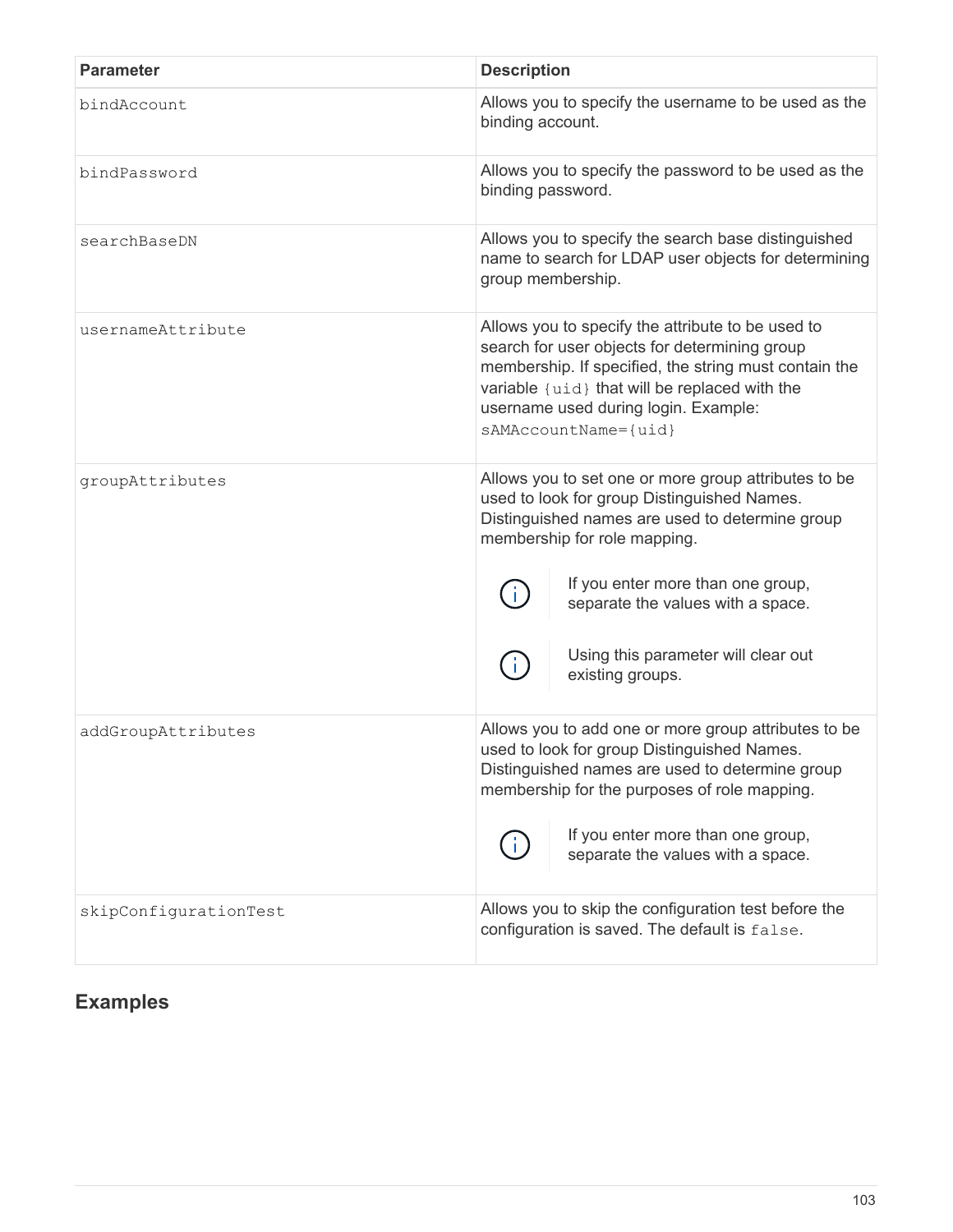| Parameter | Description |
| --- | --- |
| `bindAccount` | Allows you to specify the username to be used as the binding account. |
| `bindPassword` | Allows you to specify the password to be used as the binding password. |
| `searchBaseDN` | Allows you to specify the search base distinguished name to search for LDAP user objects for determining group membership. |
| `usernameAttribute` | Allows you to specify the attribute to be used to search for user objects for determining group membership. If specified, the string must contain the variable `{uid}` that will be replaced with the username used during login. Example: `sAMAccountName={uid}` |
| `groupAttributes` | Allows you to set one or more group attributes to be used to look for group Distinguished Names. Distinguished names are used to determine group membership for role mapping. <br><br> ⓘ If you enter more than one group, separate the values with a space. <br><br> ⓘ Using this parameter will clear out existing groups. |
| `addGroupAttributes` | Allows you to add one or more group attributes to be used to look for group Distinguished Names. Distinguished names are used to determine group membership for the purposes of role mapping. <br><br> ⓘ If you enter more than one group, separate the values with a space. |
| `skipConfigurationTest` | Allows you to skip the configuration test before the configuration is saved. The default is `false`. |

## Examples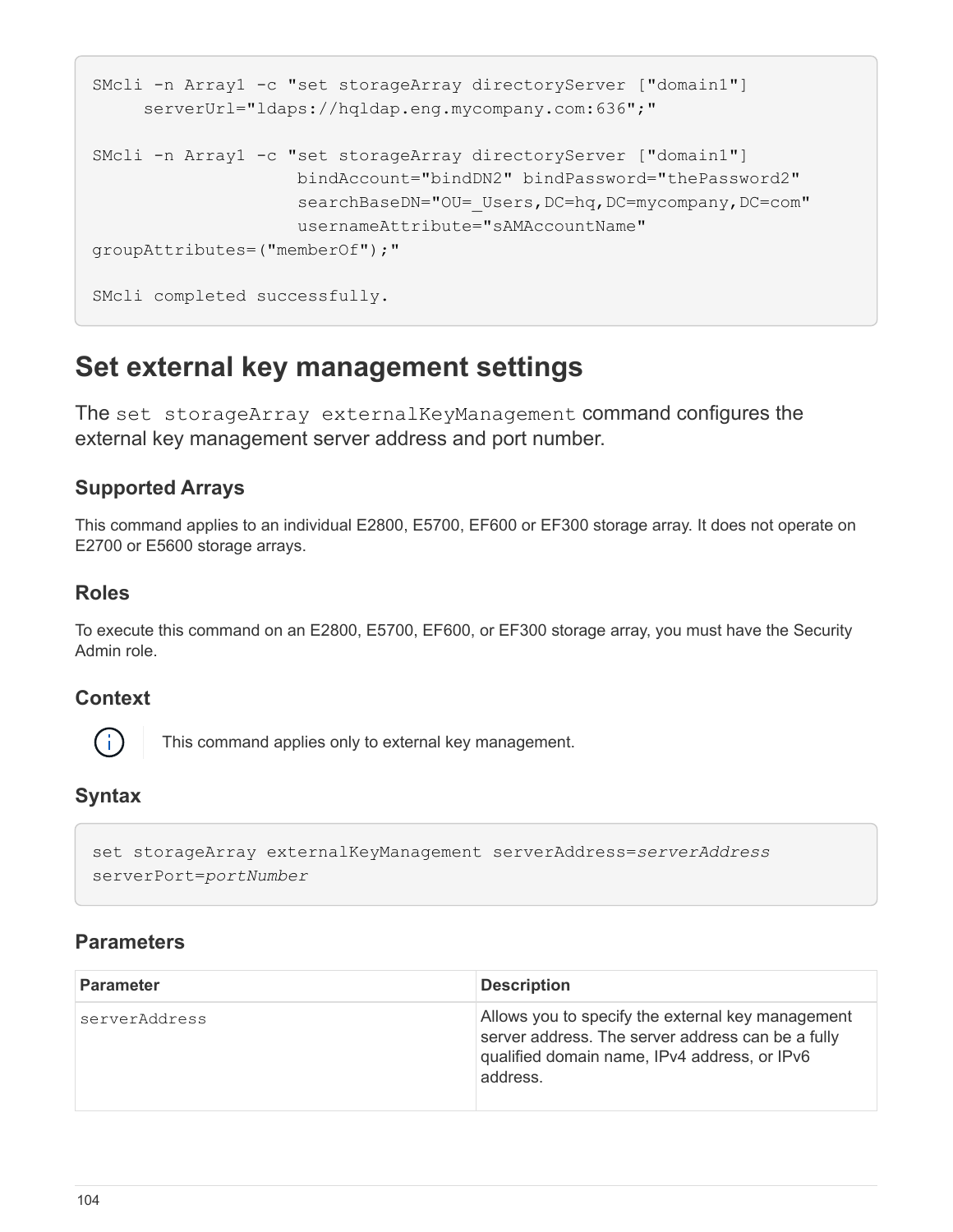```
SMcli -n Array1 -c "set storageArray directoryServer ["domain1"]
     serverUrl="ldaps://hqldap.eng.mycompany.com:636";"

SMcli -n Array1 -c "set storageArray directoryServer ["domain1"]
                   bindAccount="bindDN2" bindPassword="thePassword2"
                   searchBaseDN="OU=_Users,DC=hq,DC=mycompany,DC=com"
                   usernameAttribute="sAMAccountName"
groupAttributes=("memberOf");"

SMcli completed successfully.
```

## Set external key management settings

The `set storageArray externalKeyManagement` command configures the external key management server address and port number.

### Supported Arrays

This command applies to an individual E2800, E5700, EF600 or EF300 storage array. It does not operate on E2700 or E5600 storage arrays.

### Roles

To execute this command on an E2800, E5700, EF600, or EF300 storage array, you must have the Security Admin role.

### Context

This command applies only to external key management.

### Syntax

```
set storageArray externalKeyManagement serverAddress=serverAddress
serverPort=portNumber
```

### Parameters

| Parameter | Description |
|---|---|
| serverAddress | Allows you to specify the external key management server address. The server address can be a fully qualified domain name, IPv4 address, or IPv6 address. |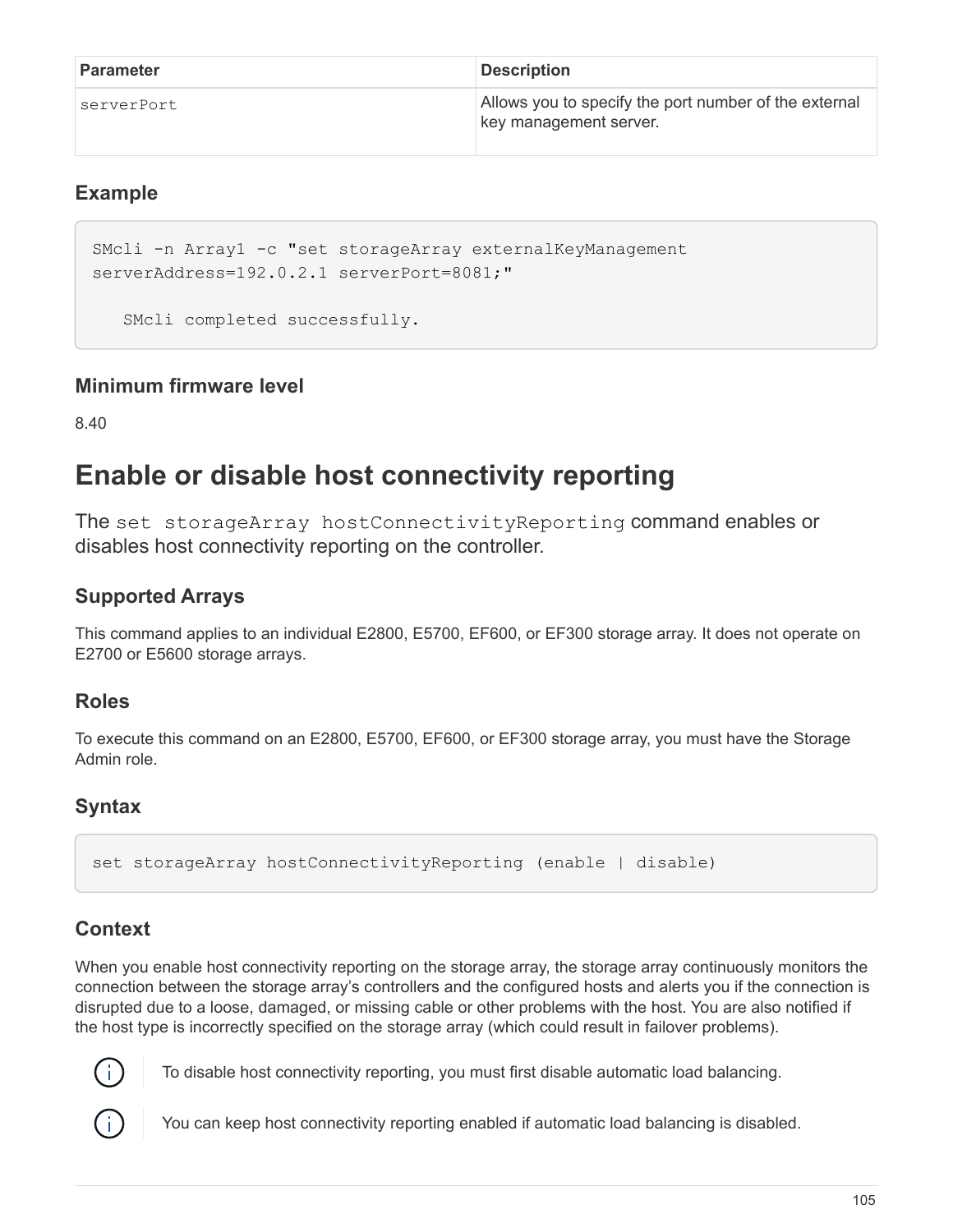| Parameter | Description |
| --- | --- |
| `serverPort` | Allows you to specify the port number of the external key management server. |

### Example

```
SMcli -n Array1 -c "set storageArray externalKeyManagement
serverAddress=192.0.2.1 serverPort=8081;"

   SMcli completed successfully.
```

### Minimum firmware level

8.40

# Enable or disable host connectivity reporting

The `set storageArray hostConnectivityReporting` command enables or disables host connectivity reporting on the controller.

### Supported Arrays

This command applies to an individual E2800, E5700, EF600, or EF300 storage array. It does not operate on E2700 or E5600 storage arrays.

### Roles

To execute this command on an E2800, E5700, EF600, or EF300 storage array, you must have the Storage Admin role.

### Syntax

```
set storageArray hostConnectivityReporting (enable | disable)
```

### Context

When you enable host connectivity reporting on the storage array, the storage array continuously monitors the connection between the storage array's controllers and the configured hosts and alerts you if the connection is disrupted due to a loose, damaged, or missing cable or other problems with the host. You are also notified if the host type is incorrectly specified on the storage array (which could result in failover problems).

> To disable host connectivity reporting, you must first disable automatic load balancing.

> You can keep host connectivity reporting enabled if automatic load balancing is disabled.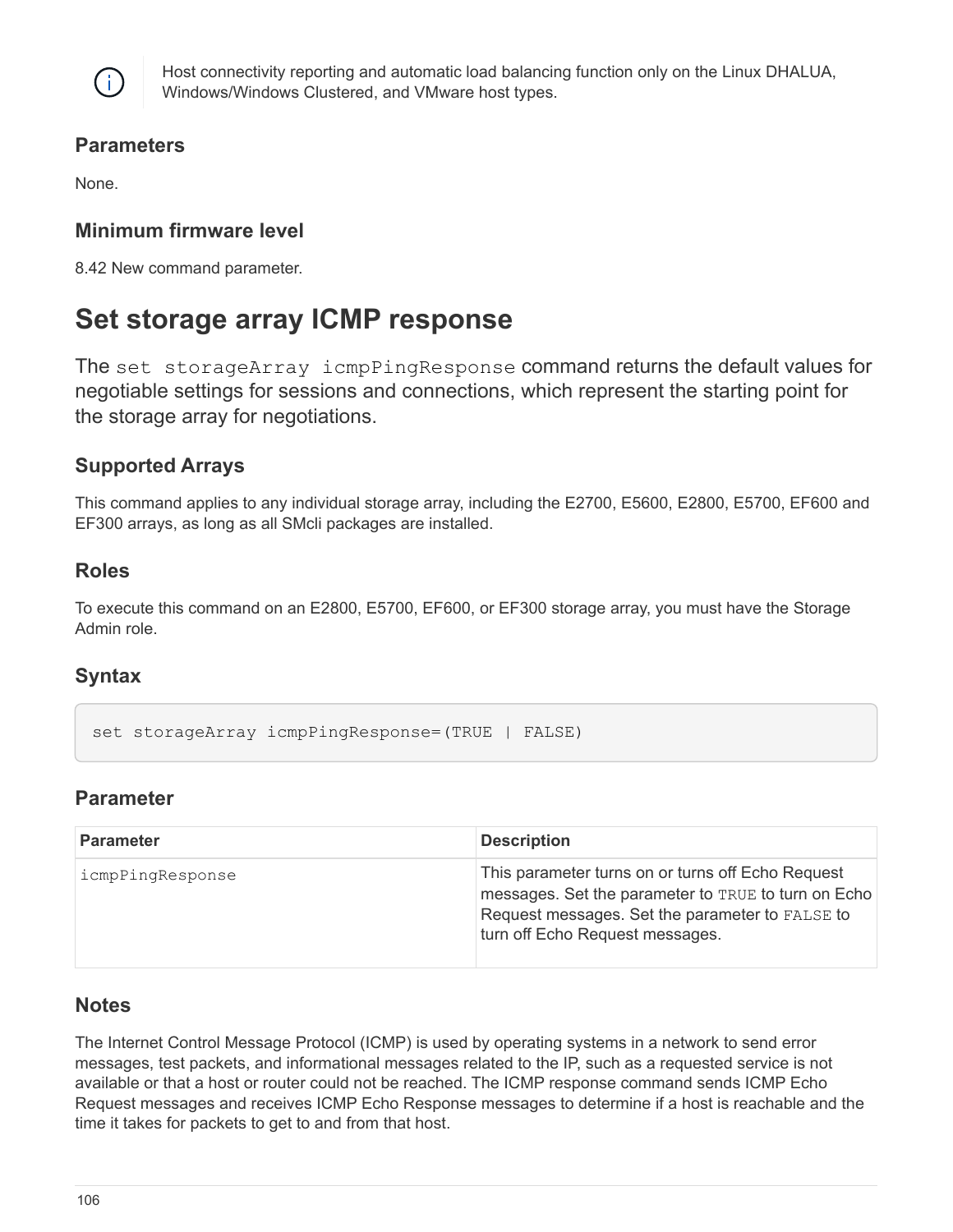> Host connectivity reporting and automatic load balancing function only on the Linux DHALUA, Windows/Windows Clustered, and VMware host types.

### Parameters

None.

### Minimum firmware level

8.42 New command parameter.

# Set storage array ICMP response

The `set storageArray icmpPingResponse` command returns the default values for negotiable settings for sessions and connections, which represent the starting point for the storage array for negotiations.

### Supported Arrays

This command applies to any individual storage array, including the E2700, E5600, E2800, E5700, EF600 and EF300 arrays, as long as all SMcli packages are installed.

### Roles

To execute this command on an E2800, E5700, EF600, or EF300 storage array, you must have the Storage Admin role.

### Syntax

```
set storageArray icmpPingResponse=(TRUE | FALSE)
```

### Parameter

| Parameter | Description |
|---|---|
| `icmpPingResponse` | This parameter turns on or turns off Echo Request messages. Set the parameter to `TRUE` to turn on Echo Request messages. Set the parameter to `FALSE` to turn off Echo Request messages. |

### Notes

The Internet Control Message Protocol (ICMP) is used by operating systems in a network to send error messages, test packets, and informational messages related to the IP, such as a requested service is not available or that a host or router could not be reached. The ICMP response command sends ICMP Echo Request messages and receives ICMP Echo Response messages to determine if a host is reachable and the time it takes for packets to get to and from that host.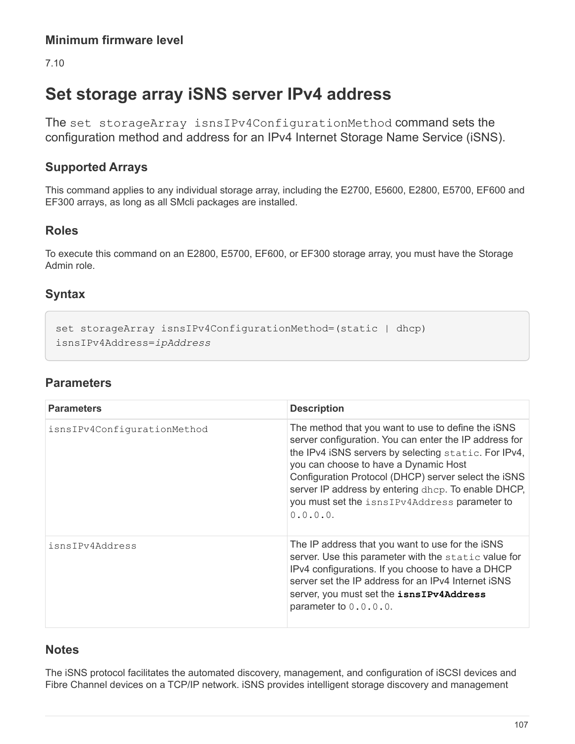#### Minimum firmware level

7.10

# Set storage array iSNS server IPv4 address

The `set storageArray isnsIPv4ConfigurationMethod` command sets the configuration method and address for an IPv4 Internet Storage Name Service (iSNS).

## Supported Arrays

This command applies to any individual storage array, including the E2700, E5600, E2800, E5700, EF600 and EF300 arrays, as long as all SMcli packages are installed.

## Roles

To execute this command on an E2800, E5700, EF600, or EF300 storage array, you must have the Storage Admin role.

## Syntax

```
set storageArray isnsIPv4ConfigurationMethod=(static | dhcp)
isnsIPv4Address=ipAddress
```

## Parameters

| Parameters | Description |
| --- | --- |
| `isnsIPv4ConfigurationMethod` | The method that you want to use to define the iSNS server configuration. You can enter the IP address for the IPv4 iSNS servers by selecting `static`. For IPv4, you can choose to have a Dynamic Host Configuration Protocol (DHCP) server select the iSNS server IP address by entering `dhcp`. To enable DHCP, you must set the `isnsIPv4Address` parameter to `0.0.0.0`. |
| `isnsIPv4Address` | The IP address that you want to use for the iSNS server. Use this parameter with the `static` value for IPv4 configurations. If you choose to have a DHCP server set the IP address for an IPv4 Internet iSNS server, you must set the **`isnsIPv4Address`** parameter to `0.0.0.0`. |

## Notes

The iSNS protocol facilitates the automated discovery, management, and configuration of iSCSI devices and Fibre Channel devices on a TCP/IP network. iSNS provides intelligent storage discovery and management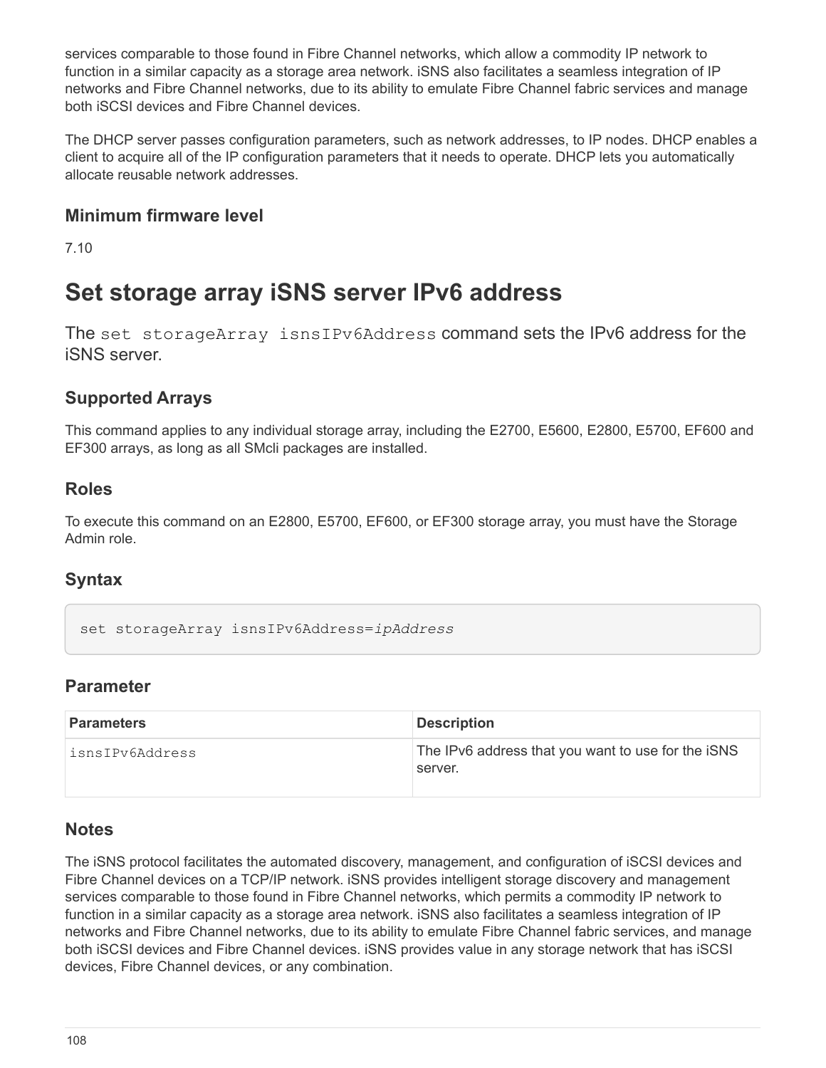services comparable to those found in Fibre Channel networks, which allow a commodity IP network to function in a similar capacity as a storage area network. iSNS also facilitates a seamless integration of IP networks and Fibre Channel networks, due to its ability to emulate Fibre Channel fabric services and manage both iSCSI devices and Fibre Channel devices.

The DHCP server passes configuration parameters, such as network addresses, to IP nodes. DHCP enables a client to acquire all of the IP configuration parameters that it needs to operate. DHCP lets you automatically allocate reusable network addresses.

### Minimum firmware level

7.10

# Set storage array iSNS server IPv6 address

The `set storageArray isnsIPv6Address` command sets the IPv6 address for the iSNS server.

### Supported Arrays

This command applies to any individual storage array, including the E2700, E5600, E2800, E5700, EF600 and EF300 arrays, as long as all SMcli packages are installed.

### Roles

To execute this command on an E2800, E5700, EF600, or EF300 storage array, you must have the Storage Admin role.

### Syntax

```
set storageArray isnsIPv6Address=ipAddress
```

### Parameter

| Parameters | Description |
| --- | --- |
| `isnsIPv6Address` | The IPv6 address that you want to use for the iSNS server. |

### Notes

The iSNS protocol facilitates the automated discovery, management, and configuration of iSCSI devices and Fibre Channel devices on a TCP/IP network. iSNS provides intelligent storage discovery and management services comparable to those found in Fibre Channel networks, which permits a commodity IP network to function in a similar capacity as a storage area network. iSNS also facilitates a seamless integration of IP networks and Fibre Channel networks, due to its ability to emulate Fibre Channel fabric services, and manage both iSCSI devices and Fibre Channel devices. iSNS provides value in any storage network that has iSCSI devices, Fibre Channel devices, or any combination.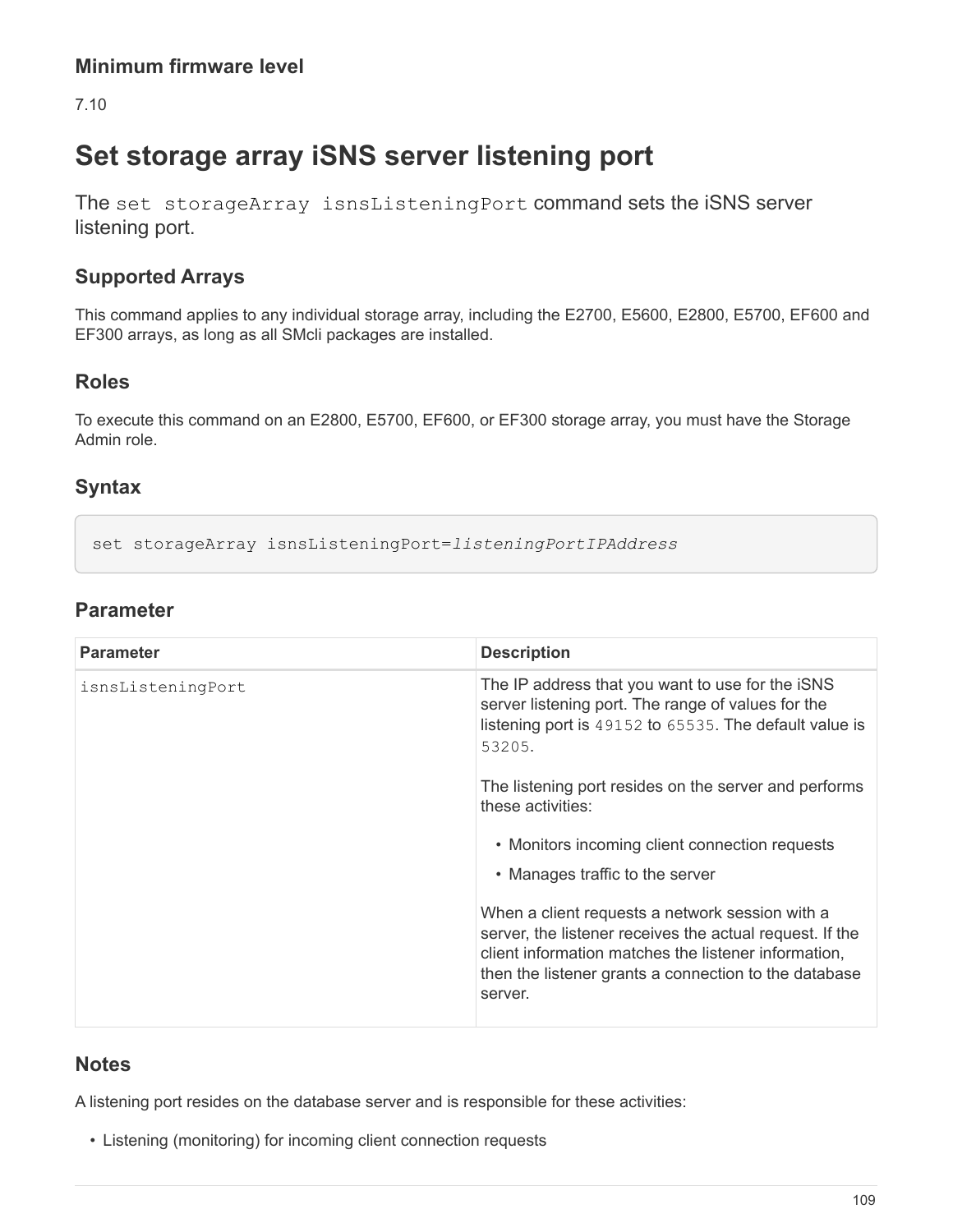### Minimum firmware level

7.10

# Set storage array iSNS server listening port

The `set storageArray isnsListeningPort` command sets the iSNS server listening port.

## Supported Arrays

This command applies to any individual storage array, including the E2700, E5600, E2800, E5700, EF600 and EF300 arrays, as long as all SMcli packages are installed.

## Roles

To execute this command on an E2800, E5700, EF600, or EF300 storage array, you must have the Storage Admin role.

## Syntax

```
set storageArray isnsListeningPort=listeningPortIPAddress
```

## Parameter

| Parameter | Description |
| --- | --- |
| `isnsListeningPort` | The IP address that you want to use for the iSNS server listening port. The range of values for the listening port is `49152` to `65535`. The default value is `53205`.<br><br>The listening port resides on the server and performs these activities:<br><br>• Monitors incoming client connection requests<br>• Manages traffic to the server<br><br>When a client requests a network session with a server, the listener receives the actual request. If the client information matches the listener information, then the listener grants a connection to the database server. |

## Notes

A listening port resides on the database server and is responsible for these activities:

- Listening (monitoring) for incoming client connection requests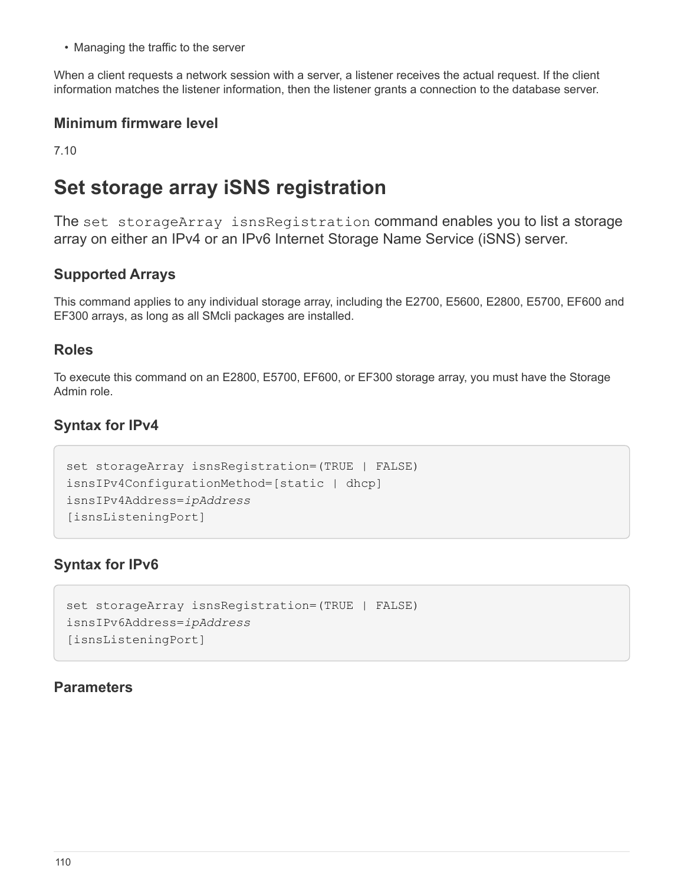- Managing the traffic to the server

When a client requests a network session with a server, a listener receives the actual request. If the client information matches the listener information, then the listener grants a connection to the database server.

### Minimum firmware level

7.10

# Set storage array iSNS registration

The `set storageArray isnsRegistration` command enables you to list a storage array on either an IPv4 or an IPv6 Internet Storage Name Service (iSNS) server.

### Supported Arrays

This command applies to any individual storage array, including the E2700, E5600, E2800, E5700, EF600 and EF300 arrays, as long as all SMcli packages are installed.

### Roles

To execute this command on an E2800, E5700, EF600, or EF300 storage array, you must have the Storage Admin role.

### Syntax for IPv4

```
set storageArray isnsRegistration=(TRUE | FALSE)
isnsIPv4ConfigurationMethod=[static | dhcp]
isnsIPv4Address=ipAddress
[isnsListeningPort]
```

### Syntax for IPv6

```
set storageArray isnsRegistration=(TRUE | FALSE)
isnsIPv6Address=ipAddress
[isnsListeningPort]
```

### Parameters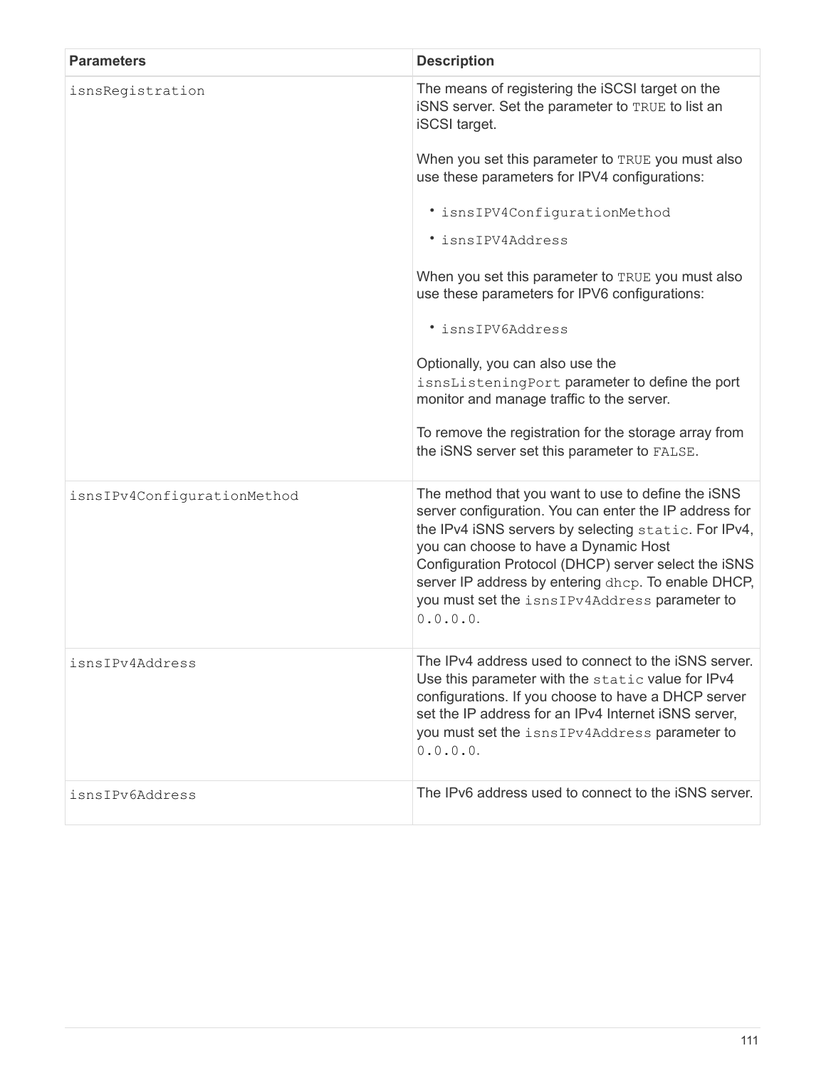| Parameters | Description |
| --- | --- |
| `isnsRegistration` | The means of registering the iSCSI target on the iSNS server. Set the parameter to `TRUE` to list an iSCSI target.<br><br>When you set this parameter to `TRUE` you must also use these parameters for IPV4 configurations:<br><br>• `isnsIPV4ConfigurationMethod`<br>• `isnsIPV4Address`<br><br>When you set this parameter to `TRUE` you must also use these parameters for IPV6 configurations:<br><br>• `isnsIPV6Address`<br><br>Optionally, you can also use the `isnsListeningPort` parameter to define the port monitor and manage traffic to the server.<br><br>To remove the registration for the storage array from the iSNS server set this parameter to `FALSE`. |
| `isnsIPv4ConfigurationMethod` | The method that you want to use to define the iSNS server configuration. You can enter the IP address for the IPv4 iSNS servers by selecting `static`. For IPv4, you can choose to have a Dynamic Host Configuration Protocol (DHCP) server select the iSNS server IP address by entering `dhcp`. To enable DHCP, you must set the `isnsIPv4Address` parameter to `0.0.0.0`. |
| `isnsIPv4Address` | The IPv4 address used to connect to the iSNS server. Use this parameter with the `static` value for IPv4 configurations. If you choose to have a DHCP server set the IP address for an IPv4 Internet iSNS server, you must set the `isnsIPv4Address` parameter to `0.0.0.0`. |
| `isnsIPv6Address` | The IPv6 address used to connect to the iSNS server. |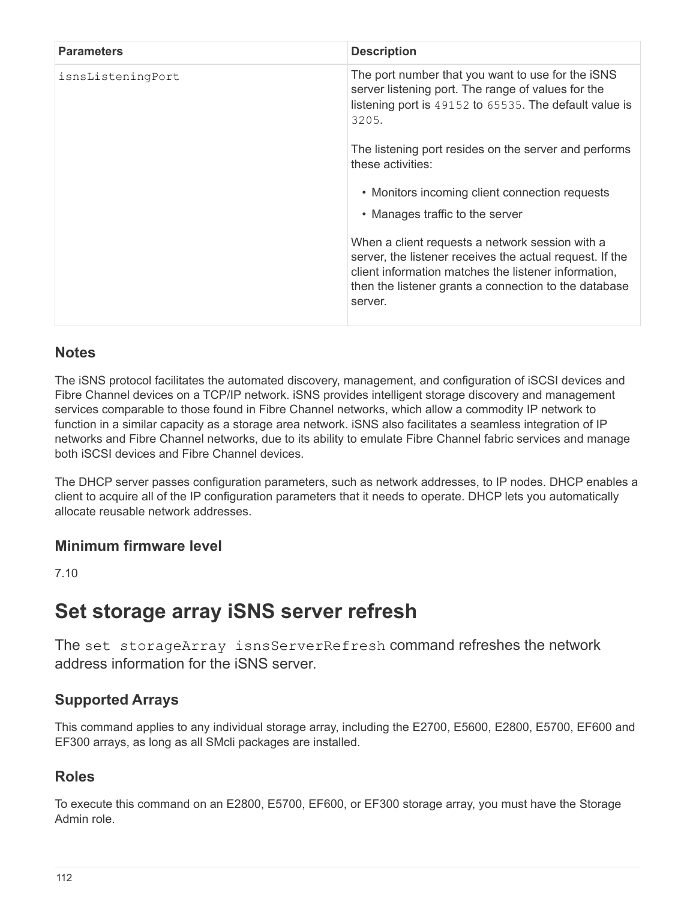| Parameters | Description |
| --- | --- |
| `isnsListeningPort` | The port number that you want to use for the iSNS server listening port. The range of values for the listening port is `49152` to `65535`. The default value is `3205`.<br><br>The listening port resides on the server and performs these activities:<br><br>• Monitors incoming client connection requests<br>• Manages traffic to the server<br><br>When a client requests a network session with a server, the listener receives the actual request. If the client information matches the listener information, then the listener grants a connection to the database server. |

### Notes

The iSNS protocol facilitates the automated discovery, management, and configuration of iSCSI devices and Fibre Channel devices on a TCP/IP network. iSNS provides intelligent storage discovery and management services comparable to those found in Fibre Channel networks, which allow a commodity IP network to function in a similar capacity as a storage area network. iSNS also facilitates a seamless integration of IP networks and Fibre Channel networks, due to its ability to emulate Fibre Channel fabric services and manage both iSCSI devices and Fibre Channel devices.

The DHCP server passes configuration parameters, such as network addresses, to IP nodes. DHCP enables a client to acquire all of the IP configuration parameters that it needs to operate. DHCP lets you automatically allocate reusable network addresses.

### Minimum firmware level

7.10

# Set storage array iSNS server refresh

The `set storageArray isnsServerRefresh` command refreshes the network address information for the iSNS server.

### Supported Arrays

This command applies to any individual storage array, including the E2700, E5600, E2800, E5700, EF600 and EF300 arrays, as long as all SMcli packages are installed.

### Roles

To execute this command on an E2800, E5700, EF600, or EF300 storage array, you must have the Storage Admin role.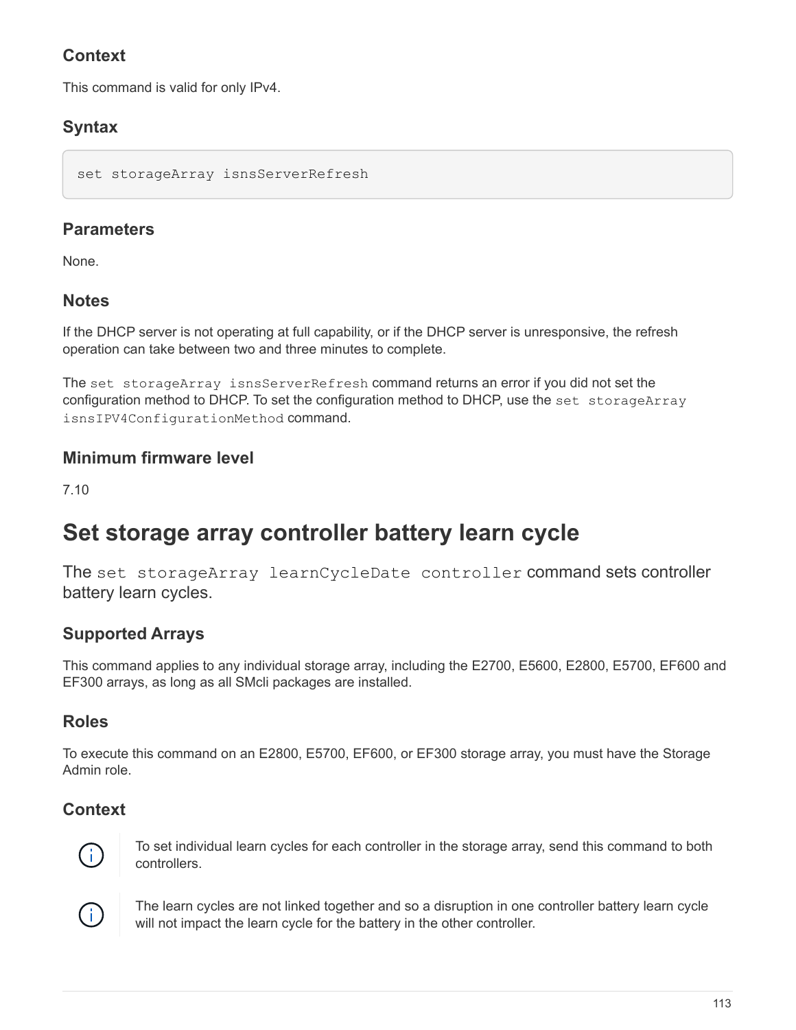### Context

This command is valid for only IPv4.

### Syntax

```
set storageArray isnsServerRefresh
```

### Parameters

None.

### Notes

If the DHCP server is not operating at full capability, or if the DHCP server is unresponsive, the refresh operation can take between two and three minutes to complete.

The `set storageArray isnsServerRefresh` command returns an error if you did not set the configuration method to DHCP. To set the configuration method to DHCP, use the `set storageArray isnsIPV4ConfigurationMethod` command.

### Minimum firmware level

7.10

## Set storage array controller battery learn cycle

The `set storageArray learnCycleDate controller` command sets controller battery learn cycles.

### Supported Arrays

This command applies to any individual storage array, including the E2700, E5600, E2800, E5700, EF600 and EF300 arrays, as long as all SMcli packages are installed.

### Roles

To execute this command on an E2800, E5700, EF600, or EF300 storage array, you must have the Storage Admin role.

### Context

To set individual learn cycles for each controller in the storage array, send this command to both controllers.

The learn cycles are not linked together and so a disruption in one controller battery learn cycle will not impact the learn cycle for the battery in the other controller.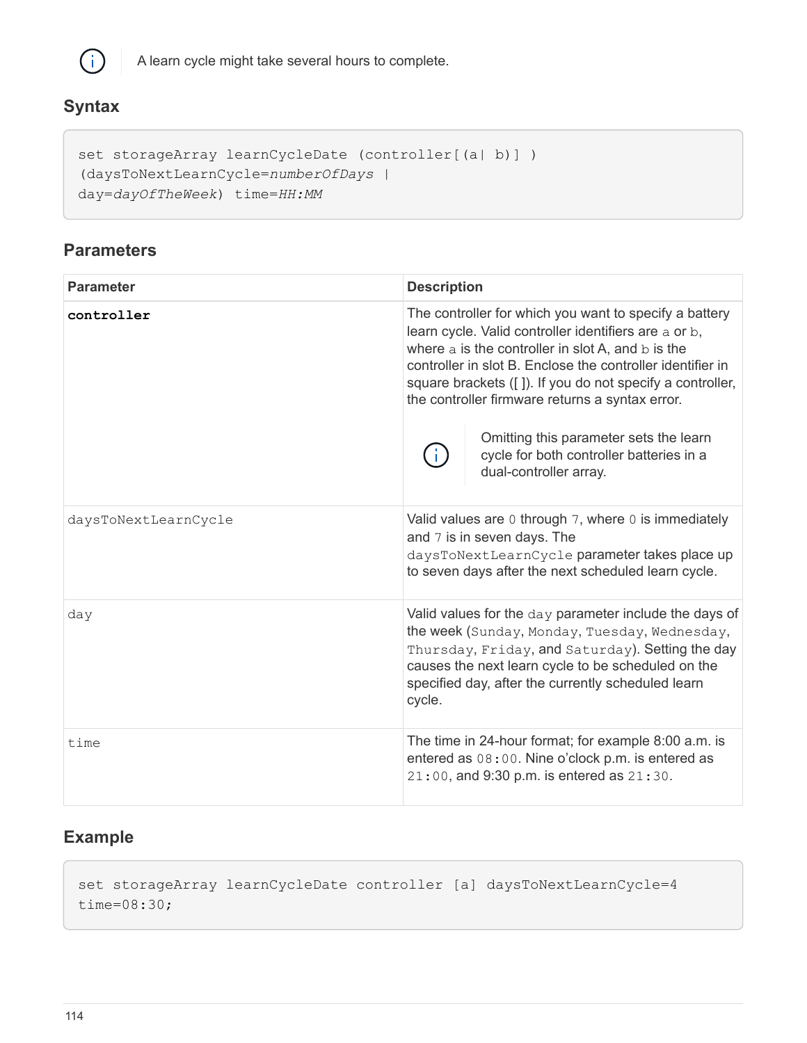> A learn cycle might take several hours to complete.

## Syntax

```
set storageArray learnCycleDate (controller[(a| b)] )
(daysToNextLearnCycle=numberOfDays |
day=dayOfTheWeek) time=HH:MM
```

## Parameters

| Parameter | Description |
| --- | --- |
| **controller** | The controller for which you want to specify a battery learn cycle. Valid controller identifiers are `a` or `b`, where `a` is the controller in slot A, and `b` is the controller in slot B. Enclose the controller identifier in square brackets ([ ]). If you do not specify a controller, the controller firmware returns a syntax error.<br><br>Omitting this parameter sets the learn cycle for both controller batteries in a dual-controller array. |
| daysToNextLearnCycle | Valid values are `0` through `7`, where `0` is immediately and `7` is in seven days. The `daysToNextLearnCycle` parameter takes place up to seven days after the next scheduled learn cycle. |
| day | Valid values for the `day` parameter include the days of the week (`Sunday`, `Monday`, `Tuesday`, `Wednesday`, `Thursday`, `Friday`, and `Saturday`). Setting the day causes the next learn cycle to be scheduled on the specified day, after the currently scheduled learn cycle. |
| time | The time in 24-hour format; for example 8:00 a.m. is entered as `08:00`. Nine o'clock p.m. is entered as `21:00`, and 9:30 p.m. is entered as `21:30`. |

## Example

```
set storageArray learnCycleDate controller [a] daysToNextLearnCycle=4
time=08:30;
```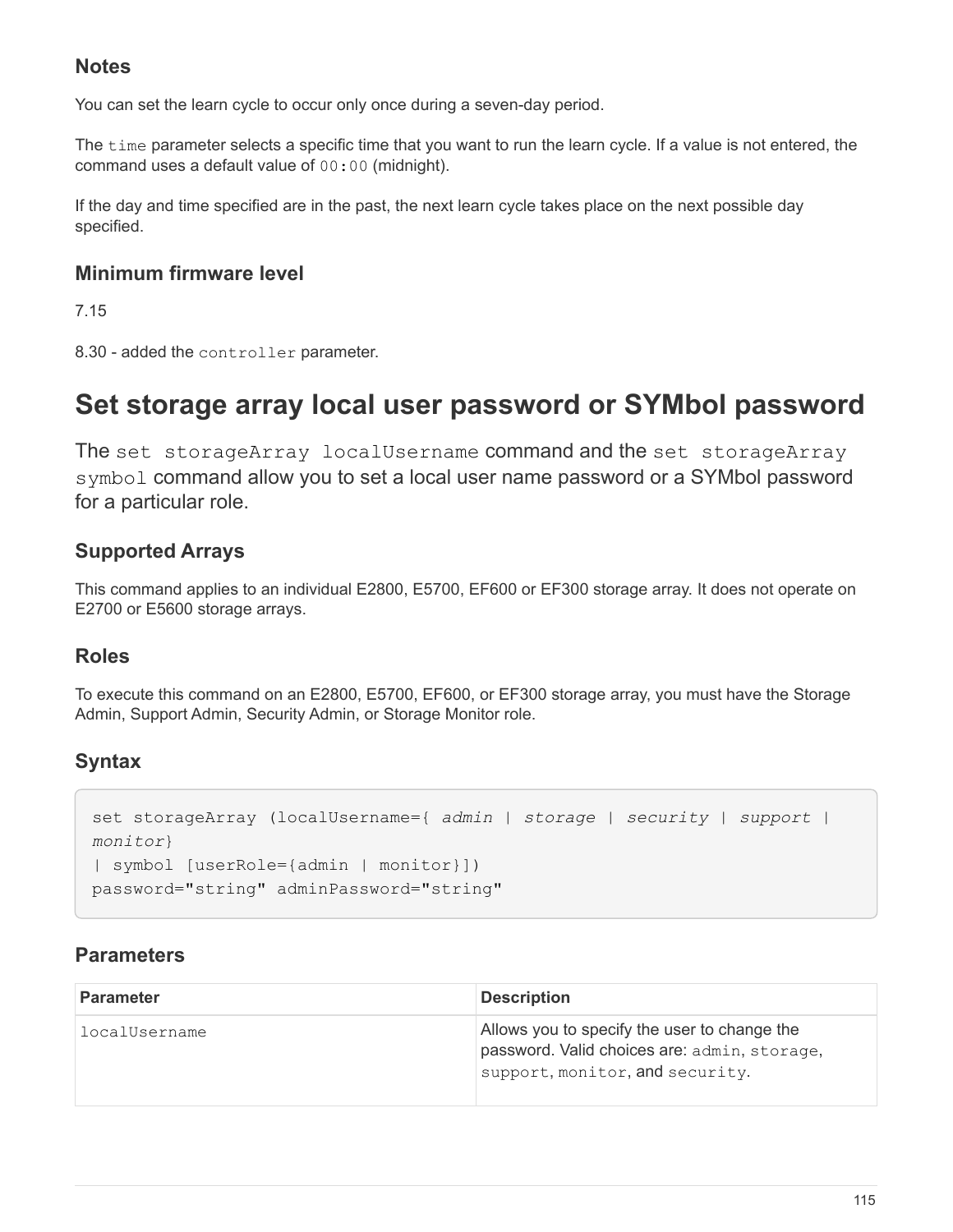### Notes

You can set the learn cycle to occur only once during a seven-day period.

The `time` parameter selects a specific time that you want to run the learn cycle. If a value is not entered, the command uses a default value of `00:00` (midnight).

If the day and time specified are in the past, the next learn cycle takes place on the next possible day specified.

### Minimum firmware level

7.15

8.30 - added the `controller` parameter.

# Set storage array local user password or SYMbol password

The `set storageArray localUsername` command and the `set storageArray symbol` command allow you to set a local user name password or a SYMbol password for a particular role.

### Supported Arrays

This command applies to an individual E2800, E5700, EF600 or EF300 storage array. It does not operate on E2700 or E5600 storage arrays.

### Roles

To execute this command on an E2800, E5700, EF600, or EF300 storage array, you must have the Storage Admin, Support Admin, Security Admin, or Storage Monitor role.

### Syntax

```
set storageArray (localUsername={ admin | storage | security | support |
monitor}
| symbol [userRole={admin | monitor}])
password="string" adminPassword="string"
```

### Parameters

| Parameter | Description |
| --- | --- |
| `localUsername` | Allows you to specify the user to change the password. Valid choices are: `admin`, `storage`, `support`, `monitor`, and `security`. |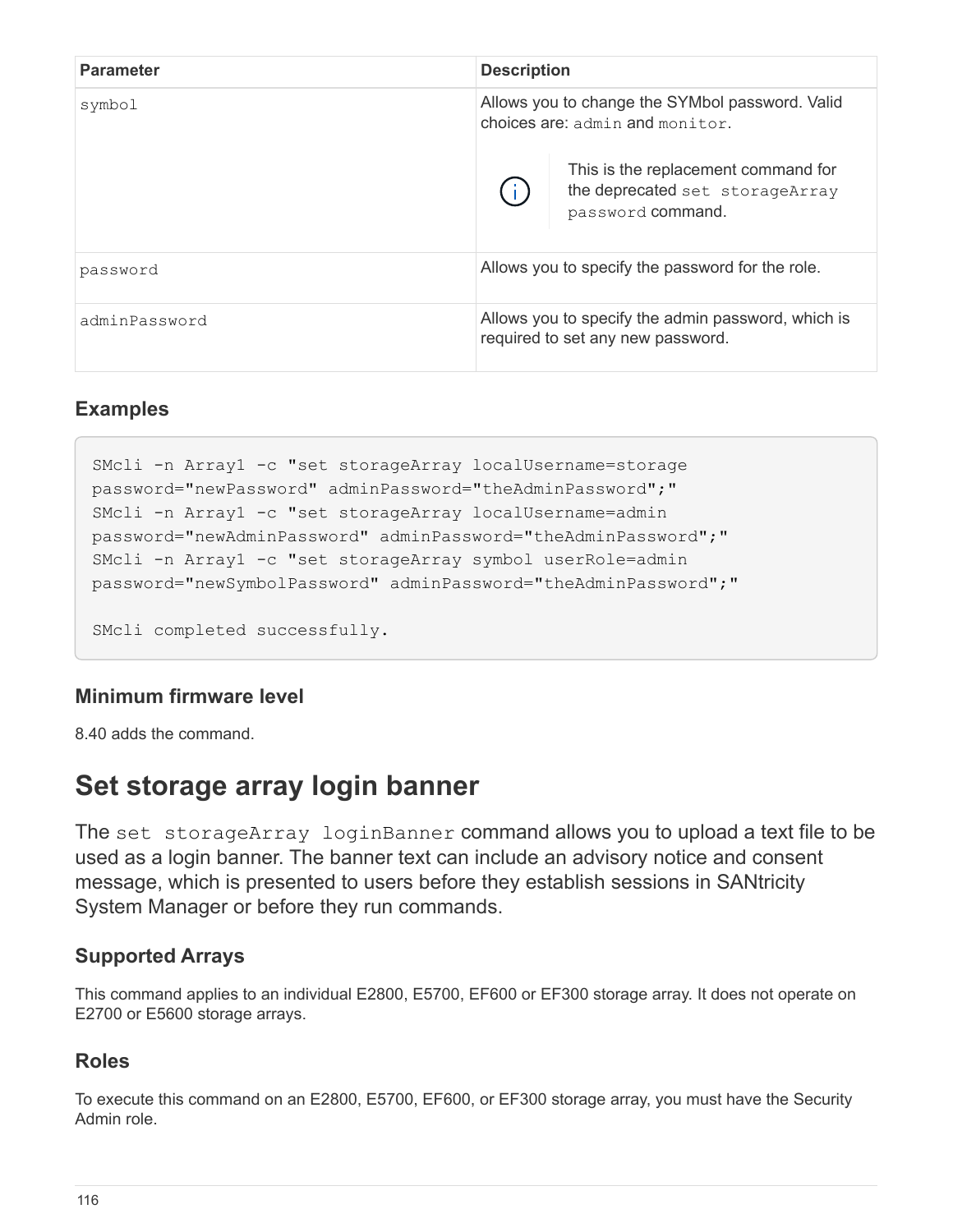| Parameter | Description |
| --- | --- |
| `symbol` | Allows you to change the SYMbol password. Valid choices are: `admin` and `monitor`. <br><br> ⓘ This is the replacement command for the deprecated `set storageArray password` command. |
| `password` | Allows you to specify the password for the role. |
| `adminPassword` | Allows you to specify the admin password, which is required to set any new password. |

### Examples

```
SMcli -n Array1 -c "set storageArray localUsername=storage
password="newPassword" adminPassword="theAdminPassword";"
SMcli -n Array1 -c "set storageArray localUsername=admin
password="newAdminPassword" adminPassword="theAdminPassword";"
SMcli -n Array1 -c "set storageArray symbol userRole=admin
password="newSymbolPassword" adminPassword="theAdminPassword";"

SMcli completed successfully.
```

### Minimum firmware level

8.40 adds the command.

# Set storage array login banner

The `set storageArray loginBanner` command allows you to upload a text file to be used as a login banner. The banner text can include an advisory notice and consent message, which is presented to users before they establish sessions in SANtricity System Manager or before they run commands.

### Supported Arrays

This command applies to an individual E2800, E5700, EF600 or EF300 storage array. It does not operate on E2700 or E5600 storage arrays.

### Roles

To execute this command on an E2800, E5700, EF600, or EF300 storage array, you must have the Security Admin role.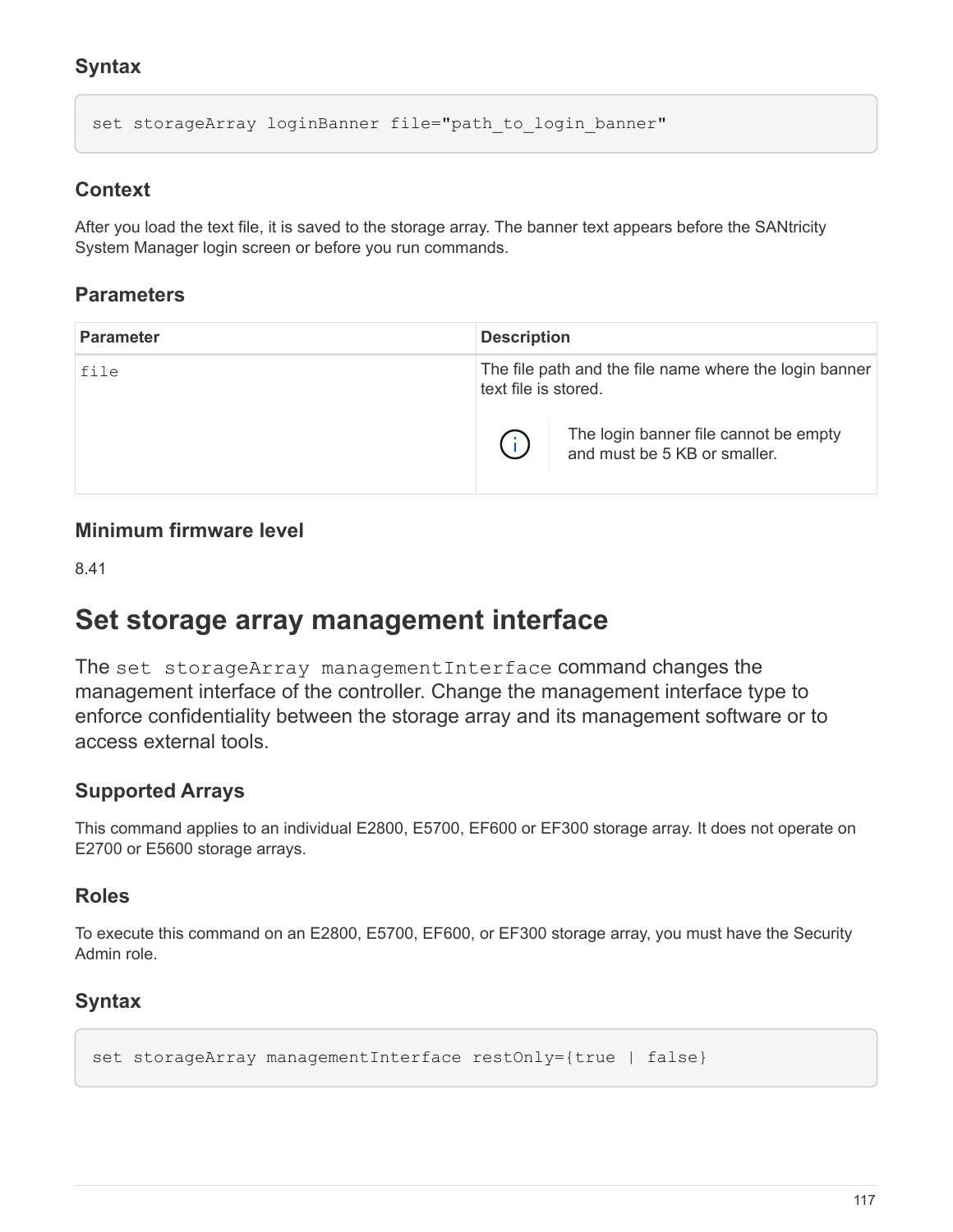### Syntax

```
set storageArray loginBanner file="path_to_login_banner"
```

### Context

After you load the text file, it is saved to the storage array. The banner text appears before the SANtricity System Manager login screen or before you run commands.

### Parameters

| Parameter | Description |
| --- | --- |
| `file` | The file path and the file name where the login banner text file is stored.<br><br>ⓘ The login banner file cannot be empty and must be 5 KB or smaller. |

### Minimum firmware level

8.41

## Set storage array management interface

The `set storageArray managementInterface` command changes the management interface of the controller. Change the management interface type to enforce confidentiality between the storage array and its management software or to access external tools.

### Supported Arrays

This command applies to an individual E2800, E5700, EF600 or EF300 storage array. It does not operate on E2700 or E5600 storage arrays.

### Roles

To execute this command on an E2800, E5700, EF600, or EF300 storage array, you must have the Security Admin role.

### Syntax

```
set storageArray managementInterface restOnly={true | false}
```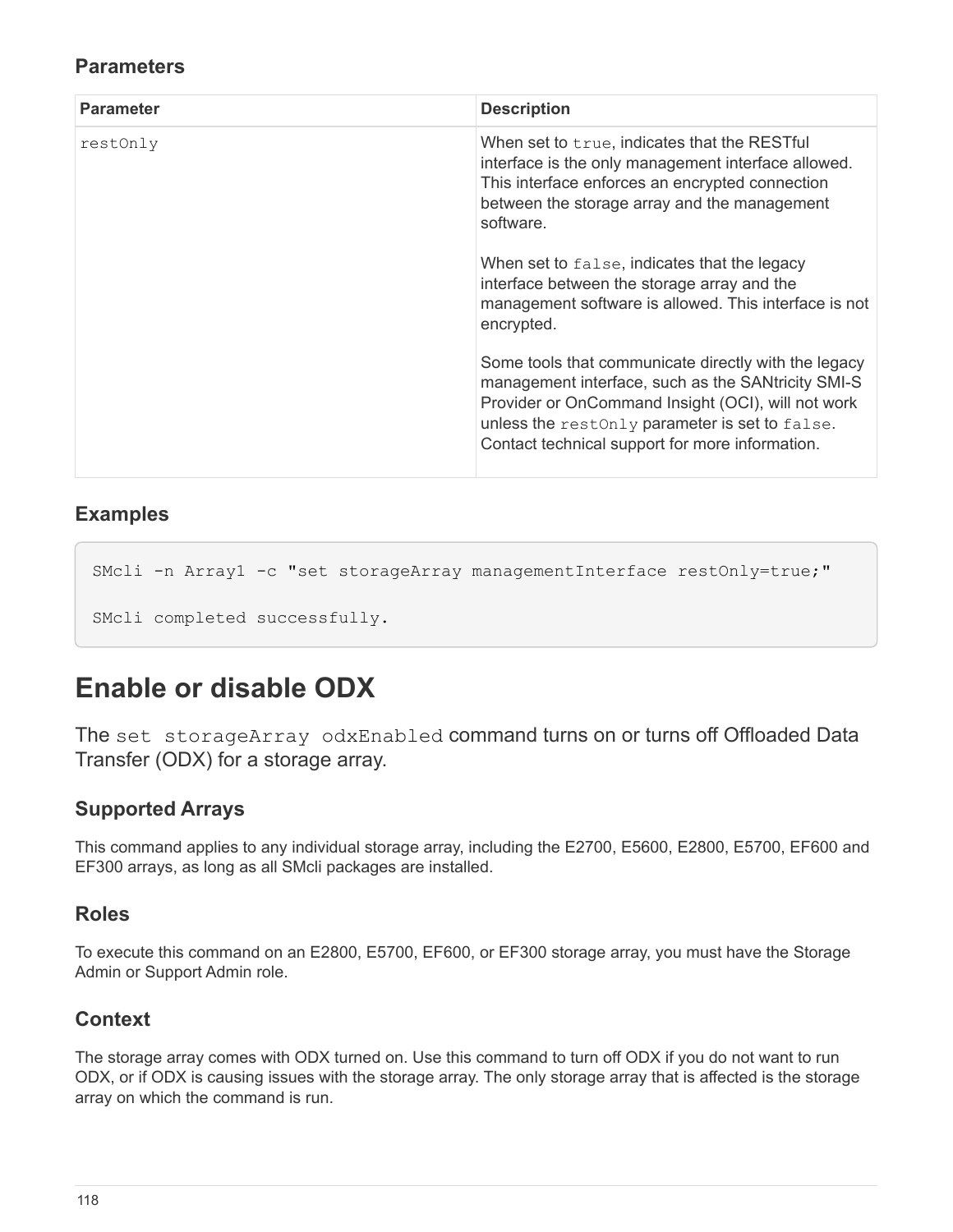### Parameters

| Parameter | Description |
|---|---|
| `restOnly` | When set to `true`, indicates that the RESTful interface is the only management interface allowed. This interface enforces an encrypted connection between the storage array and the management software.<br><br>When set to `false`, indicates that the legacy interface between the storage array and the management software is allowed. This interface is not encrypted.<br><br>Some tools that communicate directly with the legacy management interface, such as the SANtricity SMI-S Provider or OnCommand Insight (OCI), will not work unless the `restOnly` parameter is set to `false`. Contact technical support for more information. |

### Examples

```
SMcli -n Array1 -c "set storageArray managementInterface restOnly=true;"

SMcli completed successfully.
```

# Enable or disable ODX

The `set storageArray odxEnabled` command turns on or turns off Offloaded Data Transfer (ODX) for a storage array.

### Supported Arrays

This command applies to any individual storage array, including the E2700, E5600, E2800, E5700, EF600 and EF300 arrays, as long as all SMcli packages are installed.

### Roles

To execute this command on an E2800, E5700, EF600, or EF300 storage array, you must have the Storage Admin or Support Admin role.

### Context

The storage array comes with ODX turned on. Use this command to turn off ODX if you do not want to run ODX, or if ODX is causing issues with the storage array. The only storage array that is affected is the storage array on which the command is run.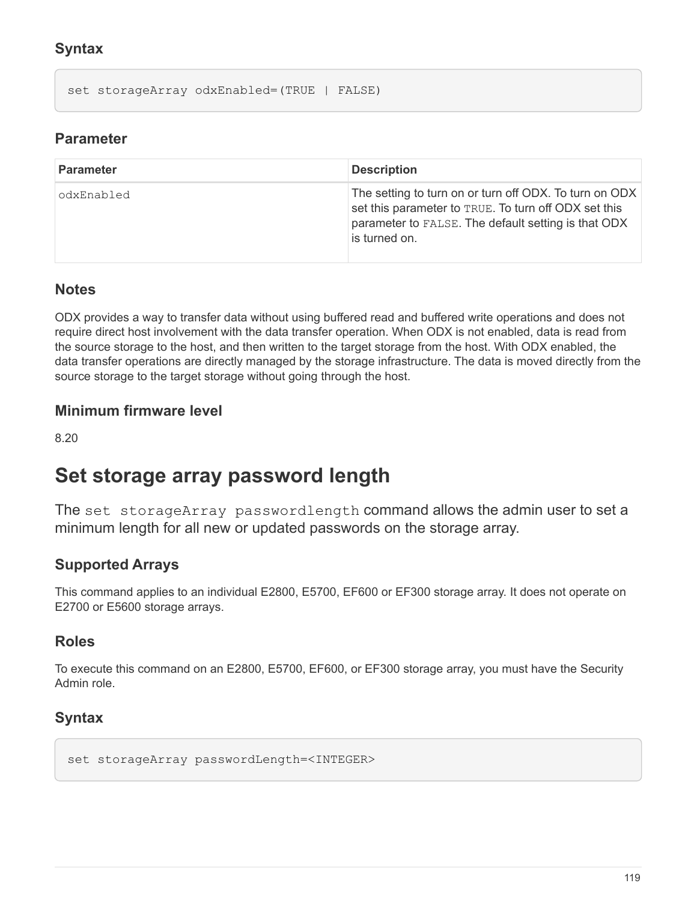### Syntax

```
set storageArray odxEnabled=(TRUE | FALSE)
```

### Parameter

| Parameter | Description |
| --- | --- |
| odxEnabled | The setting to turn on or turn off ODX. To turn on ODX set this parameter to TRUE. To turn off ODX set this parameter to FALSE. The default setting is that ODX is turned on. |

### Notes

ODX provides a way to transfer data without using buffered read and buffered write operations and does not require direct host involvement with the data transfer operation. When ODX is not enabled, data is read from the source storage to the host, and then written to the target storage from the host. With ODX enabled, the data transfer operations are directly managed by the storage infrastructure. The data is moved directly from the source storage to the target storage without going through the host.

### Minimum firmware level

8.20

# Set storage array password length

The `set storageArray passwordlength` command allows the admin user to set a minimum length for all new or updated passwords on the storage array.

### Supported Arrays

This command applies to an individual E2800, E5700, EF600 or EF300 storage array. It does not operate on E2700 or E5600 storage arrays.

### Roles

To execute this command on an E2800, E5700, EF600, or EF300 storage array, you must have the Security Admin role.

### Syntax

```
set storageArray passwordLength=<INTEGER>
```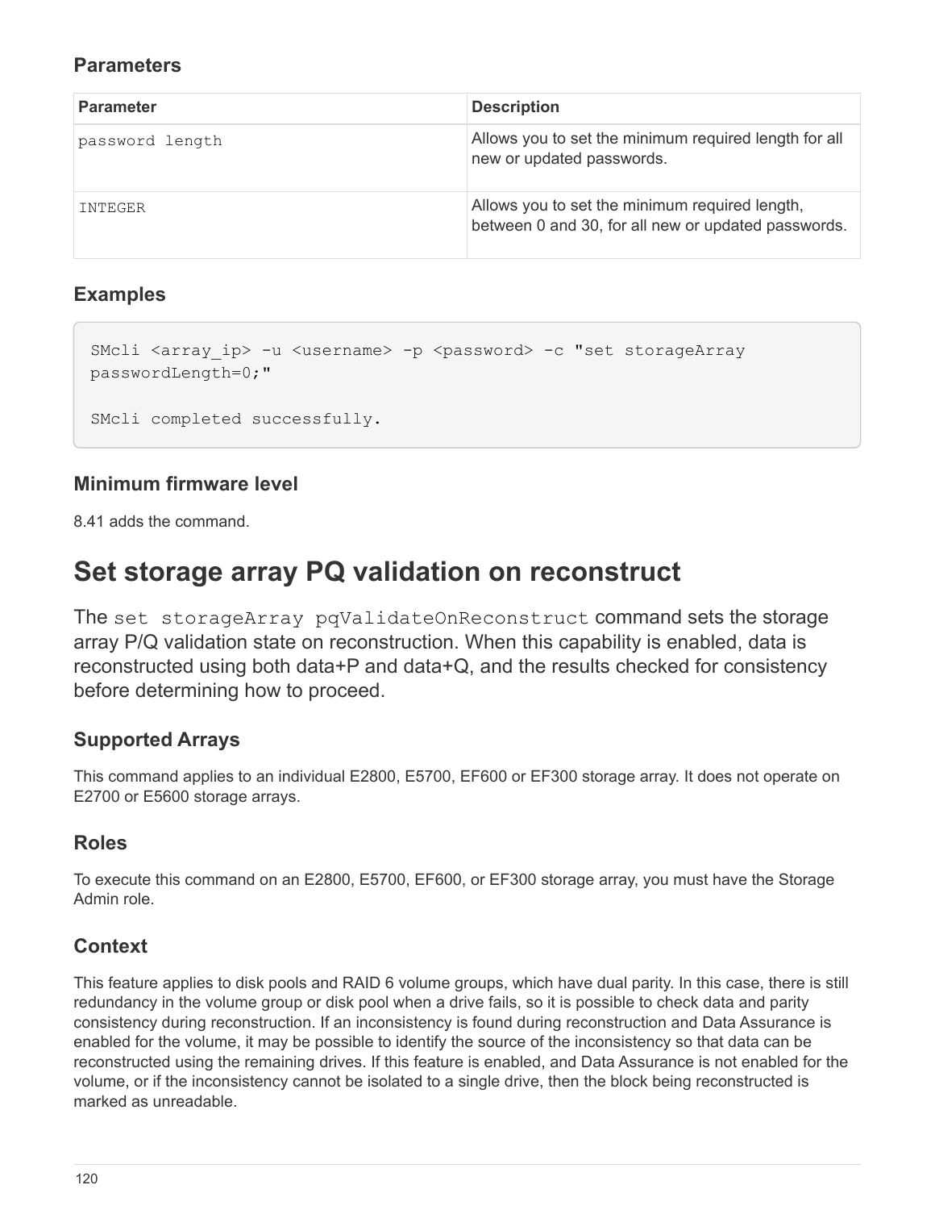### Parameters

| Parameter | Description |
| --- | --- |
| `password length` | Allows you to set the minimum required length for all new or updated passwords. |
| `INTEGER` | Allows you to set the minimum required length, between 0 and 30, for all new or updated passwords. |

### Examples

```
SMcli <array_ip> -u <username> -p <password> -c "set storageArray
passwordLength=0;"

SMcli completed successfully.
```

### Minimum firmware level

8.41 adds the command.

# Set storage array PQ validation on reconstruct

The `set storageArray pqValidateOnReconstruct` command sets the storage array P/Q validation state on reconstruction. When this capability is enabled, data is reconstructed using both data+P and data+Q, and the results checked for consistency before determining how to proceed.

### Supported Arrays

This command applies to an individual E2800, E5700, EF600 or EF300 storage array. It does not operate on E2700 or E5600 storage arrays.

### Roles

To execute this command on an E2800, E5700, EF600, or EF300 storage array, you must have the Storage Admin role.

### Context

This feature applies to disk pools and RAID 6 volume groups, which have dual parity. In this case, there is still redundancy in the volume group or disk pool when a drive fails, so it is possible to check data and parity consistency during reconstruction. If an inconsistency is found during reconstruction and Data Assurance is enabled for the volume, it may be possible to identify the source of the inconsistency so that data can be reconstructed using the remaining drives. If this feature is enabled, and Data Assurance is not enabled for the volume, or if the inconsistency cannot be isolated to a single drive, then the block being reconstructed is marked as unreadable.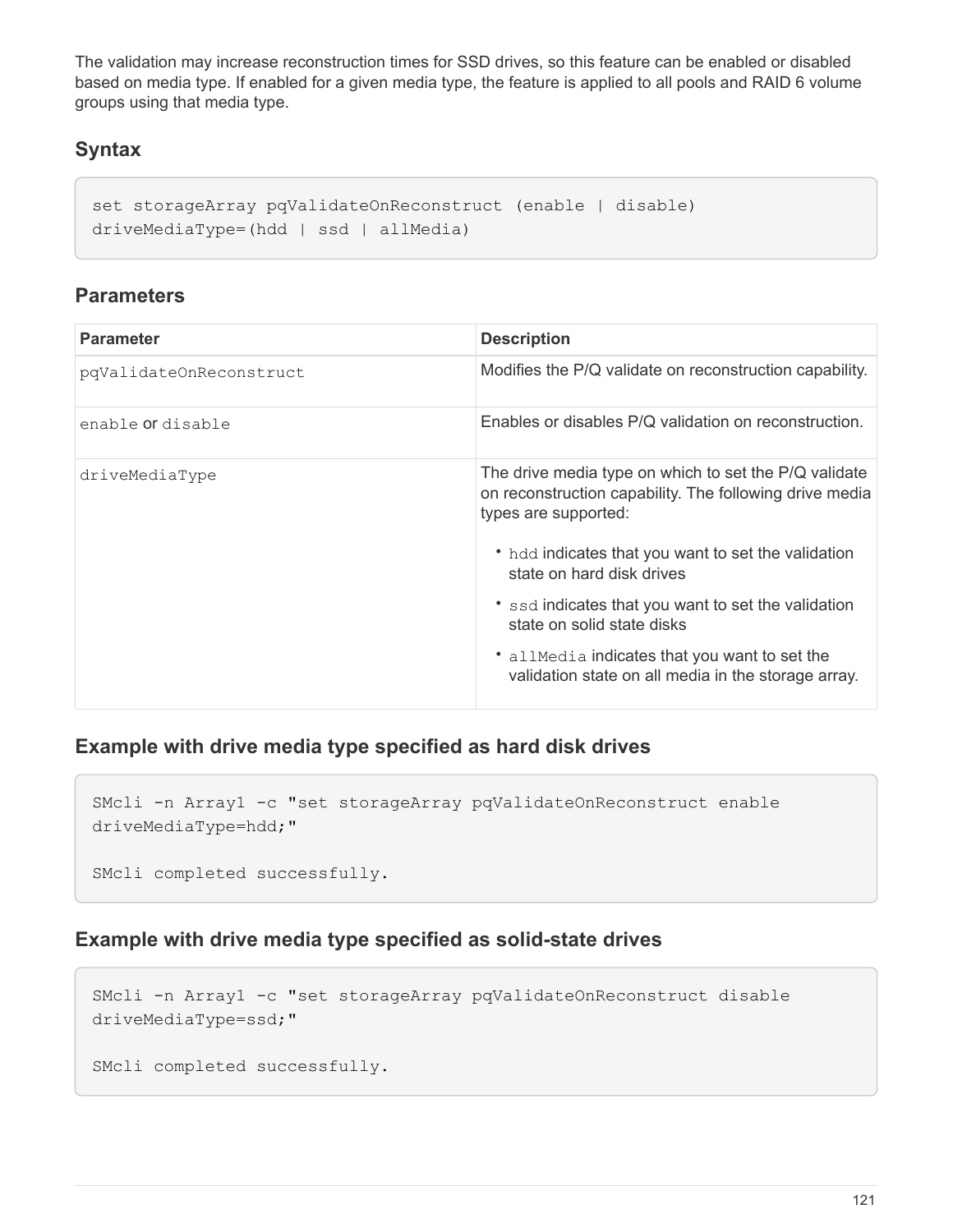The validation may increase reconstruction times for SSD drives, so this feature can be enabled or disabled based on media type. If enabled for a given media type, the feature is applied to all pools and RAID 6 volume groups using that media type.

### Syntax

```
set storageArray pqValidateOnReconstruct (enable | disable)
driveMediaType=(hdd | ssd | allMedia)
```

### Parameters

| Parameter | Description |
| --- | --- |
| `pqValidateOnReconstruct` | Modifies the P/Q validate on reconstruction capability. |
| `enable` or `disable` | Enables or disables P/Q validation on reconstruction. |
| `driveMediaType` | The drive media type on which to set the P/Q validate on reconstruction capability. The following drive media types are supported:<br>• `hdd` indicates that you want to set the validation state on hard disk drives<br>• `ssd` indicates that you want to set the validation state on solid state disks<br>• `allMedia` indicates that you want to set the validation state on all media in the storage array. |

### Example with drive media type specified as hard disk drives

```
SMcli -n Array1 -c "set storageArray pqValidateOnReconstruct enable
driveMediaType=hdd;"

SMcli completed successfully.
```

### Example with drive media type specified as solid-state drives

```
SMcli -n Array1 -c "set storageArray pqValidateOnReconstruct disable
driveMediaType=ssd;"

SMcli completed successfully.
```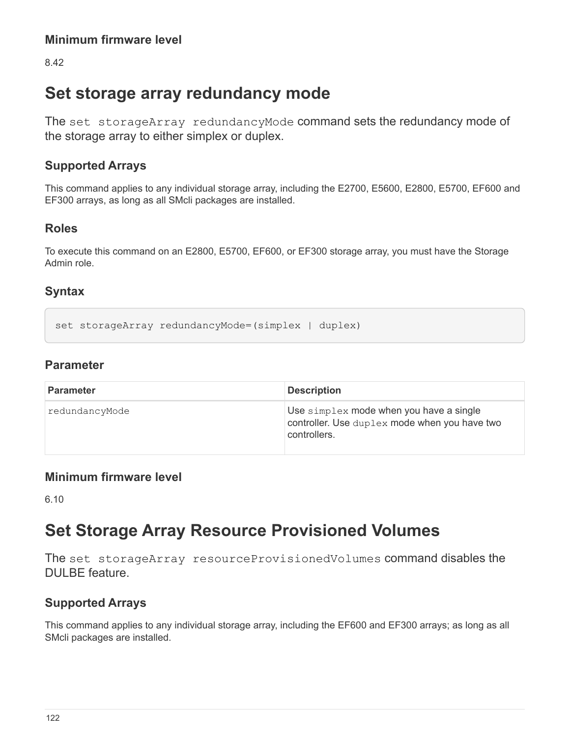### Minimum firmware level

8.42

## Set storage array redundancy mode

The `set storageArray redundancyMode` command sets the redundancy mode of the storage array to either simplex or duplex.

### Supported Arrays

This command applies to any individual storage array, including the E2700, E5600, E2800, E5700, EF600 and EF300 arrays, as long as all SMcli packages are installed.

### Roles

To execute this command on an E2800, E5700, EF600, or EF300 storage array, you must have the Storage Admin role.

### Syntax

```
set storageArray redundancyMode=(simplex | duplex)
```

### Parameter

| Parameter | Description |
| --- | --- |
| `redundancyMode` | Use `simplex` mode when you have a single controller. Use `duplex` mode when you have two controllers. |

### Minimum firmware level

6.10

## Set Storage Array Resource Provisioned Volumes

The `set storageArray resourceProvisionedVolumes` command disables the DULBE feature.

### Supported Arrays

This command applies to any individual storage array, including the EF600 and EF300 arrays; as long as all SMcli packages are installed.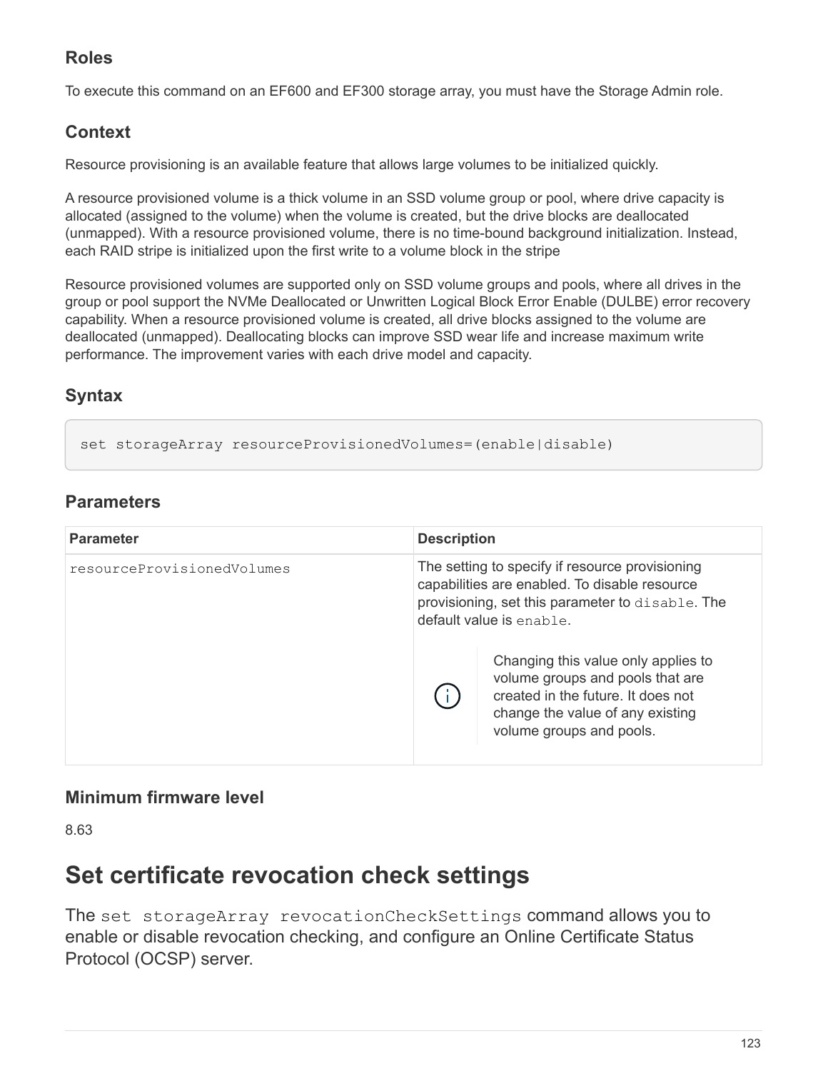### Roles

To execute this command on an EF600 and EF300 storage array, you must have the Storage Admin role.

### Context

Resource provisioning is an available feature that allows large volumes to be initialized quickly.

A resource provisioned volume is a thick volume in an SSD volume group or pool, where drive capacity is allocated (assigned to the volume) when the volume is created, but the drive blocks are deallocated (unmapped). With a resource provisioned volume, there is no time-bound background initialization. Instead, each RAID stripe is initialized upon the first write to a volume block in the stripe

Resource provisioned volumes are supported only on SSD volume groups and pools, where all drives in the group or pool support the NVMe Deallocated or Unwritten Logical Block Error Enable (DULBE) error recovery capability. When a resource provisioned volume is created, all drive blocks assigned to the volume are deallocated (unmapped). Deallocating blocks can improve SSD wear life and increase maximum write performance. The improvement varies with each drive model and capacity.

### Syntax

```
set storageArray resourceProvisionedVolumes=(enable|disable)
```

### Parameters

| Parameter | Description |
| --- | --- |
| `resourceProvisionedVolumes` | The setting to specify if resource provisioning capabilities are enabled. To disable resource provisioning, set this parameter to `disable`. The default value is `enable`.<br><br>Changing this value only applies to volume groups and pools that are created in the future. It does not change the value of any existing volume groups and pools. |

### Minimum firmware level

8.63

# Set certificate revocation check settings

The `set storageArray revocationCheckSettings` command allows you to enable or disable revocation checking, and configure an Online Certificate Status Protocol (OCSP) server.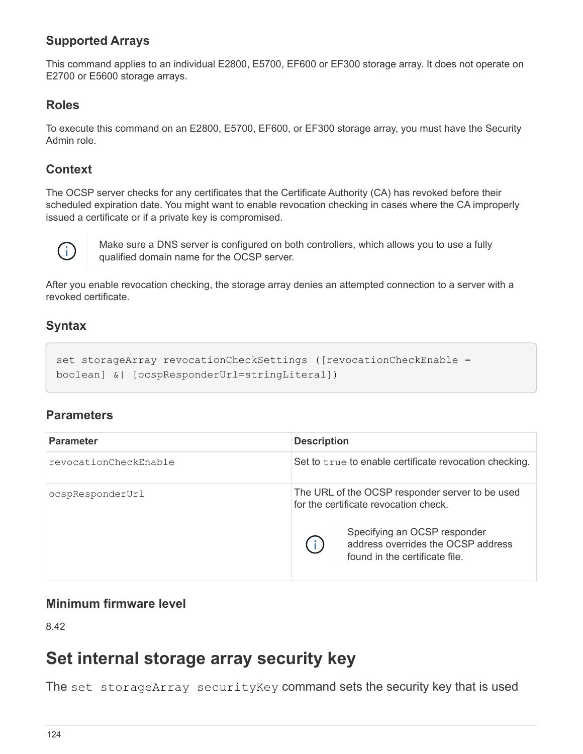### Supported Arrays

This command applies to an individual E2800, E5700, EF600 or EF300 storage array. It does not operate on E2700 or E5600 storage arrays.

### Roles

To execute this command on an E2800, E5700, EF600, or EF300 storage array, you must have the Security Admin role.

### Context

The OCSP server checks for any certificates that the Certificate Authority (CA) has revoked before their scheduled expiration date. You might want to enable revocation checking in cases where the CA improperly issued a certificate or if a private key is compromised.

> Make sure a DNS server is configured on both controllers, which allows you to use a fully qualified domain name for the OCSP server.

After you enable revocation checking, the storage array denies an attempted connection to a server with a revoked certificate.

### Syntax

```
set storageArray revocationCheckSettings ([revocationCheckEnable =
boolean] &| [ocspResponderUrl=stringLiteral])
```

### Parameters

| Parameter | Description |
| --- | --- |
| `revocationCheckEnable` | Set to `true` to enable certificate revocation checking. |
| `ocspResponderUrl` | The URL of the OCSP responder server to be used for the certificate revocation check. Note: Specifying an OCSP responder address overrides the OCSP address found in the certificate file. |

### Minimum firmware level

8.42

# Set internal storage array security key

The `set storageArray securityKey` command sets the security key that is used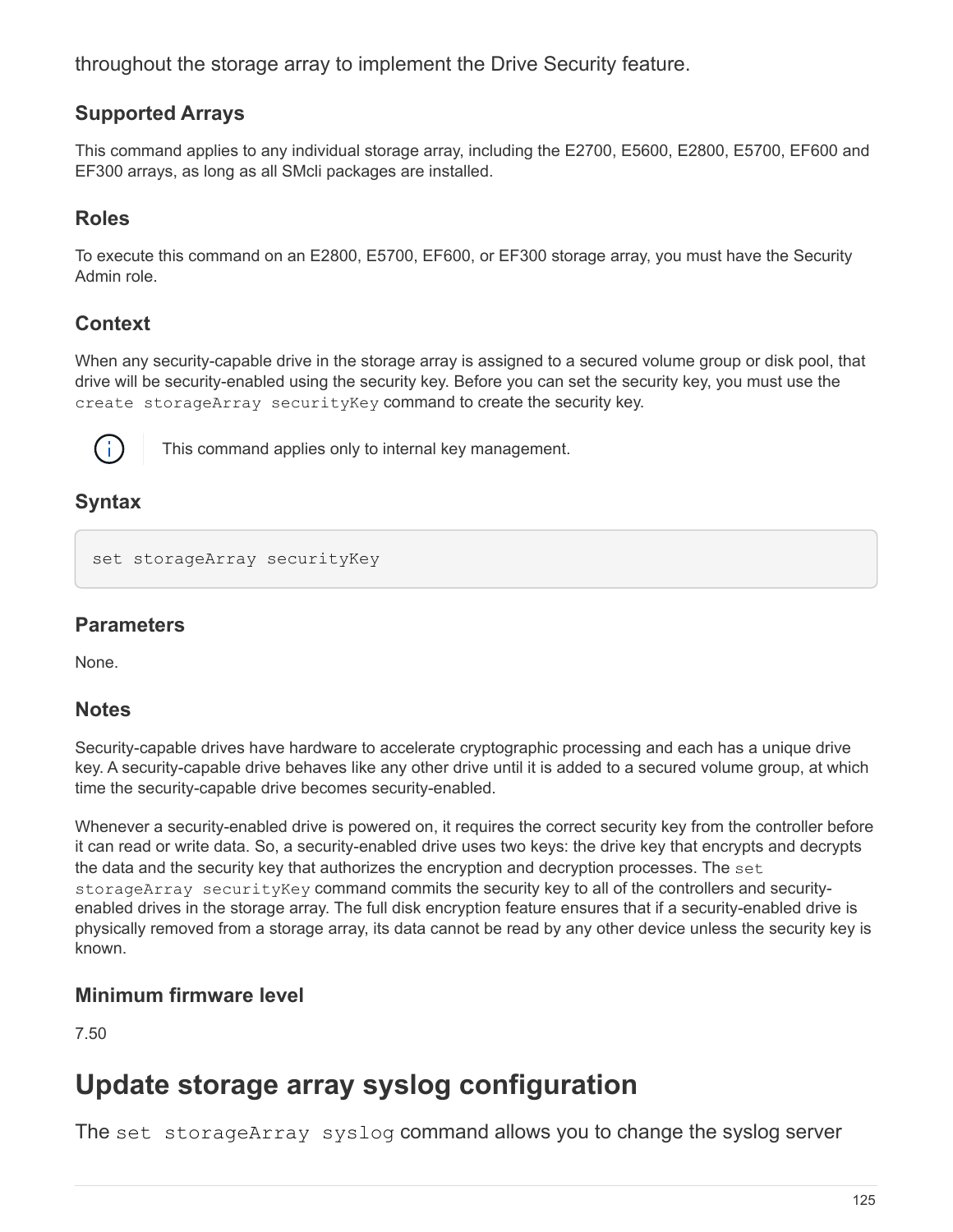throughout the storage array to implement the Drive Security feature.

### Supported Arrays

This command applies to any individual storage array, including the E2700, E5600, E2800, E5700, EF600 and EF300 arrays, as long as all SMcli packages are installed.

### Roles

To execute this command on an E2800, E5700, EF600, or EF300 storage array, you must have the Security Admin role.

### Context

When any security-capable drive in the storage array is assigned to a secured volume group or disk pool, that drive will be security-enabled using the security key. Before you can set the security key, you must use the `create storageArray securityKey` command to create the security key.

> This command applies only to internal key management.

### Syntax

```
set storageArray securityKey
```

### Parameters

None.

### Notes

Security-capable drives have hardware to accelerate cryptographic processing and each has a unique drive key. A security-capable drive behaves like any other drive until it is added to a secured volume group, at which time the security-capable drive becomes security-enabled.

Whenever a security-enabled drive is powered on, it requires the correct security key from the controller before it can read or write data. So, a security-enabled drive uses two keys: the drive key that encrypts and decrypts the data and the security key that authorizes the encryption and decryption processes. The `set storageArray securityKey` command commits the security key to all of the controllers and security-enabled drives in the storage array. The full disk encryption feature ensures that if a security-enabled drive is physically removed from a storage array, its data cannot be read by any other device unless the security key is known.

### Minimum firmware level

7.50

## Update storage array syslog configuration

The `set storageArray syslog` command allows you to change the syslog server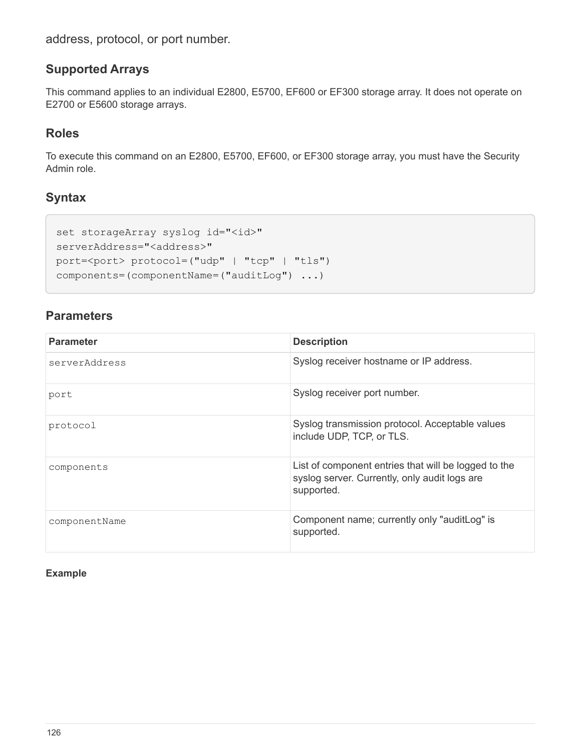address, protocol, or port number.

## Supported Arrays

This command applies to an individual E2800, E5700, EF600 or EF300 storage array. It does not operate on E2700 or E5600 storage arrays.

## Roles

To execute this command on an E2800, E5700, EF600, or EF300 storage array, you must have the Security Admin role.

## Syntax

```
set storageArray syslog id="<id>"
serverAddress="<address>"
port=<port> protocol=("udp" | "tcp" | "tls")
components=(componentName=("auditLog") ...)
```

## Parameters

| Parameter | Description |
| --- | --- |
| serverAddress | Syslog receiver hostname or IP address. |
| port | Syslog receiver port number. |
| protocol | Syslog transmission protocol. Acceptable values include UDP, TCP, or TLS. |
| components | List of component entries that will be logged to the syslog server. Currently, only audit logs are supported. |
| componentName | Component name; currently only "auditLog" is supported. |

#### Example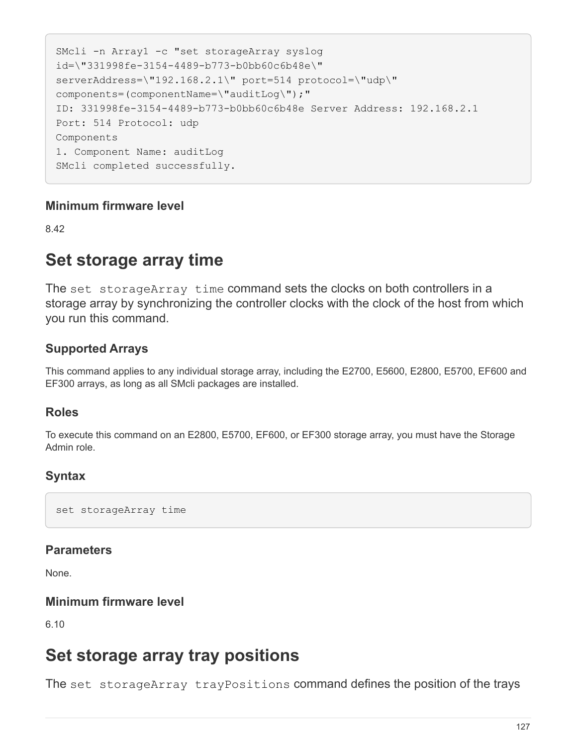```
SMcli -n Array1 -c "set storageArray syslog
id=\"331998fe-3154-4489-b773-b0bb60c6b48e\"
serverAddress=\"192.168.2.1\" port=514 protocol=\"udp\"
components=(componentName=\"auditLog\");"
ID: 331998fe-3154-4489-b773-b0bb60c6b48e Server Address: 192.168.2.1
Port: 514 Protocol: udp
Components
1. Component Name: auditLog
SMcli completed successfully.
```

### Minimum firmware level

8.42

## Set storage array time

The `set storageArray time` command sets the clocks on both controllers in a storage array by synchronizing the controller clocks with the clock of the host from which you run this command.

### Supported Arrays

This command applies to any individual storage array, including the E2700, E5600, E2800, E5700, EF600 and EF300 arrays, as long as all SMcli packages are installed.

### Roles

To execute this command on an E2800, E5700, EF600, or EF300 storage array, you must have the Storage Admin role.

### Syntax

```
set storageArray time
```

### Parameters

None.

### Minimum firmware level

6.10

## Set storage array tray positions

The `set storageArray trayPositions` command defines the position of the trays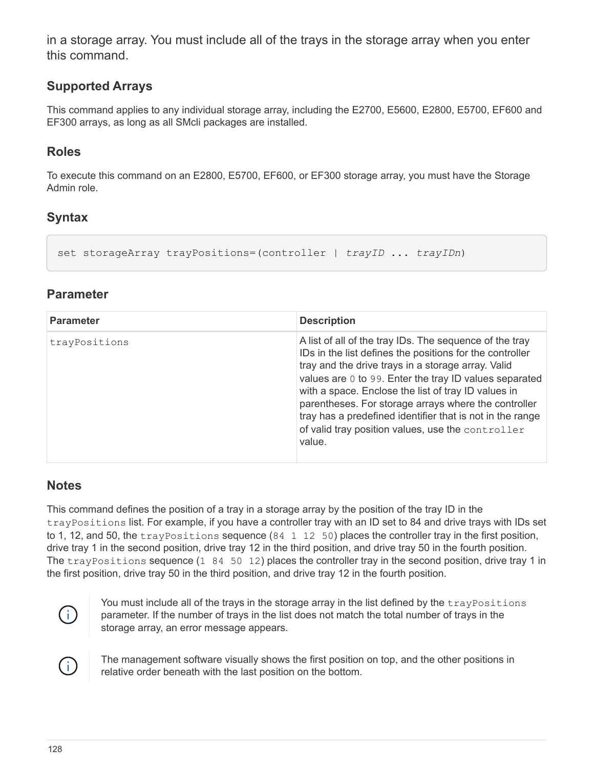in a storage array. You must include all of the trays in the storage array when you enter this command.

## Supported Arrays

This command applies to any individual storage array, including the E2700, E5600, E2800, E5700, EF600 and EF300 arrays, as long as all SMcli packages are installed.

## Roles

To execute this command on an E2800, E5700, EF600, or EF300 storage array, you must have the Storage Admin role.

## Syntax

```
set storageArray trayPositions=(controller | trayID ... trayIDn)
```

## Parameter

| Parameter | Description |
| --- | --- |
| `trayPositions` | A list of all of the tray IDs. The sequence of the tray IDs in the list defines the positions for the controller tray and the drive trays in a storage array. Valid values are `0` to `99`. Enter the tray ID values separated with a space. Enclose the list of tray ID values in parentheses. For storage arrays where the controller tray has a predefined identifier that is not in the range of valid tray position values, use the `controller` value. |

## Notes

This command defines the position of a tray in a storage array by the position of the tray ID in the `trayPositions` list. For example, if you have a controller tray with an ID set to 84 and drive trays with IDs set to 1, 12, and 50, the `trayPositions` sequence (`84 1 12 50`) places the controller tray in the first position, drive tray 1 in the second position, drive tray 12 in the third position, and drive tray 50 in the fourth position. The `trayPositions` sequence (`1 84 50 12`) places the controller tray in the second position, drive tray 1 in the first position, drive tray 50 in the third position, and drive tray 12 in the fourth position.

> You must include all of the trays in the storage array in the list defined by the `trayPositions` parameter. If the number of trays in the list does not match the total number of trays in the storage array, an error message appears.

> The management software visually shows the first position on top, and the other positions in relative order beneath with the last position on the bottom.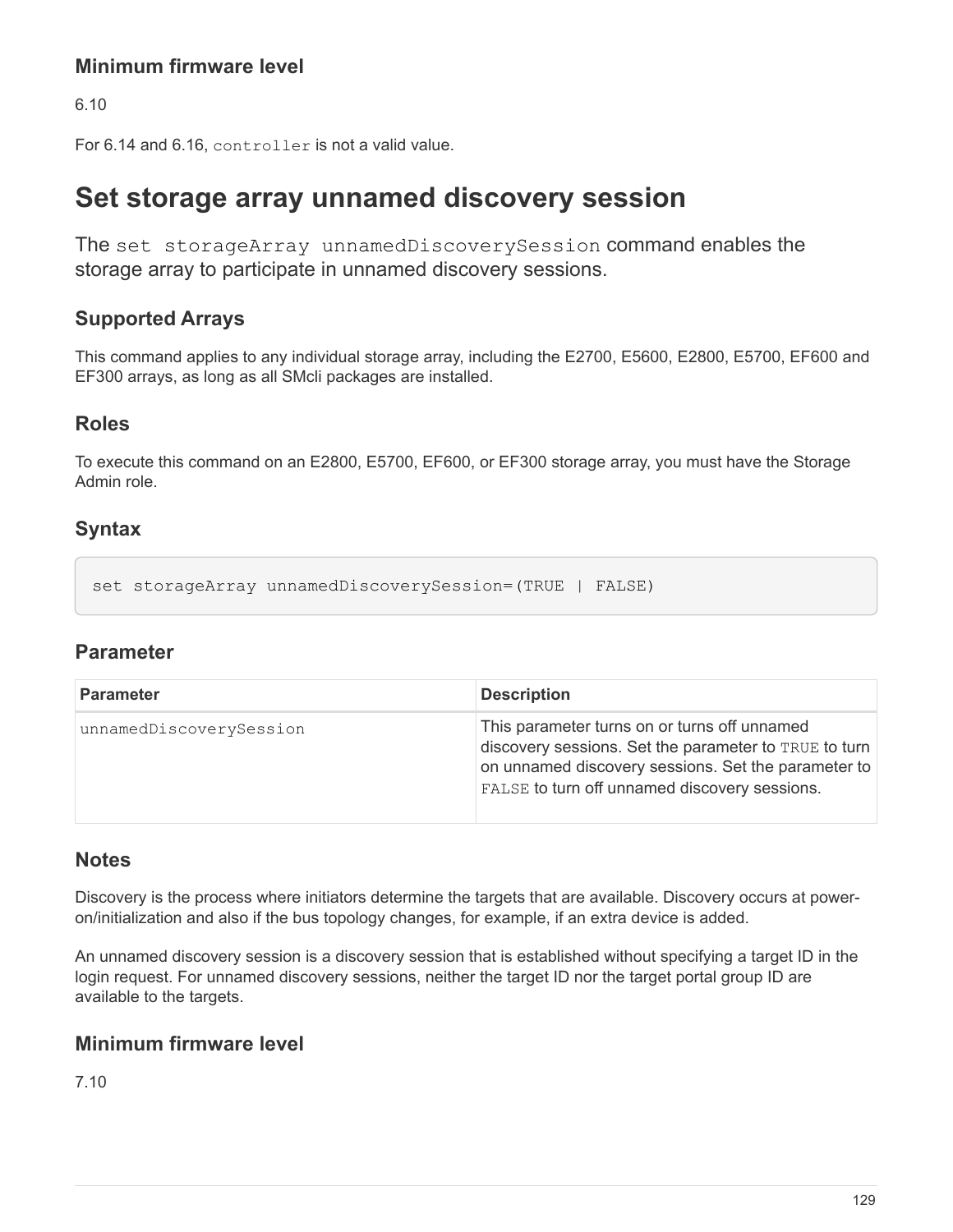### Minimum firmware level

6.10

For 6.14 and 6.16, `controller` is not a valid value.

# Set storage array unnamed discovery session

The `set storageArray unnamedDiscoverySession` command enables the storage array to participate in unnamed discovery sessions.

## Supported Arrays

This command applies to any individual storage array, including the E2700, E5600, E2800, E5700, EF600 and EF300 arrays, as long as all SMcli packages are installed.

## Roles

To execute this command on an E2800, E5700, EF600, or EF300 storage array, you must have the Storage Admin role.

## Syntax

```
set storageArray unnamedDiscoverySession=(TRUE | FALSE)
```

## Parameter

| Parameter | Description |
| --- | --- |
| `unnamedDiscoverySession` | This parameter turns on or turns off unnamed discovery sessions. Set the parameter to `TRUE` to turn on unnamed discovery sessions. Set the parameter to `FALSE` to turn off unnamed discovery sessions. |

## Notes

Discovery is the process where initiators determine the targets that are available. Discovery occurs at power-on/initialization and also if the bus topology changes, for example, if an extra device is added.

An unnamed discovery session is a discovery session that is established without specifying a target ID in the login request. For unnamed discovery sessions, neither the target ID nor the target portal group ID are available to the targets.

## Minimum firmware level

7.10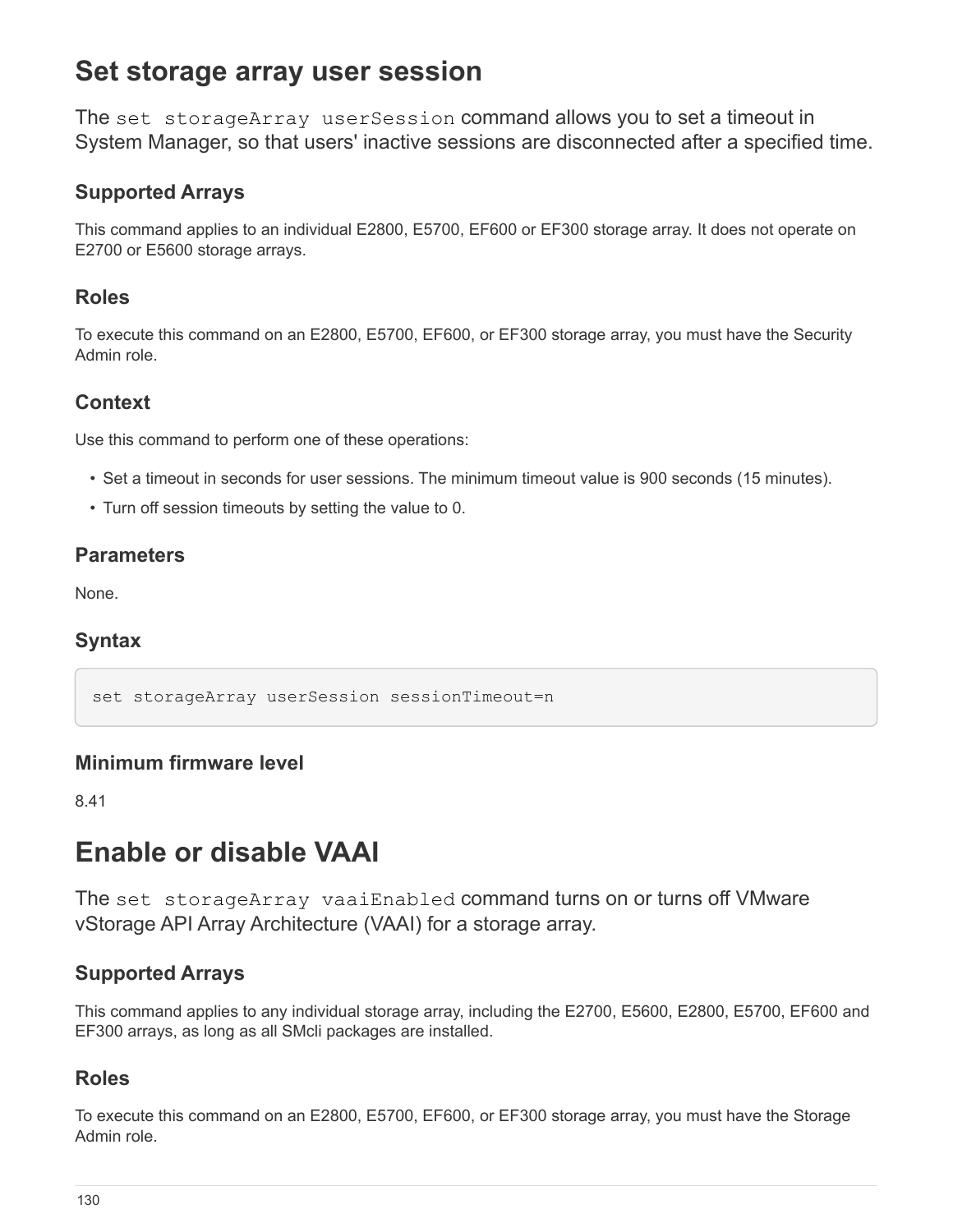# Set storage array user session

The `set storageArray userSession` command allows you to set a timeout in System Manager, so that users' inactive sessions are disconnected after a specified time.

## Supported Arrays

This command applies to an individual E2800, E5700, EF600 or EF300 storage array. It does not operate on E2700 or E5600 storage arrays.

## Roles

To execute this command on an E2800, E5700, EF600, or EF300 storage array, you must have the Security Admin role.

## Context

Use this command to perform one of these operations:

- Set a timeout in seconds for user sessions. The minimum timeout value is 900 seconds (15 minutes).
- Turn off session timeouts by setting the value to 0.

## Parameters

None.

## Syntax

```
set storageArray userSession sessionTimeout=n
```

## Minimum firmware level

8.41

# Enable or disable VAAI

The `set storageArray vaaiEnabled` command turns on or turns off VMware vStorage API Array Architecture (VAAI) for a storage array.

## Supported Arrays

This command applies to any individual storage array, including the E2700, E5600, E2800, E5700, EF600 and EF300 arrays, as long as all SMcli packages are installed.

## Roles

To execute this command on an E2800, E5700, EF600, or EF300 storage array, you must have the Storage Admin role.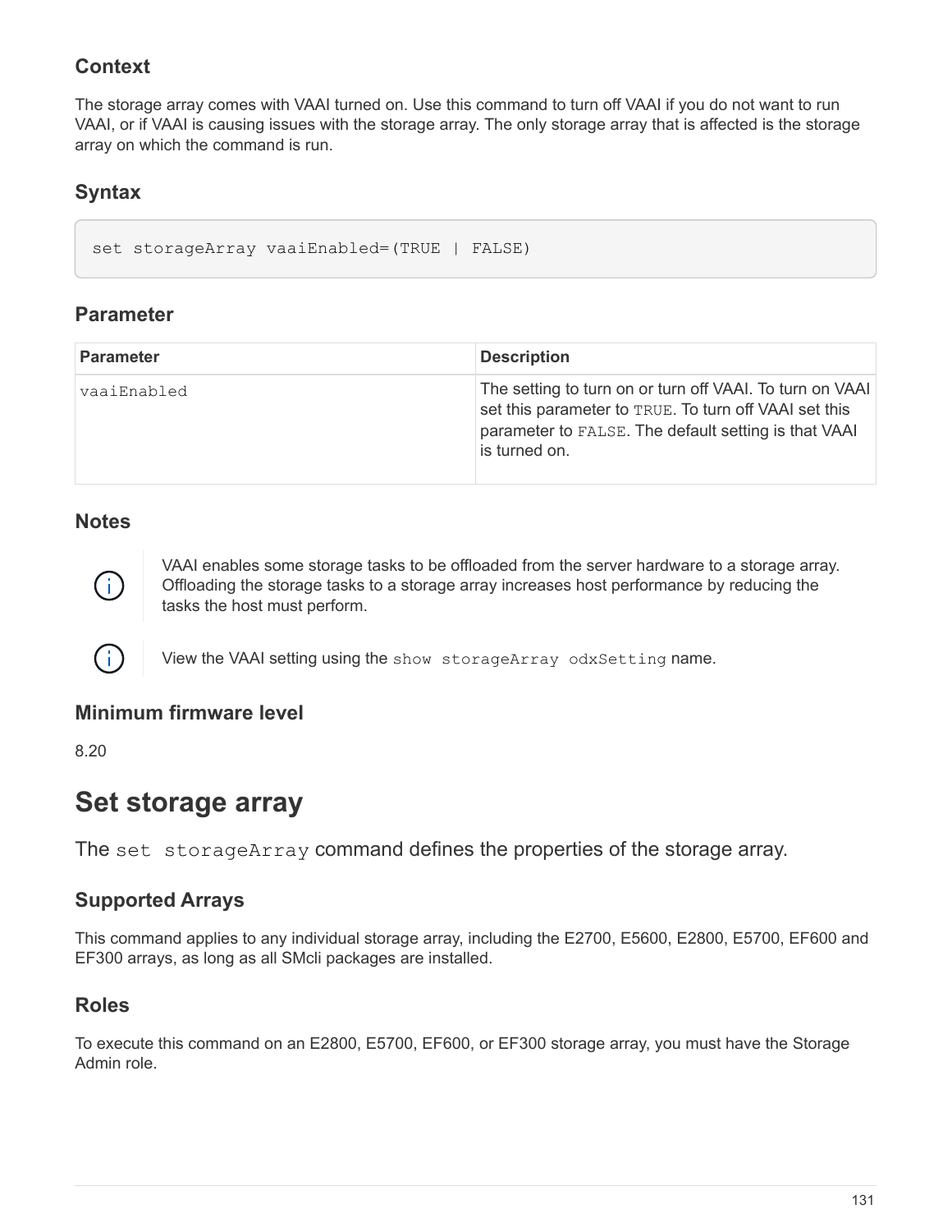### Context

The storage array comes with VAAI turned on. Use this command to turn off VAAI if you do not want to run VAAI, or if VAAI is causing issues with the storage array. The only storage array that is affected is the storage array on which the command is run.

### Syntax

```
set storageArray vaaiEnabled=(TRUE | FALSE)
```

### Parameter

| Parameter | Description |
| --- | --- |
| `vaaiEnabled` | The setting to turn on or turn off VAAI. To turn on VAAI set this parameter to `TRUE`. To turn off VAAI set this parameter to `FALSE`. The default setting is that VAAI is turned on. |

### Notes

VAAI enables some storage tasks to be offloaded from the server hardware to a storage array. Offloading the storage tasks to a storage array increases host performance by reducing the tasks the host must perform.

View the VAAI setting using the `show storageArray odxSetting` name.

### Minimum firmware level

8.20

## Set storage array

The `set storageArray` command defines the properties of the storage array.

### Supported Arrays

This command applies to any individual storage array, including the E2700, E5600, E2800, E5700, EF600 and EF300 arrays, as long as all SMcli packages are installed.

### Roles

To execute this command on an E2800, E5700, EF600, or EF300 storage array, you must have the Storage Admin role.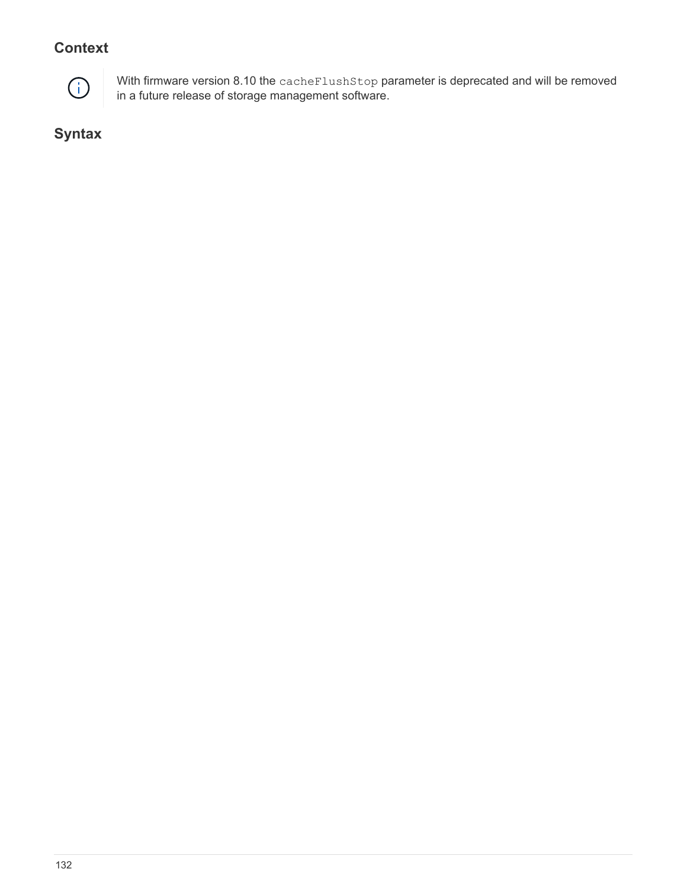### Context

With firmware version 8.10 the `cacheFlushStop` parameter is deprecated and will be removed in a future release of storage management software.

### Syntax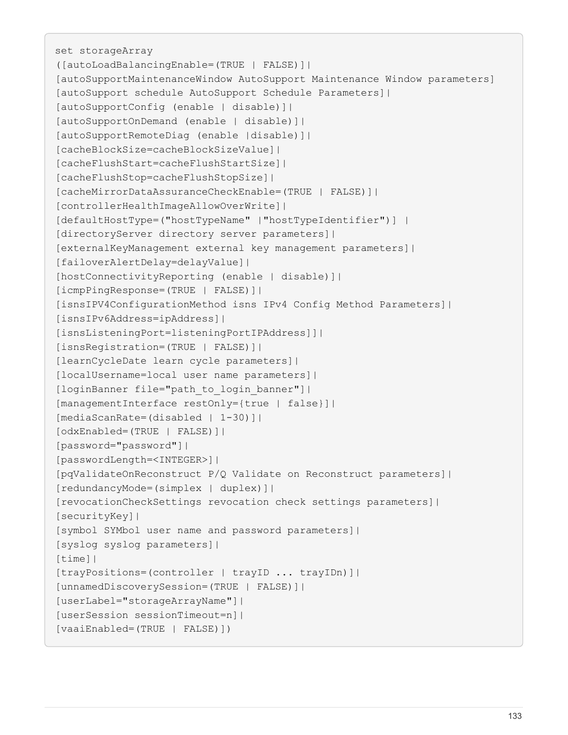```
set storageArray
([autoLoadBalancingEnable=(TRUE | FALSE)]|
[autoSupportMaintenanceWindow AutoSupport Maintenance Window parameters]
[autoSupport schedule AutoSupport Schedule Parameters]|
[autoSupportConfig (enable | disable)]|
[autoSupportOnDemand (enable | disable)]|
[autoSupportRemoteDiag (enable |disable)]|
[cacheBlockSize=cacheBlockSizeValue]|
[cacheFlushStart=cacheFlushStartSize]|
[cacheFlushStop=cacheFlushStopSize]|
[cacheMirrorDataAssuranceCheckEnable=(TRUE | FALSE)]|
[controllerHealthImageAllowOverWrite]|
[defaultHostType=("hostTypeName" |"hostTypeIdentifier")] |
[directoryServer directory server parameters]|
[externalKeyManagement external key management parameters]|
[failoverAlertDelay=delayValue]|
[hostConnectivityReporting (enable | disable)]|
[icmpPingResponse=(TRUE | FALSE)]|
[isnsIPV4ConfigurationMethod isns IPv4 Config Method Parameters]|
[isnsIPv6Address=ipAddress]|
[isnsListeningPort=listeningPortIPAddress]]|
[isnsRegistration=(TRUE | FALSE)]|
[learnCycleDate learn cycle parameters]|
[localUsername=local user name parameters]|
[loginBanner file="path_to_login_banner"]|
[managementInterface restOnly={true | false}]|
[mediaScanRate=(disabled | 1-30)]|
[odxEnabled=(TRUE | FALSE)]|
[password="password"]|
[passwordLength=<INTEGER>]|
[pqValidateOnReconstruct P/Q Validate on Reconstruct parameters]|
[redundancyMode=(simplex | duplex)]|
[revocationCheckSettings revocation check settings parameters]|
[securityKey]|
[symbol SYMbol user name and password parameters]|
[syslog syslog parameters]|
[time]|
[trayPositions=(controller | trayID ... trayIDn)]|
[unnamedDiscoverySession=(TRUE | FALSE)]|
[userLabel="storageArrayName"]|
[userSession sessionTimeout=n]|
[vaaiEnabled=(TRUE | FALSE)])
```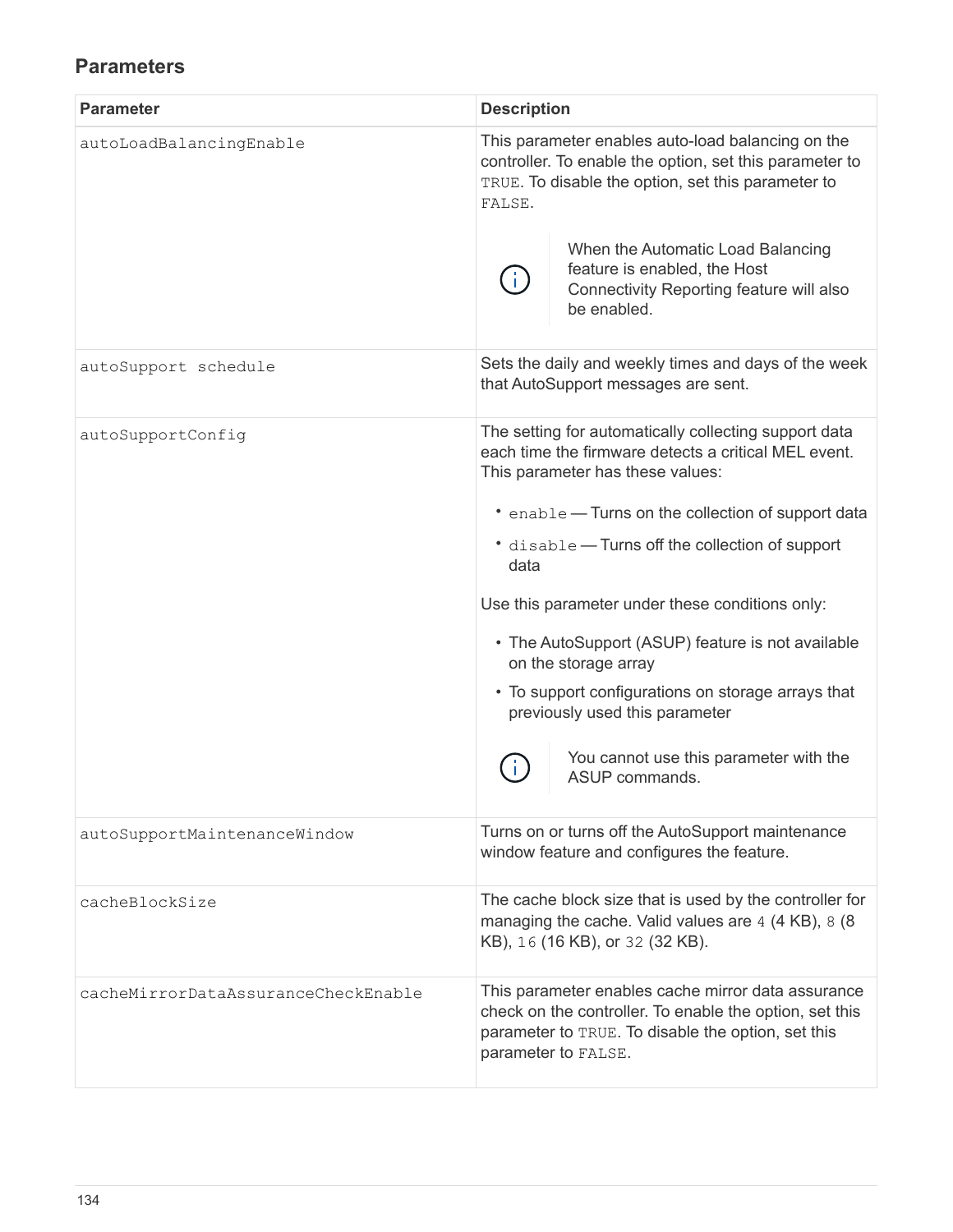## Parameters

| Parameter | Description |
| --- | --- |
| `autoLoadBalancingEnable` | This parameter enables auto-load balancing on the controller. To enable the option, set this parameter to `TRUE`. To disable the option, set this parameter to `FALSE`.<br><br>When the Automatic Load Balancing feature is enabled, the Host Connectivity Reporting feature will also be enabled. |
| `autoSupport schedule` | Sets the daily and weekly times and days of the week that AutoSupport messages are sent. |
| `autoSupportConfig` | The setting for automatically collecting support data each time the firmware detects a critical MEL event. This parameter has these values:<br><br>• `enable` — Turns on the collection of support data<br>• `disable` — Turns off the collection of support data<br><br>Use this parameter under these conditions only:<br><br>• The AutoSupport (ASUP) feature is not available on the storage array<br>• To support configurations on storage arrays that previously used this parameter<br><br>You cannot use this parameter with the ASUP commands. |
| `autoSupportMaintenanceWindow` | Turns on or turns off the AutoSupport maintenance window feature and configures the feature. |
| `cacheBlockSize` | The cache block size that is used by the controller for managing the cache. Valid values are `4` (4 KB), `8` (8 KB), `16` (16 KB), or `32` (32 KB). |
| `cacheMirrorDataAssuranceCheckEnable` | This parameter enables cache mirror data assurance check on the controller. To enable the option, set this parameter to `TRUE`. To disable the option, set this parameter to `FALSE`. |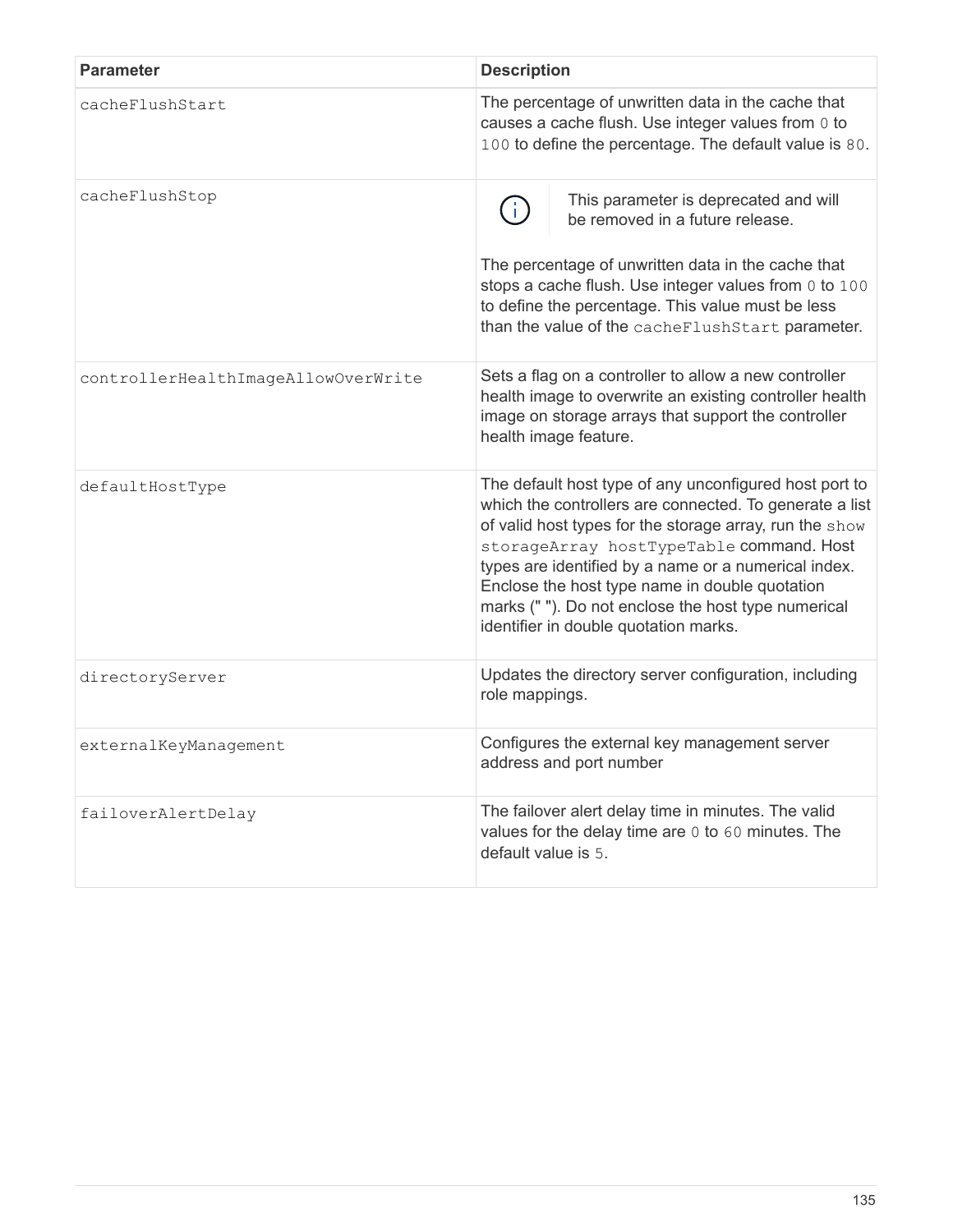| Parameter | Description |
| --- | --- |
| `cacheFlushStart` | The percentage of unwritten data in the cache that causes a cache flush. Use integer values from `0` to `100` to define the percentage. The default value is `80`. |
| `cacheFlushStop` | This parameter is deprecated and will be removed in a future release.<br><br>The percentage of unwritten data in the cache that stops a cache flush. Use integer values from `0` to `100` to define the percentage. This value must be less than the value of the `cacheFlushStart` parameter. |
| `controllerHealthImageAllowOverWrite` | Sets a flag on a controller to allow a new controller health image to overwrite an existing controller health image on storage arrays that support the controller health image feature. |
| `defaultHostType` | The default host type of any unconfigured host port to which the controllers are connected. To generate a list of valid host types for the storage array, run the `show storageArray hostTypeTable` command. Host types are identified by a name or a numerical index. Enclose the host type name in double quotation marks (" "). Do not enclose the host type numerical identifier in double quotation marks. |
| `directoryServer` | Updates the directory server configuration, including role mappings. |
| `externalKeyManagement` | Configures the external key management server address and port number |
| `failoverAlertDelay` | The failover alert delay time in minutes. The valid values for the delay time are `0` to `60` minutes. The default value is `5`. |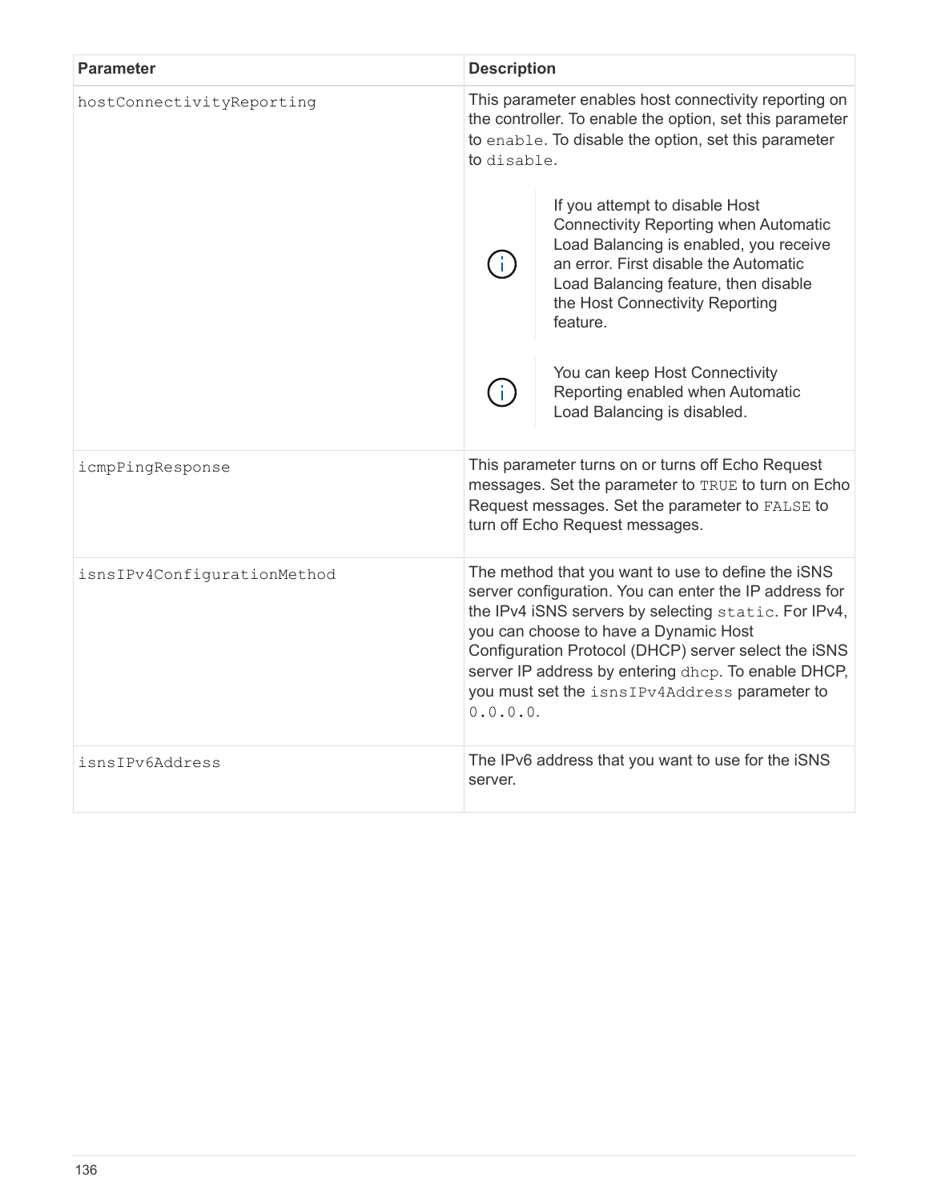| Parameter | Description |
| --- | --- |
| `hostConnectivityReporting` | This parameter enables host connectivity reporting on the controller. To enable the option, set this parameter to `enable`. To disable the option, set this parameter to `disable`.<br><br>If you attempt to disable Host Connectivity Reporting when Automatic Load Balancing is enabled, you receive an error. First disable the Automatic Load Balancing feature, then disable the Host Connectivity Reporting feature.<br><br>You can keep Host Connectivity Reporting enabled when Automatic Load Balancing is disabled. |
| `icmpPingResponse` | This parameter turns on or turns off Echo Request messages. Set the parameter to `TRUE` to turn on Echo Request messages. Set the parameter to `FALSE` to turn off Echo Request messages. |
| `isnsIPv4ConfigurationMethod` | The method that you want to use to define the iSNS server configuration. You can enter the IP address for the IPv4 iSNS servers by selecting `static`. For IPv4, you can choose to have a Dynamic Host Configuration Protocol (DHCP) server select the iSNS server IP address by entering `dhcp`. To enable DHCP, you must set the `isnsIPv4Address` parameter to `0.0.0.0`. |
| `isnsIPv6Address` | The IPv6 address that you want to use for the iSNS server. |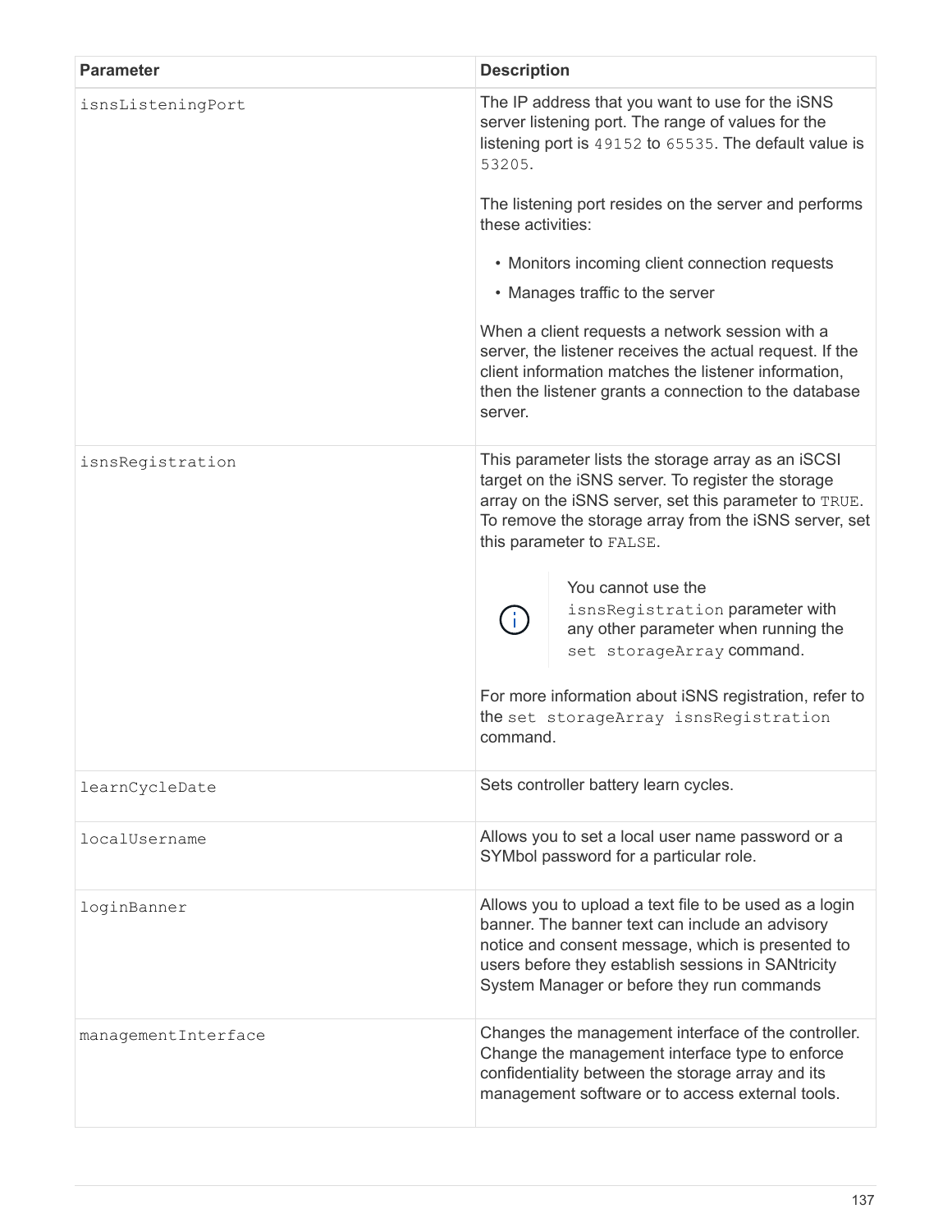| Parameter | Description |
| --- | --- |
| `isnsListeningPort` | The IP address that you want to use for the iSNS server listening port. The range of values for the listening port is `49152` to `65535`. The default value is `53205`.<br><br>The listening port resides on the server and performs these activities:<br><br>• Monitors incoming client connection requests<br>• Manages traffic to the server<br><br>When a client requests a network session with a server, the listener receives the actual request. If the client information matches the listener information, then the listener grants a connection to the database server. |
| `isnsRegistration` | This parameter lists the storage array as an iSCSI target on the iSNS server. To register the storage array on the iSNS server, set this parameter to `TRUE`. To remove the storage array from the iSNS server, set this parameter to `FALSE`.<br><br>You cannot use the `isnsRegistration` parameter with any other parameter when running the `set storageArray` command.<br><br>For more information about iSNS registration, refer to the `set storageArray isnsRegistration` command. |
| `learnCycleDate` | Sets controller battery learn cycles. |
| `localUsername` | Allows you to set a local user name password or a SYMbol password for a particular role. |
| `loginBanner` | Allows you to upload a text file to be used as a login banner. The banner text can include an advisory notice and consent message, which is presented to users before they establish sessions in SANtricity System Manager or before they run commands |
| `managementInterface` | Changes the management interface of the controller. Change the management interface type to enforce confidentiality between the storage array and its management software or to access external tools. |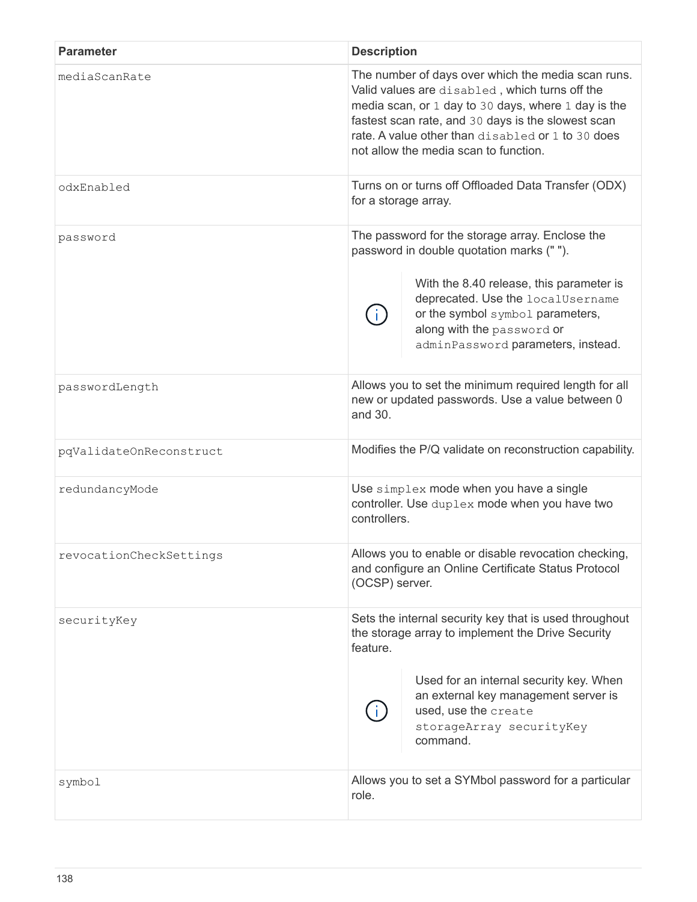| Parameter | Description |
| --- | --- |
| `mediaScanRate` | The number of days over which the media scan runs. Valid values are `disabled` , which turns off the media scan, or `1` day to `30` days, where `1` day is the fastest scan rate, and `30` days is the slowest scan rate. A value other than `disabled` or `1` to `30` does not allow the media scan to function. |
| `odxEnabled` | Turns on or turns off Offloaded Data Transfer (ODX) for a storage array. |
| `password` | The password for the storage array. Enclose the password in double quotation marks (" ").<br><br>With the 8.40 release, this parameter is deprecated. Use the `localUsername` or the symbol `symbol` parameters, along with the `password` or `adminPassword` parameters, instead. |
| `passwordLength` | Allows you to set the minimum required length for all new or updated passwords. Use a value between 0 and 30. |
| `pqValidateOnReconstruct` | Modifies the P/Q validate on reconstruction capability. |
| `redundancyMode` | Use `simplex` mode when you have a single controller. Use `duplex` mode when you have two controllers. |
| `revocationCheckSettings` | Allows you to enable or disable revocation checking, and configure an Online Certificate Status Protocol (OCSP) server. |
| `securityKey` | Sets the internal security key that is used throughout the storage array to implement the Drive Security feature.<br><br>Used for an internal security key. When an external key management server is used, use the `create storageArray securityKey` command. |
| `symbol` | Allows you to set a SYMbol password for a particular role. |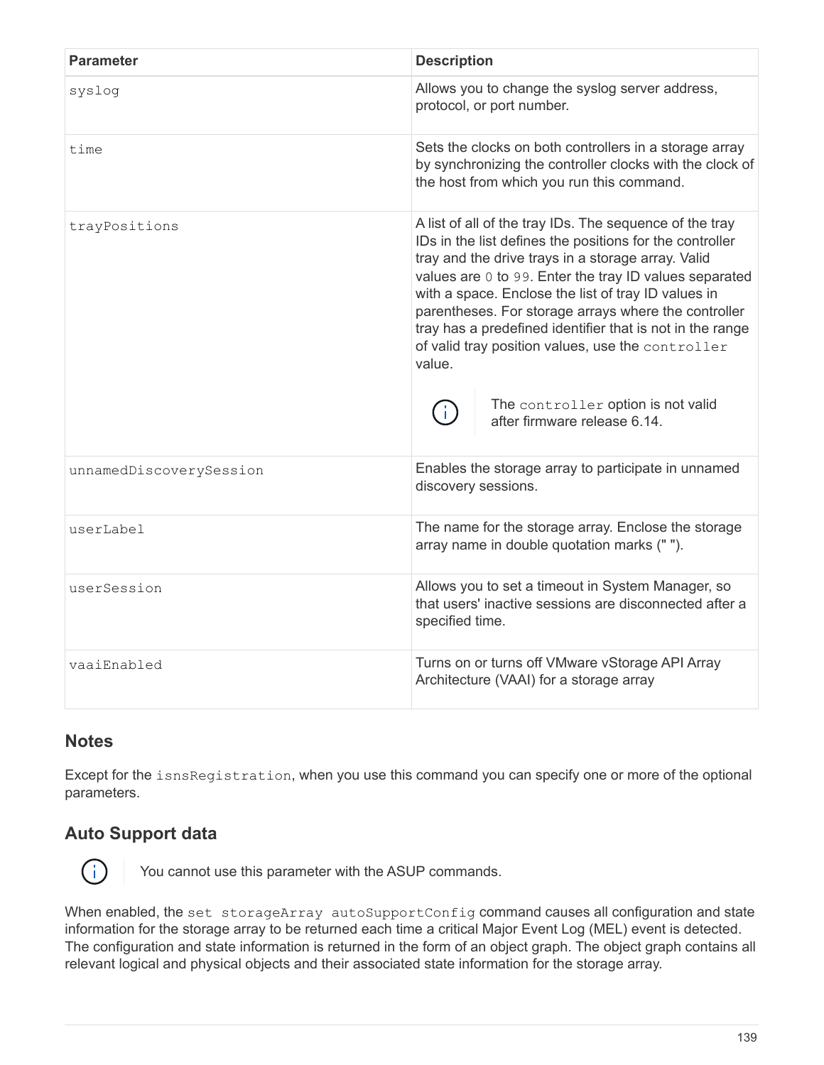| Parameter | Description |
| --- | --- |
| `syslog` | Allows you to change the syslog server address, protocol, or port number. |
| `time` | Sets the clocks on both controllers in a storage array by synchronizing the controller clocks with the clock of the host from which you run this command. |
| `trayPositions` | A list of all of the tray IDs. The sequence of the tray IDs in the list defines the positions for the controller tray and the drive trays in a storage array. Valid values are `0` to `99`. Enter the tray ID values separated with a space. Enclose the list of tray ID values in parentheses. For storage arrays where the controller tray has a predefined identifier that is not in the range of valid tray position values, use the `controller` value. <br><br> The `controller` option is not valid after firmware release 6.14. |
| `unnamedDiscoverySession` | Enables the storage array to participate in unnamed discovery sessions. |
| `userLabel` | The name for the storage array. Enclose the storage array name in double quotation marks (" "). |
| `userSession` | Allows you to set a timeout in System Manager, so that users' inactive sessions are disconnected after a specified time. |
| `vaaiEnabled` | Turns on or turns off VMware vStorage API Array Architecture (VAAI) for a storage array |

## Notes

Except for the `isnsRegistration`, when you use this command you can specify one or more of the optional parameters.

## Auto Support data

> You cannot use this parameter with the ASUP commands.

When enabled, the `set storageArray autoSupportConfig` command causes all configuration and state information for the storage array to be returned each time a critical Major Event Log (MEL) event is detected. The configuration and state information is returned in the form of an object graph. The object graph contains all relevant logical and physical objects and their associated state information for the storage array.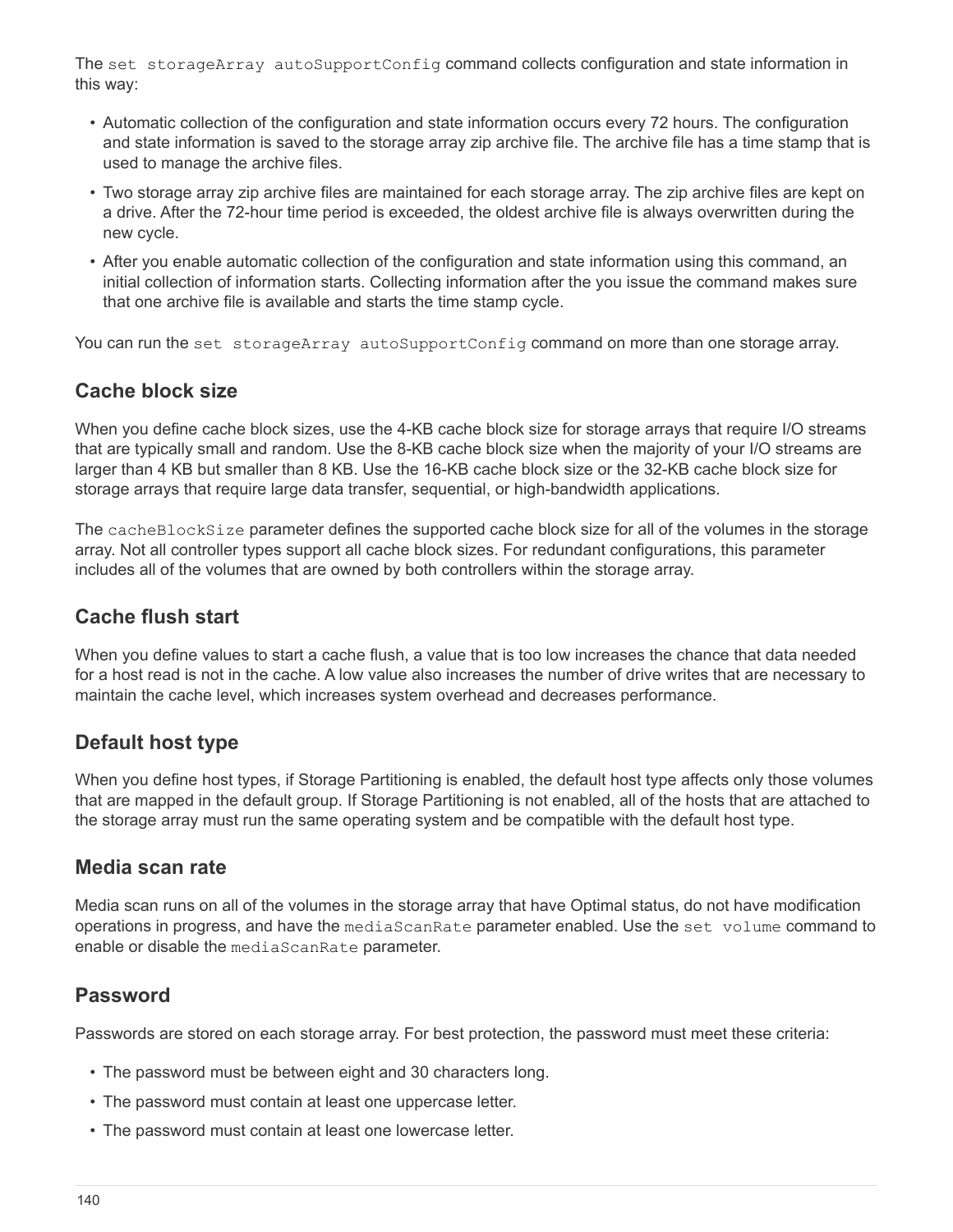The `set storageArray autoSupportConfig` command collects configuration and state information in this way:

- Automatic collection of the configuration and state information occurs every 72 hours. The configuration and state information is saved to the storage array zip archive file. The archive file has a time stamp that is used to manage the archive files.
- Two storage array zip archive files are maintained for each storage array. The zip archive files are kept on a drive. After the 72-hour time period is exceeded, the oldest archive file is always overwritten during the new cycle.
- After you enable automatic collection of the configuration and state information using this command, an initial collection of information starts. Collecting information after the you issue the command makes sure that one archive file is available and starts the time stamp cycle.

You can run the `set storageArray autoSupportConfig` command on more than one storage array.

## Cache block size

When you define cache block sizes, use the 4-KB cache block size for storage arrays that require I/O streams that are typically small and random. Use the 8-KB cache block size when the majority of your I/O streams are larger than 4 KB but smaller than 8 KB. Use the 16-KB cache block size or the 32-KB cache block size for storage arrays that require large data transfer, sequential, or high-bandwidth applications.

The `cacheBlockSize` parameter defines the supported cache block size for all of the volumes in the storage array. Not all controller types support all cache block sizes. For redundant configurations, this parameter includes all of the volumes that are owned by both controllers within the storage array.

## Cache flush start

When you define values to start a cache flush, a value that is too low increases the chance that data needed for a host read is not in the cache. A low value also increases the number of drive writes that are necessary to maintain the cache level, which increases system overhead and decreases performance.

## Default host type

When you define host types, if Storage Partitioning is enabled, the default host type affects only those volumes that are mapped in the default group. If Storage Partitioning is not enabled, all of the hosts that are attached to the storage array must run the same operating system and be compatible with the default host type.

## Media scan rate

Media scan runs on all of the volumes in the storage array that have Optimal status, do not have modification operations in progress, and have the `mediaScanRate` parameter enabled. Use the `set volume` command to enable or disable the `mediaScanRate` parameter.

## Password

Passwords are stored on each storage array. For best protection, the password must meet these criteria:

- The password must be between eight and 30 characters long.
- The password must contain at least one uppercase letter.
- The password must contain at least one lowercase letter.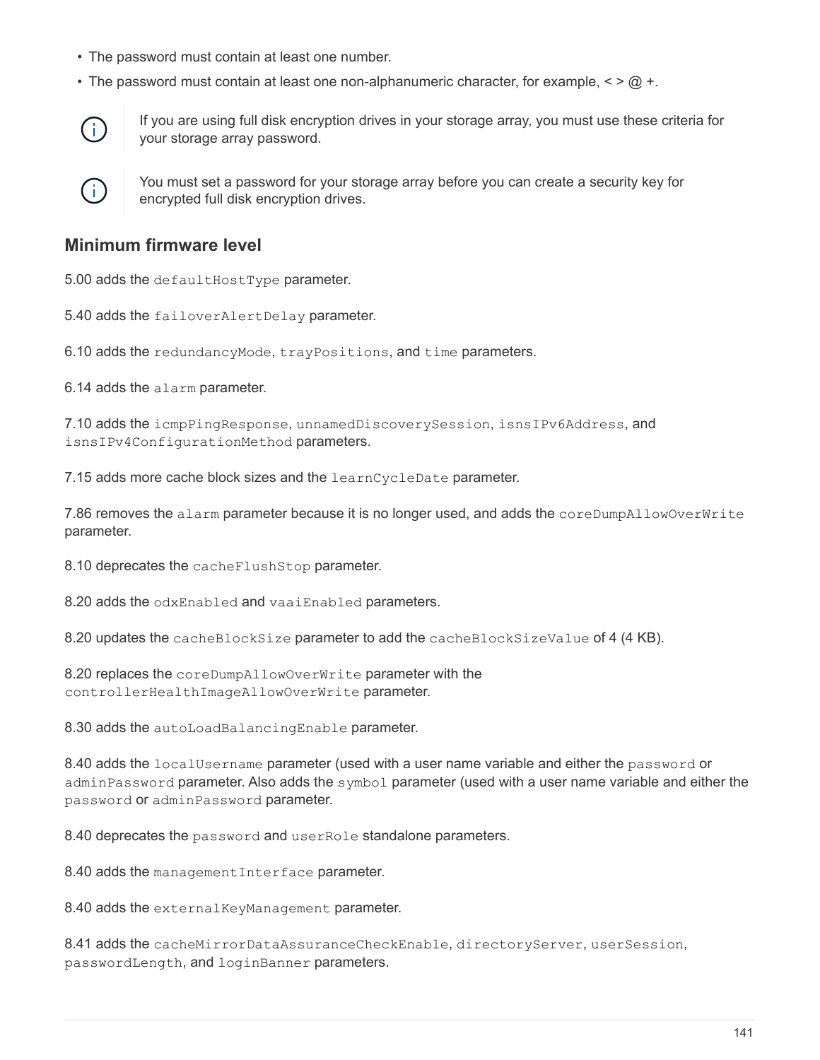- The password must contain at least one number.
- The password must contain at least one non-alphanumeric character, for example, < > @ +.

> If you are using full disk encryption drives in your storage array, you must use these criteria for your storage array password.

> You must set a password for your storage array before you can create a security key for encrypted full disk encryption drives.

## Minimum firmware level

5.00 adds the `defaultHostType` parameter.

5.40 adds the `failoverAlertDelay` parameter.

6.10 adds the `redundancyMode`, `trayPositions`, and `time` parameters.

6.14 adds the `alarm` parameter.

7.10 adds the `icmpPingResponse`, `unnamedDiscoverySession`, `isnsIPv6Address`, and `isnsIPv4ConfigurationMethod` parameters.

7.15 adds more cache block sizes and the `learnCycleDate` parameter.

7.86 removes the `alarm` parameter because it is no longer used, and adds the `coreDumpAllowOverWrite` parameter.

8.10 deprecates the `cacheFlushStop` parameter.

8.20 adds the `odxEnabled` and `vaaiEnabled` parameters.

8.20 updates the `cacheBlockSize` parameter to add the `cacheBlockSizeValue` of 4 (4 KB).

8.20 replaces the `coreDumpAllowOverWrite` parameter with the `controllerHealthImageAllowOverWrite` parameter.

8.30 adds the `autoLoadBalancingEnable` parameter.

8.40 adds the `localUsername` parameter (used with a user name variable and either the `password` or `adminPassword` parameter. Also adds the `symbol` parameter (used with a user name variable and either the `password` or `adminPassword` parameter.

8.40 deprecates the `password` and `userRole` standalone parameters.

8.40 adds the `managementInterface` parameter.

8.40 adds the `externalKeyManagement` parameter.

8.41 adds the `cacheMirrorDataAssuranceCheckEnable`, `directoryServer`, `userSession`, `passwordLength`, and `loginBanner` parameters.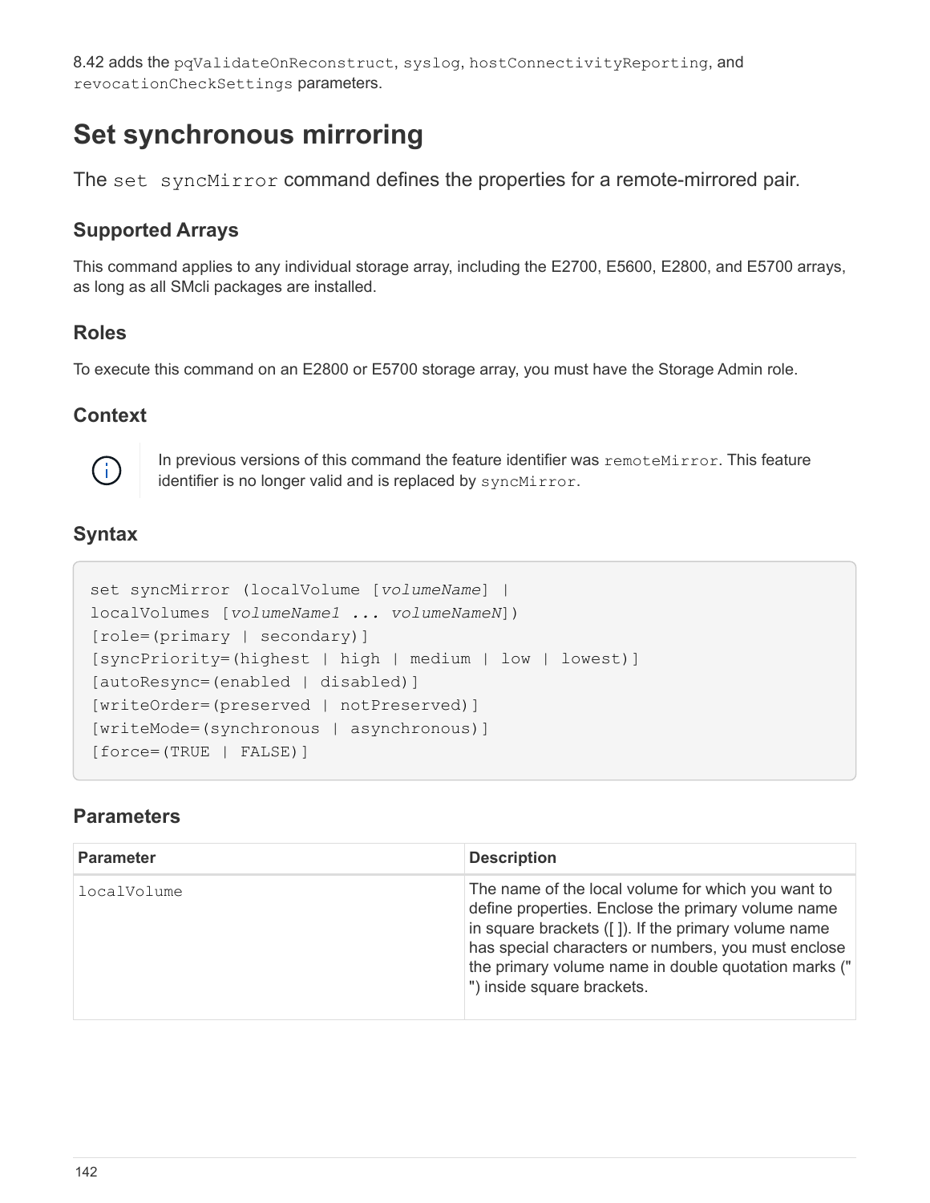8.42 adds the `pqValidateOnReconstruct`, `syslog`, `hostConnectivityReporting`, and `revocationCheckSettings` parameters.

# Set synchronous mirroring

The `set syncMirror` command defines the properties for a remote-mirrored pair.

## Supported Arrays

This command applies to any individual storage array, including the E2700, E5600, E2800, and E5700 arrays, as long as all SMcli packages are installed.

## Roles

To execute this command on an E2800 or E5700 storage array, you must have the Storage Admin role.

## Context

In previous versions of this command the feature identifier was `remoteMirror`. This feature identifier is no longer valid and is replaced by `syncMirror`.

## Syntax

```
set syncMirror (localVolume [volumeName] |
localVolumes [volumeName1 ... volumeNameN])
[role=(primary | secondary)]
[syncPriority=(highest | high | medium | low | lowest)]
[autoResync=(enabled | disabled)]
[writeOrder=(preserved | notPreserved)]
[writeMode=(synchronous | asynchronous)]
[force=(TRUE | FALSE)]
```

## Parameters

| Parameter | Description |
| --- | --- |
| `localVolume` | The name of the local volume for which you want to define properties. Enclose the primary volume name in square brackets ([ ]). If the primary volume name has special characters or numbers, you must enclose the primary volume name in double quotation marks (" ") inside square brackets. |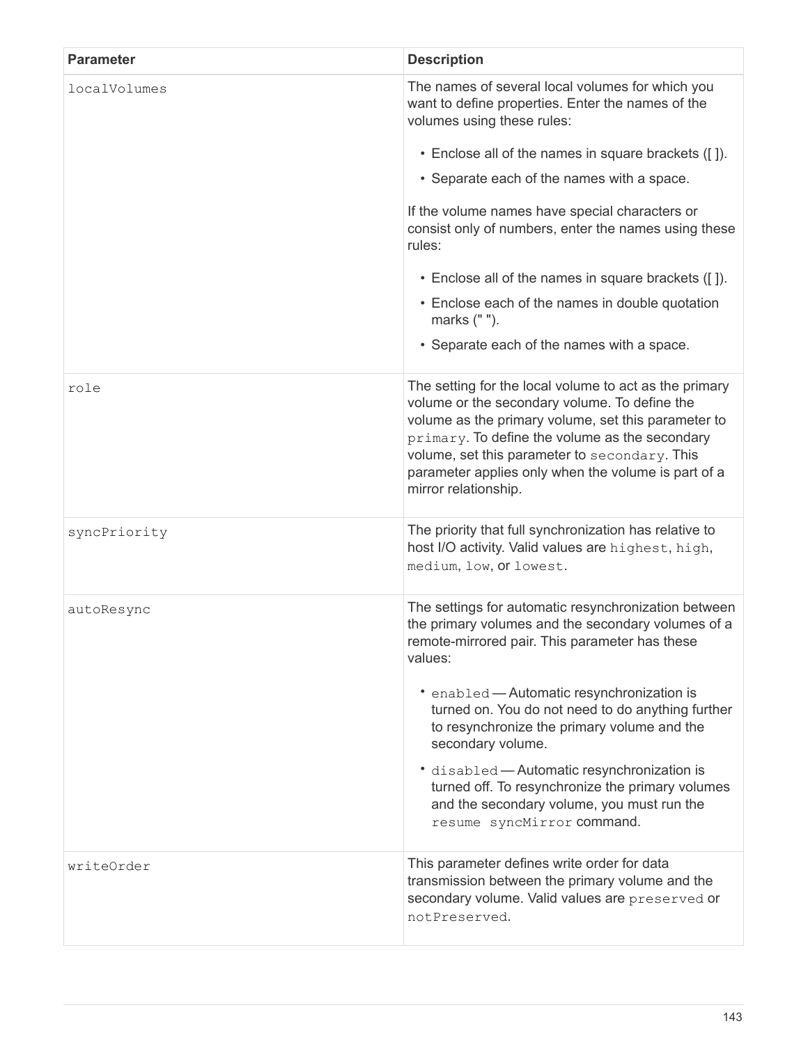| Parameter | Description |
| --- | --- |
| `localVolumes` | The names of several local volumes for which you want to define properties. Enter the names of the volumes using these rules:<br><br>• Enclose all of the names in square brackets ([ ]).<br>• Separate each of the names with a space.<br><br>If the volume names have special characters or consist only of numbers, enter the names using these rules:<br><br>• Enclose all of the names in square brackets ([ ]).<br>• Enclose each of the names in double quotation marks (" ").<br>• Separate each of the names with a space. |
| `role` | The setting for the local volume to act as the primary volume or the secondary volume. To define the volume as the primary volume, set this parameter to `primary`. To define the volume as the secondary volume, set this parameter to `secondary`. This parameter applies only when the volume is part of a mirror relationship. |
| `syncPriority` | The priority that full synchronization has relative to host I/O activity. Valid values are `highest`, `high`, `medium`, `low`, or `lowest`. |
| `autoResync` | The settings for automatic resynchronization between the primary volumes and the secondary volumes of a remote-mirrored pair. This parameter has these values:<br><br>• `enabled` — Automatic resynchronization is turned on. You do not need to do anything further to resynchronize the primary volume and the secondary volume.<br>• `disabled` — Automatic resynchronization is turned off. To resynchronize the primary volumes and the secondary volume, you must run the `resume syncMirror` command. |
| `writeOrder` | This parameter defines write order for data transmission between the primary volume and the secondary volume. Valid values are `preserved` or `notPreserved`. |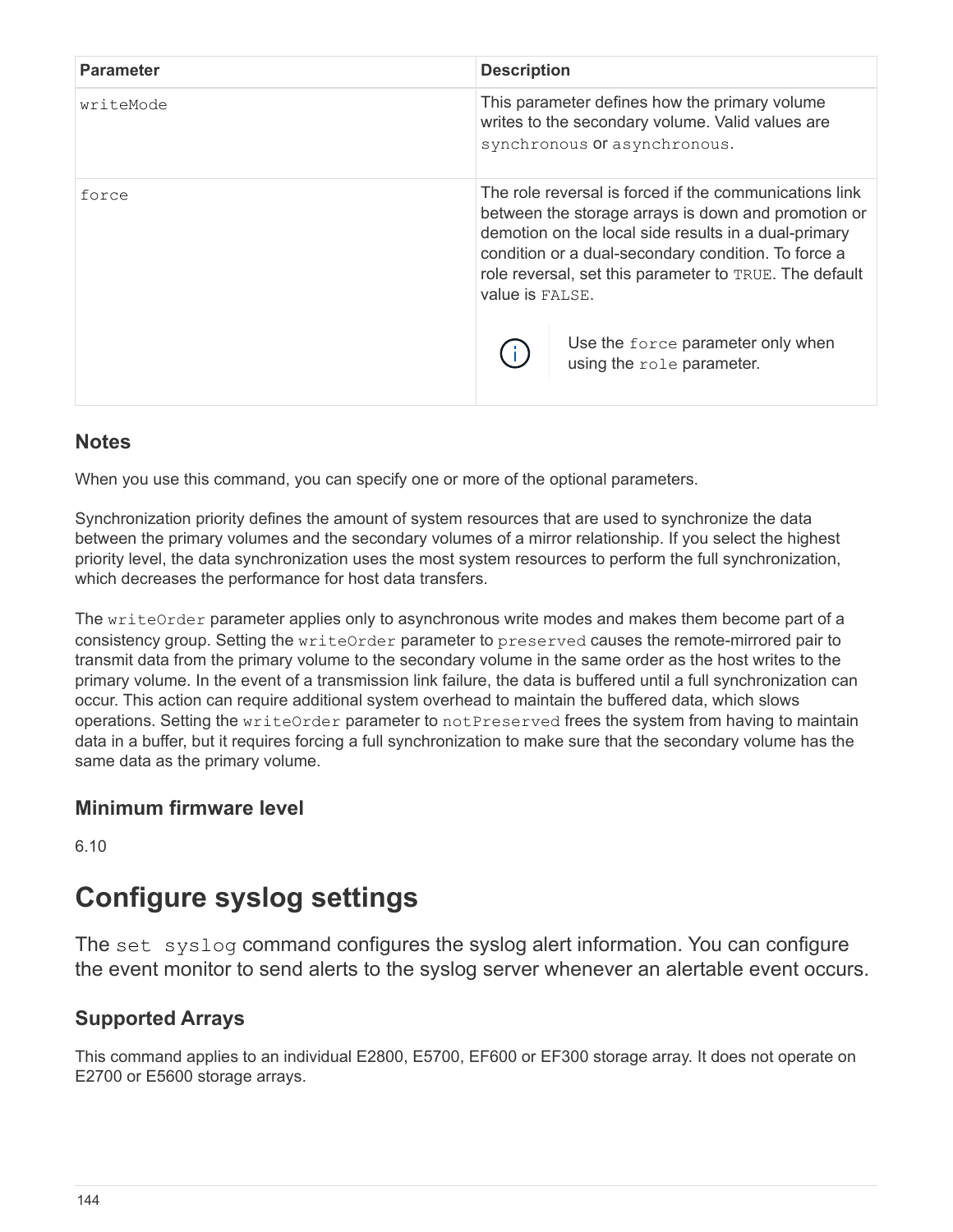| Parameter | Description |
| --- | --- |
| `writeMode` | This parameter defines how the primary volume writes to the secondary volume. Valid values are `synchronous` or `asynchronous`. |
| `force` | The role reversal is forced if the communications link between the storage arrays is down and promotion or demotion on the local side results in a dual-primary condition or a dual-secondary condition. To force a role reversal, set this parameter to `TRUE`. The default value is `FALSE`. <br><br> Use the `force` parameter only when using the `role` parameter. |

## Notes

When you use this command, you can specify one or more of the optional parameters.

Synchronization priority defines the amount of system resources that are used to synchronize the data between the primary volumes and the secondary volumes of a mirror relationship. If you select the highest priority level, the data synchronization uses the most system resources to perform the full synchronization, which decreases the performance for host data transfers.

The `writeOrder` parameter applies only to asynchronous write modes and makes them become part of a consistency group. Setting the `writeOrder` parameter to `preserved` causes the remote-mirrored pair to transmit data from the primary volume to the secondary volume in the same order as the host writes to the primary volume. In the event of a transmission link failure, the data is buffered until a full synchronization can occur. This action can require additional system overhead to maintain the buffered data, which slows operations. Setting the `writeOrder` parameter to `notPreserved` frees the system from having to maintain data in a buffer, but it requires forcing a full synchronization to make sure that the secondary volume has the same data as the primary volume.

## Minimum firmware level

6.10

# Configure syslog settings

The `set syslog` command configures the syslog alert information. You can configure the event monitor to send alerts to the syslog server whenever an alertable event occurs.

## Supported Arrays

This command applies to an individual E2800, E5700, EF600 or EF300 storage array. It does not operate on E2700 or E5600 storage arrays.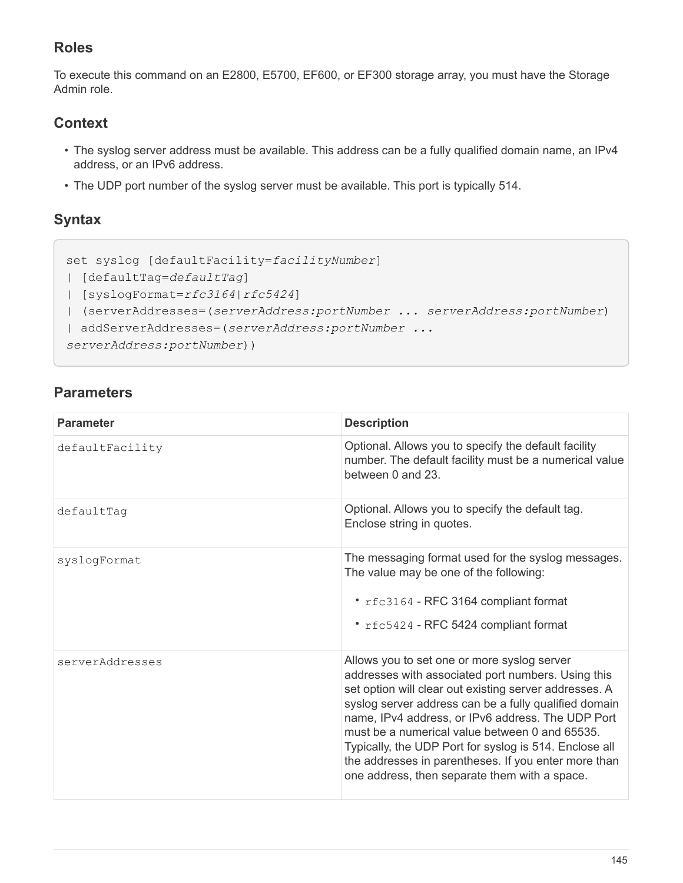## Roles

To execute this command on an E2800, E5700, EF600, or EF300 storage array, you must have the Storage Admin role.

## Context

- The syslog server address must be available. This address can be a fully qualified domain name, an IPv4 address, or an IPv6 address.
- The UDP port number of the syslog server must be available. This port is typically 514.

## Syntax

```
set syslog [defaultFacility=facilityNumber]
| [defaultTag=defaultTag]
| [syslogFormat=rfc3164|rfc5424]
| (serverAddresses=(serverAddress:portNumber ... serverAddress:portNumber)
| addServerAddresses=(serverAddress:portNumber ...
serverAddress:portNumber))
```

## Parameters

| Parameter | Description |
|---|---|
| defaultFacility | Optional. Allows you to specify the default facility number. The default facility must be a numerical value between 0 and 23. |
| defaultTag | Optional. Allows you to specify the default tag. Enclose string in quotes. |
| syslogFormat | The messaging format used for the syslog messages. The value may be one of the following:<br>• `rfc3164` - RFC 3164 compliant format<br>• `rfc5424` - RFC 5424 compliant format |
| serverAddresses | Allows you to set one or more syslog server addresses with associated port numbers. Using this set option will clear out existing server addresses. A syslog server address can be a fully qualified domain name, IPv4 address, or IPv6 address. The UDP Port must be a numerical value between 0 and 65535. Typically, the UDP Port for syslog is 514. Enclose all the addresses in parentheses. If you enter more than one address, then separate them with a space. |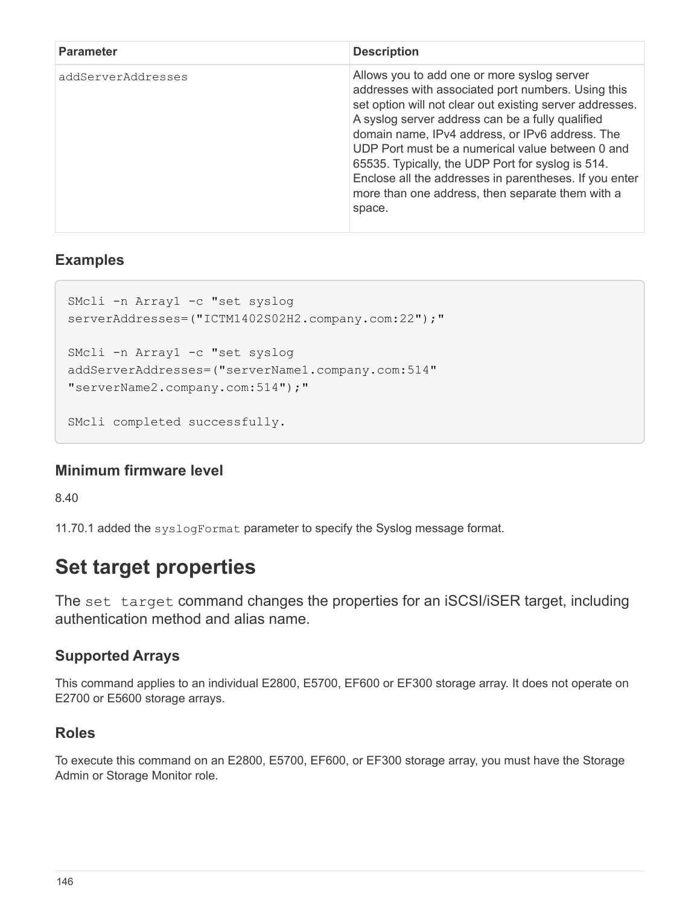| Parameter | Description |
| --- | --- |
| addServerAddresses | Allows you to add one or more syslog server addresses with associated port numbers. Using this set option will not clear out existing server addresses. A syslog server address can be a fully qualified domain name, IPv4 address, or IPv6 address. The UDP Port must be a numerical value between 0 and 65535. Typically, the UDP Port for syslog is 514. Enclose all the addresses in parentheses. If you enter more than one address, then separate them with a space. |

### Examples

```
SMcli -n Array1 -c "set syslog
serverAddresses=("ICTM1402S02H2.company.com:22");"

SMcli -n Array1 -c "set syslog
addServerAddresses=("serverName1.company.com:514"
"serverName2.company.com:514");"

SMcli completed successfully.
```

### Minimum firmware level

8.40

11.70.1 added the `syslogFormat` parameter to specify the Syslog message format.

# Set target properties

The `set target` command changes the properties for an iSCSI/iSER target, including authentication method and alias name.

### Supported Arrays

This command applies to an individual E2800, E5700, EF600 or EF300 storage array. It does not operate on E2700 or E5600 storage arrays.

### Roles

To execute this command on an E2800, E5700, EF600, or EF300 storage array, you must have the Storage Admin or Storage Monitor role.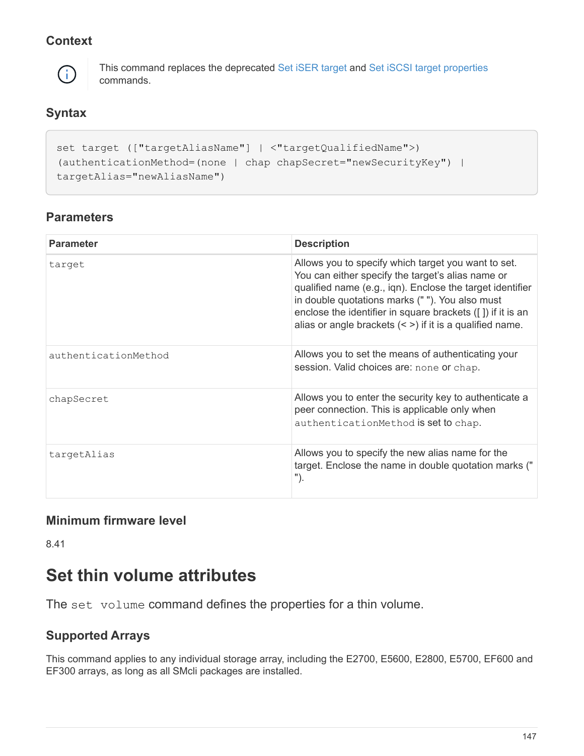#### Context

This command replaces the deprecated Set iSER target and Set iSCSI target properties commands.

#### Syntax

```
set target (["targetAliasName"] | <"targetQualifiedName">)
(authenticationMethod=(none | chap chapSecret="newSecurityKey") |
targetAlias="newAliasName")
```

#### Parameters

| Parameter | Description |
| --- | --- |
| `target` | Allows you to specify which target you want to set. You can either specify the target's alias name or qualified name (e.g., iqn). Enclose the target identifier in double quotations marks (" "). You also must enclose the identifier in square brackets ([ ]) if it is an alias or angle brackets (< >) if it is a qualified name. |
| `authenticationMethod` | Allows you to set the means of authenticating your session. Valid choices are: `none` or `chap`. |
| `chapSecret` | Allows you to enter the security key to authenticate a peer connection. This is applicable only when `authenticationMethod` is set to `chap`. |
| `targetAlias` | Allows you to specify the new alias name for the target. Enclose the name in double quotation marks (" "). |

#### Minimum firmware level

8.41

## Set thin volume attributes

The `set volume` command defines the properties for a thin volume.

#### Supported Arrays

This command applies to any individual storage array, including the E2700, E5600, E2800, E5700, EF600 and EF300 arrays, as long as all SMcli packages are installed.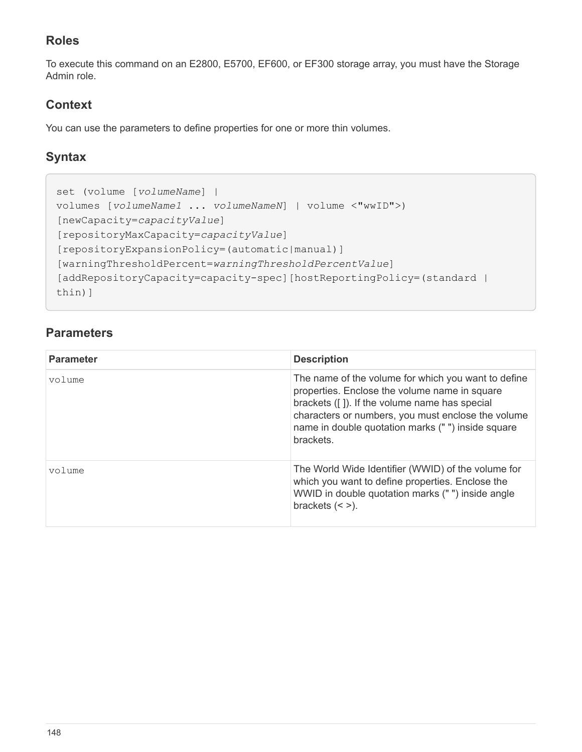## Roles

To execute this command on an E2800, E5700, EF600, or EF300 storage array, you must have the Storage Admin role.

## Context

You can use the parameters to define properties for one or more thin volumes.

## Syntax

```
set (volume [volumeName] |
volumes [volumeName1 ... volumeNameN] | volume <"wwID">)
[newCapacity=capacityValue]
[repositoryMaxCapacity=capacityValue]
[repositoryExpansionPolicy=(automatic|manual)]
[warningThresholdPercent=warningThresholdPercentValue]
[addRepositoryCapacity=capacity-spec][hostReportingPolicy=(standard |
thin)]
```

## Parameters

| Parameter | Description |
| --- | --- |
| `volume` | The name of the volume for which you want to define properties. Enclose the volume name in square brackets ([ ]). If the volume name has special characters or numbers, you must enclose the volume name in double quotation marks (" ") inside square brackets. |
| `volume` | The World Wide Identifier (WWID) of the volume for which you want to define properties. Enclose the WWID in double quotation marks (" ") inside angle brackets (< >). |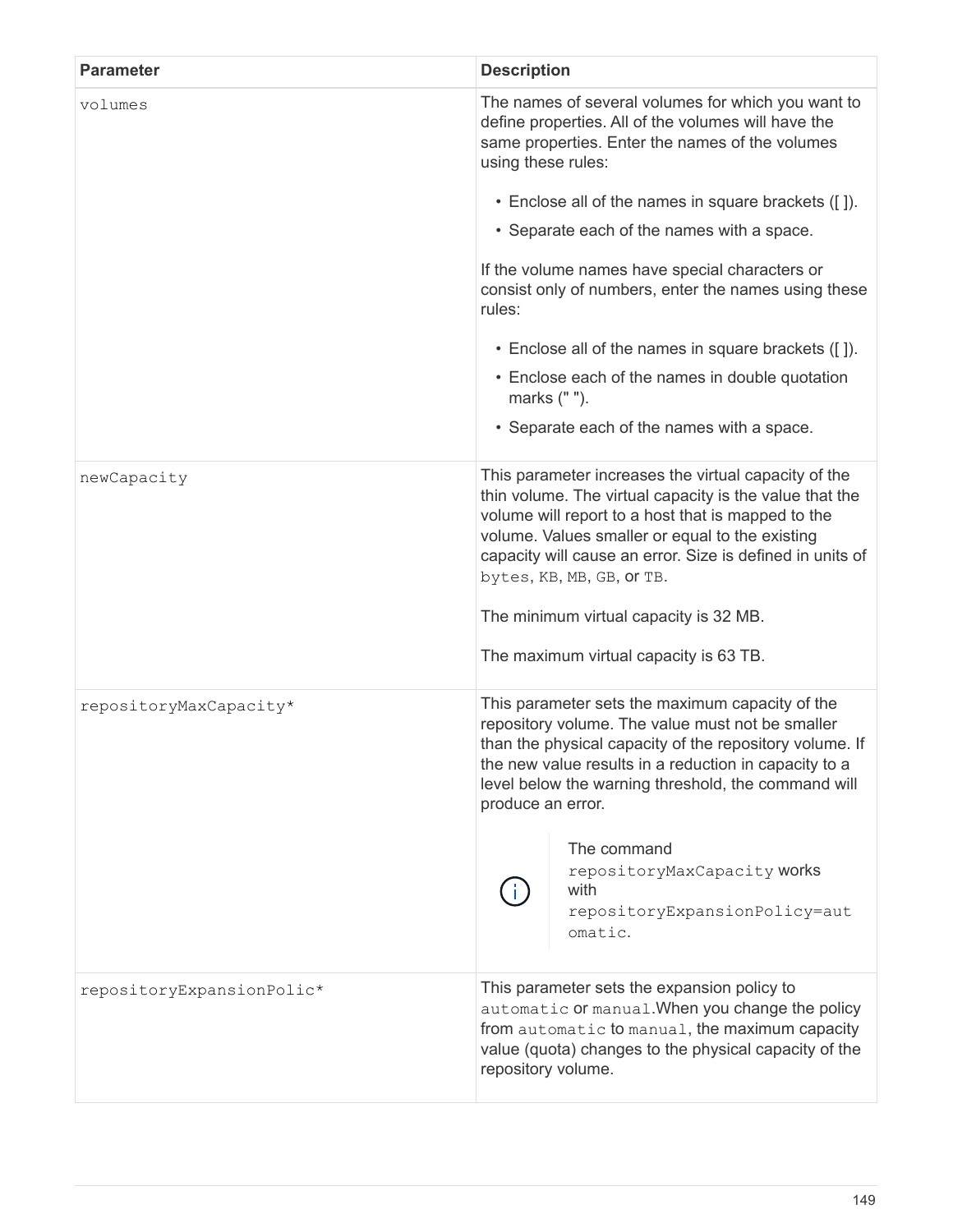| Parameter | Description |
| --- | --- |
| volumes | The names of several volumes for which you want to define properties. All of the volumes will have the same properties. Enter the names of the volumes using these rules:<br><br>• Enclose all of the names in square brackets ([ ]).<br>• Separate each of the names with a space.<br><br>If the volume names have special characters or consist only of numbers, enter the names using these rules:<br><br>• Enclose all of the names in square brackets ([ ]).<br>• Enclose each of the names in double quotation marks (" ").<br>• Separate each of the names with a space. |
| newCapacity | This parameter increases the virtual capacity of the thin volume. The virtual capacity is the value that the volume will report to a host that is mapped to the volume. Values smaller or equal to the existing capacity will cause an error. Size is defined in units of `bytes`, `KB`, `MB`, `GB`, or `TB`.<br><br>The minimum virtual capacity is 32 MB.<br><br>The maximum virtual capacity is 63 TB. |
| repositoryMaxCapacity* | This parameter sets the maximum capacity of the repository volume. The value must not be smaller than the physical capacity of the repository volume. If the new value results in a reduction in capacity to a level below the warning threshold, the command will produce an error.<br><br>ⓘ The command `repositoryMaxCapacity` works with `repositoryExpansionPolicy=automatic`. |
| repositoryExpansionPolic* | This parameter sets the expansion policy to `automatic` or `manual`.When you change the policy from `automatic` to `manual`, the maximum capacity value (quota) changes to the physical capacity of the repository volume. |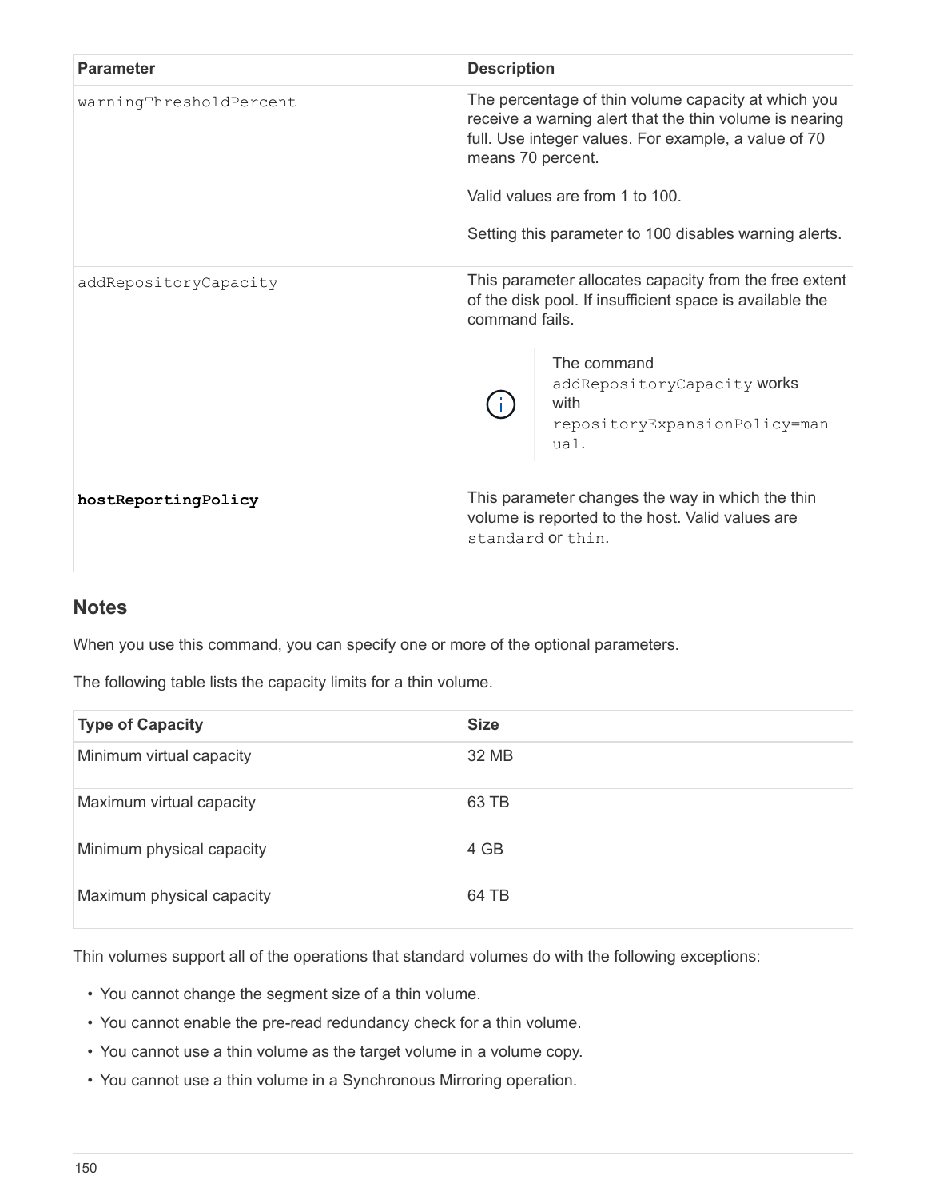| Parameter | Description |
| --- | --- |
| `warningThresholdPercent` | The percentage of thin volume capacity at which you receive a warning alert that the thin volume is nearing full. Use integer values. For example, a value of 70 means 70 percent.<br><br>Valid values are from 1 to 100.<br><br>Setting this parameter to 100 disables warning alerts. |
| `addRepositoryCapacity` | This parameter allocates capacity from the free extent of the disk pool. If insufficient space is available the command fails.<br><br>The command `addRepositoryCapacity` works with `repositoryExpansionPolicy=manual`. |
| **`hostReportingPolicy`** | This parameter changes the way in which the thin volume is reported to the host. Valid values are `standard` or `thin`. |

## Notes

When you use this command, you can specify one or more of the optional parameters.

The following table lists the capacity limits for a thin volume.

| Type of Capacity | Size |
| --- | --- |
| Minimum virtual capacity | 32 MB |
| Maximum virtual capacity | 63 TB |
| Minimum physical capacity | 4 GB |
| Maximum physical capacity | 64 TB |

Thin volumes support all of the operations that standard volumes do with the following exceptions:

- You cannot change the segment size of a thin volume.
- You cannot enable the pre-read redundancy check for a thin volume.
- You cannot use a thin volume as the target volume in a volume copy.
- You cannot use a thin volume in a Synchronous Mirroring operation.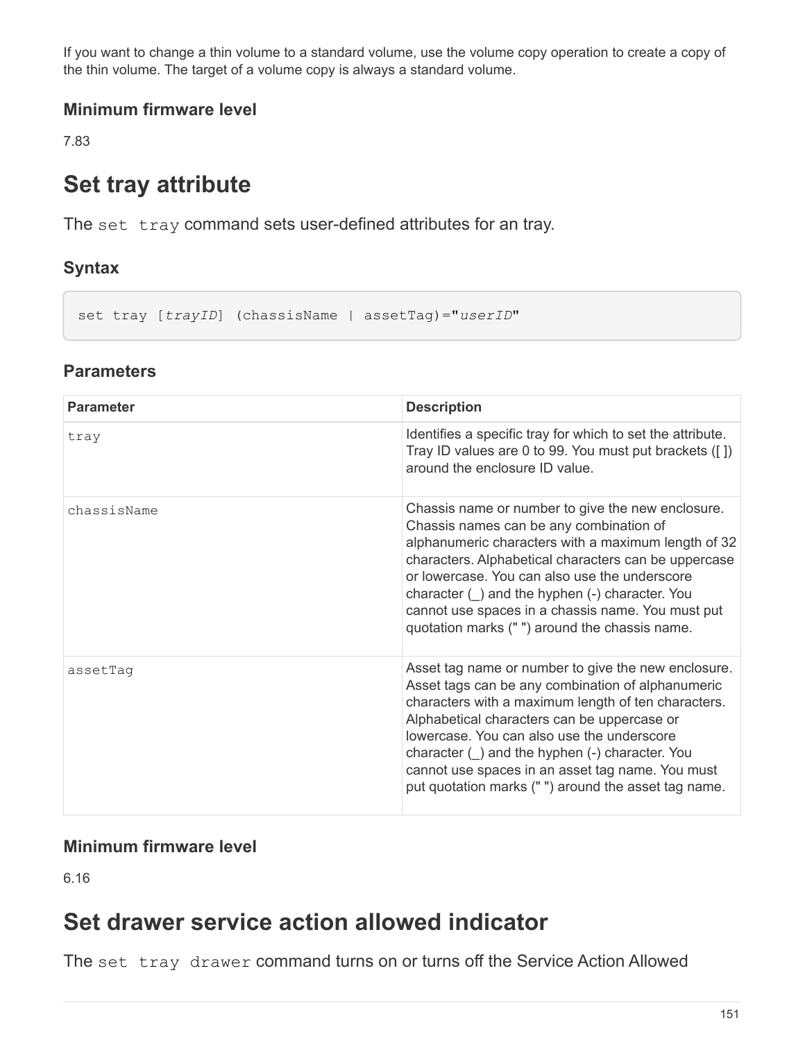If you want to change a thin volume to a standard volume, use the volume copy operation to create a copy of the thin volume. The target of a volume copy is always a standard volume.

### Minimum firmware level

7.83

## Set tray attribute

The `set tray` command sets user-defined attributes for an tray.

### Syntax

```
set tray [trayID] (chassisName | assetTag)="userID"
```

### Parameters

| Parameter | Description |
| --- | --- |
| `tray` | Identifies a specific tray for which to set the attribute. Tray ID values are 0 to 99. You must put brackets ([ ]) around the enclosure ID value. |
| `chassisName` | Chassis name or number to give the new enclosure. Chassis names can be any combination of alphanumeric characters with a maximum length of 32 characters. Alphabetical characters can be uppercase or lowercase. You can also use the underscore character (_) and the hyphen (-) character. You cannot use spaces in a chassis name. You must put quotation marks (" ") around the chassis name. |
| `assetTag` | Asset tag name or number to give the new enclosure. Asset tags can be any combination of alphanumeric characters with a maximum length of ten characters. Alphabetical characters can be uppercase or lowercase. You can also use the underscore character (_) and the hyphen (-) character. You cannot use spaces in an asset tag name. You must put quotation marks (" ") around the asset tag name. |

### Minimum firmware level

6.16

## Set drawer service action allowed indicator

The `set tray drawer` command turns on or turns off the Service Action Allowed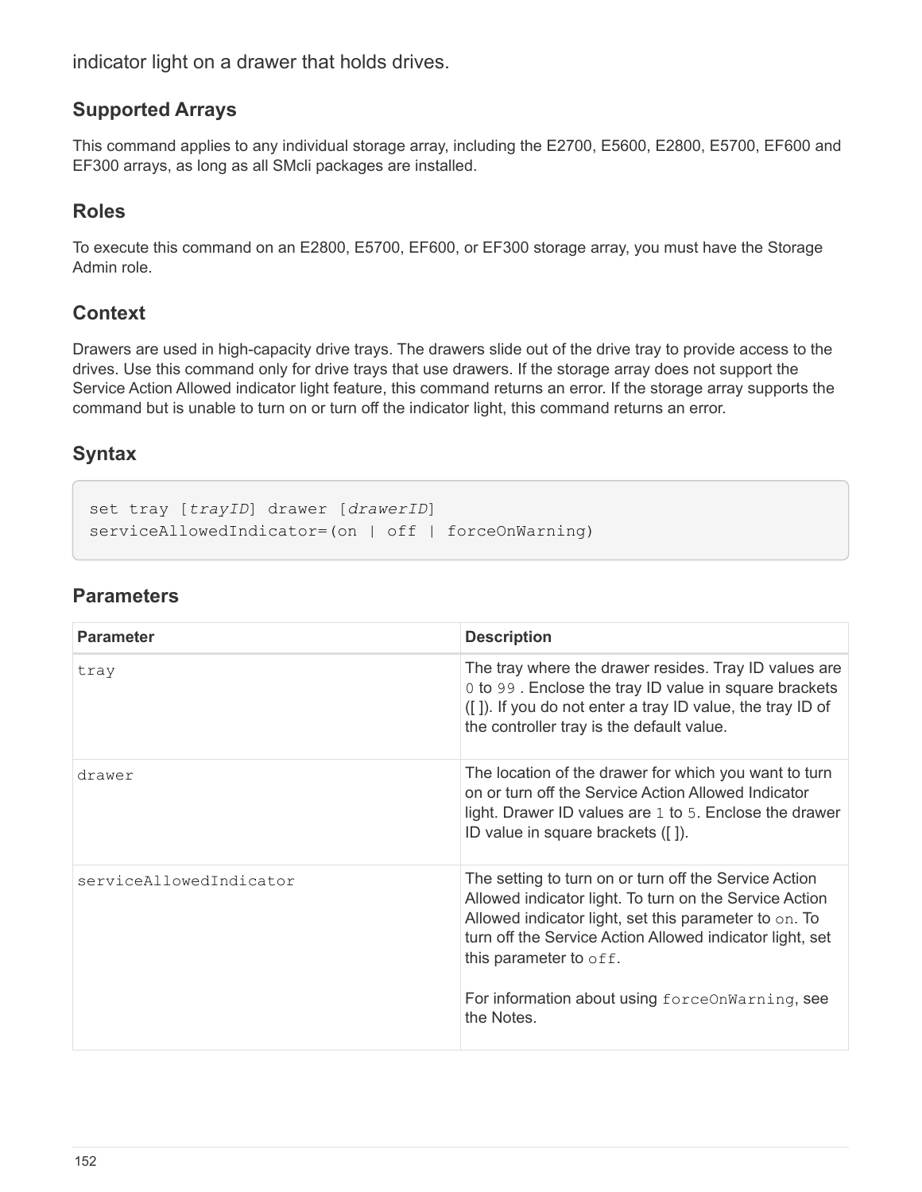indicator light on a drawer that holds drives.

## Supported Arrays

This command applies to any individual storage array, including the E2700, E5600, E2800, E5700, EF600 and EF300 arrays, as long as all SMcli packages are installed.

## Roles

To execute this command on an E2800, E5700, EF600, or EF300 storage array, you must have the Storage Admin role.

## Context

Drawers are used in high-capacity drive trays. The drawers slide out of the drive tray to provide access to the drives. Use this command only for drive trays that use drawers. If the storage array does not support the Service Action Allowed indicator light feature, this command returns an error. If the storage array supports the command but is unable to turn on or turn off the indicator light, this command returns an error.

## Syntax

```
set tray [trayID] drawer [drawerID]
serviceAllowedIndicator=(on | off | forceOnWarning)
```

## Parameters

| Parameter | Description |
| --- | --- |
| `tray` | The tray where the drawer resides. Tray ID values are `0` to `99` . Enclose the tray ID value in square brackets ([ ]). If you do not enter a tray ID value, the tray ID of the controller tray is the default value. |
| `drawer` | The location of the drawer for which you want to turn on or turn off the Service Action Allowed Indicator light. Drawer ID values are `1` to `5`. Enclose the drawer ID value in square brackets ([ ]). |
| `serviceAllowedIndicator` | The setting to turn on or turn off the Service Action Allowed indicator light. To turn on the Service Action Allowed indicator light, set this parameter to `on`. To turn off the Service Action Allowed indicator light, set this parameter to `off`.<br><br>For information about using `forceOnWarning`, see the Notes. |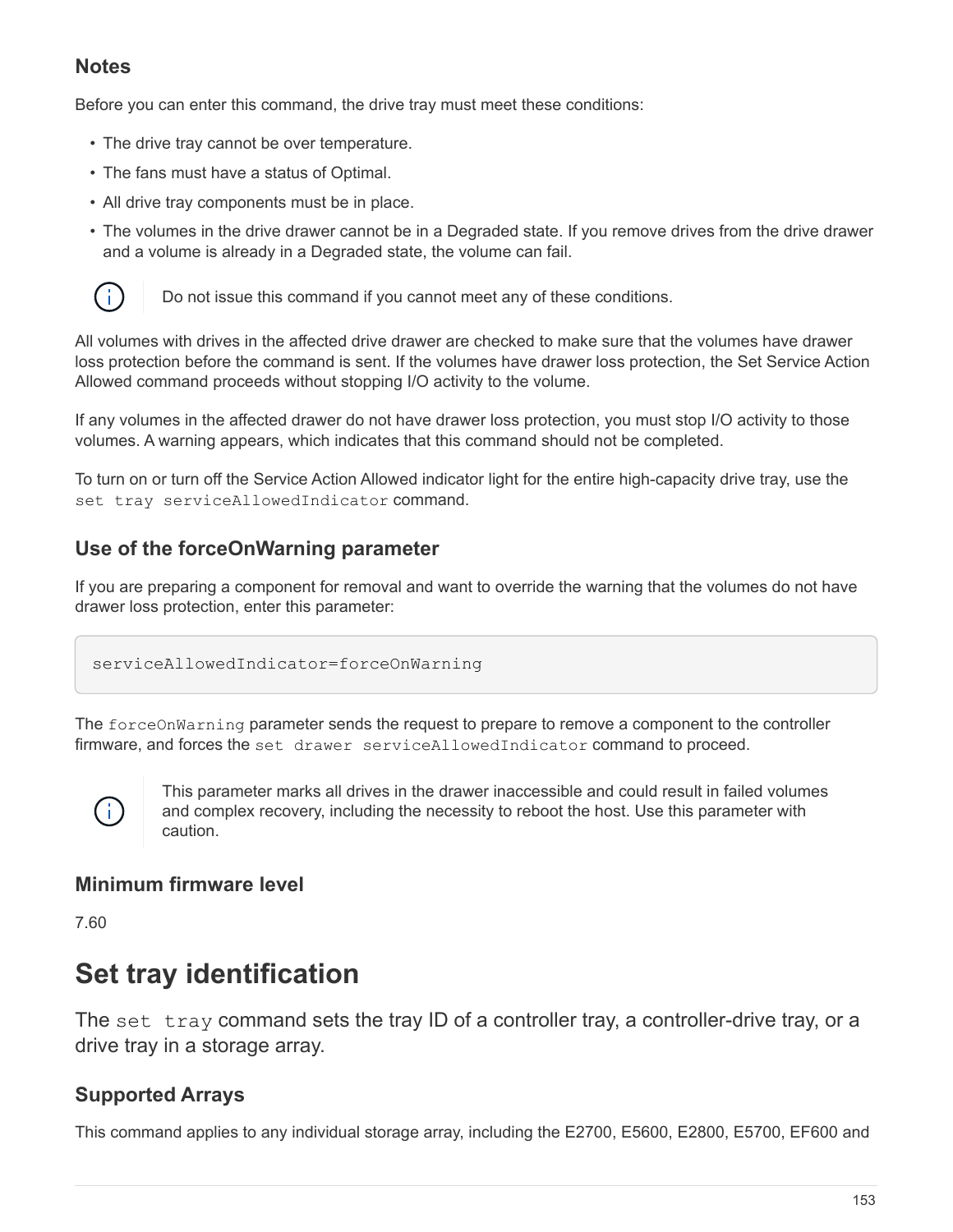### Notes

Before you can enter this command, the drive tray must meet these conditions:

- The drive tray cannot be over temperature.
- The fans must have a status of Optimal.
- All drive tray components must be in place.
- The volumes in the drive drawer cannot be in a Degraded state. If you remove drives from the drive drawer and a volume is already in a Degraded state, the volume can fail.

> Do not issue this command if you cannot meet any of these conditions.

All volumes with drives in the affected drive drawer are checked to make sure that the volumes have drawer loss protection before the command is sent. If the volumes have drawer loss protection, the Set Service Action Allowed command proceeds without stopping I/O activity to the volume.

If any volumes in the affected drawer do not have drawer loss protection, you must stop I/O activity to those volumes. A warning appears, which indicates that this command should not be completed.

To turn on or turn off the Service Action Allowed indicator light for the entire high-capacity drive tray, use the `set tray serviceAllowedIndicator` command.

### Use of the forceOnWarning parameter

If you are preparing a component for removal and want to override the warning that the volumes do not have drawer loss protection, enter this parameter:

```
serviceAllowedIndicator=forceOnWarning
```

The `forceOnWarning` parameter sends the request to prepare to remove a component to the controller firmware, and forces the `set drawer serviceAllowedIndicator` command to proceed.

> This parameter marks all drives in the drawer inaccessible and could result in failed volumes and complex recovery, including the necessity to reboot the host. Use this parameter with caution.

### Minimum firmware level

7.60

# Set tray identification

The `set tray` command sets the tray ID of a controller tray, a controller-drive tray, or a drive tray in a storage array.

### Supported Arrays

This command applies to any individual storage array, including the E2700, E5600, E2800, E5700, EF600 and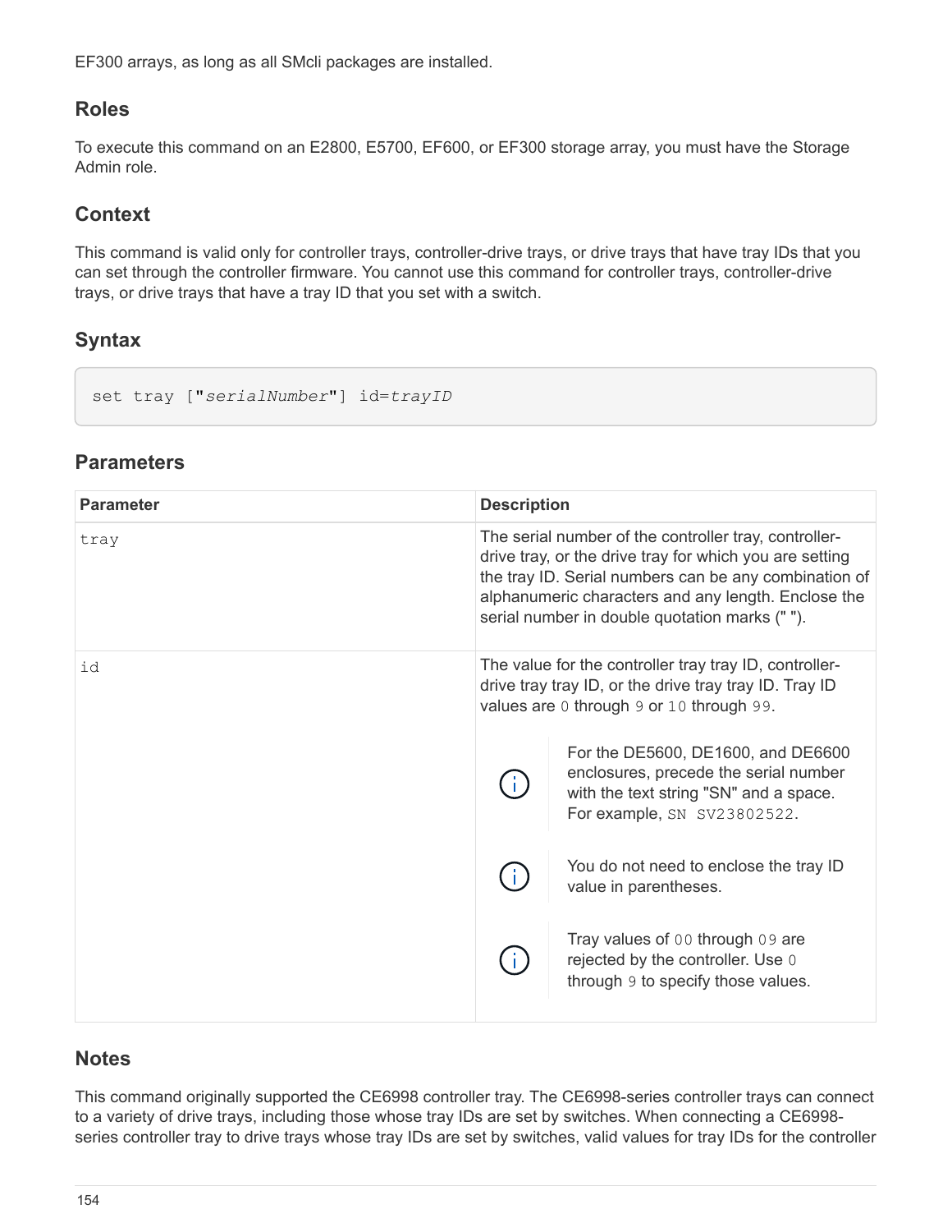EF300 arrays, as long as all SMcli packages are installed.

## Roles

To execute this command on an E2800, E5700, EF600, or EF300 storage array, you must have the Storage Admin role.

## Context

This command is valid only for controller trays, controller-drive trays, or drive trays that have tray IDs that you can set through the controller firmware. You cannot use this command for controller trays, controller-drive trays, or drive trays that have a tray ID that you set with a switch.

## Syntax

```
set tray ["serialNumber"] id=trayID
```

## Parameters

| Parameter | Description |
| --- | --- |
| `tray` | The serial number of the controller tray, controller-drive tray, or the drive tray for which you are setting the tray ID. Serial numbers can be any combination of alphanumeric characters and any length. Enclose the serial number in double quotation marks (" "). |
| `id` | The value for the controller tray tray ID, controller-drive tray tray ID, or the drive tray tray ID. Tray ID values are `0` through `9` or `10` through `99`. <br><br> For the DE5600, DE1600, and DE6600 enclosures, precede the serial number with the text string "SN" and a space. For example, `SN SV23802522`. <br><br> You do not need to enclose the tray ID value in parentheses. <br><br> Tray values of `00` through `09` are rejected by the controller. Use `0` through `9` to specify those values. |

## Notes

This command originally supported the CE6998 controller tray. The CE6998-series controller trays can connect to a variety of drive trays, including those whose tray IDs are set by switches. When connecting a CE6998-series controller tray to drive trays whose tray IDs are set by switches, valid values for tray IDs for the controller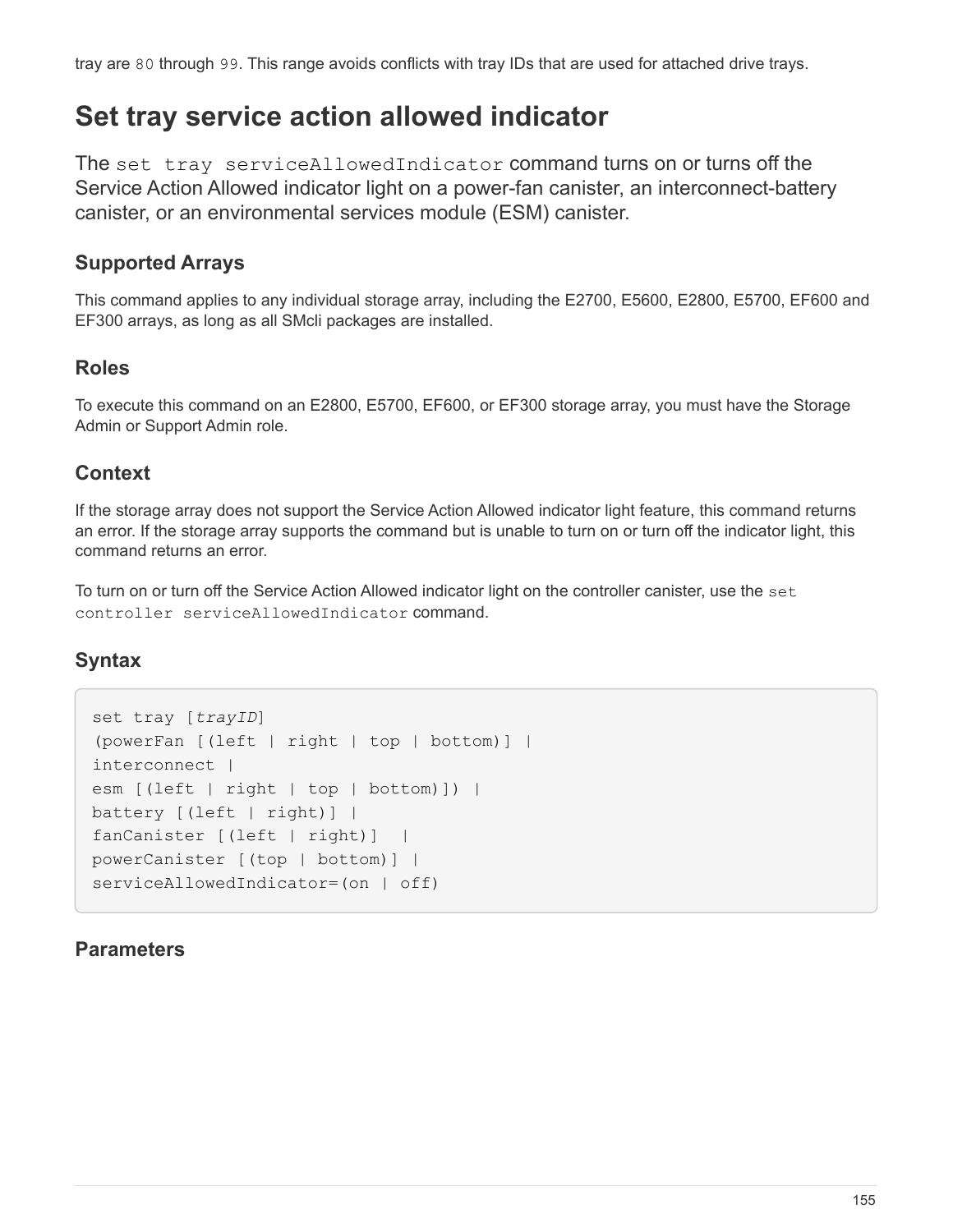tray are `80` through `99`. This range avoids conflicts with tray IDs that are used for attached drive trays.

# Set tray service action allowed indicator

The `set tray serviceAllowedIndicator` command turns on or turns off the Service Action Allowed indicator light on a power-fan canister, an interconnect-battery canister, or an environmental services module (ESM) canister.

## Supported Arrays

This command applies to any individual storage array, including the E2700, E5600, E2800, E5700, EF600 and EF300 arrays, as long as all SMcli packages are installed.

## Roles

To execute this command on an E2800, E5700, EF600, or EF300 storage array, you must have the Storage Admin or Support Admin role.

## Context

If the storage array does not support the Service Action Allowed indicator light feature, this command returns an error. If the storage array supports the command but is unable to turn on or turn off the indicator light, this command returns an error.

To turn on or turn off the Service Action Allowed indicator light on the controller canister, use the `set controller serviceAllowedIndicator` command.

## Syntax

```
set tray [trayID]
(powerFan [(left | right | top | bottom)] |
interconnect |
esm [(left | right | top | bottom)]) |
battery [(left | right)] |
fanCanister [(left | right)]  |
powerCanister [(top | bottom)] |
serviceAllowedIndicator=(on | off)
```

## Parameters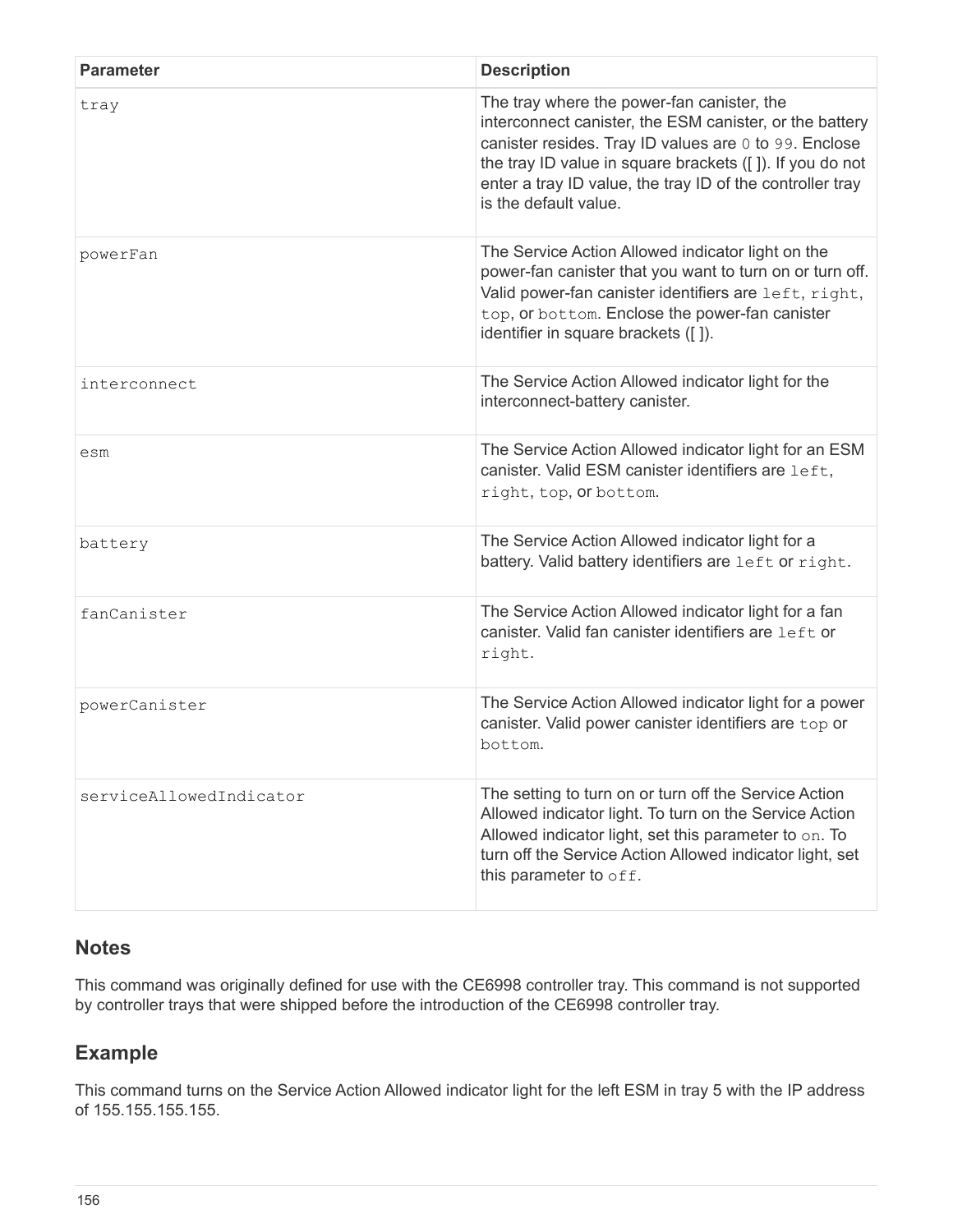| Parameter | Description |
| --- | --- |
| `tray` | The tray where the power-fan canister, the interconnect canister, the ESM canister, or the battery canister resides. Tray ID values are `0` to `99`. Enclose the tray ID value in square brackets ([ ]). If you do not enter a tray ID value, the tray ID of the controller tray is the default value. |
| `powerFan` | The Service Action Allowed indicator light on the power-fan canister that you want to turn on or turn off. Valid power-fan canister identifiers are `left`, `right`, `top`, or `bottom`. Enclose the power-fan canister identifier in square brackets ([ ]). |
| `interconnect` | The Service Action Allowed indicator light for the interconnect-battery canister. |
| `esm` | The Service Action Allowed indicator light for an ESM canister. Valid ESM canister identifiers are `left`, `right`, `top`, or `bottom`. |
| `battery` | The Service Action Allowed indicator light for a battery. Valid battery identifiers are `left` or `right`. |
| `fanCanister` | The Service Action Allowed indicator light for a fan canister. Valid fan canister identifiers are `left` or `right`. |
| `powerCanister` | The Service Action Allowed indicator light for a power canister. Valid power canister identifiers are `top` or `bottom`. |
| `serviceAllowedIndicator` | The setting to turn on or turn off the Service Action Allowed indicator light. To turn on the Service Action Allowed indicator light, set this parameter to `on`. To turn off the Service Action Allowed indicator light, set this parameter to `off`. |

## Notes

This command was originally defined for use with the CE6998 controller tray. This command is not supported by controller trays that were shipped before the introduction of the CE6998 controller tray.

## Example

This command turns on the Service Action Allowed indicator light for the left ESM in tray 5 with the IP address of 155.155.155.155.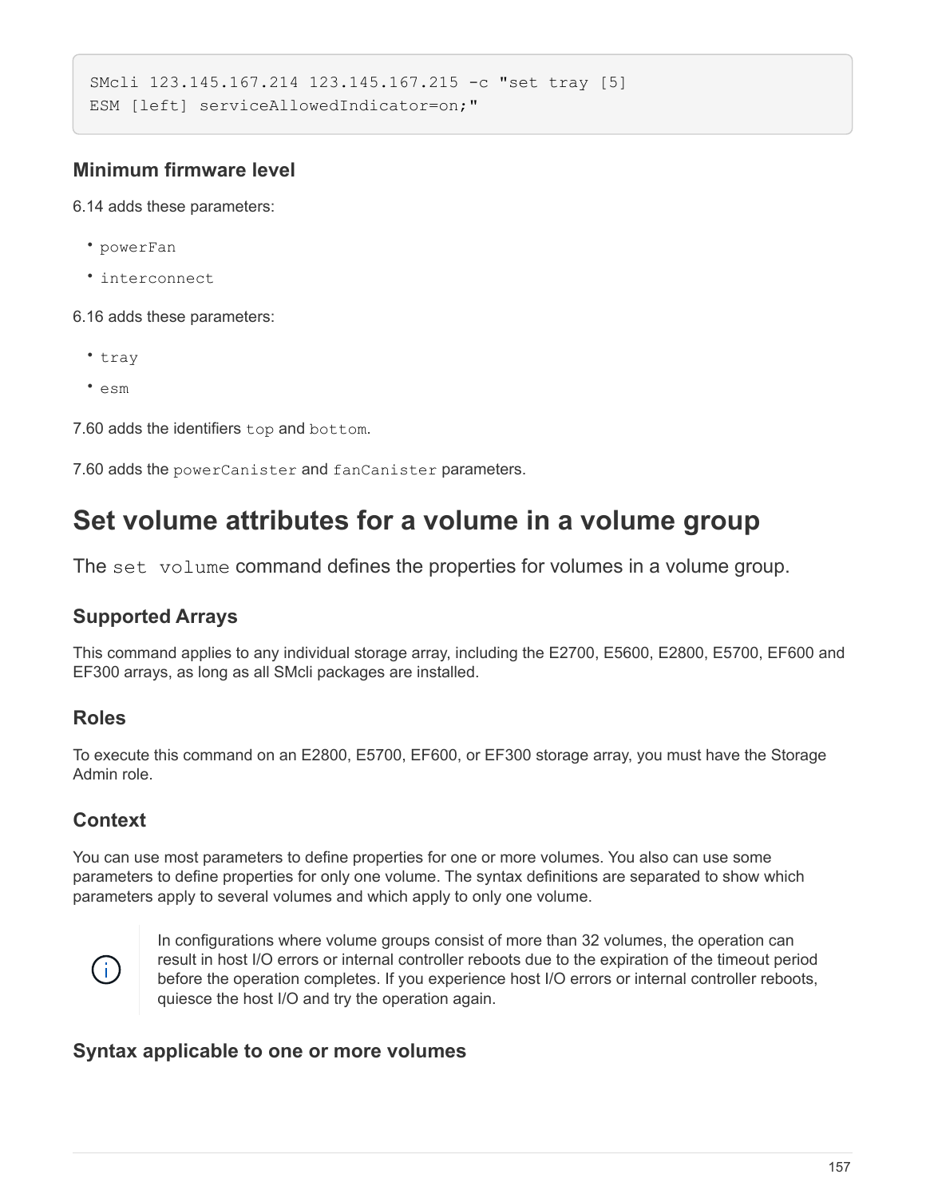```
SMcli 123.145.167.214 123.145.167.215 -c "set tray [5]
ESM [left] serviceAllowedIndicator=on;"
```

### Minimum firmware level

6.14 adds these parameters:

- `powerFan`
- `interconnect`

6.16 adds these parameters:

- `tray`
- `esm`

7.60 adds the identifiers `top` and `bottom`.

7.60 adds the `powerCanister` and `fanCanister` parameters.

# Set volume attributes for a volume in a volume group

The `set volume` command defines the properties for volumes in a volume group.

### Supported Arrays

This command applies to any individual storage array, including the E2700, E5600, E2800, E5700, EF600 and EF300 arrays, as long as all SMcli packages are installed.

### Roles

To execute this command on an E2800, E5700, EF600, or EF300 storage array, you must have the Storage Admin role.

### Context

You can use most parameters to define properties for one or more volumes. You also can use some parameters to define properties for only one volume. The syntax definitions are separated to show which parameters apply to several volumes and which apply to only one volume.

> In configurations where volume groups consist of more than 32 volumes, the operation can result in host I/O errors or internal controller reboots due to the expiration of the timeout period before the operation completes. If you experience host I/O errors or internal controller reboots, quiesce the host I/O and try the operation again.

### Syntax applicable to one or more volumes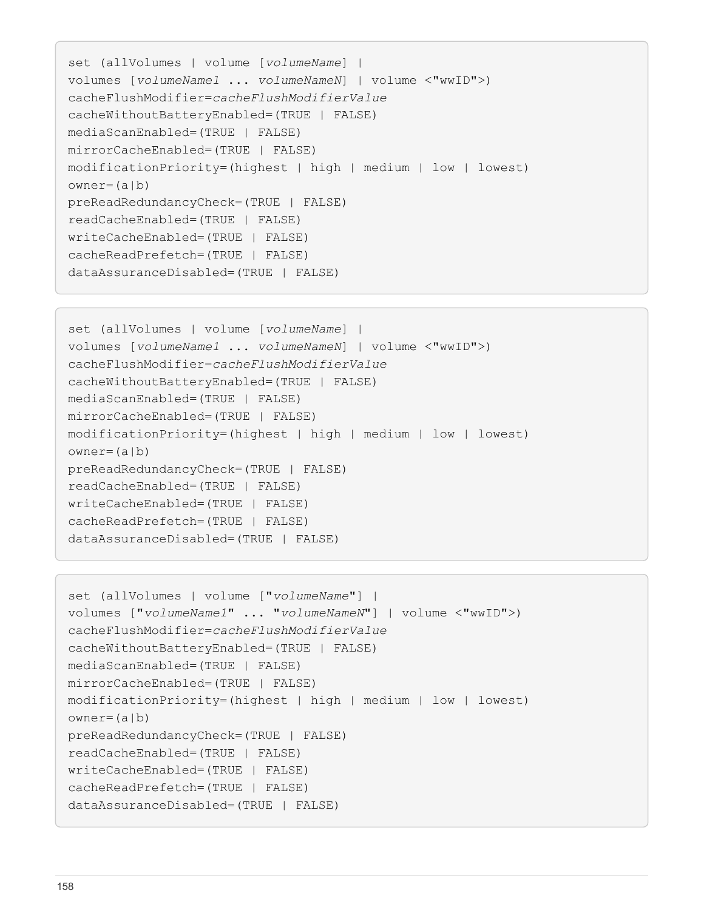```
set (allVolumes | volume [volumeName] |
volumes [volumeName1 ... volumeNameN] | volume <"wwID">)
cacheFlushModifier=cacheFlushModifierValue
cacheWithoutBatteryEnabled=(TRUE | FALSE)
mediaScanEnabled=(TRUE | FALSE)
mirrorCacheEnabled=(TRUE | FALSE)
modificationPriority=(highest | high | medium | low | lowest)
owner=(a|b)
preReadRedundancyCheck=(TRUE | FALSE)
readCacheEnabled=(TRUE | FALSE)
writeCacheEnabled=(TRUE | FALSE)
cacheReadPrefetch=(TRUE | FALSE)
dataAssuranceDisabled=(TRUE | FALSE)
```

```
set (allVolumes | volume [volumeName] |
volumes [volumeName1 ... volumeNameN] | volume <"wwID">)
cacheFlushModifier=cacheFlushModifierValue
cacheWithoutBatteryEnabled=(TRUE | FALSE)
mediaScanEnabled=(TRUE | FALSE)
mirrorCacheEnabled=(TRUE | FALSE)
modificationPriority=(highest | high | medium | low | lowest)
owner=(a|b)
preReadRedundancyCheck=(TRUE | FALSE)
readCacheEnabled=(TRUE | FALSE)
writeCacheEnabled=(TRUE | FALSE)
cacheReadPrefetch=(TRUE | FALSE)
dataAssuranceDisabled=(TRUE | FALSE)
```

```
set (allVolumes | volume ["volumeName"] |
volumes ["volumeName1" ... "volumeNameN"] | volume <"wwID">)
cacheFlushModifier=cacheFlushModifierValue
cacheWithoutBatteryEnabled=(TRUE | FALSE)
mediaScanEnabled=(TRUE | FALSE)
mirrorCacheEnabled=(TRUE | FALSE)
modificationPriority=(highest | high | medium | low | lowest)
owner=(a|b)
preReadRedundancyCheck=(TRUE | FALSE)
readCacheEnabled=(TRUE | FALSE)
writeCacheEnabled=(TRUE | FALSE)
cacheReadPrefetch=(TRUE | FALSE)
dataAssuranceDisabled=(TRUE | FALSE)
```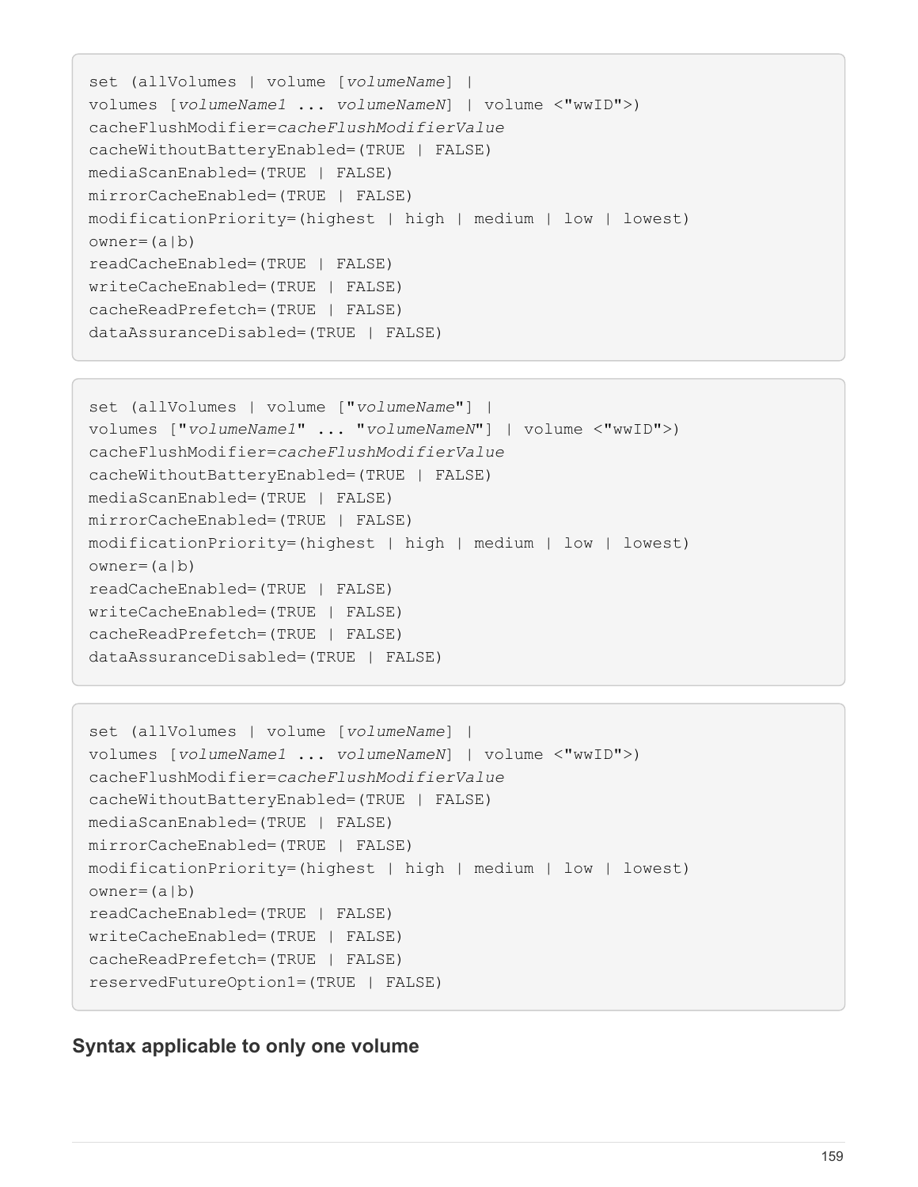```
set (allVolumes | volume [volumeName] |
volumes [volumeName1 ... volumeNameN] | volume <"wwID">)
cacheFlushModifier=cacheFlushModifierValue
cacheWithoutBatteryEnabled=(TRUE | FALSE)
mediaScanEnabled=(TRUE | FALSE)
mirrorCacheEnabled=(TRUE | FALSE)
modificationPriority=(highest | high | medium | low | lowest)
owner=(a|b)
readCacheEnabled=(TRUE | FALSE)
writeCacheEnabled=(TRUE | FALSE)
cacheReadPrefetch=(TRUE | FALSE)
dataAssuranceDisabled=(TRUE | FALSE)
```

```
set (allVolumes | volume ["volumeName"] |
volumes ["volumeName1" ... "volumeNameN"] | volume <"wwID">)
cacheFlushModifier=cacheFlushModifierValue
cacheWithoutBatteryEnabled=(TRUE | FALSE)
mediaScanEnabled=(TRUE | FALSE)
mirrorCacheEnabled=(TRUE | FALSE)
modificationPriority=(highest | high | medium | low | lowest)
owner=(a|b)
readCacheEnabled=(TRUE | FALSE)
writeCacheEnabled=(TRUE | FALSE)
cacheReadPrefetch=(TRUE | FALSE)
dataAssuranceDisabled=(TRUE | FALSE)
```

```
set (allVolumes | volume [volumeName] |
volumes [volumeName1 ... volumeNameN] | volume <"wwID">)
cacheFlushModifier=cacheFlushModifierValue
cacheWithoutBatteryEnabled=(TRUE | FALSE)
mediaScanEnabled=(TRUE | FALSE)
mirrorCacheEnabled=(TRUE | FALSE)
modificationPriority=(highest | high | medium | low | lowest)
owner=(a|b)
readCacheEnabled=(TRUE | FALSE)
writeCacheEnabled=(TRUE | FALSE)
cacheReadPrefetch=(TRUE | FALSE)
reservedFutureOption1=(TRUE | FALSE)
```

### Syntax applicable to only one volume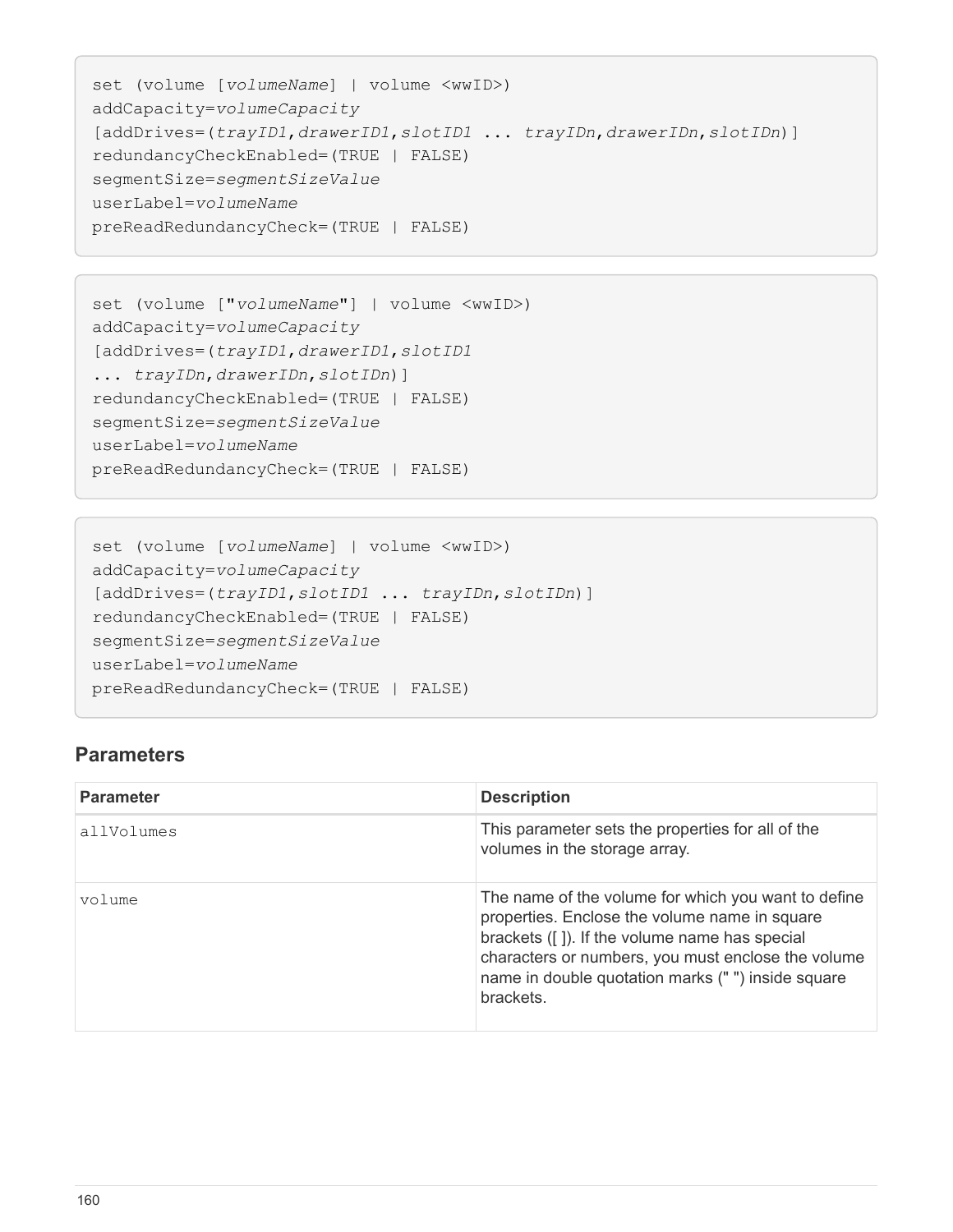```
set (volume [volumeName] | volume <wwID>)
addCapacity=volumeCapacity
[addDrives=(trayID1,drawerID1,slotID1 ... trayIDn,drawerIDn,slotIDn)]
redundancyCheckEnabled=(TRUE | FALSE)
segmentSize=segmentSizeValue
userLabel=volumeName
preReadRedundancyCheck=(TRUE | FALSE)
```

```
set (volume ["volumeName"] | volume <wwID>)
addCapacity=volumeCapacity
[addDrives=(trayID1,drawerID1,slotID1
... trayIDn,drawerIDn,slotIDn)]
redundancyCheckEnabled=(TRUE | FALSE)
segmentSize=segmentSizeValue
userLabel=volumeName
preReadRedundancyCheck=(TRUE | FALSE)
```

```
set (volume [volumeName] | volume <wwID>)
addCapacity=volumeCapacity
[addDrives=(trayID1,slotID1 ... trayIDn,slotIDn)]
redundancyCheckEnabled=(TRUE | FALSE)
segmentSize=segmentSizeValue
userLabel=volumeName
preReadRedundancyCheck=(TRUE | FALSE)
```

## Parameters

| Parameter | Description |
| --- | --- |
| allVolumes | This parameter sets the properties for all of the volumes in the storage array. |
| volume | The name of the volume for which you want to define properties. Enclose the volume name in square brackets ([ ]). If the volume name has special characters or numbers, you must enclose the volume name in double quotation marks (" ") inside square brackets. |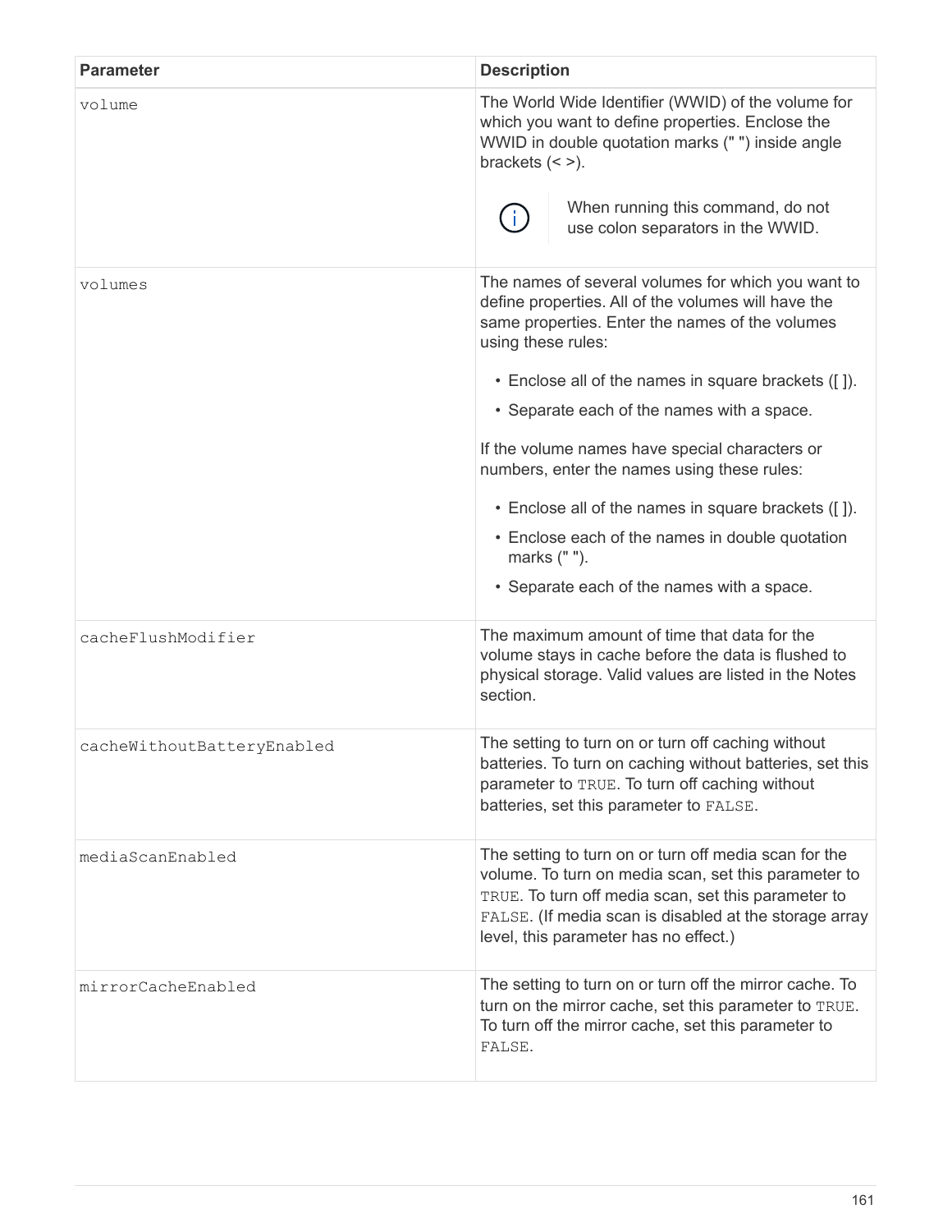| Parameter | Description |
| --- | --- |
| `volume` | The World Wide Identifier (WWID) of the volume for which you want to define properties. Enclose the WWID in double quotation marks (" ") inside angle brackets (< >).<br><br>When running this command, do not use colon separators in the WWID. |
| `volumes` | The names of several volumes for which you want to define properties. All of the volumes will have the same properties. Enter the names of the volumes using these rules:<br><br>• Enclose all of the names in square brackets ([ ]).<br>• Separate each of the names with a space.<br><br>If the volume names have special characters or numbers, enter the names using these rules:<br><br>• Enclose all of the names in square brackets ([ ]).<br>• Enclose each of the names in double quotation marks (" ").<br>• Separate each of the names with a space. |
| `cacheFlushModifier` | The maximum amount of time that data for the volume stays in cache before the data is flushed to physical storage. Valid values are listed in the Notes section. |
| `cacheWithoutBatteryEnabled` | The setting to turn on or turn off caching without batteries. To turn on caching without batteries, set this parameter to `TRUE`. To turn off caching without batteries, set this parameter to `FALSE`. |
| `mediaScanEnabled` | The setting to turn on or turn off media scan for the volume. To turn on media scan, set this parameter to `TRUE`. To turn off media scan, set this parameter to `FALSE`. (If media scan is disabled at the storage array level, this parameter has no effect.) |
| `mirrorCacheEnabled` | The setting to turn on or turn off the mirror cache. To turn on the mirror cache, set this parameter to `TRUE`. To turn off the mirror cache, set this parameter to `FALSE`. |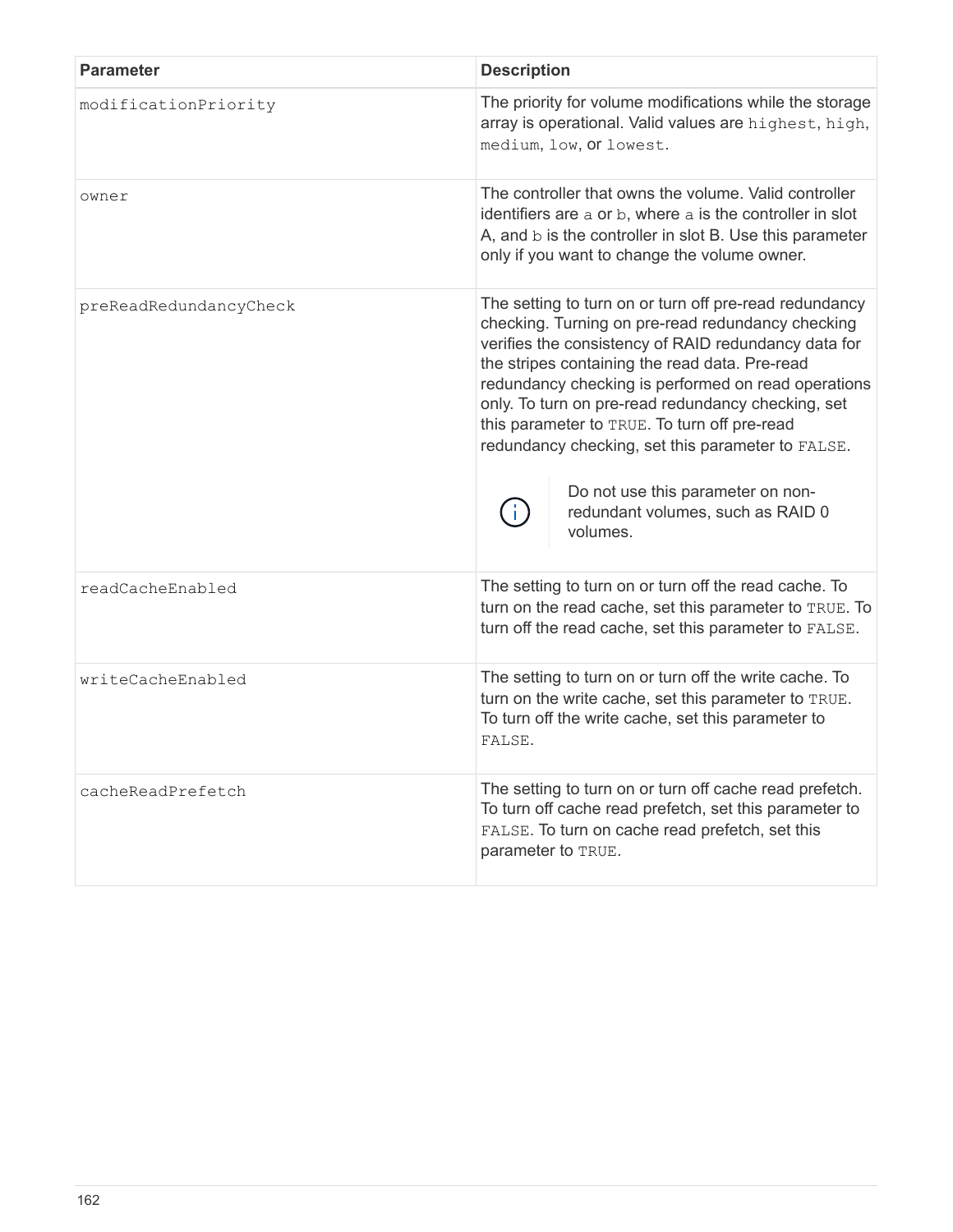| Parameter | Description |
| --- | --- |
| `modificationPriority` | The priority for volume modifications while the storage array is operational. Valid values are `highest`, `high`, `medium`, `low`, or `lowest`. |
| `owner` | The controller that owns the volume. Valid controller identifiers are `a` or `b`, where `a` is the controller in slot A, and `b` is the controller in slot B. Use this parameter only if you want to change the volume owner. |
| `preReadRedundancyCheck` | The setting to turn on or turn off pre-read redundancy checking. Turning on pre-read redundancy checking verifies the consistency of RAID redundancy data for the stripes containing the read data. Pre-read redundancy checking is performed on read operations only. To turn on pre-read redundancy checking, set this parameter to `TRUE`. To turn off pre-read redundancy checking, set this parameter to `FALSE`. <br><br> Do not use this parameter on non-redundant volumes, such as RAID 0 volumes. |
| `readCacheEnabled` | The setting to turn on or turn off the read cache. To turn on the read cache, set this parameter to `TRUE`. To turn off the read cache, set this parameter to `FALSE`. |
| `writeCacheEnabled` | The setting to turn on or turn off the write cache. To turn on the write cache, set this parameter to `TRUE`. To turn off the write cache, set this parameter to `FALSE`. |
| `cacheReadPrefetch` | The setting to turn on or turn off cache read prefetch. To turn off cache read prefetch, set this parameter to `FALSE`. To turn on cache read prefetch, set this parameter to `TRUE`. |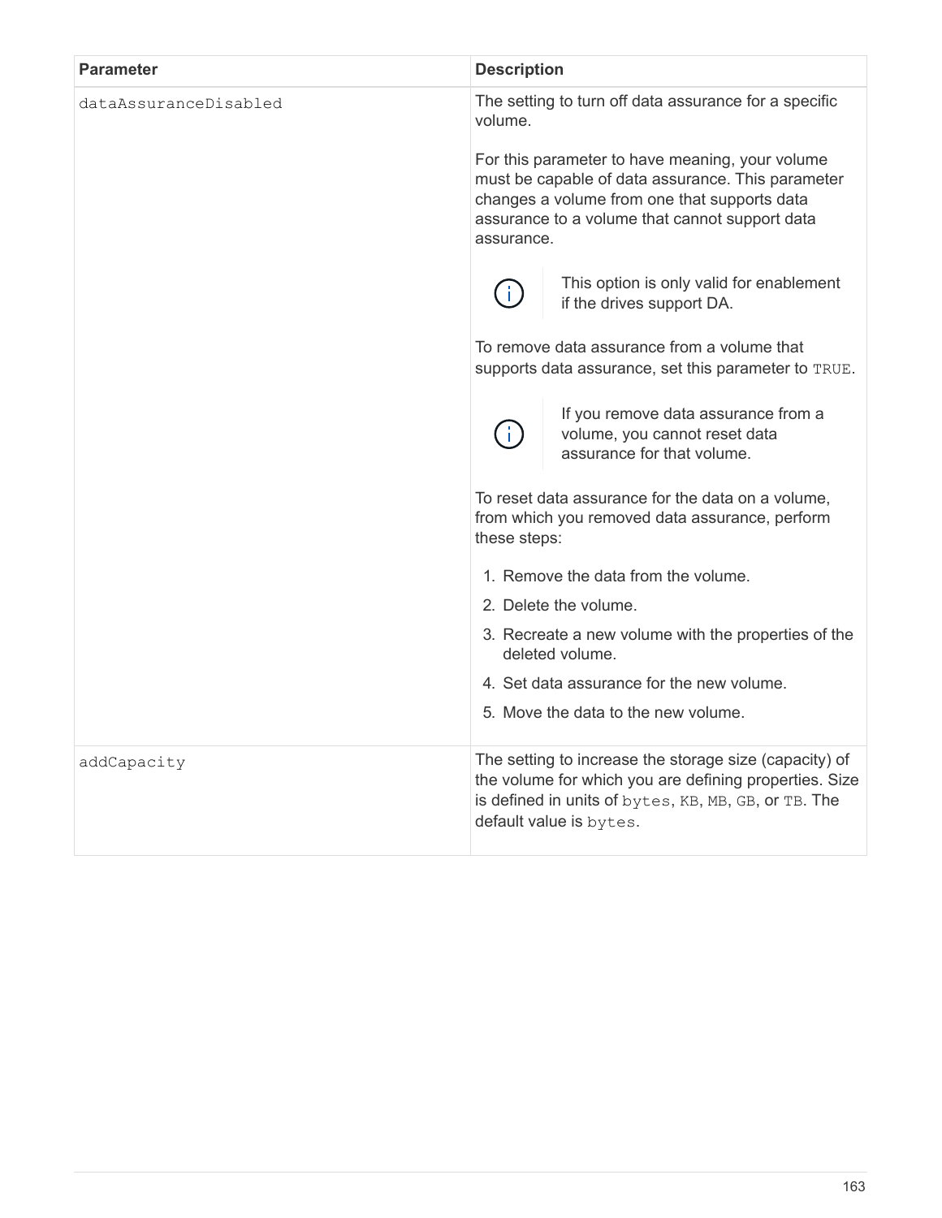| Parameter | Description |
| --- | --- |
| `dataAssuranceDisabled` | The setting to turn off data assurance for a specific volume.<br><br>For this parameter to have meaning, your volume must be capable of data assurance. This parameter changes a volume from one that supports data assurance to a volume that cannot support data assurance.<br><br>ⓘ This option is only valid for enablement if the drives support DA.<br><br>To remove data assurance from a volume that supports data assurance, set this parameter to `TRUE`.<br><br>ⓘ If you remove data assurance from a volume, you cannot reset data assurance for that volume.<br><br>To reset data assurance for the data on a volume, from which you removed data assurance, perform these steps:<br><br>1. Remove the data from the volume.<br>2. Delete the volume.<br>3. Recreate a new volume with the properties of the deleted volume.<br>4. Set data assurance for the new volume.<br>5. Move the data to the new volume. |
| `addCapacity` | The setting to increase the storage size (capacity) of the volume for which you are defining properties. Size is defined in units of `bytes`, `KB`, `MB`, `GB`, or `TB`. The default value is `bytes`. |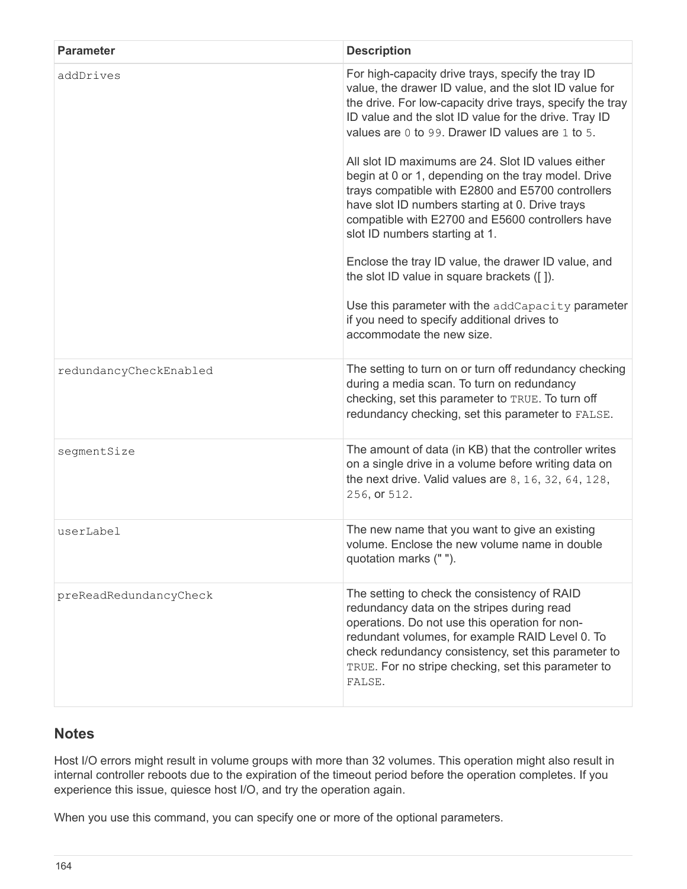| Parameter | Description |
| --- | --- |
| `addDrives` | For high-capacity drive trays, specify the tray ID value, the drawer ID value, and the slot ID value for the drive. For low-capacity drive trays, specify the tray ID value and the slot ID value for the drive. Tray ID values are `0` to `99`. Drawer ID values are `1` to `5`.<br><br>All slot ID maximums are 24. Slot ID values either begin at 0 or 1, depending on the tray model. Drive trays compatible with E2800 and E5700 controllers have slot ID numbers starting at 0. Drive trays compatible with E2700 and E5600 controllers have slot ID numbers starting at 1.<br><br>Enclose the tray ID value, the drawer ID value, and the slot ID value in square brackets ([ ]).<br><br>Use this parameter with the `addCapacity` parameter if you need to specify additional drives to accommodate the new size. |
| `redundancyCheckEnabled` | The setting to turn on or turn off redundancy checking during a media scan. To turn on redundancy checking, set this parameter to `TRUE`. To turn off redundancy checking, set this parameter to `FALSE`. |
| `segmentSize` | The amount of data (in KB) that the controller writes on a single drive in a volume before writing data on the next drive. Valid values are `8`, `16`, `32`, `64`, `128`, `256`, or `512`. |
| `userLabel` | The new name that you want to give an existing volume. Enclose the new volume name in double quotation marks (" "). |
| `preReadRedundancyCheck` | The setting to check the consistency of RAID redundancy data on the stripes during read operations. Do not use this operation for non-redundant volumes, for example RAID Level 0. To check redundancy consistency, set this parameter to `TRUE`. For no stripe checking, set this parameter to `FALSE`. |

## Notes

Host I/O errors might result in volume groups with more than 32 volumes. This operation might also result in internal controller reboots due to the expiration of the timeout period before the operation completes. If you experience this issue, quiesce host I/O, and try the operation again.

When you use this command, you can specify one or more of the optional parameters.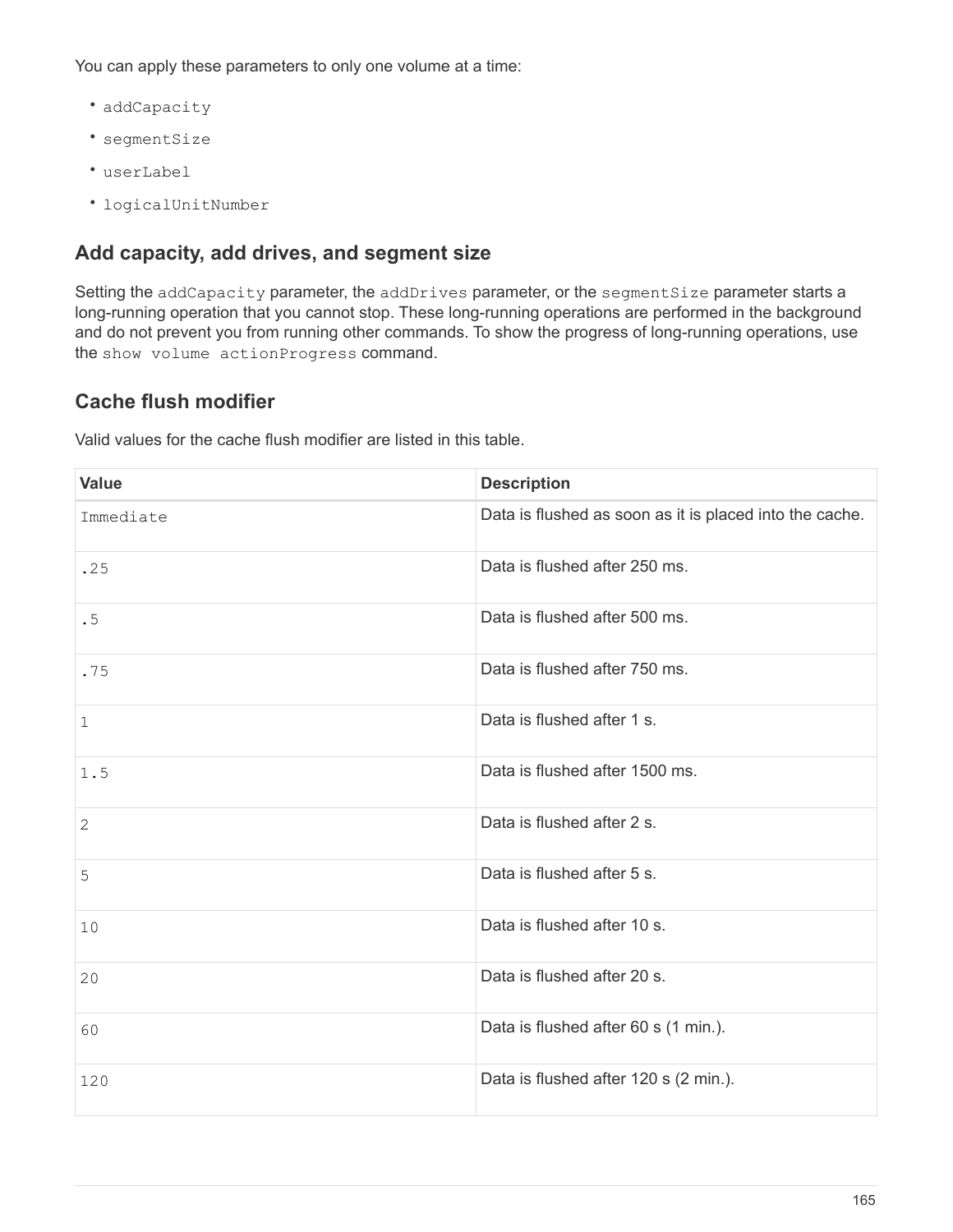You can apply these parameters to only one volume at a time:

- `addCapacity`
- `segmentSize`
- `userLabel`
- `logicalUnitNumber`

## Add capacity, add drives, and segment size

Setting the `addCapacity` parameter, the `addDrives` parameter, or the `segmentSize` parameter starts a long-running operation that you cannot stop. These long-running operations are performed in the background and do not prevent you from running other commands. To show the progress of long-running operations, use the `show volume actionProgress` command.

## Cache flush modifier

Valid values for the cache flush modifier are listed in this table.

| Value | Description |
|---|---|
| `Immediate` | Data is flushed as soon as it is placed into the cache. |
| `.25` | Data is flushed after 250 ms. |
| `.5` | Data is flushed after 500 ms. |
| `.75` | Data is flushed after 750 ms. |
| `1` | Data is flushed after 1 s. |
| `1.5` | Data is flushed after 1500 ms. |
| `2` | Data is flushed after 2 s. |
| `5` | Data is flushed after 5 s. |
| `10` | Data is flushed after 10 s. |
| `20` | Data is flushed after 20 s. |
| `60` | Data is flushed after 60 s (1 min.). |
| `120` | Data is flushed after 120 s (2 min.). |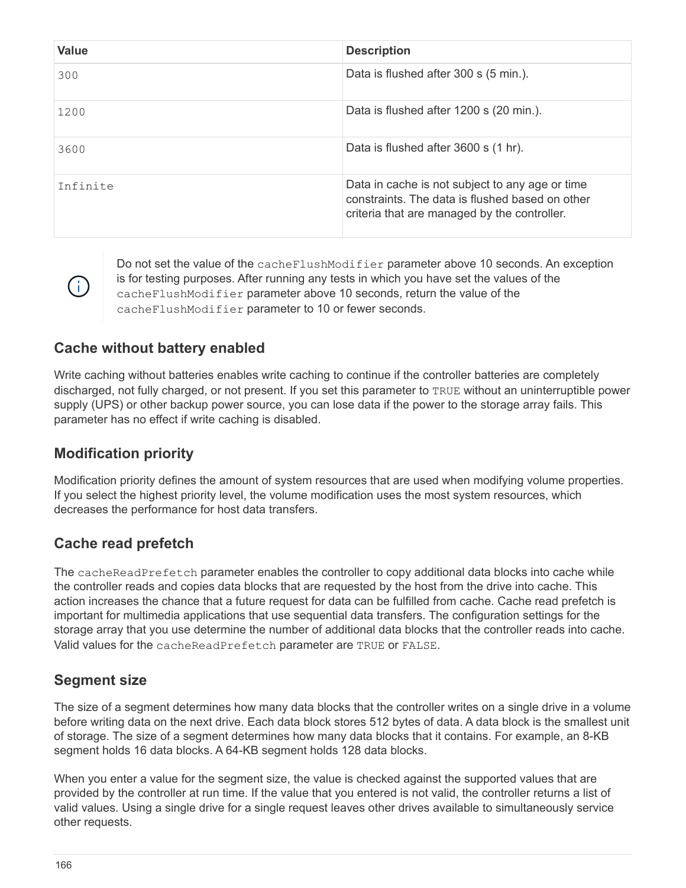| Value | Description |
| --- | --- |
| `300` | Data is flushed after 300 s (5 min.). |
| `1200` | Data is flushed after 1200 s (20 min.). |
| `3600` | Data is flushed after 3600 s (1 hr). |
| `Infinite` | Data in cache is not subject to any age or time constraints. The data is flushed based on other criteria that are managed by the controller. |

> Do not set the value of the `cacheFlushModifier` parameter above 10 seconds. An exception is for testing purposes. After running any tests in which you have set the values of the `cacheFlushModifier` parameter above 10 seconds, return the value of the `cacheFlushModifier` parameter to 10 or fewer seconds.

## Cache without battery enabled

Write caching without batteries enables write caching to continue if the controller batteries are completely discharged, not fully charged, or not present. If you set this parameter to `TRUE` without an uninterruptible power supply (UPS) or other backup power source, you can lose data if the power to the storage array fails. This parameter has no effect if write caching is disabled.

## Modification priority

Modification priority defines the amount of system resources that are used when modifying volume properties. If you select the highest priority level, the volume modification uses the most system resources, which decreases the performance for host data transfers.

## Cache read prefetch

The `cacheReadPrefetch` parameter enables the controller to copy additional data blocks into cache while the controller reads and copies data blocks that are requested by the host from the drive into cache. This action increases the chance that a future request for data can be fulfilled from cache. Cache read prefetch is important for multimedia applications that use sequential data transfers. The configuration settings for the storage array that you use determine the number of additional data blocks that the controller reads into cache. Valid values for the `cacheReadPrefetch` parameter are `TRUE` or `FALSE`.

## Segment size

The size of a segment determines how many data blocks that the controller writes on a single drive in a volume before writing data on the next drive. Each data block stores 512 bytes of data. A data block is the smallest unit of storage. The size of a segment determines how many data blocks that it contains. For example, an 8-KB segment holds 16 data blocks. A 64-KB segment holds 128 data blocks.

When you enter a value for the segment size, the value is checked against the supported values that are provided by the controller at run time. If the value that you entered is not valid, the controller returns a list of valid values. Using a single drive for a single request leaves other drives available to simultaneously service other requests.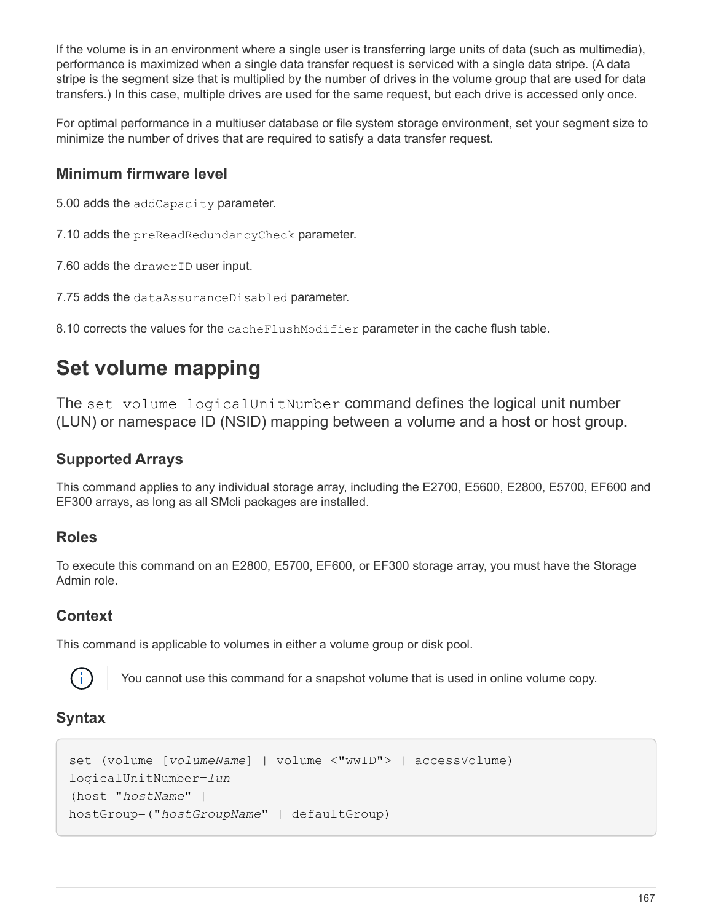If the volume is in an environment where a single user is transferring large units of data (such as multimedia), performance is maximized when a single data transfer request is serviced with a single data stripe. (A data stripe is the segment size that is multiplied by the number of drives in the volume group that are used for data transfers.) In this case, multiple drives are used for the same request, but each drive is accessed only once.

For optimal performance in a multiuser database or file system storage environment, set your segment size to minimize the number of drives that are required to satisfy a data transfer request.

## Minimum firmware level

5.00 adds the `addCapacity` parameter.

7.10 adds the `preReadRedundancyCheck` parameter.

7.60 adds the `drawerID` user input.

7.75 adds the `dataAssuranceDisabled` parameter.

8.10 corrects the values for the `cacheFlushModifier` parameter in the cache flush table.

# Set volume mapping

The `set volume logicalUnitNumber` command defines the logical unit number (LUN) or namespace ID (NSID) mapping between a volume and a host or host group.

## Supported Arrays

This command applies to any individual storage array, including the E2700, E5600, E2800, E5700, EF600 and EF300 arrays, as long as all SMcli packages are installed.

## Roles

To execute this command on an E2800, E5700, EF600, or EF300 storage array, you must have the Storage Admin role.

## Context

This command is applicable to volumes in either a volume group or disk pool.

> You cannot use this command for a snapshot volume that is used in online volume copy.

## Syntax

```
set (volume [volumeName] | volume <"wwID"> | accessVolume)
logicalUnitNumber=lun
(host="hostName" |
hostGroup=("hostGroupName" | defaultGroup)
```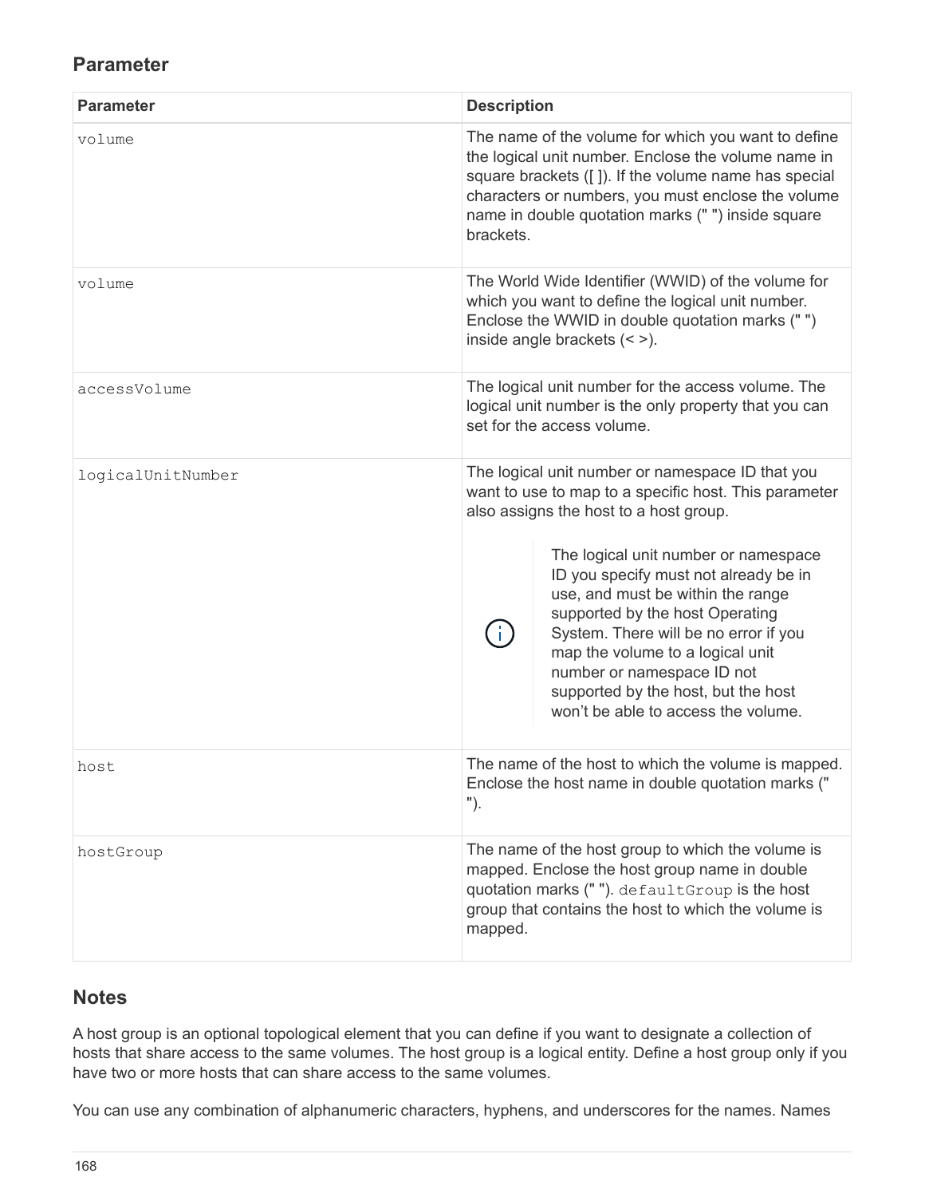## Parameter

| Parameter | Description |
| --- | --- |
| `volume` | The name of the volume for which you want to define the logical unit number. Enclose the volume name in square brackets ([ ]). If the volume name has special characters or numbers, you must enclose the volume name in double quotation marks (" ") inside square brackets. |
| `volume` | The World Wide Identifier (WWID) of the volume for which you want to define the logical unit number. Enclose the WWID in double quotation marks (" ") inside angle brackets (< >). |
| `accessVolume` | The logical unit number for the access volume. The logical unit number is the only property that you can set for the access volume. |
| `logicalUnitNumber` | The logical unit number or namespace ID that you want to use to map to a specific host. This parameter also assigns the host to a host group.<br><br>ⓘ The logical unit number or namespace ID you specify must not already be in use, and must be within the range supported by the host Operating System. There will be no error if you map the volume to a logical unit number or namespace ID not supported by the host, but the host won't be able to access the volume. |
| `host` | The name of the host to which the volume is mapped. Enclose the host name in double quotation marks (" "). |
| `hostGroup` | The name of the host group to which the volume is mapped. Enclose the host group name in double quotation marks (" "). `defaultGroup` is the host group that contains the host to which the volume is mapped. |

## Notes

A host group is an optional topological element that you can define if you want to designate a collection of hosts that share access to the same volumes. The host group is a logical entity. Define a host group only if you have two or more hosts that can share access to the same volumes.

You can use any combination of alphanumeric characters, hyphens, and underscores for the names. Names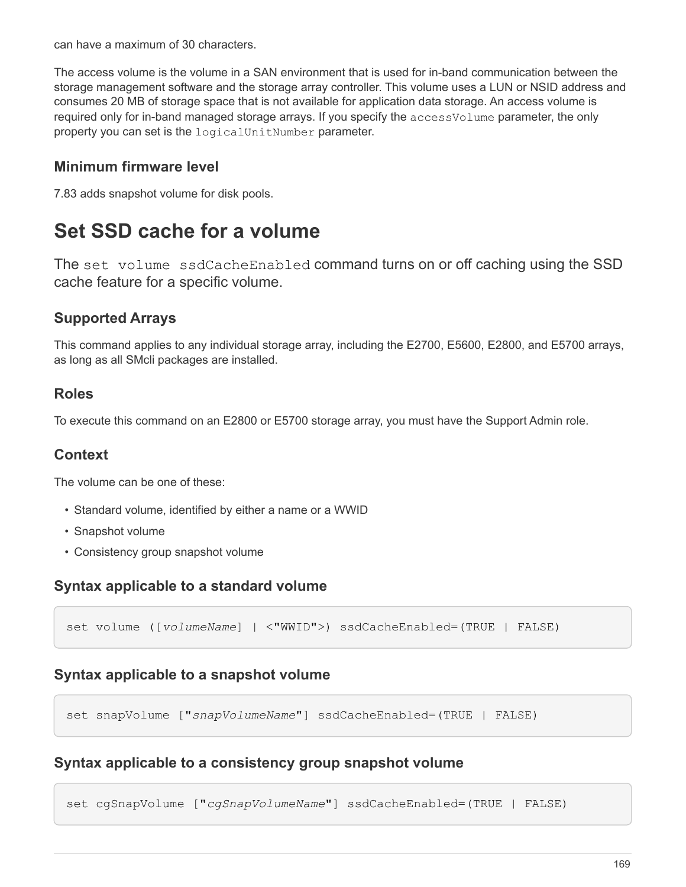can have a maximum of 30 characters.

The access volume is the volume in a SAN environment that is used for in-band communication between the storage management software and the storage array controller. This volume uses a LUN or NSID address and consumes 20 MB of storage space that is not available for application data storage. An access volume is required only for in-band managed storage arrays. If you specify the `accessVolume` parameter, the only property you can set is the `logicalUnitNumber` parameter.

### Minimum firmware level

7.83 adds snapshot volume for disk pools.

# Set SSD cache for a volume

The `set volume ssdCacheEnabled` command turns on or off caching using the SSD cache feature for a specific volume.

### Supported Arrays

This command applies to any individual storage array, including the E2700, E5600, E2800, and E5700 arrays, as long as all SMcli packages are installed.

### Roles

To execute this command on an E2800 or E5700 storage array, you must have the Support Admin role.

### Context

The volume can be one of these:

- Standard volume, identified by either a name or a WWID
- Snapshot volume
- Consistency group snapshot volume

### Syntax applicable to a standard volume

```
set volume ([volumeName] | <"WWID">) ssdCacheEnabled=(TRUE | FALSE)
```

### Syntax applicable to a snapshot volume

```
set snapVolume ["snapVolumeName"] ssdCacheEnabled=(TRUE | FALSE)
```

### Syntax applicable to a consistency group snapshot volume

```
set cgSnapVolume ["cgSnapVolumeName"] ssdCacheEnabled=(TRUE | FALSE)
```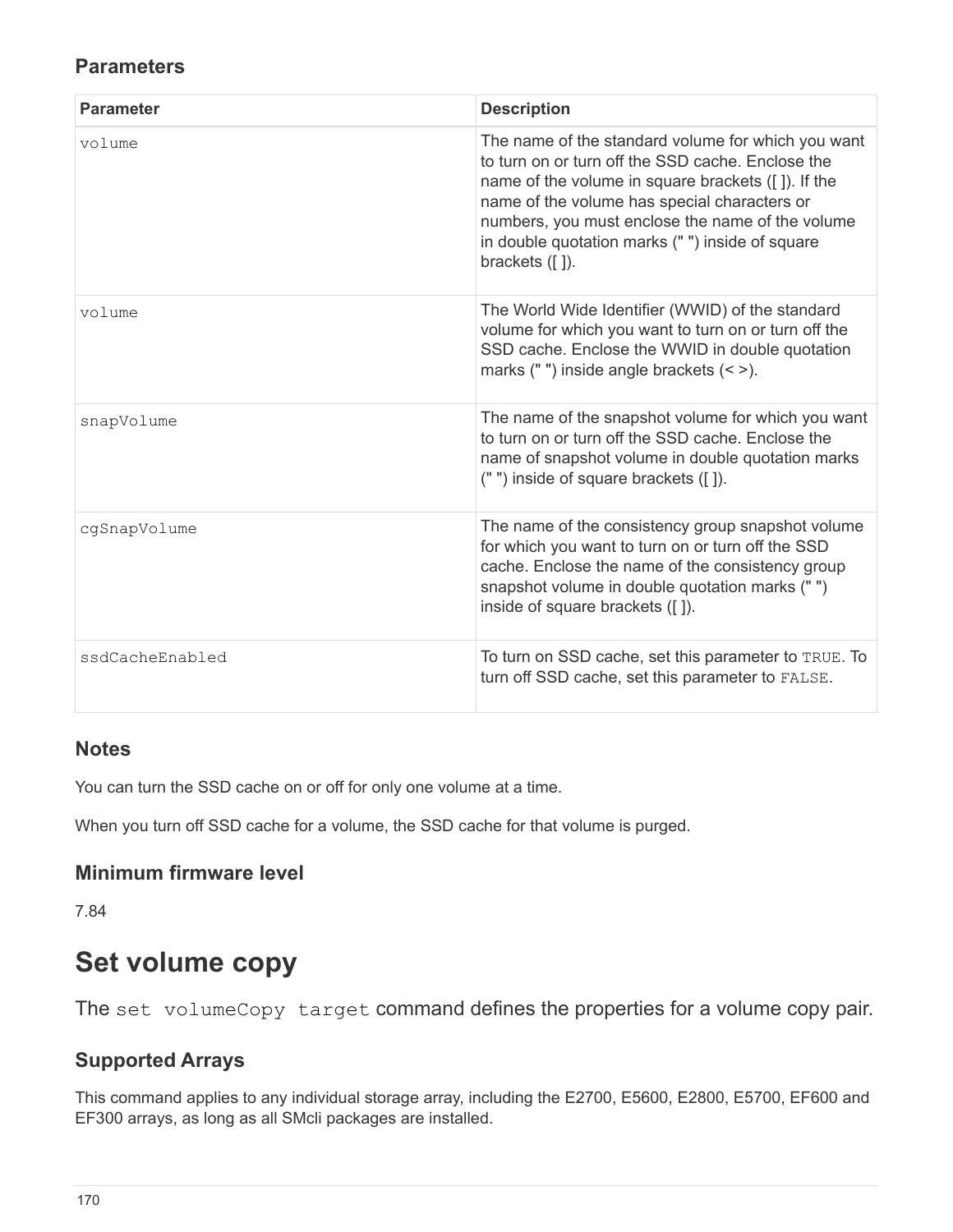### Parameters

| Parameter | Description |
| --- | --- |
| `volume` | The name of the standard volume for which you want to turn on or turn off the SSD cache. Enclose the name of the volume in square brackets ([ ]). If the name of the volume has special characters or numbers, you must enclose the name of the volume in double quotation marks (" ") inside of square brackets ([ ]). |
| `volume` | The World Wide Identifier (WWID) of the standard volume for which you want to turn on or turn off the SSD cache. Enclose the WWID in double quotation marks (" ") inside angle brackets (< >). |
| `snapVolume` | The name of the snapshot volume for which you want to turn on or turn off the SSD cache. Enclose the name of snapshot volume in double quotation marks (" ") inside of square brackets ([ ]). |
| `cgSnapVolume` | The name of the consistency group snapshot volume for which you want to turn on or turn off the SSD cache. Enclose the name of the consistency group snapshot volume in double quotation marks (" ") inside of square brackets ([ ]). |
| `ssdCacheEnabled` | To turn on SSD cache, set this parameter to `TRUE`. To turn off SSD cache, set this parameter to `FALSE`. |

### Notes

You can turn the SSD cache on or off for only one volume at a time.

When you turn off SSD cache for a volume, the SSD cache for that volume is purged.

### Minimum firmware level

7.84

# Set volume copy

The `set volumeCopy target` command defines the properties for a volume copy pair.

### Supported Arrays

This command applies to any individual storage array, including the E2700, E5600, E2800, E5700, EF600 and EF300 arrays, as long as all SMcli packages are installed.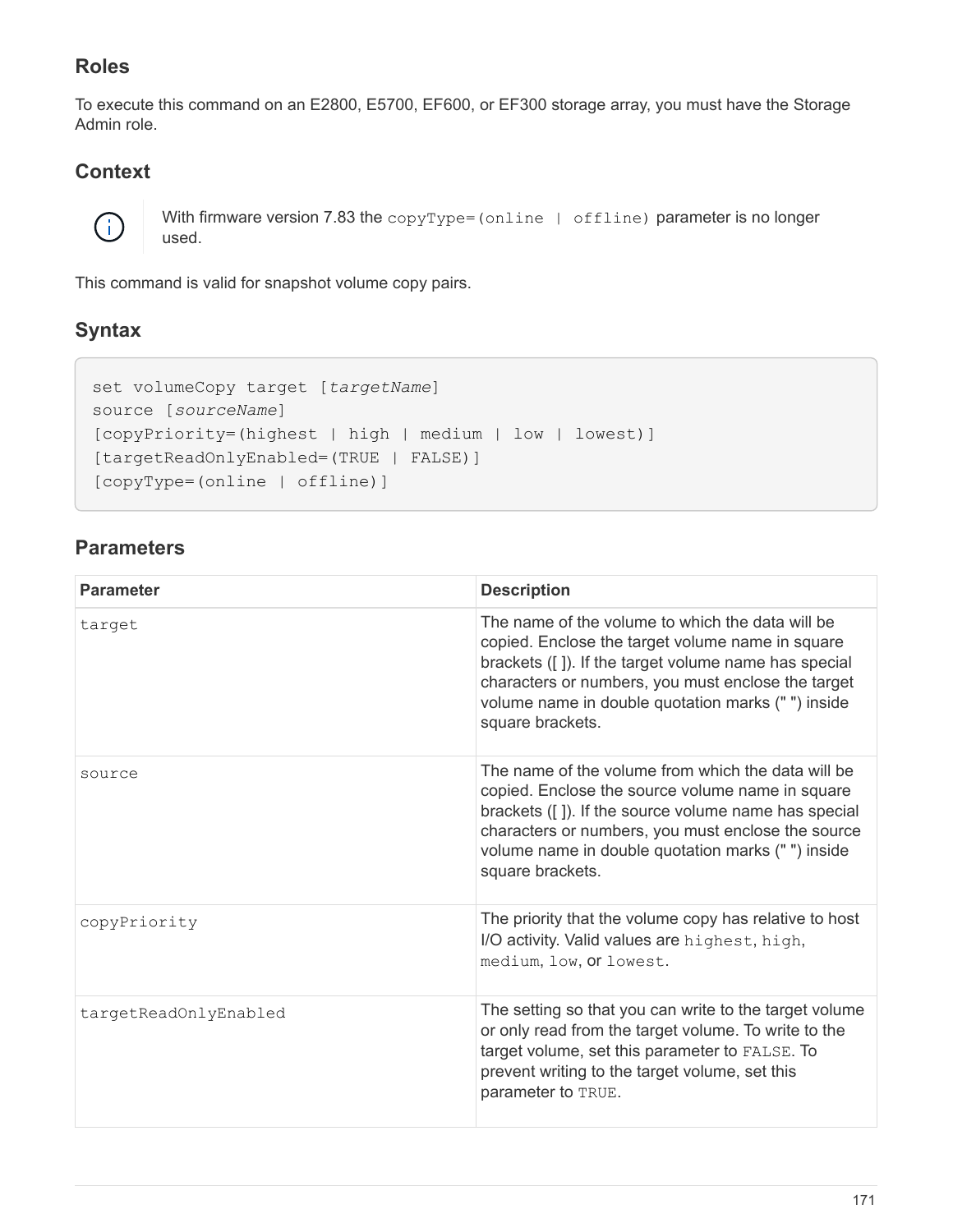## Roles

To execute this command on an E2800, E5700, EF600, or EF300 storage array, you must have the Storage Admin role.

## Context

> With firmware version 7.83 the `copyType=(online | offline)` parameter is no longer used.

This command is valid for snapshot volume copy pairs.

## Syntax

```
set volumeCopy target [targetName]
source [sourceName]
[copyPriority=(highest | high | medium | low | lowest)]
[targetReadOnlyEnabled=(TRUE | FALSE)]
[copyType=(online | offline)]
```

## Parameters

| Parameter | Description |
| --- | --- |
| `target` | The name of the volume to which the data will be copied. Enclose the target volume name in square brackets ([ ]). If the target volume name has special characters or numbers, you must enclose the target volume name in double quotation marks (" ") inside square brackets. |
| `source` | The name of the volume from which the data will be copied. Enclose the source volume name in square brackets ([ ]). If the source volume name has special characters or numbers, you must enclose the source volume name in double quotation marks (" ") inside square brackets. |
| `copyPriority` | The priority that the volume copy has relative to host I/O activity. Valid values are `highest`, `high`, `medium`, `low`, or `lowest`. |
| `targetReadOnlyEnabled` | The setting so that you can write to the target volume or only read from the target volume. To write to the target volume, set this parameter to `FALSE`. To prevent writing to the target volume, set this parameter to `TRUE`. |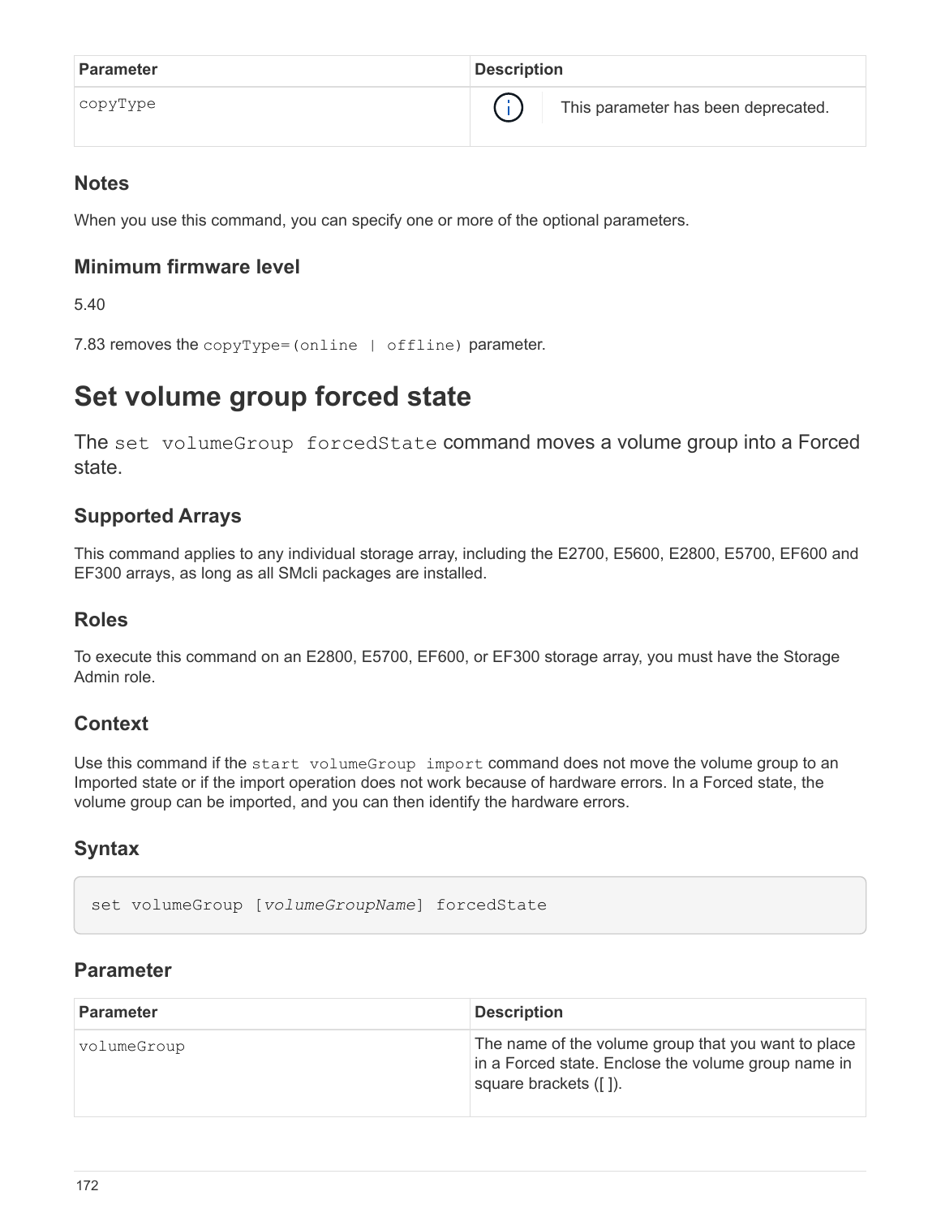| Parameter | Description |
| --- | --- |
| copyType | This parameter has been deprecated. |

### Notes

When you use this command, you can specify one or more of the optional parameters.

### Minimum firmware level

5.40

7.83 removes the `copyType=(online | offline)` parameter.

# Set volume group forced state

The `set volumeGroup forcedState` command moves a volume group into a Forced state.

### Supported Arrays

This command applies to any individual storage array, including the E2700, E5600, E2800, E5700, EF600 and EF300 arrays, as long as all SMcli packages are installed.

### Roles

To execute this command on an E2800, E5700, EF600, or EF300 storage array, you must have the Storage Admin role.

### Context

Use this command if the `start volumeGroup import` command does not move the volume group to an Imported state or if the import operation does not work because of hardware errors. In a Forced state, the volume group can be imported, and you can then identify the hardware errors.

### Syntax

```
set volumeGroup [volumeGroupName] forcedState
```

### Parameter

| Parameter | Description |
| --- | --- |
| volumeGroup | The name of the volume group that you want to place in a Forced state. Enclose the volume group name in square brackets ([ ]). |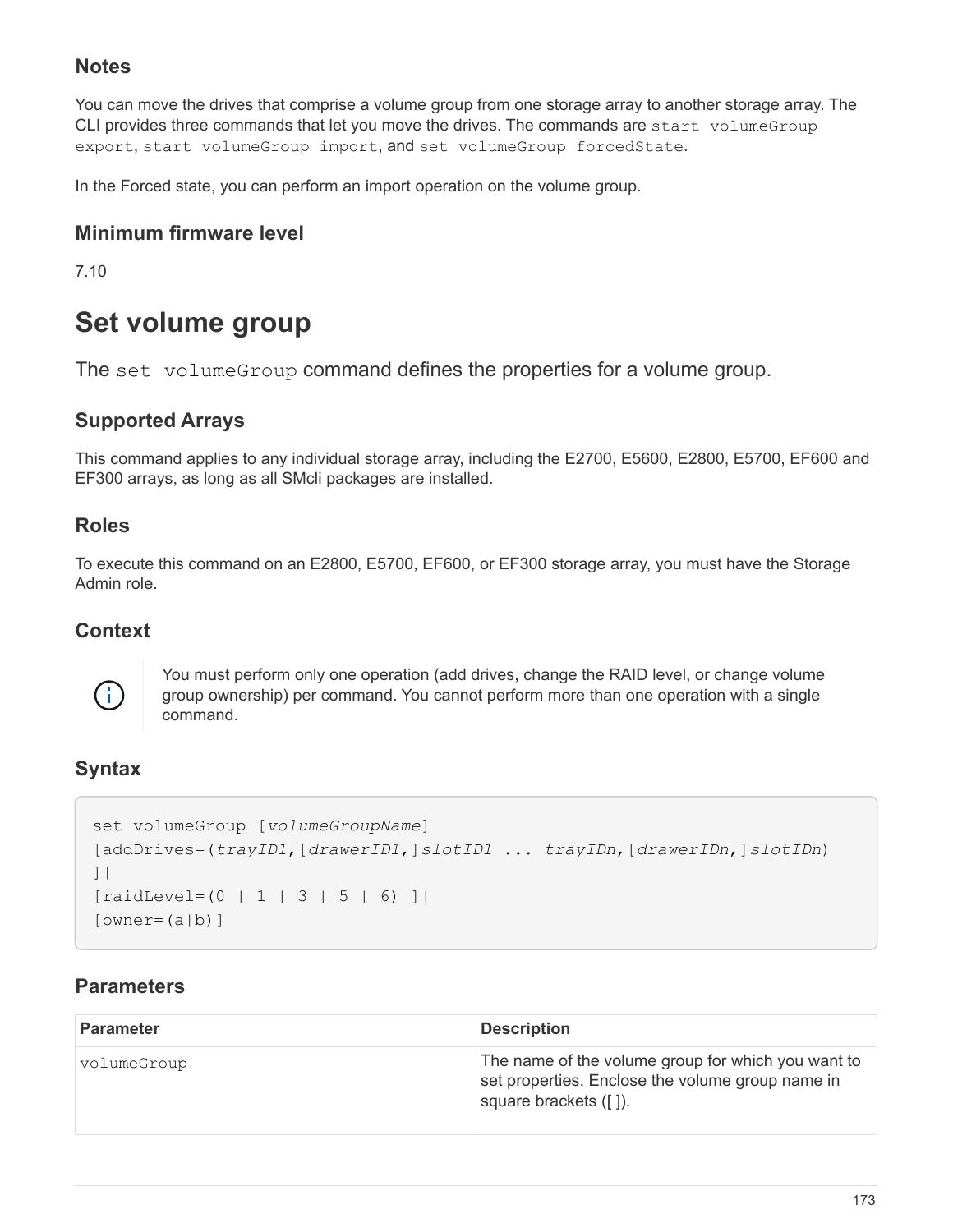### Notes

You can move the drives that comprise a volume group from one storage array to another storage array. The CLI provides three commands that let you move the drives. The commands are `start volumeGroup export`, `start volumeGroup import`, and `set volumeGroup forcedState`.

In the Forced state, you can perform an import operation on the volume group.

### Minimum firmware level

7.10

# Set volume group

The `set volumeGroup` command defines the properties for a volume group.

## Supported Arrays

This command applies to any individual storage array, including the E2700, E5600, E2800, E5700, EF600 and EF300 arrays, as long as all SMcli packages are installed.

## Roles

To execute this command on an E2800, E5700, EF600, or EF300 storage array, you must have the Storage Admin role.

## Context

You must perform only one operation (add drives, change the RAID level, or change volume group ownership) per command. You cannot perform more than one operation with a single command.

## Syntax

```
set volumeGroup [volumeGroupName]
[addDrives=(trayID1,[drawerID1,]slotID1 ... trayIDn,[drawerIDn,]slotIDn)
]|
[raidLevel=(0 | 1 | 3 | 5 | 6) ]|
[owner=(a|b)]
```

## Parameters

| Parameter | Description |
| --- | --- |
| `volumeGroup` | The name of the volume group for which you want to set properties. Enclose the volume group name in square brackets ([ ]). |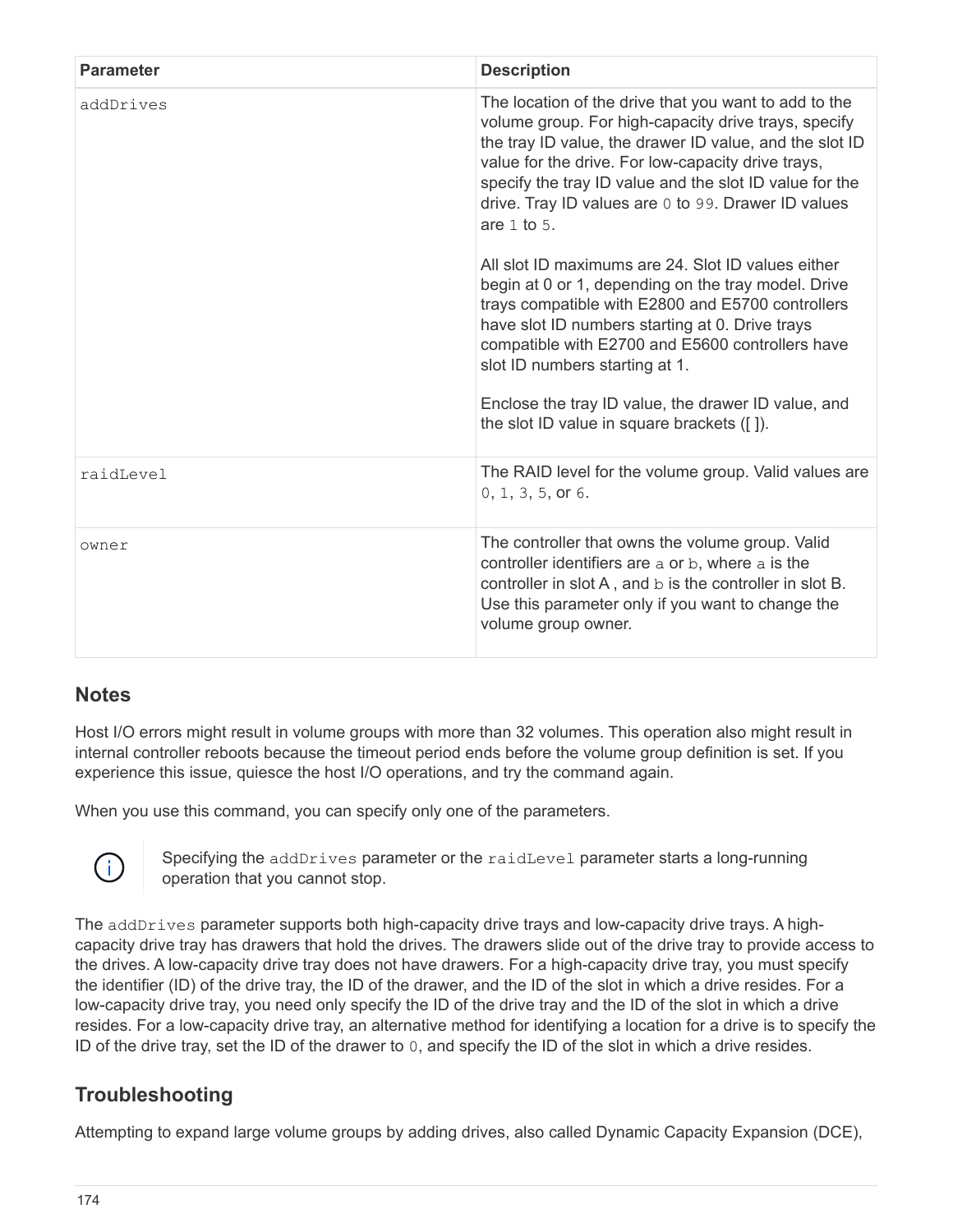| Parameter | Description |
| --- | --- |
| `addDrives` | The location of the drive that you want to add to the volume group. For high-capacity drive trays, specify the tray ID value, the drawer ID value, and the slot ID value for the drive. For low-capacity drive trays, specify the tray ID value and the slot ID value for the drive. Tray ID values are `0` to `99`. Drawer ID values are `1` to `5`.<br><br>All slot ID maximums are 24. Slot ID values either begin at 0 or 1, depending on the tray model. Drive trays compatible with E2800 and E5700 controllers have slot ID numbers starting at 0. Drive trays compatible with E2700 and E5600 controllers have slot ID numbers starting at 1.<br><br>Enclose the tray ID value, the drawer ID value, and the slot ID value in square brackets ([ ]). |
| `raidLevel` | The RAID level for the volume group. Valid values are `0`, `1`, `3`, `5`, or `6`. |
| `owner` | The controller that owns the volume group. Valid controller identifiers are `a` or `b`, where `a` is the controller in slot A , and `b` is the controller in slot B. Use this parameter only if you want to change the volume group owner. |

## Notes

Host I/O errors might result in volume groups with more than 32 volumes. This operation also might result in internal controller reboots because the timeout period ends before the volume group definition is set. If you experience this issue, quiesce the host I/O operations, and try the command again.

When you use this command, you can specify only one of the parameters.

> Specifying the `addDrives` parameter or the `raidLevel` parameter starts a long-running operation that you cannot stop.

The `addDrives` parameter supports both high-capacity drive trays and low-capacity drive trays. A high-capacity drive tray has drawers that hold the drives. The drawers slide out of the drive tray to provide access to the drives. A low-capacity drive tray does not have drawers. For a high-capacity drive tray, you must specify the identifier (ID) of the drive tray, the ID of the drawer, and the ID of the slot in which a drive resides. For a low-capacity drive tray, you need only specify the ID of the drive tray and the ID of the slot in which a drive resides. For a low-capacity drive tray, an alternative method for identifying a location for a drive is to specify the ID of the drive tray, set the ID of the drawer to `0`, and specify the ID of the slot in which a drive resides.

## Troubleshooting

Attempting to expand large volume groups by adding drives, also called Dynamic Capacity Expansion (DCE),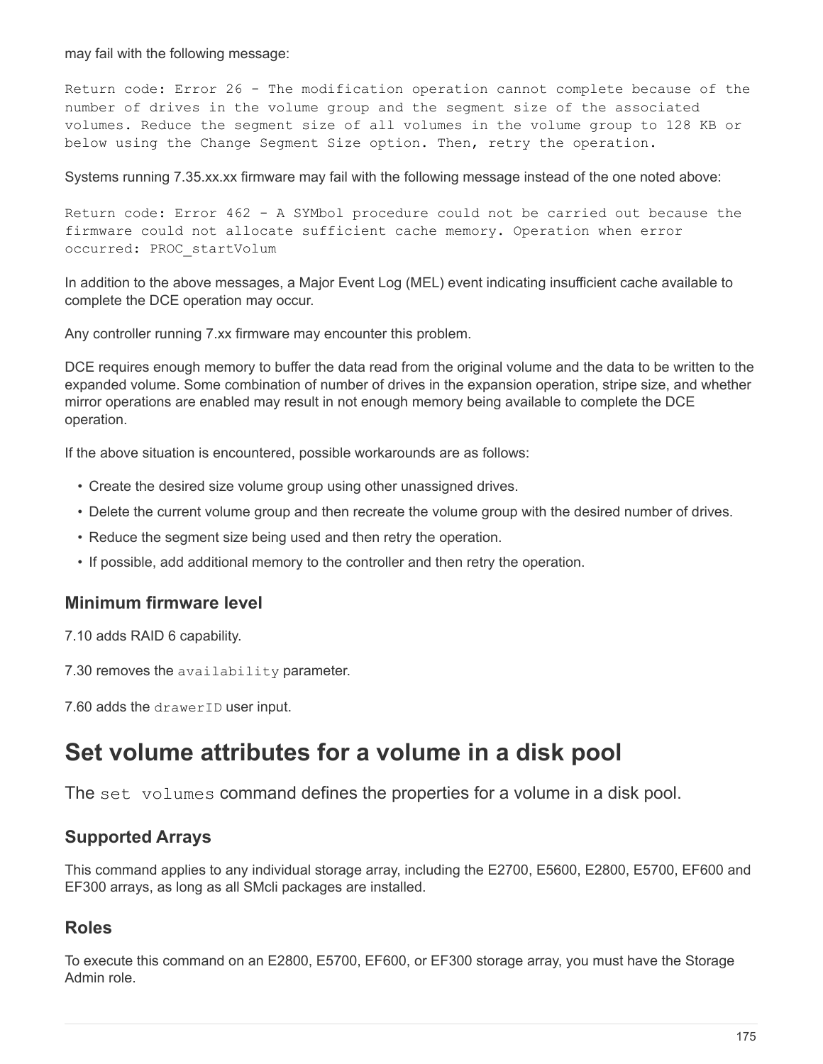may fail with the following message:

```
Return code: Error 26 - The modification operation cannot complete because of the
number of drives in the volume group and the segment size of the associated
volumes. Reduce the segment size of all volumes in the volume group to 128 KB or
below using the Change Segment Size option. Then, retry the operation.
```

Systems running 7.35.xx.xx firmware may fail with the following message instead of the one noted above:

```
Return code: Error 462 - A SYMbol procedure could not be carried out because the
firmware could not allocate sufficient cache memory. Operation when error
occurred: PROC_startVolum
```

In addition to the above messages, a Major Event Log (MEL) event indicating insufficient cache available to complete the DCE operation may occur.

Any controller running 7.xx firmware may encounter this problem.

DCE requires enough memory to buffer the data read from the original volume and the data to be written to the expanded volume. Some combination of number of drives in the expansion operation, stripe size, and whether mirror operations are enabled may result in not enough memory being available to complete the DCE operation.

If the above situation is encountered, possible workarounds are as follows:

- Create the desired size volume group using other unassigned drives.
- Delete the current volume group and then recreate the volume group with the desired number of drives.
- Reduce the segment size being used and then retry the operation.
- If possible, add additional memory to the controller and then retry the operation.

### Minimum firmware level

7.10 adds RAID 6 capability.

7.30 removes the `availability` parameter.

7.60 adds the `drawerID` user input.

# Set volume attributes for a volume in a disk pool

The `set volumes` command defines the properties for a volume in a disk pool.

### Supported Arrays

This command applies to any individual storage array, including the E2700, E5600, E2800, E5700, EF600 and EF300 arrays, as long as all SMcli packages are installed.

### Roles

To execute this command on an E2800, E5700, EF600, or EF300 storage array, you must have the Storage Admin role.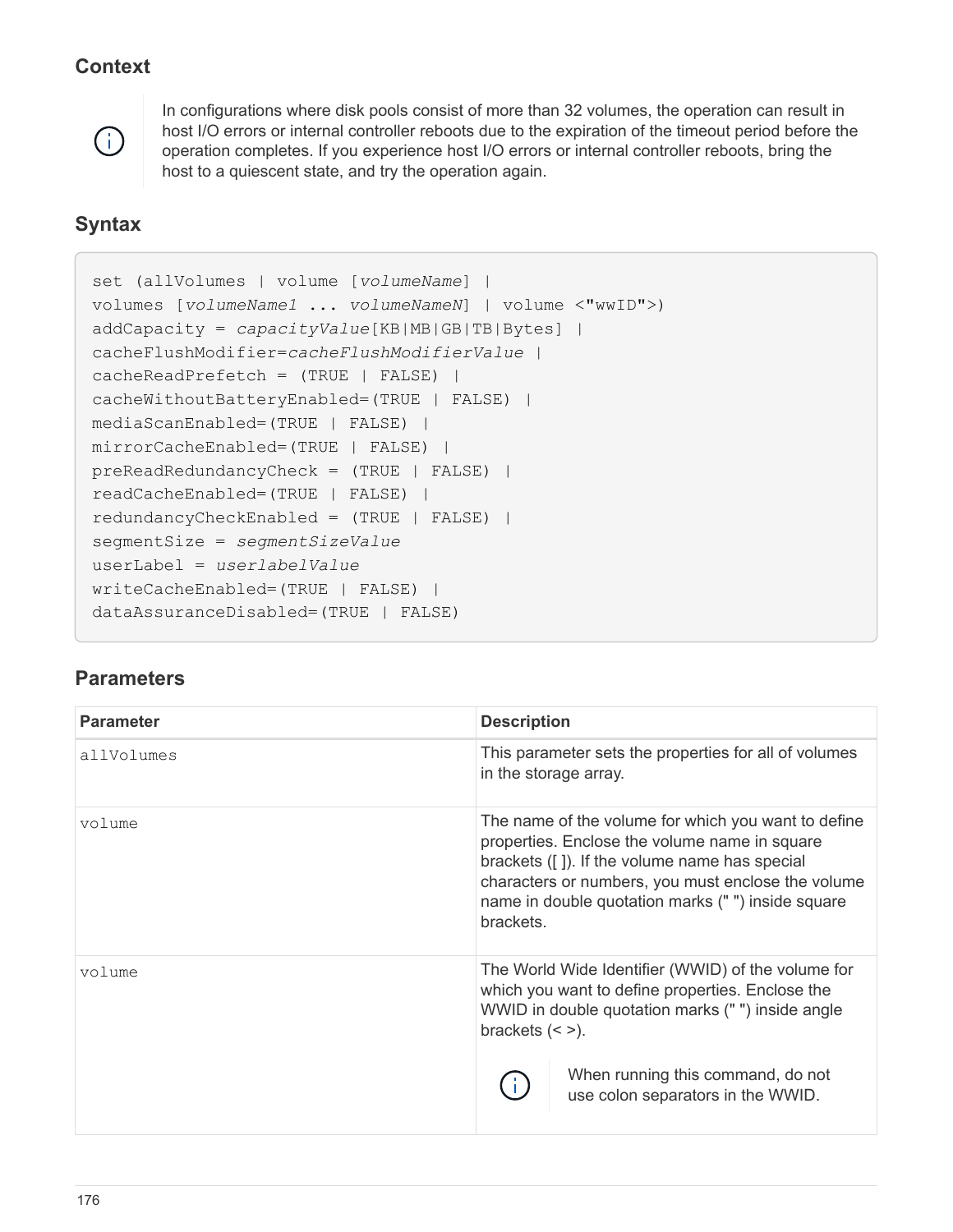## Context

> In configurations where disk pools consist of more than 32 volumes, the operation can result in host I/O errors or internal controller reboots due to the expiration of the timeout period before the operation completes. If you experience host I/O errors or internal controller reboots, bring the host to a quiescent state, and try the operation again.

## Syntax

```
set (allVolumes | volume [volumeName] |
volumes [volumeName1 ... volumeNameN] | volume <"wwID">)
addCapacity = capacityValue[KB|MB|GB|TB|Bytes] |
cacheFlushModifier=cacheFlushModifierValue |
cacheReadPrefetch = (TRUE | FALSE) |
cacheWithoutBatteryEnabled=(TRUE | FALSE) |
mediaScanEnabled=(TRUE | FALSE) |
mirrorCacheEnabled=(TRUE | FALSE) |
preReadRedundancyCheck = (TRUE | FALSE) |
readCacheEnabled=(TRUE | FALSE) |
redundancyCheckEnabled = (TRUE | FALSE) |
segmentSize = segmentSizeValue
userLabel = userlabelValue
writeCacheEnabled=(TRUE | FALSE) |
dataAssuranceDisabled=(TRUE | FALSE)
```

## Parameters

| Parameter | Description |
| --- | --- |
| `allVolumes` | This parameter sets the properties for all of volumes in the storage array. |
| `volume` | The name of the volume for which you want to define properties. Enclose the volume name in square brackets ([ ]). If the volume name has special characters or numbers, you must enclose the volume name in double quotation marks (" ") inside square brackets. |
| `volume` | The World Wide Identifier (WWID) of the volume for which you want to define properties. Enclose the WWID in double quotation marks (" ") inside angle brackets (< >). When running this command, do not use colon separators in the WWID. |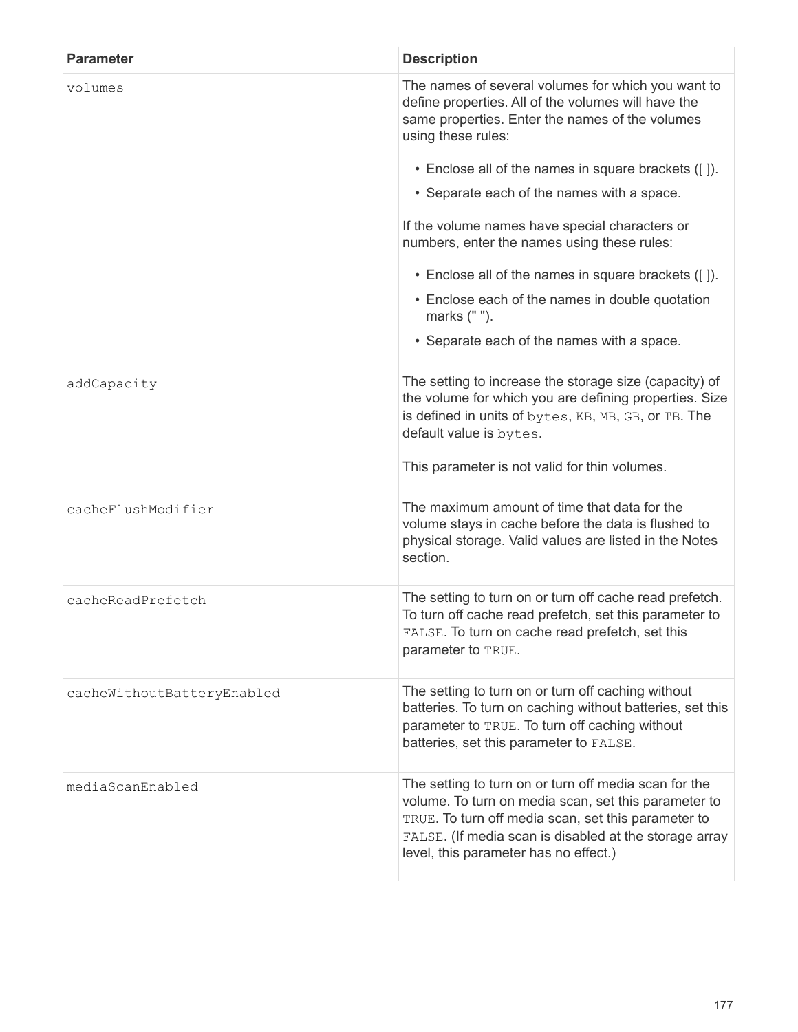| Parameter | Description |
| --- | --- |
| `volumes` | The names of several volumes for which you want to define properties. All of the volumes will have the same properties. Enter the names of the volumes using these rules:<br><br>• Enclose all of the names in square brackets ([ ]).<br>• Separate each of the names with a space.<br><br>If the volume names have special characters or numbers, enter the names using these rules:<br><br>• Enclose all of the names in square brackets ([ ]).<br>• Enclose each of the names in double quotation marks (" ").<br>• Separate each of the names with a space. |
| `addCapacity` | The setting to increase the storage size (capacity) of the volume for which you are defining properties. Size is defined in units of `bytes`, `KB`, `MB`, `GB`, or `TB`. The default value is `bytes`.<br><br>This parameter is not valid for thin volumes. |
| `cacheFlushModifier` | The maximum amount of time that data for the volume stays in cache before the data is flushed to physical storage. Valid values are listed in the Notes section. |
| `cacheReadPrefetch` | The setting to turn on or turn off cache read prefetch. To turn off cache read prefetch, set this parameter to `FALSE`. To turn on cache read prefetch, set this parameter to `TRUE`. |
| `cacheWithoutBatteryEnabled` | The setting to turn on or turn off caching without batteries. To turn on caching without batteries, set this parameter to `TRUE`. To turn off caching without batteries, set this parameter to `FALSE`. |
| `mediaScanEnabled` | The setting to turn on or turn off media scan for the volume. To turn on media scan, set this parameter to `TRUE`. To turn off media scan, set this parameter to `FALSE`. (If media scan is disabled at the storage array level, this parameter has no effect.) |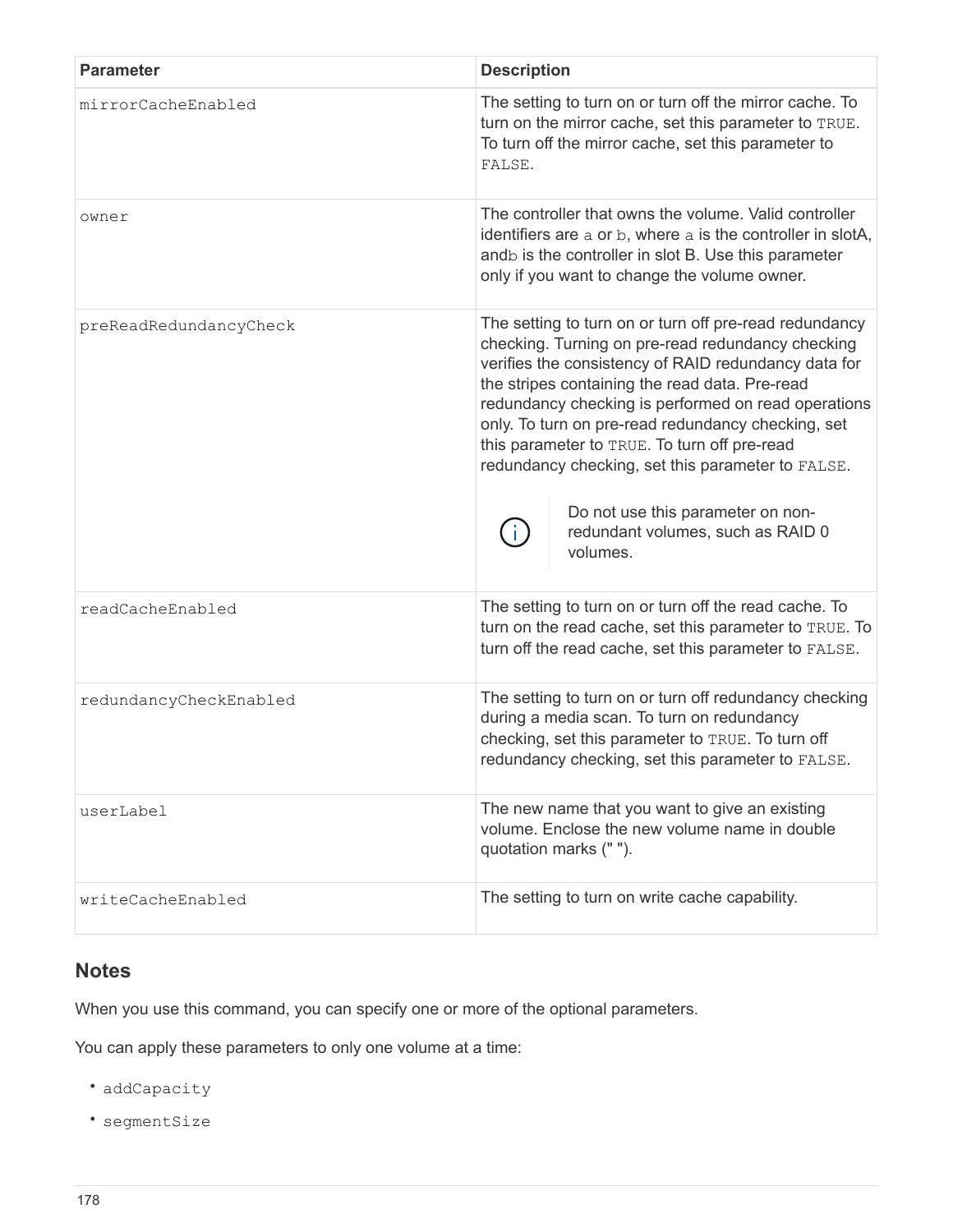| Parameter | Description |
| --- | --- |
| `mirrorCacheEnabled` | The setting to turn on or turn off the mirror cache. To turn on the mirror cache, set this parameter to `TRUE`. To turn off the mirror cache, set this parameter to `FALSE`. |
| `owner` | The controller that owns the volume. Valid controller identifiers are `a` or `b`, where `a` is the controller in slotA, and`b` is the controller in slot B. Use this parameter only if you want to change the volume owner. |
| `preReadRedundancyCheck` | The setting to turn on or turn off pre-read redundancy checking. Turning on pre-read redundancy checking verifies the consistency of RAID redundancy data for the stripes containing the read data. Pre-read redundancy checking is performed on read operations only. To turn on pre-read redundancy checking, set this parameter to `TRUE`. To turn off pre-read redundancy checking, set this parameter to `FALSE`. <br><br> Do not use this parameter on non-redundant volumes, such as RAID 0 volumes. |
| `readCacheEnabled` | The setting to turn on or turn off the read cache. To turn on the read cache, set this parameter to `TRUE`. To turn off the read cache, set this parameter to `FALSE`. |
| `redundancyCheckEnabled` | The setting to turn on or turn off redundancy checking during a media scan. To turn on redundancy checking, set this parameter to `TRUE`. To turn off redundancy checking, set this parameter to `FALSE`. |
| `userLabel` | The new name that you want to give an existing volume. Enclose the new volume name in double quotation marks (" "). |
| `writeCacheEnabled` | The setting to turn on write cache capability. |

## Notes

When you use this command, you can specify one or more of the optional parameters.

You can apply these parameters to only one volume at a time:

- `addCapacity`
- `segmentSize`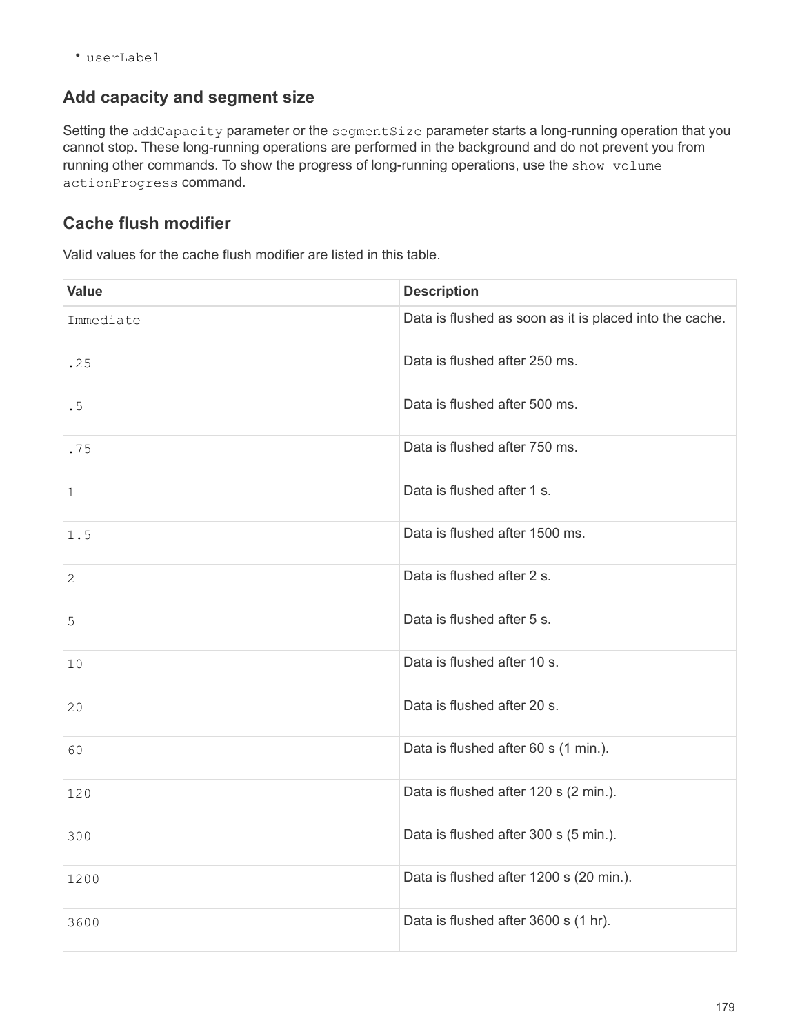- `userLabel`

## Add capacity and segment size

Setting the `addCapacity` parameter or the `segmentSize` parameter starts a long-running operation that you cannot stop. These long-running operations are performed in the background and do not prevent you from running other commands. To show the progress of long-running operations, use the `show volume actionProgress` command.

## Cache flush modifier

Valid values for the cache flush modifier are listed in this table.

| Value | Description |
| --- | --- |
| `Immediate` | Data is flushed as soon as it is placed into the cache. |
| `.25` | Data is flushed after 250 ms. |
| `.5` | Data is flushed after 500 ms. |
| `.75` | Data is flushed after 750 ms. |
| `1` | Data is flushed after 1 s. |
| `1.5` | Data is flushed after 1500 ms. |
| `2` | Data is flushed after 2 s. |
| `5` | Data is flushed after 5 s. |
| `10` | Data is flushed after 10 s. |
| `20` | Data is flushed after 20 s. |
| `60` | Data is flushed after 60 s (1 min.). |
| `120` | Data is flushed after 120 s (2 min.). |
| `300` | Data is flushed after 300 s (5 min.). |
| `1200` | Data is flushed after 1200 s (20 min.). |
| `3600` | Data is flushed after 3600 s (1 hr). |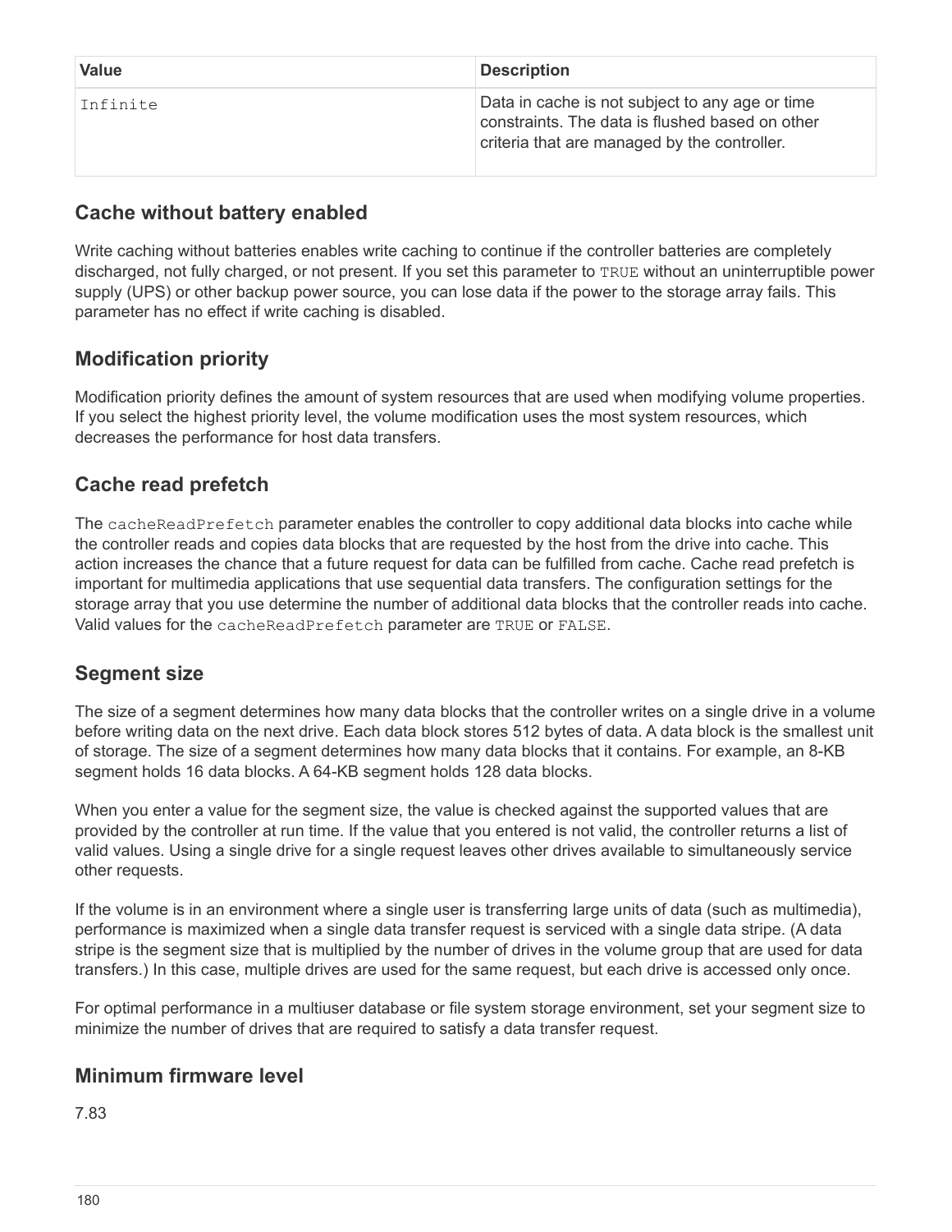| Value | Description |
| --- | --- |
| `Infinite` | Data in cache is not subject to any age or time constraints. The data is flushed based on other criteria that are managed by the controller. |

## Cache without battery enabled

Write caching without batteries enables write caching to continue if the controller batteries are completely discharged, not fully charged, or not present. If you set this parameter to `TRUE` without an uninterruptible power supply (UPS) or other backup power source, you can lose data if the power to the storage array fails. This parameter has no effect if write caching is disabled.

## Modification priority

Modification priority defines the amount of system resources that are used when modifying volume properties. If you select the highest priority level, the volume modification uses the most system resources, which decreases the performance for host data transfers.

## Cache read prefetch

The `cacheReadPrefetch` parameter enables the controller to copy additional data blocks into cache while the controller reads and copies data blocks that are requested by the host from the drive into cache. This action increases the chance that a future request for data can be fulfilled from cache. Cache read prefetch is important for multimedia applications that use sequential data transfers. The configuration settings for the storage array that you use determine the number of additional data blocks that the controller reads into cache. Valid values for the `cacheReadPrefetch` parameter are `TRUE` or `FALSE`.

## Segment size

The size of a segment determines how many data blocks that the controller writes on a single drive in a volume before writing data on the next drive. Each data block stores 512 bytes of data. A data block is the smallest unit of storage. The size of a segment determines how many data blocks that it contains. For example, an 8-KB segment holds 16 data blocks. A 64-KB segment holds 128 data blocks.

When you enter a value for the segment size, the value is checked against the supported values that are provided by the controller at run time. If the value that you entered is not valid, the controller returns a list of valid values. Using a single drive for a single request leaves other drives available to simultaneously service other requests.

If the volume is in an environment where a single user is transferring large units of data (such as multimedia), performance is maximized when a single data transfer request is serviced with a single data stripe. (A data stripe is the segment size that is multiplied by the number of drives in the volume group that are used for data transfers.) In this case, multiple drives are used for the same request, but each drive is accessed only once.

For optimal performance in a multiuser database or file system storage environment, set your segment size to minimize the number of drives that are required to satisfy a data transfer request.

## Minimum firmware level

7.83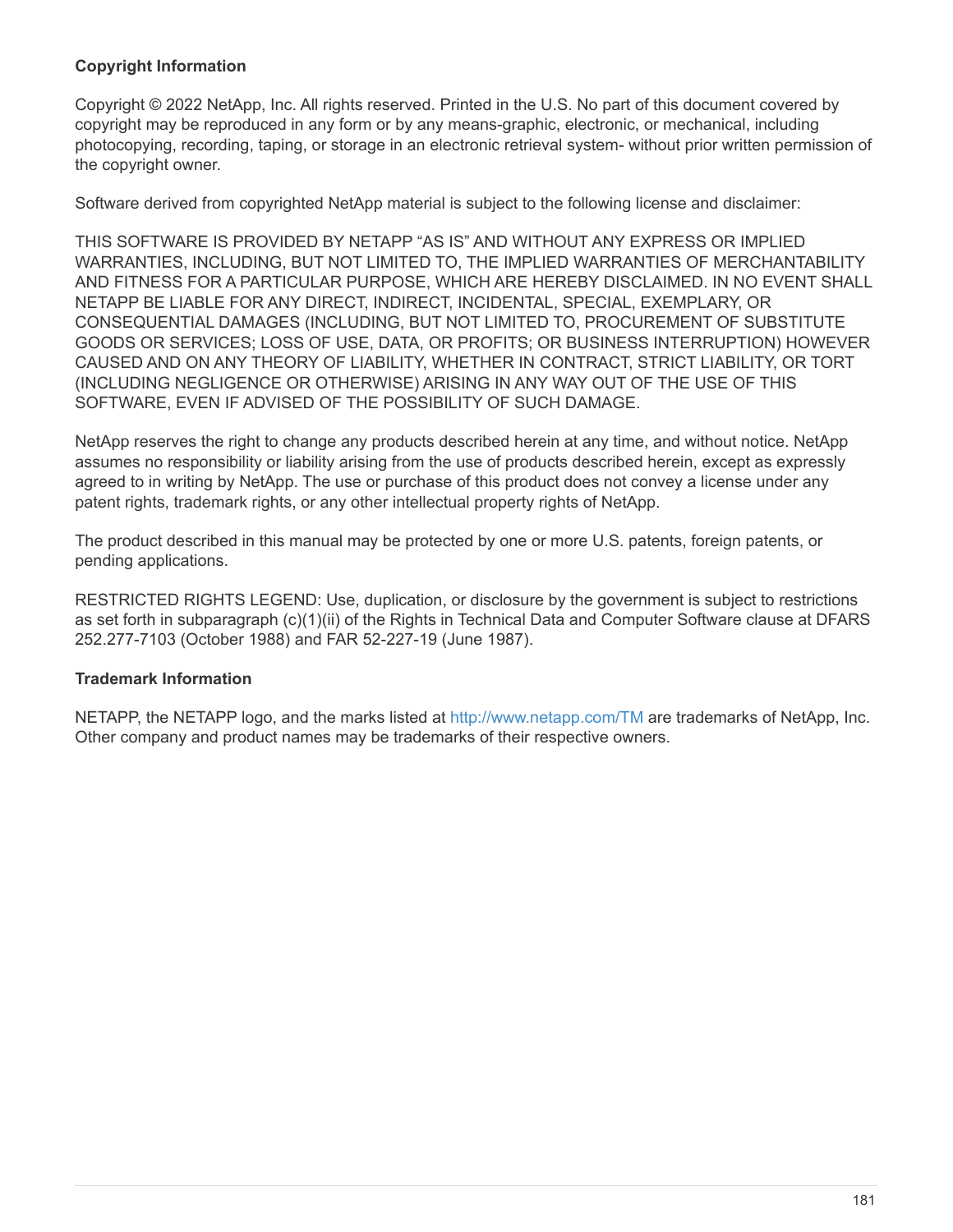**Copyright Information**

Copyright © 2022 NetApp, Inc. All rights reserved. Printed in the U.S. No part of this document covered by copyright may be reproduced in any form or by any means-graphic, electronic, or mechanical, including photocopying, recording, taping, or storage in an electronic retrieval system- without prior written permission of the copyright owner.

Software derived from copyrighted NetApp material is subject to the following license and disclaimer:

THIS SOFTWARE IS PROVIDED BY NETAPP "AS IS" AND WITHOUT ANY EXPRESS OR IMPLIED WARRANTIES, INCLUDING, BUT NOT LIMITED TO, THE IMPLIED WARRANTIES OF MERCHANTABILITY AND FITNESS FOR A PARTICULAR PURPOSE, WHICH ARE HEREBY DISCLAIMED. IN NO EVENT SHALL NETAPP BE LIABLE FOR ANY DIRECT, INDIRECT, INCIDENTAL, SPECIAL, EXEMPLARY, OR CONSEQUENTIAL DAMAGES (INCLUDING, BUT NOT LIMITED TO, PROCUREMENT OF SUBSTITUTE GOODS OR SERVICES; LOSS OF USE, DATA, OR PROFITS; OR BUSINESS INTERRUPTION) HOWEVER CAUSED AND ON ANY THEORY OF LIABILITY, WHETHER IN CONTRACT, STRICT LIABILITY, OR TORT (INCLUDING NEGLIGENCE OR OTHERWISE) ARISING IN ANY WAY OUT OF THE USE OF THIS SOFTWARE, EVEN IF ADVISED OF THE POSSIBILITY OF SUCH DAMAGE.

NetApp reserves the right to change any products described herein at any time, and without notice. NetApp assumes no responsibility or liability arising from the use of products described herein, except as expressly agreed to in writing by NetApp. The use or purchase of this product does not convey a license under any patent rights, trademark rights, or any other intellectual property rights of NetApp.

The product described in this manual may be protected by one or more U.S. patents, foreign patents, or pending applications.

RESTRICTED RIGHTS LEGEND: Use, duplication, or disclosure by the government is subject to restrictions as set forth in subparagraph (c)(1)(ii) of the Rights in Technical Data and Computer Software clause at DFARS 252.277-7103 (October 1988) and FAR 52-227-19 (June 1987).

**Trademark Information**

NETAPP, the NETAPP logo, and the marks listed at http://www.netapp.com/TM are trademarks of NetApp, Inc. Other company and product names may be trademarks of their respective owners.